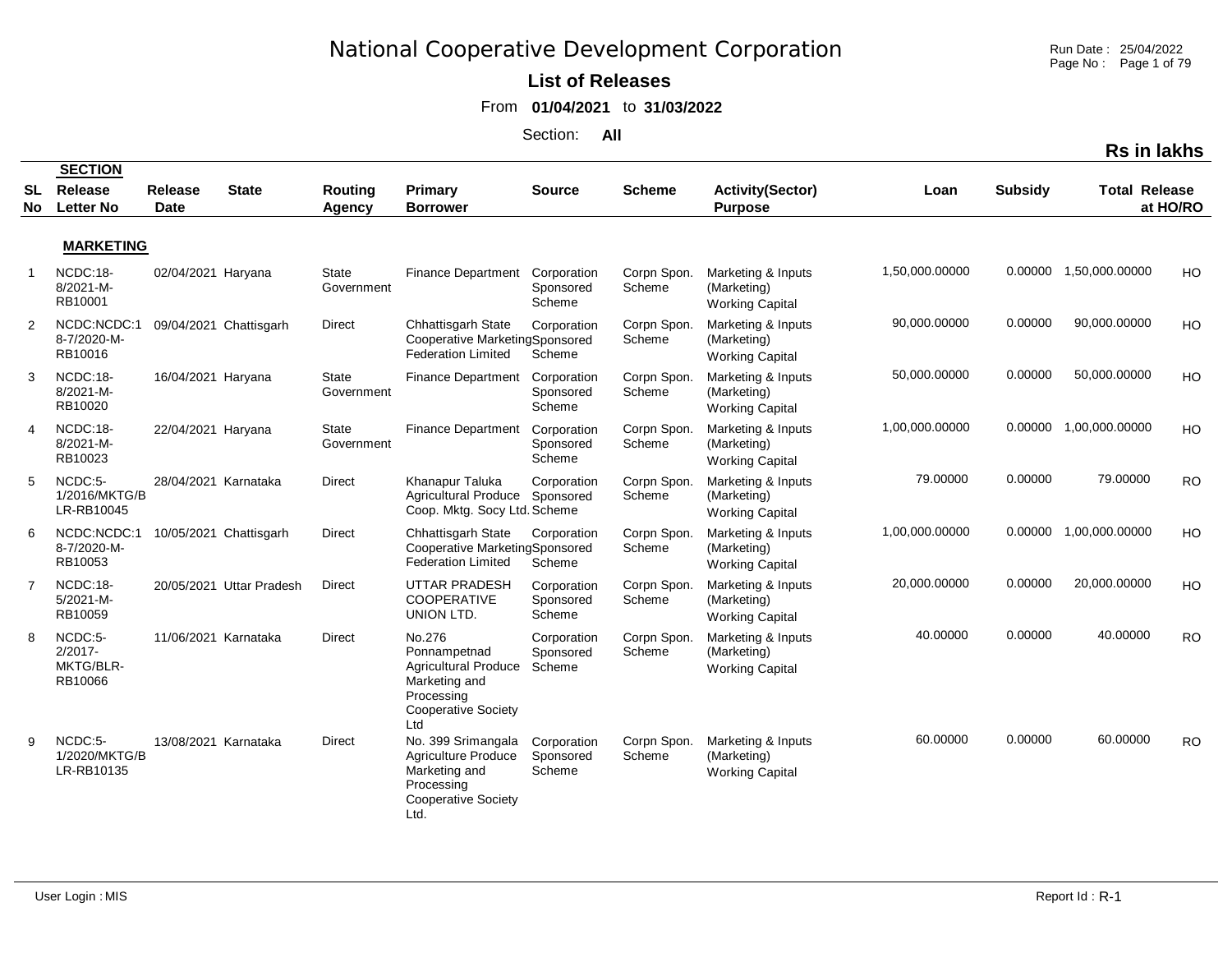# National Cooperative Development Corporation

## List of Releases

From **01/04/2021** to **31/03/2022**

Section: **All**

Run Date : 25/04/2022

**Rs in lakhs**

| SL No | SECTION Release Letter No | Release Date | State | Routing Agency | Primary Borrower | Source | Scheme | Activity(Sector) Purpose | Loan | Subsidy | Total Release | at HO/RO |
|---|---|---|---|---|---|---|---|---|---|---|---|---|
| | **MARKETING** | | | | | | | | | | | |
| 1 | NCDC:18-8/2021-M-RB10001 | 02/04/2021 | Haryana | State Government | Finance Department | Corporation Sponsored Scheme | Corpn Spon. Scheme | Marketing & Inputs (Marketing) Working Capital | 1,50,000.00000 | 0.00000 | 1,50,000.00000 | HO |
| 2 | NCDC:NCDC:18-7/2020-M-RB10016 | 09/04/2021 | Chattisgarh | Direct | Chhattisgarh State Cooperative Marketing Federation Limited | Corporation Sponsored Scheme | Corpn Spon. Scheme | Marketing & Inputs (Marketing) Working Capital | 90,000.00000 | 0.00000 | 90,000.00000 | HO |
| 3 | NCDC:18-8/2021-M-RB10020 | 16/04/2021 | Haryana | State Government | Finance Department | Corporation Sponsored Scheme | Corpn Spon. Scheme | Marketing & Inputs (Marketing) Working Capital | 50,000.00000 | 0.00000 | 50,000.00000 | HO |
| 4 | NCDC:18-8/2021-M-RB10023 | 22/04/2021 | Haryana | State Government | Finance Department | Corporation Sponsored Scheme | Corpn Spon. Scheme | Marketing & Inputs (Marketing) Working Capital | 1,00,000.00000 | 0.00000 | 1,00,000.00000 | HO |
| 5 | NCDC:5-1/2016/MKTG/BLR-RB10045 | 28/04/2021 | Karnataka | Direct | Khanapur Taluka Agricultural Produce Coop. Mktg. Socy Ltd. | Corporation Sponsored Scheme | Corpn Spon. Scheme | Marketing & Inputs (Marketing) Working Capital | 79.00000 | 0.00000 | 79.00000 | RO |
| 6 | NCDC:NCDC:18-7/2020-M-RB10053 | 10/05/2021 | Chattisgarh | Direct | Chhattisgarh State Cooperative Marketing Federation Limited | Corporation Sponsored Scheme | Corpn Spon. Scheme | Marketing & Inputs (Marketing) Working Capital | 1,00,000.00000 | 0.00000 | 1,00,000.00000 | HO |
| 7 | NCDC:18-5/2021-M-RB10059 | 20/05/2021 | Uttar Pradesh | Direct | UTTAR PRADESH COOPERATIVE UNION LTD. | Corporation Sponsored Scheme | Corpn Spon. Scheme | Marketing & Inputs (Marketing) Working Capital | 20,000.00000 | 0.00000 | 20,000.00000 | HO |
| 8 | NCDC:5-2/2017-MKTG/BLR-RB10066 | 11/06/2021 | Karnataka | Direct | No.276 Ponnampetnad Agricultural Produce Marketing and Processing Cooperative Society Ltd | Corporation Sponsored Scheme | Corpn Spon. Scheme | Marketing & Inputs (Marketing) Working Capital | 40.00000 | 0.00000 | 40.00000 | RO |
| 9 | NCDC:5-1/2020/MKTG/BLR-RB10135 | 13/08/2021 | Karnataka | Direct | No. 399 Srimangala Agriculture Produce Marketing and Processing Cooperative Society Ltd. | Corporation Sponsored Scheme | Corpn Spon. Scheme | Marketing & Inputs (Marketing) Working Capital | 60.00000 | 0.00000 | 60.00000 | RO |

User Login : MIS

Report Id : R-1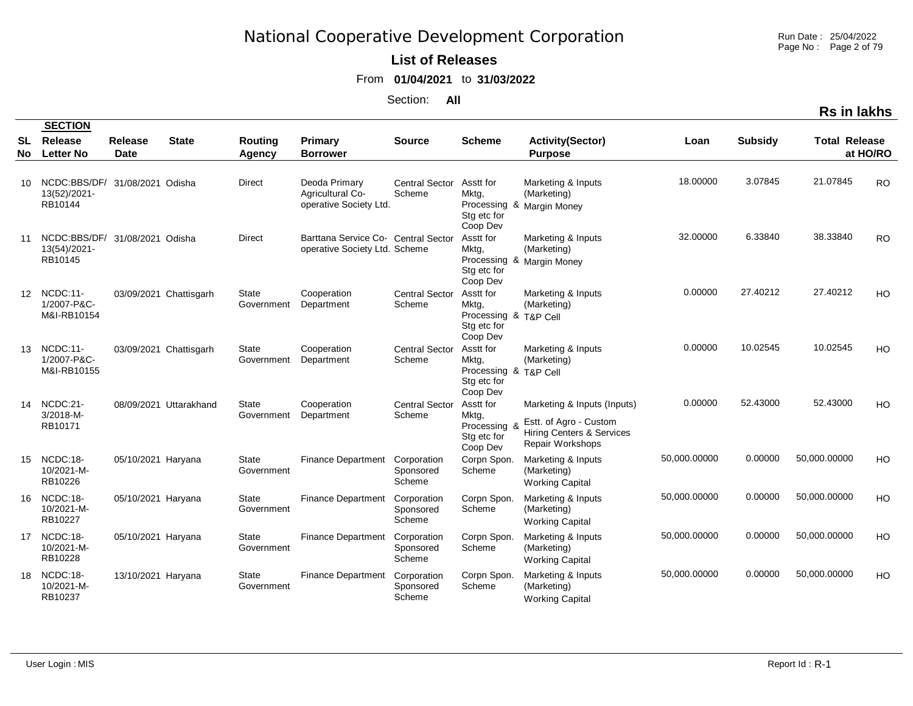# National Cooperative Development Corporation

**List of Releases**

From **01/04/2021** to **31/03/2022**

Section: **All**

**Rs in lakhs**

| SL No | SECTION Release Letter No | Release Date | State | Routing Agency | Primary Borrower | Source | Scheme | Activity(Sector) Purpose | Loan | Subsidy | Total Release | at HO/RO |
|---|---|---|---|---|---|---|---|---|---|---|---|---|
| 10 | NCDC:BBS/DF/13(52)/2021-RB10144 | 31/08/2021 | Odisha | Direct | Deoda Primary Agricultural Co-operative Society Ltd. | Central Sector Scheme | Asstt for Mktg, Processing & Stg etc for Coop Dev | Marketing & Inputs (Marketing) Margin Money | 18.00000 | 3.07845 | 21.07845 | RO |
| 11 | NCDC:BBS/DF/13(54)/2021-RB10145 | 31/08/2021 | Odisha | Direct | Barttana Service Co-operative Society Ltd. | Central Sector Scheme | Asstt for Mktg, Processing & Stg etc for Coop Dev | Marketing & Inputs (Marketing) Margin Money | 32.00000 | 6.33840 | 38.33840 | RO |
| 12 | NCDC:11-1/2007-P&C-M&I-RB10154 | 03/09/2021 | Chattisgarh | State Government | Cooperation Department | Central Sector Scheme | Asstt for Mktg, Processing & Stg etc for Coop Dev | Marketing & Inputs (Marketing) T&P Cell | 0.00000 | 27.40212 | 27.40212 | HO |
| 13 | NCDC:11-1/2007-P&C-M&I-RB10155 | 03/09/2021 | Chattisgarh | State Government | Cooperation Department | Central Sector Scheme | Asstt for Mktg, Processing & Stg etc for Coop Dev | Marketing & Inputs (Marketing) T&P Cell | 0.00000 | 10.02545 | 10.02545 | HO |
| 14 | NCDC:21-3/2018-M-RB10171 | 08/09/2021 | Uttarakhand | State Government | Cooperation Department | Central Sector Scheme | Asstt for Mktg, Processing & Stg etc for Coop Dev | Marketing & Inputs (Inputs) Estt. of Agro - Custom Hiring Centers & Services Repair Workshops | 0.00000 | 52.43000 | 52.43000 | HO |
| 15 | NCDC:18-10/2021-M-RB10226 | 05/10/2021 | Haryana | State Government | Finance Department | Corporation Sponsored Scheme | Corpn Spon. Scheme | Marketing & Inputs (Marketing) Working Capital | 50,000.00000 | 0.00000 | 50,000.00000 | HO |
| 16 | NCDC:18-10/2021-M-RB10227 | 05/10/2021 | Haryana | State Government | Finance Department | Corporation Sponsored Scheme | Corpn Spon. Scheme | Marketing & Inputs (Marketing) Working Capital | 50,000.00000 | 0.00000 | 50,000.00000 | HO |
| 17 | NCDC:18-10/2021-M-RB10228 | 05/10/2021 | Haryana | State Government | Finance Department | Corporation Sponsored Scheme | Corpn Spon. Scheme | Marketing & Inputs (Marketing) Working Capital | 50,000.00000 | 0.00000 | 50,000.00000 | HO |
| 18 | NCDC:18-10/2021-M-RB10237 | 13/10/2021 | Haryana | State Government | Finance Department | Corporation Sponsored Scheme | Corpn Spon. Scheme | Marketing & Inputs (Marketing) Working Capital | 50,000.00000 | 0.00000 | 50,000.00000 | HO |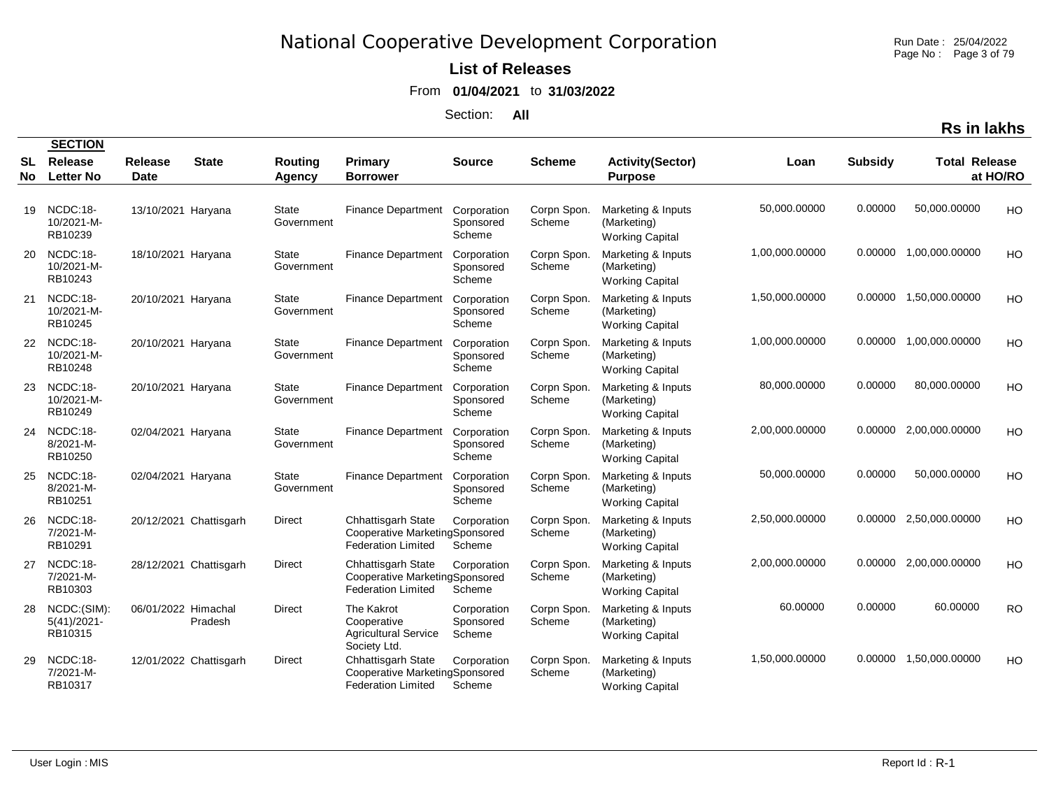# National Cooperative Development Corporation

**List of Releases**

From **01/04/2021** to **31/03/2022**

Section: **All**

**Rs in lakhs**

| SL No | SECTION Release Letter No | Release Date | State | Routing Agency | Primary Borrower | Source | Scheme | Activity(Sector) Purpose | Loan | Subsidy | Total Release | at HO/RO |
|---|---|---|---|---|---|---|---|---|---|---|---|---|
| 19 | NCDC:18-10/2021-M-RB10239 | 13/10/2021 | Haryana | State Government | Finance Department | Corporation Sponsored Scheme | Corpn Spon. Scheme | Marketing & Inputs (Marketing) Working Capital | 50,000.00000 | 0.00000 | 50,000.00000 | HO |
| 20 | NCDC:18-10/2021-M-RB10243 | 18/10/2021 | Haryana | State Government | Finance Department | Corporation Sponsored Scheme | Corpn Spon. Scheme | Marketing & Inputs (Marketing) Working Capital | 1,00,000.00000 | 0.00000 | 1,00,000.00000 | HO |
| 21 | NCDC:18-10/2021-M-RB10245 | 20/10/2021 | Haryana | State Government | Finance Department | Corporation Sponsored Scheme | Corpn Spon. Scheme | Marketing & Inputs (Marketing) Working Capital | 1,50,000.00000 | 0.00000 | 1,50,000.00000 | HO |
| 22 | NCDC:18-10/2021-M-RB10248 | 20/10/2021 | Haryana | State Government | Finance Department | Corporation Sponsored Scheme | Corpn Spon. Scheme | Marketing & Inputs (Marketing) Working Capital | 1,00,000.00000 | 0.00000 | 1,00,000.00000 | HO |
| 23 | NCDC:18-10/2021-M-RB10249 | 20/10/2021 | Haryana | State Government | Finance Department | Corporation Sponsored Scheme | Corpn Spon. Scheme | Marketing & Inputs (Marketing) Working Capital | 80,000.00000 | 0.00000 | 80,000.00000 | HO |
| 24 | NCDC:18-8/2021-M-RB10250 | 02/04/2021 | Haryana | State Government | Finance Department | Corporation Sponsored Scheme | Corpn Spon. Scheme | Marketing & Inputs (Marketing) Working Capital | 2,00,000.00000 | 0.00000 | 2,00,000.00000 | HO |
| 25 | NCDC:18-8/2021-M-RB10251 | 02/04/2021 | Haryana | State Government | Finance Department | Corporation Sponsored Scheme | Corpn Spon. Scheme | Marketing & Inputs (Marketing) Working Capital | 50,000.00000 | 0.00000 | 50,000.00000 | HO |
| 26 | NCDC:18-7/2021-M-RB10291 | 20/12/2021 | Chattisgarh | Direct | Chhattisgarh State Cooperative Marketing Federation Limited | Corporation Sponsored Scheme | Corpn Spon. Scheme | Marketing & Inputs (Marketing) Working Capital | 2,50,000.00000 | 0.00000 | 2,50,000.00000 | HO |
| 27 | NCDC:18-7/2021-M-RB10303 | 28/12/2021 | Chattisgarh | Direct | Chhattisgarh State Cooperative Marketing Federation Limited | Corporation Sponsored Scheme | Corpn Spon. Scheme | Marketing & Inputs (Marketing) Working Capital | 2,00,000.00000 | 0.00000 | 2,00,000.00000 | HO |
| 28 | NCDC:(SIM):5(41)/2021-RB10315 | 06/01/2022 | Himachal Pradesh | Direct | The Kakrot Cooperative Agricultural Service Society Ltd. | Corporation Sponsored Scheme | Corpn Spon. Scheme | Marketing & Inputs (Marketing) Working Capital | 60.00000 | 0.00000 | 60.00000 | RO |
| 29 | NCDC:18-7/2021-M-RB10317 | 12/01/2022 | Chattisgarh | Direct | Chhattisgarh State Cooperative Marketing Federation Limited | Corporation Sponsored Scheme | Corpn Spon. Scheme | Marketing & Inputs (Marketing) Working Capital | 1,50,000.00000 | 0.00000 | 1,50,000.00000 | HO |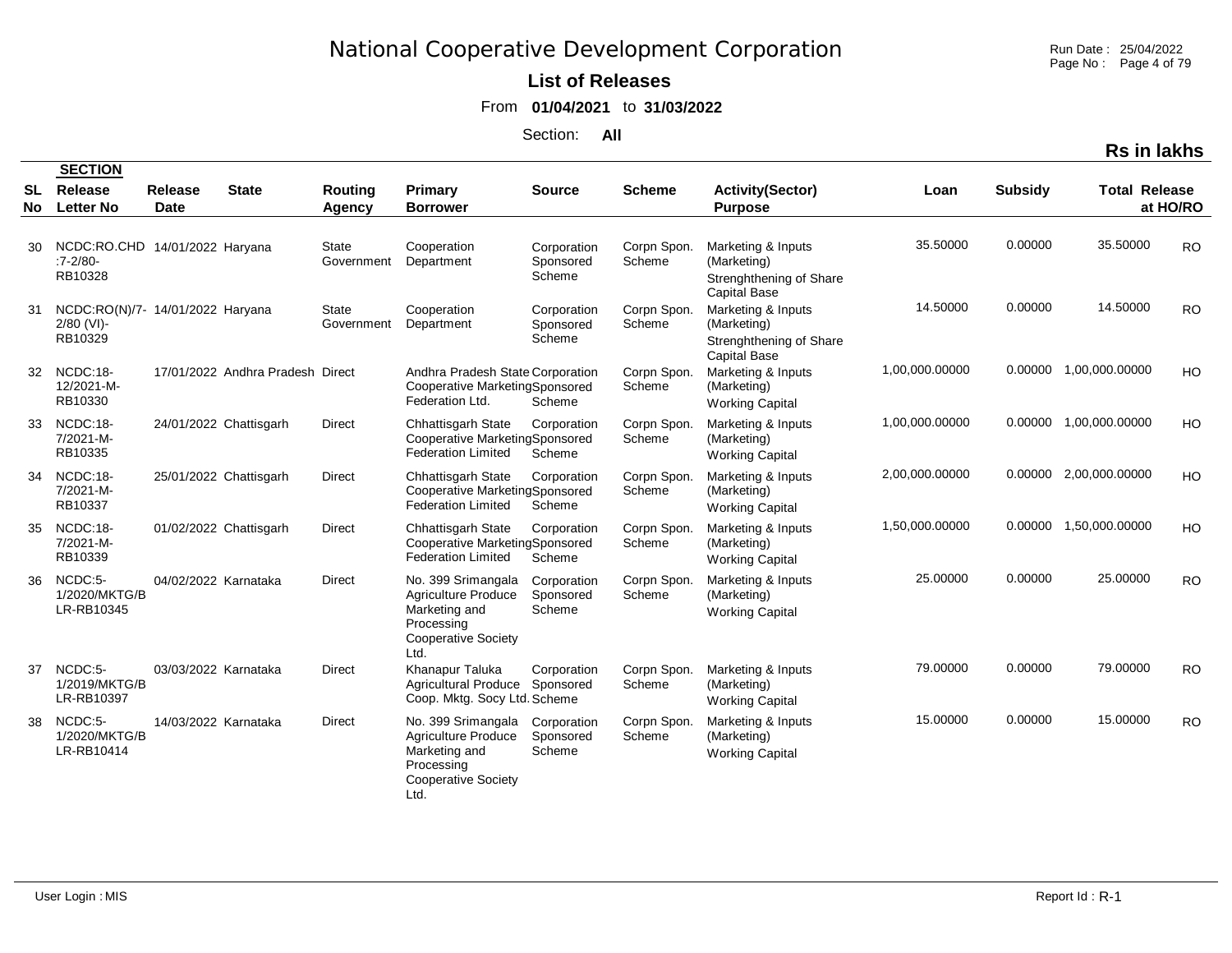# National Cooperative Development Corporation

**List of Releases**

From **01/04/2021** to **31/03/2022**

Section: **All**

**Rs in lakhs**

| SL No | SECTION Release Letter No | Release Date | State | Routing Agency | Primary Borrower | Source | Scheme | Activity(Sector) Purpose | Loan | Subsidy | Total Release | at HO/RO |
|---|---|---|---|---|---|---|---|---|---|---|---|---|
| 30 | NCDC:RO.CHD :7-2/80-RB10328 | 14/01/2022 | Haryana | State Government | Cooperation Department | Corporation Sponsored Scheme | Corpn Spon. Scheme | Marketing & Inputs (Marketing) Strenghthening of Share Capital Base | 35.50000 | 0.00000 | 35.50000 | RO |
| 31 | NCDC:RO(N)/7-2/80 (VI)-RB10329 | 14/01/2022 | Haryana | State Government | Cooperation Department | Corporation Sponsored Scheme | Corpn Spon. Scheme | Marketing & Inputs (Marketing) Strenghthening of Share Capital Base | 14.50000 | 0.00000 | 14.50000 | RO |
| 32 | NCDC:18-12/2021-M-RB10330 | 17/01/2022 | Andhra Pradesh | Direct | Andhra Pradesh State Cooperative Marketing Federation Ltd. | Corporation Sponsored Scheme | Corpn Spon. Scheme | Marketing & Inputs (Marketing) Working Capital | 1,00,000.00000 | 0.00000 | 1,00,000.00000 | HO |
| 33 | NCDC:18-7/2021-M-RB10335 | 24/01/2022 | Chattisgarh | Direct | Chhattisgarh State Cooperative Marketing Federation Limited | Corporation Sponsored Scheme | Corpn Spon. Scheme | Marketing & Inputs (Marketing) Working Capital | 1,00,000.00000 | 0.00000 | 1,00,000.00000 | HO |
| 34 | NCDC:18-7/2021-M-RB10337 | 25/01/2022 | Chattisgarh | Direct | Chhattisgarh State Cooperative Marketing Federation Limited | Corporation Sponsored Scheme | Corpn Spon. Scheme | Marketing & Inputs (Marketing) Working Capital | 2,00,000.00000 | 0.00000 | 2,00,000.00000 | HO |
| 35 | NCDC:18-7/2021-M-RB10339 | 01/02/2022 | Chattisgarh | Direct | Chhattisgarh State Cooperative Marketing Federation Limited | Corporation Sponsored Scheme | Corpn Spon. Scheme | Marketing & Inputs (Marketing) Working Capital | 1,50,000.00000 | 0.00000 | 1,50,000.00000 | HO |
| 36 | NCDC:5-1/2020/MKTG/BLR-RB10345 | 04/02/2022 | Karnataka | Direct | No. 399 Srimangala Agriculture Produce Marketing and Processing Cooperative Society Ltd. | Corporation Sponsored Scheme | Corpn Spon. Scheme | Marketing & Inputs (Marketing) Working Capital | 25.00000 | 0.00000 | 25.00000 | RO |
| 37 | NCDC:5-1/2019/MKTG/BLR-RB10397 | 03/03/2022 | Karnataka | Direct | Khanapur Taluka Agricultural Produce Coop. Mktg. Socy Ltd. | Corporation Sponsored Scheme | Corpn Spon. Scheme | Marketing & Inputs (Marketing) Working Capital | 79.00000 | 0.00000 | 79.00000 | RO |
| 38 | NCDC:5-1/2020/MKTG/BLR-RB10414 | 14/03/2022 | Karnataka | Direct | No. 399 Srimangala Agriculture Produce Marketing and Processing Cooperative Society Ltd. | Corporation Sponsored Scheme | Corpn Spon. Scheme | Marketing & Inputs (Marketing) Working Capital | 15.00000 | 0.00000 | 15.00000 | RO |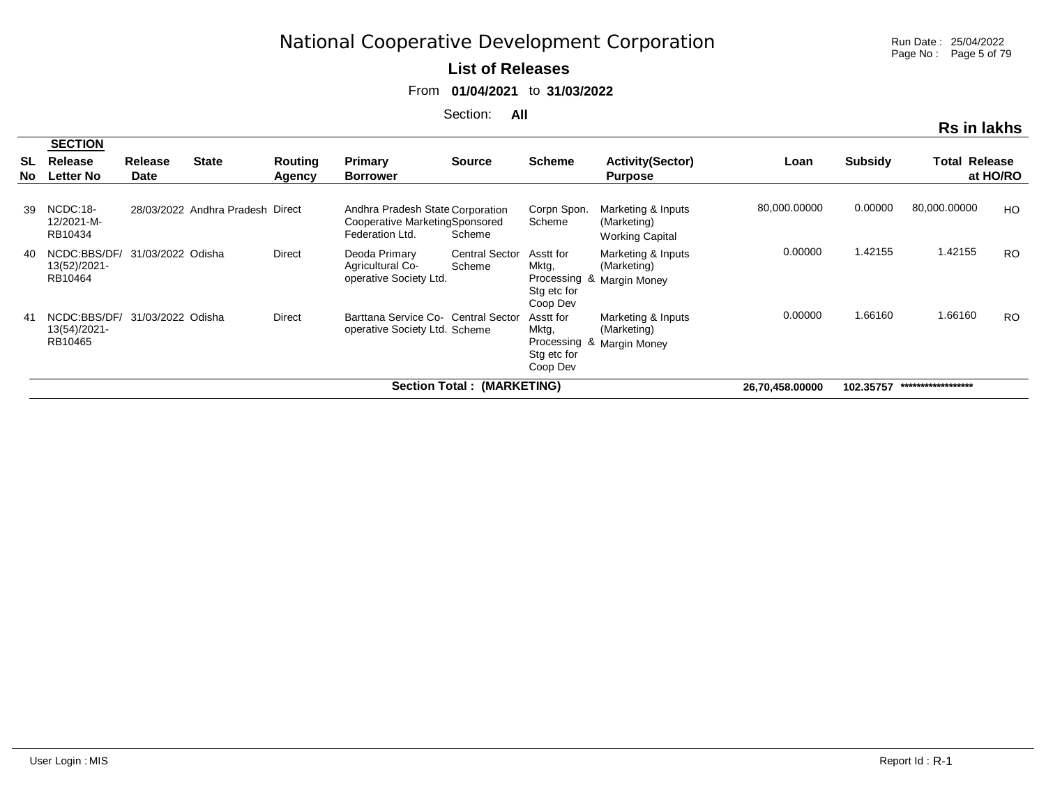# National Cooperative Development Corporation

**List of Releases**

From **01/04/2021** to **31/03/2022**

Section: **All**

**Rs in lakhs**

| SL No | SECTION Release Letter No | Release Date | State | Routing Agency | Primary Borrower | Source | Scheme | Activity(Sector) Purpose | Loan | Subsidy | Total Release | at HO/RO |
|---|---|---|---|---|---|---|---|---|---|---|---|---|
| 39 | NCDC:18-12/2021-M-RB10434 | 28/03/2022 | Andhra Pradesh | Direct | Andhra Pradesh State Cooperative Marketing Federation Ltd. | Corporation Sponsored Scheme | Corpn Spon. Scheme | Marketing & Inputs (Marketing) Working Capital | 80,000.00000 | 0.00000 | 80,000.00000 | HO |
| 40 | NCDC:BBS/DF/13(52)/2021-RB10464 | 31/03/2022 | Odisha | Direct | Deoda Primary Agricultural Co-operative Society Ltd. | Central Sector Scheme | Asstt for Mktg, Processing & Stg etc for Coop Dev | Marketing & Inputs (Marketing) Margin Money | 0.00000 | 1.42155 | 1.42155 | RO |
| 41 | NCDC:BBS/DF/13(54)/2021-RB10465 | 31/03/2022 | Odisha | Direct | Barttana Service Co-operative Society Ltd. | Central Sector Scheme | Asstt for Mktg, Processing & Stg etc for Coop Dev | Marketing & Inputs (Marketing) Margin Money | 0.00000 | 1.66160 | 1.66160 | RO |
| | | | | | | **Section Total : (MARKETING)** | | | **26,70,458.00000** | **102.35757** | ****************** | |

User Login : MIS

Report Id : R-1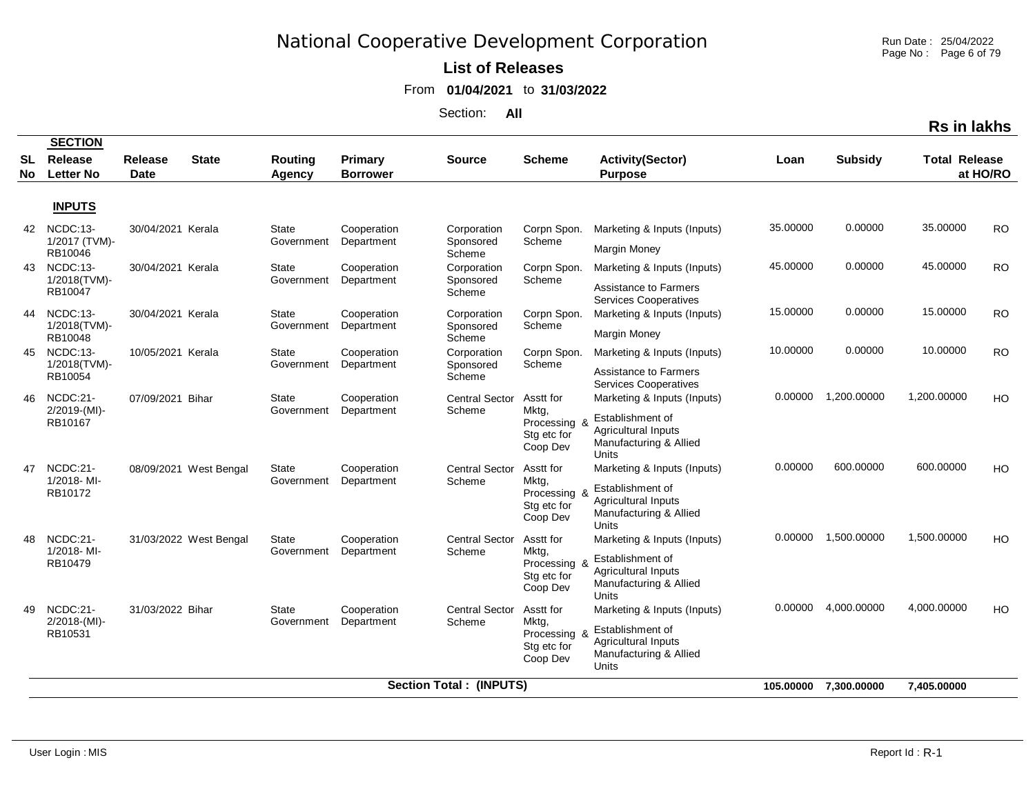# National Cooperative Development Corporation

**List of Releases**

From **01/04/2021** to **31/03/2022**

Section: **All**

**Rs in lakhs**

| SL No | SECTION Release Letter No | Release Date | State | Routing Agency | Primary Borrower | Source | Scheme | Activity(Sector) Purpose | Loan | Subsidy | Total Release | at HO/RO |
|---|---|---|---|---|---|---|---|---|---|---|---|---|
| | **INPUTS** | | | | | | | | | | | |
| 42 | NCDC:13-1/2017 (TVM)-RB10046 | 30/04/2021 | Kerala | State Government | Cooperation Department | Corporation Sponsored Scheme | Corpn Spon. Scheme | Marketing & Inputs (Inputs) Margin Money | 35.00000 | 0.00000 | 35.00000 | RO |
| 43 | NCDC:13-1/2018(TVM)-RB10047 | 30/04/2021 | Kerala | State Government | Cooperation Department | Corporation Sponsored Scheme | Corpn Spon. Scheme | Marketing & Inputs (Inputs) Assistance to Farmers Services Cooperatives | 45.00000 | 0.00000 | 45.00000 | RO |
| 44 | NCDC:13-1/2018(TVM)-RB10048 | 30/04/2021 | Kerala | State Government | Cooperation Department | Corporation Sponsored Scheme | Corpn Spon. Scheme | Marketing & Inputs (Inputs) Margin Money | 15.00000 | 0.00000 | 15.00000 | RO |
| 45 | NCDC:13-1/2018(TVM)-RB10054 | 10/05/2021 | Kerala | State Government | Cooperation Department | Corporation Sponsored Scheme | Corpn Spon. Scheme | Marketing & Inputs (Inputs) Assistance to Farmers Services Cooperatives | 10.00000 | 0.00000 | 10.00000 | RO |
| 46 | NCDC:21-2/2019-(MI)-RB10167 | 07/09/2021 | Bihar | State Government | Cooperation Department | Central Sector Scheme | Asstt for Mktg, Processing & Stg etc for Coop Dev | Marketing & Inputs (Inputs) Establishment of Agricultural Inputs Manufacturing & Allied Units | 0.00000 | 1,200.00000 | 1,200.00000 | HO |
| 47 | NCDC:21-1/2018- MI-RB10172 | 08/09/2021 | West Bengal | State Government | Cooperation Department | Central Sector Scheme | Asstt for Mktg, Processing & Stg etc for Coop Dev | Marketing & Inputs (Inputs) Establishment of Agricultural Inputs Manufacturing & Allied Units | 0.00000 | 600.00000 | 600.00000 | HO |
| 48 | NCDC:21-1/2018- MI-RB10479 | 31/03/2022 | West Bengal | State Government | Cooperation Department | Central Sector Scheme | Asstt for Mktg, Processing & Stg etc for Coop Dev | Marketing & Inputs (Inputs) Establishment of Agricultural Inputs Manufacturing & Allied Units | 0.00000 | 1,500.00000 | 1,500.00000 | HO |
| 49 | NCDC:21-2/2018-(MI)-RB10531 | 31/03/2022 | Bihar | State Government | Cooperation Department | Central Sector Scheme | Asstt for Mktg, Processing & Stg etc for Coop Dev | Marketing & Inputs (Inputs) Establishment of Agricultural Inputs Manufacturing & Allied Units | 0.00000 | 4,000.00000 | 4,000.00000 | HO |
| | | | | | | **Section Total : (INPUTS)** | | | **105.00000** | **7,300.00000** | **7,405.00000** | |

User Login : MIS

Report Id : R-1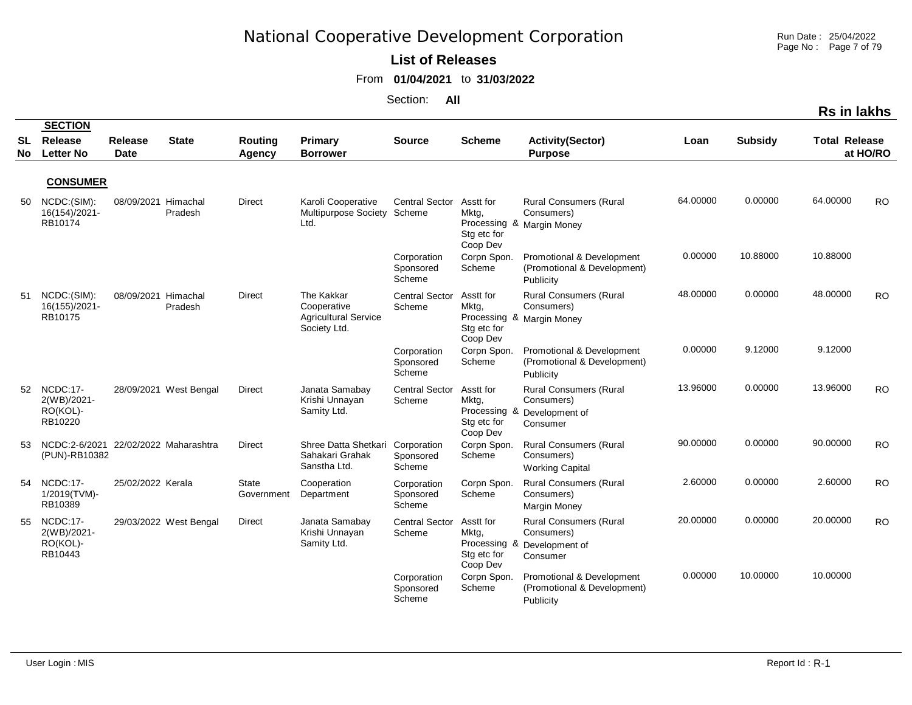# National Cooperative Development Corporation

**List of Releases**

From **01/04/2021** to **31/03/2022**

Section: **All**

**Rs in lakhs**

| SL No | SECTION Release Letter No | Release Date | State | Routing Agency | Primary Borrower | Source | Scheme | Activity(Sector) Purpose | Loan | Subsidy | Total Release | at HO/RO |
|---|---|---|---|---|---|---|---|---|---|---|---|---|
| | **CONSUMER** | | | | | | | | | | | |
| 50 | NCDC:(SIM): 16(154)/2021-RB10174 | 08/09/2021 | Himachal Pradesh | Direct | Karoli Cooperative Multipurpose Society Ltd. | Central Sector Scheme | Asstt for Mktg, Processing & Stg etc for Coop Dev | Rural Consumers (Rural Consumers) Margin Money | 64.00000 | 0.00000 | 64.00000 | RO |
| | | | | | | Corporation Sponsored Scheme | Corpn Spon. Scheme | Promotional & Development (Promotional & Development) Publicity | 0.00000 | 10.88000 | 10.88000 | |
| 51 | NCDC:(SIM): 16(155)/2021-RB10175 | 08/09/2021 | Himachal Pradesh | Direct | The Kakkar Cooperative Agricultural Service Society Ltd. | Central Sector Scheme | Asstt for Mktg, Processing & Stg etc for Coop Dev | Rural Consumers (Rural Consumers) Margin Money | 48.00000 | 0.00000 | 48.00000 | RO |
| | | | | | | Corporation Sponsored Scheme | Corpn Spon. Scheme | Promotional & Development (Promotional & Development) Publicity | 0.00000 | 9.12000 | 9.12000 | |
| 52 | NCDC:17-2(WB)/2021-RO(KOL)-RB10220 | 28/09/2021 | West Bengal | Direct | Janata Samabay Krishi Unnayan Samity Ltd. | Central Sector Scheme | Asstt for Mktg, Processing & Stg etc for Coop Dev | Rural Consumers (Rural Consumers) Development of Consumer | 13.96000 | 0.00000 | 13.96000 | RO |
| 53 | NCDC:2-6/2021 (PUN)-RB10382 | 22/02/2022 | Maharashtra | Direct | Shree Datta Shetkari Sahakari Grahak Sanstha Ltd. | Corporation Sponsored Scheme | Corpn Spon. Scheme | Rural Consumers (Rural Consumers) Working Capital | 90.00000 | 0.00000 | 90.00000 | RO |
| 54 | NCDC:17-1/2019(TVM)-RB10389 | 25/02/2022 | Kerala | State Government | Cooperation Department | Corporation Sponsored Scheme | Corpn Spon. Scheme | Rural Consumers (Rural Consumers) Margin Money | 2.60000 | 0.00000 | 2.60000 | RO |
| 55 | NCDC:17-2(WB)/2021-RO(KOL)-RB10443 | 29/03/2022 | West Bengal | Direct | Janata Samabay Krishi Unnayan Samity Ltd. | Central Sector Scheme | Asstt for Mktg, Processing & Stg etc for Coop Dev | Rural Consumers (Rural Consumers) Development of Consumer | 20.00000 | 0.00000 | 20.00000 | RO |
| | | | | | | Corporation Sponsored Scheme | Corpn Spon. Scheme | Promotional & Development (Promotional & Development) Publicity | 0.00000 | 10.00000 | 10.00000 | |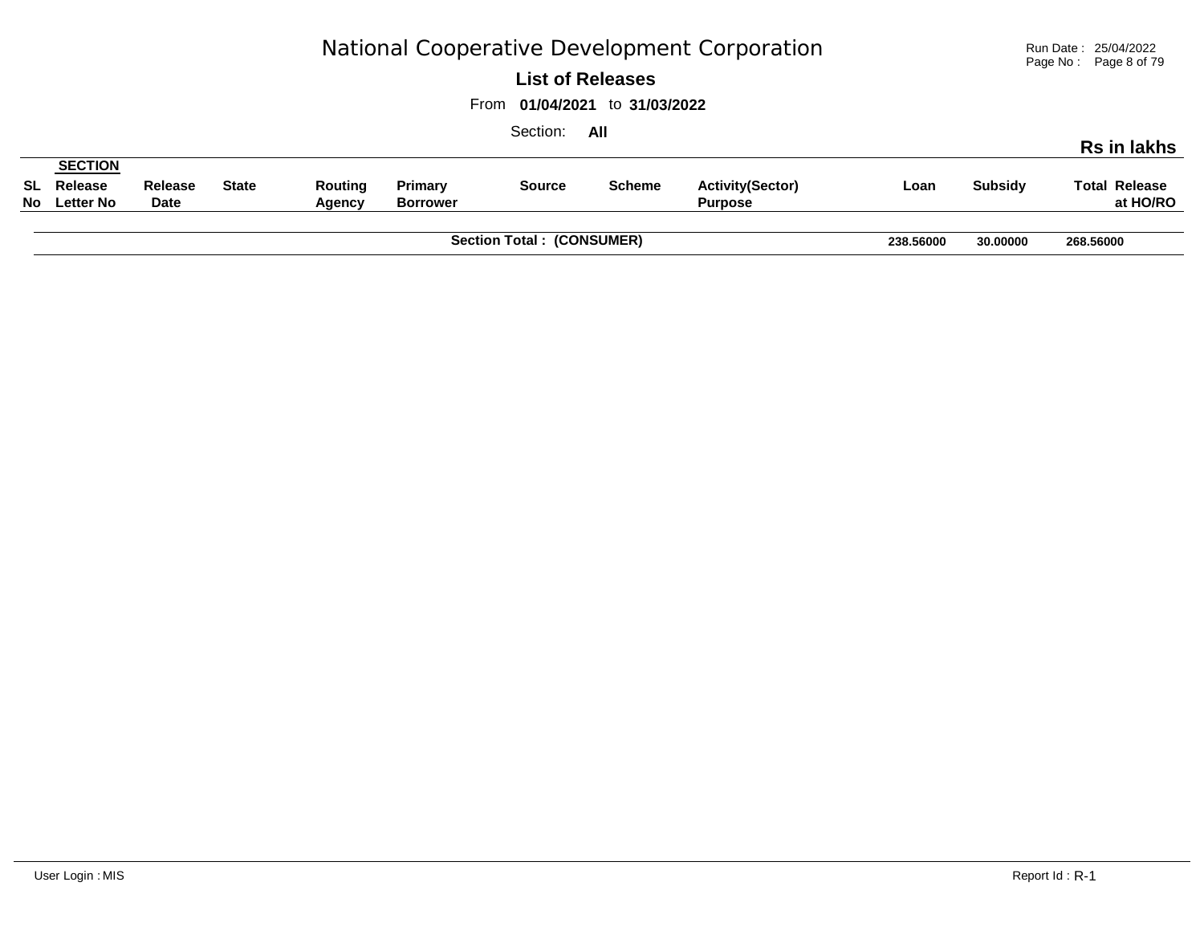# National Cooperative Development Corporation

**List of Releases**

From **01/04/2021** to **31/03/2022**

Section: **All**

**Rs in lakhs**

| SL No | SECTION Release Letter No | Release Date | State | Routing Agency | Primary Borrower | Source | Scheme | Activity(Sector) Purpose | Loan | Subsidy | Total Release at HO/RO |
|---|---|---|---|---|---|---|---|---|---|---|---|
| | | | | | **Section Total : (CONSUMER)** | | | | **238.56000** | **30.00000** | **268.56000** |

User Login : MIS

Report Id : R-1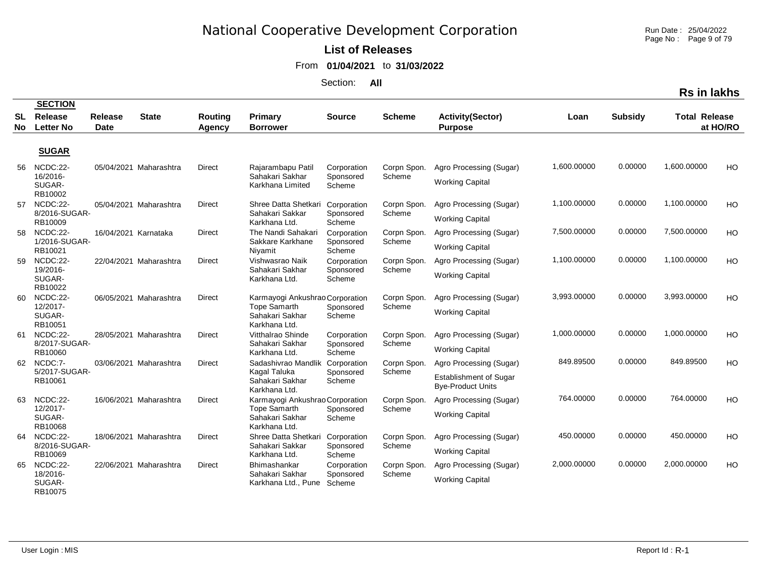# National Cooperative Development Corporation

**List of Releases**

From **01/04/2021** to **31/03/2022**

Section: **All**

**Rs in lakhs**

| SL No | Release Letter No | Release Date | State | Routing Agency | Primary Borrower | Source | Scheme | Activity(Sector) Purpose | Loan | Subsidy | Total Release | at HO/RO |
|---|---|---|---|---|---|---|---|---|---|---|---|---|
| | **SUGAR** | | | | | | | | | | | |
| 56 | NCDC:22-16/2016-SUGAR-RB10002 | 05/04/2021 | Maharashtra | Direct | Rajarambapu Patil Sahakari Sakhar Karkhana Limited | Corporation Sponsored Scheme | Corpn Spon. Scheme | Agro Processing (Sugar) Working Capital | 1,600.00000 | 0.00000 | 1,600.00000 | HO |
| 57 | NCDC:22-8/2016-SUGAR-RB10009 | 05/04/2021 | Maharashtra | Direct | Shree Datta Shetkari Sahakari Sakkar Karkhana Ltd. | Corporation Sponsored Scheme | Corpn Spon. Scheme | Agro Processing (Sugar) Working Capital | 1,100.00000 | 0.00000 | 1,100.00000 | HO |
| 58 | NCDC:22-1/2016-SUGAR-RB10021 | 16/04/2021 | Karnataka | Direct | The Nandi Sahakari Sakkare Karkhane Niyamit | Corporation Sponsored Scheme | Corpn Spon. Scheme | Agro Processing (Sugar) Working Capital | 7,500.00000 | 0.00000 | 7,500.00000 | HO |
| 59 | NCDC:22-19/2016-SUGAR-RB10022 | 22/04/2021 | Maharashtra | Direct | Vishwasrao Naik Sahakari Sakhar Karkhana Ltd. | Corporation Sponsored Scheme | Corpn Spon. Scheme | Agro Processing (Sugar) Working Capital | 1,100.00000 | 0.00000 | 1,100.00000 | HO |
| 60 | NCDC:22-12/2017-SUGAR-RB10051 | 06/05/2021 | Maharashtra | Direct | Karmayogi Ankushrao Tope Samarth Sahakari Sakhar Karkhana Ltd. | Corporation Sponsored Scheme | Corpn Spon. Scheme | Agro Processing (Sugar) Working Capital | 3,993.00000 | 0.00000 | 3,993.00000 | HO |
| 61 | NCDC:22-8/2017-SUGAR-RB10060 | 28/05/2021 | Maharashtra | Direct | Vitthalrao Shinde Sahakari Sakhar Karkhana Ltd. | Corporation Sponsored Scheme | Corpn Spon. Scheme | Agro Processing (Sugar) Working Capital | 1,000.00000 | 0.00000 | 1,000.00000 | HO |
| 62 | NCDC:7-5/2017-SUGAR-RB10061 | 03/06/2021 | Maharashtra | Direct | Sadashivrao Mandlik Kagal Taluka Sahakari Sakhar Karkhana Ltd. | Corporation Sponsored Scheme | Corpn Spon. Scheme | Agro Processing (Sugar) Establishment of Sugar Bye-Product Units | 849.89500 | 0.00000 | 849.89500 | HO |
| 63 | NCDC:22-12/2017-SUGAR-RB10068 | 16/06/2021 | Maharashtra | Direct | Karmayogi Ankushrao Tope Samarth Sahakari Sakhar Karkhana Ltd. | Corporation Sponsored Scheme | Corpn Spon. Scheme | Agro Processing (Sugar) Working Capital | 764.00000 | 0.00000 | 764.00000 | HO |
| 64 | NCDC:22-8/2016-SUGAR-RB10069 | 18/06/2021 | Maharashtra | Direct | Shree Datta Shetkari Sahakari Sakkar Karkhana Ltd. | Corporation Sponsored Scheme | Corpn Spon. Scheme | Agro Processing (Sugar) Working Capital | 450.00000 | 0.00000 | 450.00000 | HO |
| 65 | NCDC:22-18/2016-SUGAR-RB10075 | 22/06/2021 | Maharashtra | Direct | Bhimashankar Sahakari Sakhar Karkhana Ltd., Pune | Corporation Sponsored Scheme | Corpn Spon. Scheme | Agro Processing (Sugar) Working Capital | 2,000.00000 | 0.00000 | 2,000.00000 | HO |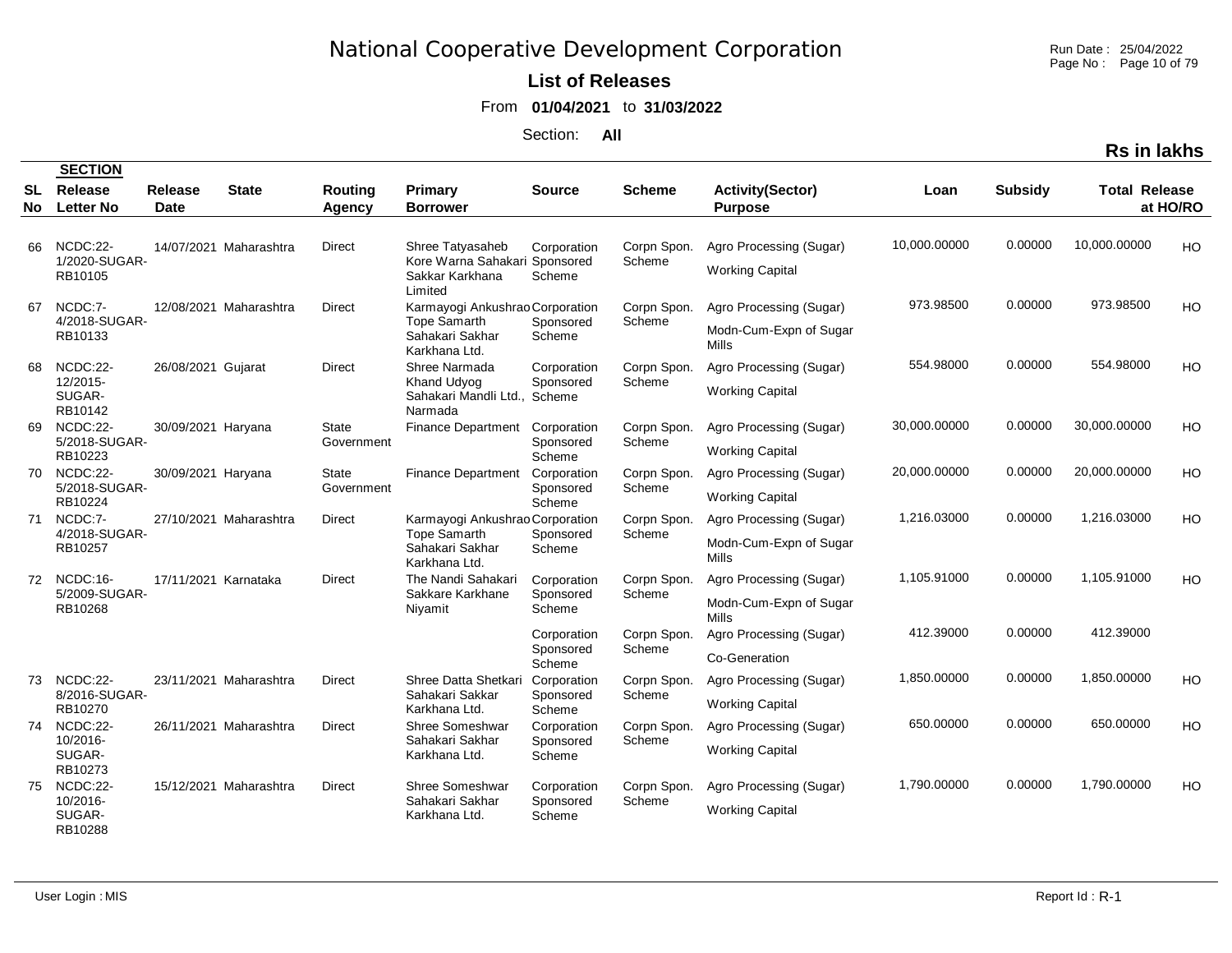# National Cooperative Development Corporation

**List of Releases**

From **01/04/2021** to **31/03/2022**

Section: **All**

**Rs in lakhs**

| SL No | Release Letter No | Release Date | State | Routing Agency | Primary Borrower | Source | Scheme | Activity(Sector) Purpose | Loan | Subsidy | Total Release | at HO/RO |
|---|---|---|---|---|---|---|---|---|---|---|---|---|
| 66 | NCDC:22-1/2020-SUGAR-RB10105 | 14/07/2021 | Maharashtra | Direct | Shree Tatyasaheb Kore Warna Sahakari Sakkar Karkhana Limited | Corporation Sponsored Scheme | Corpn Spon. Scheme | Agro Processing (Sugar) Working Capital | 10,000.00000 | 0.00000 | 10,000.00000 | HO |
| 67 | NCDC:7-4/2018-SUGAR-RB10133 | 12/08/2021 | Maharashtra | Direct | Karmayogi Ankushrao Tope Samarth Sahakari Sakhar Karkhana Ltd. | Corporation Sponsored Scheme | Corpn Spon. Scheme | Agro Processing (Sugar) Modn-Cum-Expn of Sugar Mills | 973.98500 | 0.00000 | 973.98500 | HO |
| 68 | NCDC:22-12/2015-SUGAR-RB10142 | 26/08/2021 | Gujarat | Direct | Shree Narmada Khand Udyog Sahakari Mandli Ltd., Narmada | Corporation Sponsored Scheme | Corpn Spon. Scheme | Agro Processing (Sugar) Working Capital | 554.98000 | 0.00000 | 554.98000 | HO |
| 69 | NCDC:22-5/2018-SUGAR-RB10223 | 30/09/2021 | Haryana | State Government | Finance Department | Corporation Sponsored Scheme | Corpn Spon. Scheme | Agro Processing (Sugar) Working Capital | 30,000.00000 | 0.00000 | 30,000.00000 | HO |
| 70 | NCDC:22-5/2018-SUGAR-RB10224 | 30/09/2021 | Haryana | State Government | Finance Department | Corporation Sponsored Scheme | Corpn Spon. Scheme | Agro Processing (Sugar) Working Capital | 20,000.00000 | 0.00000 | 20,000.00000 | HO |
| 71 | NCDC:7-4/2018-SUGAR-RB10257 | 27/10/2021 | Maharashtra | Direct | Karmayogi Ankushrao Tope Samarth Sahakari Sakhar Karkhana Ltd. | Corporation Sponsored Scheme | Corpn Spon. Scheme | Agro Processing (Sugar) Modn-Cum-Expn of Sugar Mills | 1,216.03000 | 0.00000 | 1,216.03000 | HO |
| 72 | NCDC:16-5/2009-SUGAR-RB10268 | 17/11/2021 | Karnataka | Direct | The Nandi Sahakari Sakkare Karkhane Niyamit | Corporation Sponsored Scheme | Corpn Spon. Scheme | Agro Processing (Sugar) Modn-Cum-Expn of Sugar Mills | 1,105.91000 | 0.00000 | 1,105.91000 | HO |
| | | | | | | Corporation Sponsored Scheme | Corpn Spon. Scheme | Agro Processing (Sugar) Co-Generation | 412.39000 | 0.00000 | 412.39000 | |
| 73 | NCDC:22-8/2016-SUGAR-RB10270 | 23/11/2021 | Maharashtra | Direct | Shree Datta Shetkari Sahakari Sakkar Karkhana Ltd. | Corporation Sponsored Scheme | Corpn Spon. Scheme | Agro Processing (Sugar) Working Capital | 1,850.00000 | 0.00000 | 1,850.00000 | HO |
| 74 | NCDC:22-10/2016-SUGAR-RB10273 | 26/11/2021 | Maharashtra | Direct | Shree Someshwar Sahakari Sakhar Karkhana Ltd. | Corporation Sponsored Scheme | Corpn Spon. Scheme | Agro Processing (Sugar) Working Capital | 650.00000 | 0.00000 | 650.00000 | HO |
| 75 | NCDC:22-10/2016-SUGAR-RB10288 | 15/12/2021 | Maharashtra | Direct | Shree Someshwar Sahakari Sakhar Karkhana Ltd. | Corporation Sponsored Scheme | Corpn Spon. Scheme | Agro Processing (Sugar) Working Capital | 1,790.00000 | 0.00000 | 1,790.00000 | HO |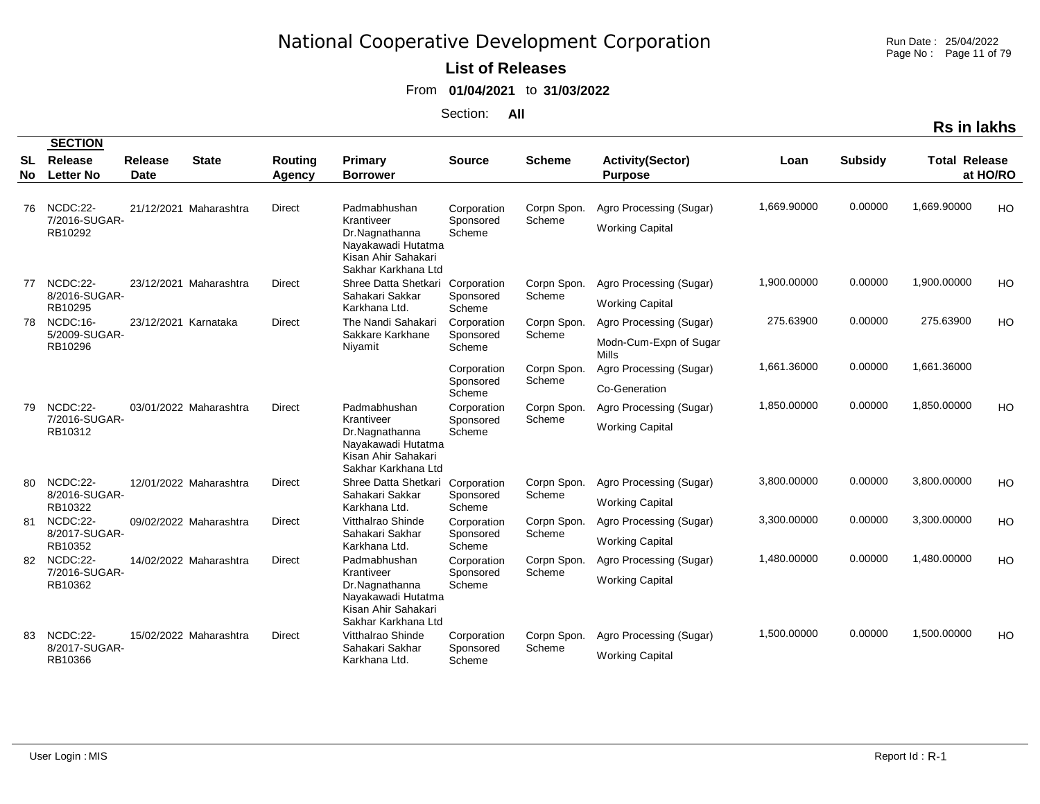# National Cooperative Development Corporation

**List of Releases**

From **01/04/2021** to **31/03/2022**

Section: **All**

**Rs in lakhs**

| SL No | SECTION Release Letter No | Release Date | State | Routing Agency | Primary Borrower | Source | Scheme | Activity(Sector) Purpose | Loan | Subsidy | Total Release | at HO/RO |
|---|---|---|---|---|---|---|---|---|---|---|---|---|
| 76 | NCDC:22-7/2016-SUGAR-RB10292 | 21/12/2021 | Maharashtra | Direct | Padmabhushan Krantiveer Dr.Nagnathanna Nayakawadi Hutatma Kisan Ahir Sahakari Sakhar Karkhana Ltd | Corporation Sponsored Scheme | Corpn Spon. Scheme | Agro Processing (Sugar) Working Capital | 1,669.90000 | 0.00000 | 1,669.90000 | HO |
| 77 | NCDC:22-8/2016-SUGAR-RB10295 | 23/12/2021 | Maharashtra | Direct | Shree Datta Shetkari Sahakari Sakkar Karkhana Ltd. | Corporation Sponsored Scheme | Corpn Spon. Scheme | Agro Processing (Sugar) Working Capital | 1,900.00000 | 0.00000 | 1,900.00000 | HO |
| 78 | NCDC:16-5/2009-SUGAR-RB10296 | 23/12/2021 | Karnataka | Direct | The Nandi Sahakari Sakkare Karkhane Niyamit | Corporation Sponsored Scheme | Corpn Spon. Scheme | Agro Processing (Sugar) Modn-Cum-Expn of Sugar Mills | 275.63900 | 0.00000 | 275.63900 | HO |
| | | | | | | Corporation Sponsored Scheme | Corpn Spon. Scheme | Agro Processing (Sugar) Co-Generation | 1,661.36000 | 0.00000 | 1,661.36000 | |
| 79 | NCDC:22-7/2016-SUGAR-RB10312 | 03/01/2022 | Maharashtra | Direct | Padmabhushan Krantiveer Dr.Nagnathanna Nayakawadi Hutatma Kisan Ahir Sahakari Sakhar Karkhana Ltd | Corporation Sponsored Scheme | Corpn Spon. Scheme | Agro Processing (Sugar) Working Capital | 1,850.00000 | 0.00000 | 1,850.00000 | HO |
| 80 | NCDC:22-8/2016-SUGAR-RB10322 | 12/01/2022 | Maharashtra | Direct | Shree Datta Shetkari Sahakari Sakkar Karkhana Ltd. | Corporation Sponsored Scheme | Corpn Spon. Scheme | Agro Processing (Sugar) Working Capital | 3,800.00000 | 0.00000 | 3,800.00000 | HO |
| 81 | NCDC:22-8/2017-SUGAR-RB10352 | 09/02/2022 | Maharashtra | Direct | Vitthalrao Shinde Sahakari Sakhar Karkhana Ltd. | Corporation Sponsored Scheme | Corpn Spon. Scheme | Agro Processing (Sugar) Working Capital | 3,300.00000 | 0.00000 | 3,300.00000 | HO |
| 82 | NCDC:22-7/2016-SUGAR-RB10362 | 14/02/2022 | Maharashtra | Direct | Padmabhushan Krantiveer Dr.Nagnathanna Nayakawadi Hutatma Kisan Ahir Sahakari Sakhar Karkhana Ltd | Corporation Sponsored Scheme | Corpn Spon. Scheme | Agro Processing (Sugar) Working Capital | 1,480.00000 | 0.00000 | 1,480.00000 | HO |
| 83 | NCDC:22-8/2017-SUGAR-RB10366 | 15/02/2022 | Maharashtra | Direct | Vitthalrao Shinde Sahakari Sakhar Karkhana Ltd. | Corporation Sponsored Scheme | Corpn Spon. Scheme | Agro Processing (Sugar) Working Capital | 1,500.00000 | 0.00000 | 1,500.00000 | HO |

User Login : MIS

Report Id : R-1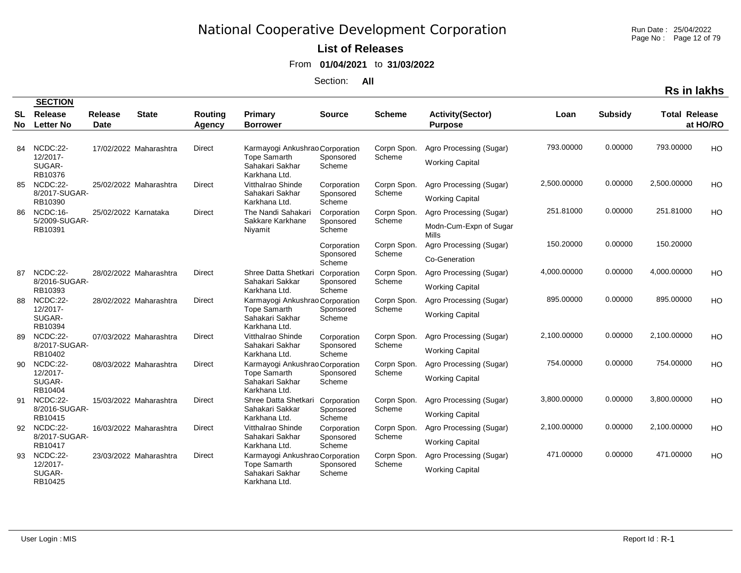# National Cooperative Development Corporation

**List of Releases**

From **01/04/2021** to **31/03/2022**

Section: **All**

**Rs in lakhs**

| SL No | SECTION Release Letter No | Release Date | State | Routing Agency | Primary Borrower | Source | Scheme | Activity(Sector) Purpose | Loan | Subsidy | Total Release | at HO/RO |
|---|---|---|---|---|---|---|---|---|---|---|---|---|
| 84 | NCDC:22-12/2017-SUGAR-RB10376 | 17/02/2022 | Maharashtra | Direct | Karmayogi Ankushrao Tope Samarth Sahakari Sakhar Karkhana Ltd. | Corporation Sponsored Scheme | Corpn Spon. Scheme | Agro Processing (Sugar) Working Capital | 793.00000 | 0.00000 | 793.00000 | HO |
| 85 | NCDC:22-8/2017-SUGAR-RB10390 | 25/02/2022 | Maharashtra | Direct | Vitthalrao Shinde Sahakari Sakhar Karkhana Ltd. | Corporation Sponsored Scheme | Corpn Spon. Scheme | Agro Processing (Sugar) Working Capital | 2,500.00000 | 0.00000 | 2,500.00000 | HO |
| 86 | NCDC:16-5/2009-SUGAR-RB10391 | 25/02/2022 | Karnataka | Direct | The Nandi Sahakari Sakkare Karkhane Niyamit | Corporation Sponsored Scheme | Corpn Spon. Scheme | Agro Processing (Sugar) Modn-Cum-Expn of Sugar Mills | 251.81000 | 0.00000 | 251.81000 | HO |
| | | | | | | Corporation Sponsored Scheme | Corpn Spon. Scheme | Agro Processing (Sugar) Co-Generation | 150.20000 | 0.00000 | 150.20000 | |
| 87 | NCDC:22-8/2016-SUGAR-RB10393 | 28/02/2022 | Maharashtra | Direct | Shree Datta Shetkari Sahakari Sakkar Karkhana Ltd. | Corporation Sponsored Scheme | Corpn Spon. Scheme | Agro Processing (Sugar) Working Capital | 4,000.00000 | 0.00000 | 4,000.00000 | HO |
| 88 | NCDC:22-12/2017-SUGAR-RB10394 | 28/02/2022 | Maharashtra | Direct | Karmayogi Ankushrao Tope Samarth Sahakari Sakhar Karkhana Ltd. | Corporation Sponsored Scheme | Corpn Spon. Scheme | Agro Processing (Sugar) Working Capital | 895.00000 | 0.00000 | 895.00000 | HO |
| 89 | NCDC:22-8/2017-SUGAR-RB10402 | 07/03/2022 | Maharashtra | Direct | Vitthalrao Shinde Sahakari Sakhar Karkhana Ltd. | Corporation Sponsored Scheme | Corpn Spon. Scheme | Agro Processing (Sugar) Working Capital | 2,100.00000 | 0.00000 | 2,100.00000 | HO |
| 90 | NCDC:22-12/2017-SUGAR-RB10404 | 08/03/2022 | Maharashtra | Direct | Karmayogi Ankushrao Tope Samarth Sahakari Sakhar Karkhana Ltd. | Corporation Sponsored Scheme | Corpn Spon. Scheme | Agro Processing (Sugar) Working Capital | 754.00000 | 0.00000 | 754.00000 | HO |
| 91 | NCDC:22-8/2016-SUGAR-RB10415 | 15/03/2022 | Maharashtra | Direct | Shree Datta Shetkari Sahakari Sakkar Karkhana Ltd. | Corporation Sponsored Scheme | Corpn Spon. Scheme | Agro Processing (Sugar) Working Capital | 3,800.00000 | 0.00000 | 3,800.00000 | HO |
| 92 | NCDC:22-8/2017-SUGAR-RB10417 | 16/03/2022 | Maharashtra | Direct | Vitthalrao Shinde Sahakari Sakhar Karkhana Ltd. | Corporation Sponsored Scheme | Corpn Spon. Scheme | Agro Processing (Sugar) Working Capital | 2,100.00000 | 0.00000 | 2,100.00000 | HO |
| 93 | NCDC:22-12/2017-SUGAR-RB10425 | 23/03/2022 | Maharashtra | Direct | Karmayogi Ankushrao Tope Samarth Sahakari Sakhar Karkhana Ltd. | Corporation Sponsored Scheme | Corpn Spon. Scheme | Agro Processing (Sugar) Working Capital | 471.00000 | 0.00000 | 471.00000 | HO |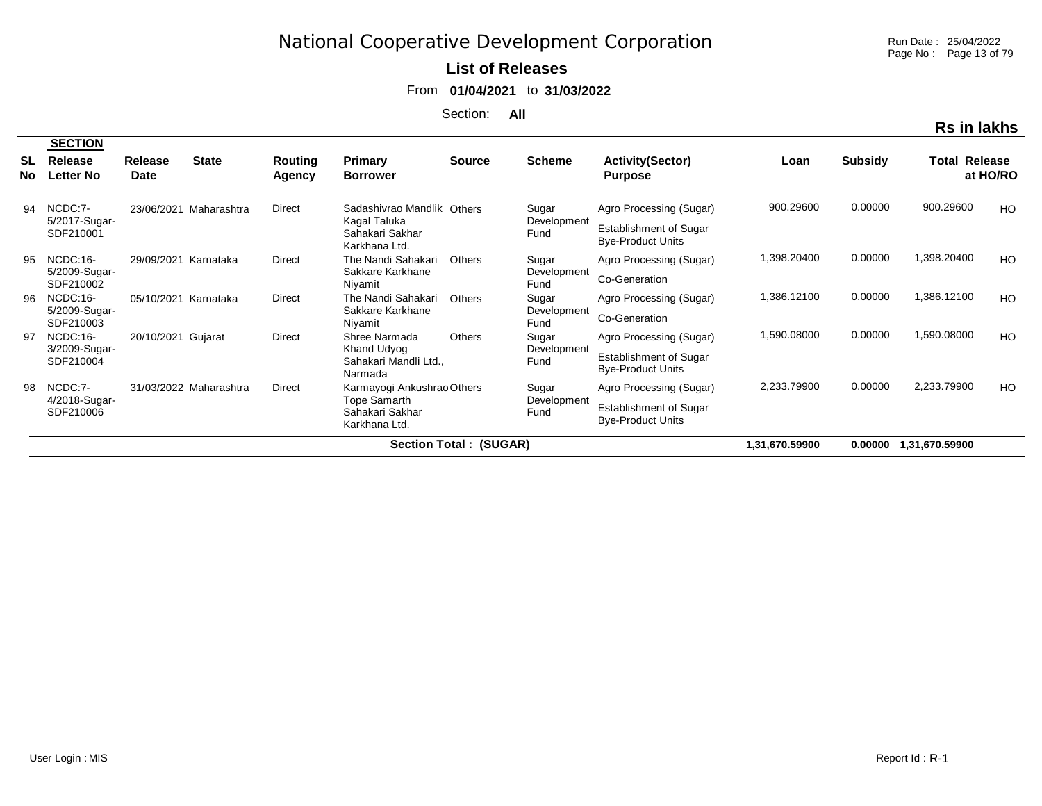# National Cooperative Development Corporation

**List of Releases**

From **01/04/2021** to **31/03/2022**

Section: **All**

**Rs in lakhs**

| SL No | SECTION Release Letter No | Release Date | State | Routing Agency | Primary Borrower | Source | Scheme | Activity(Sector) Purpose | Loan | Subsidy | Total Release | at HO/RO |
|---|---|---|---|---|---|---|---|---|---|---|---|---|
| 94 | NCDC:7-5/2017-Sugar-SDF210001 | 23/06/2021 | Maharashtra | Direct | Sadashivrao Mandlik Kagal Taluka Sahakari Sakhar Karkhana Ltd. | Others | Sugar Development Fund | Agro Processing (Sugar) Establishment of Sugar Bye-Product Units | 900.29600 | 0.00000 | 900.29600 | HO |
| 95 | NCDC:16-5/2009-Sugar-SDF210002 | 29/09/2021 | Karnataka | Direct | The Nandi Sahakari Sakkare Karkhane Niyamit | Others | Sugar Development Fund | Agro Processing (Sugar) Co-Generation | 1,398.20400 | 0.00000 | 1,398.20400 | HO |
| 96 | NCDC:16-5/2009-Sugar-SDF210003 | 05/10/2021 | Karnataka | Direct | The Nandi Sahakari Sakkare Karkhane Niyamit | Others | Sugar Development Fund | Agro Processing (Sugar) Co-Generation | 1,386.12100 | 0.00000 | 1,386.12100 | HO |
| 97 | NCDC:16-3/2009-Sugar-SDF210004 | 20/10/2021 | Gujarat | Direct | Shree Narmada Khand Udyog Sahakari Mandli Ltd., Narmada | Others | Sugar Development Fund | Agro Processing (Sugar) Establishment of Sugar Bye-Product Units | 1,590.08000 | 0.00000 | 1,590.08000 | HO |
| 98 | NCDC:7-4/2018-Sugar-SDF210006 | 31/03/2022 | Maharashtra | Direct | Karmayogi Ankushrao Tope Samarth Sahakari Sakhar Karkhana Ltd. | Others | Sugar Development Fund | Agro Processing (Sugar) Establishment of Sugar Bye-Product Units | 2,233.79900 | 0.00000 | 2,233.79900 | HO |
| | | | | | **Section Total : (SUGAR)** | | | | **1,31,670.59900** | **0.00000** | **1,31,670.59900** | |

User Login : MIS

Report Id : R-1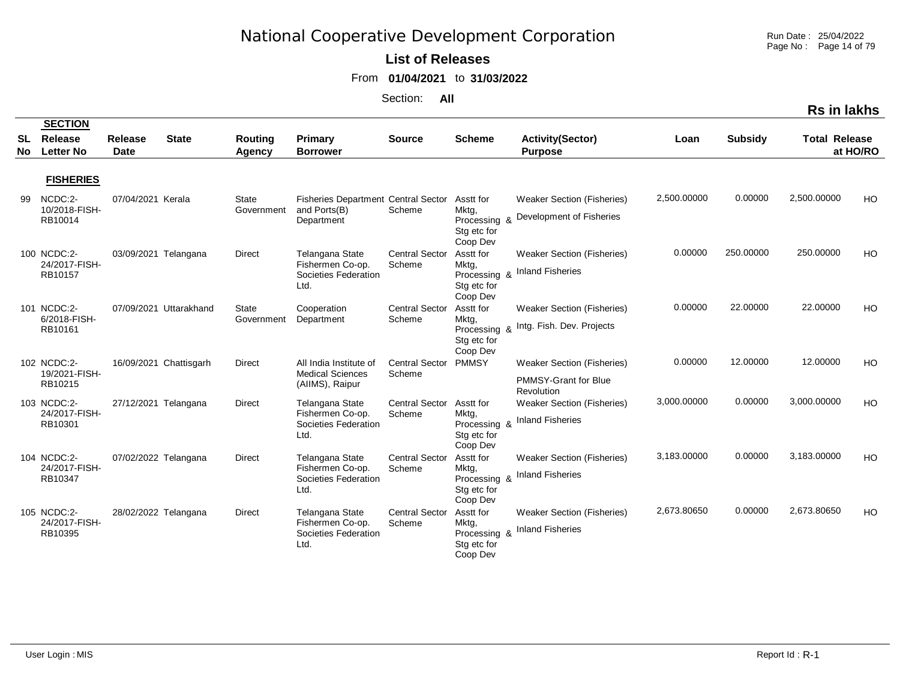# National Cooperative Development Corporation

**List of Releases**

From **01/04/2021** to **31/03/2022**

Section: **All**

**Rs in lakhs**

| SL No | SECTION Release Letter No | Release Date | State | Routing Agency | Primary Borrower | Source | Scheme | Activity(Sector) Purpose | Loan | Subsidy | Total Release | at HO/RO |
|---|---|---|---|---|---|---|---|---|---|---|---|---|
| | **FISHERIES** | | | | | | | | | | | |
| 99 | NCDC:2-10/2018-FISH-RB10014 | 07/04/2021 | Kerala | State Government | Fisheries Department and Ports(B) Department | Central Sector Scheme | Asstt for Mktg, Processing & Stg etc for Coop Dev | Weaker Section (Fisheries) Development of Fisheries | 2,500.00000 | 0.00000 | 2,500.00000 | HO |
| 100 | NCDC:2-24/2017-FISH-RB10157 | 03/09/2021 | Telangana | Direct | Telangana State Fishermen Co-op. Societies Federation Ltd. | Central Sector Scheme | Asstt for Mktg, Processing & Stg etc for Coop Dev | Weaker Section (Fisheries) Inland Fisheries | 0.00000 | 250.00000 | 250.00000 | HO |
| 101 | NCDC:2-6/2018-FISH-RB10161 | 07/09/2021 | Uttarakhand | State Government | Cooperation Department | Central Sector Scheme | Asstt for Mktg, Processing & Stg etc for Coop Dev | Weaker Section (Fisheries) Intg. Fish. Dev. Projects | 0.00000 | 22.00000 | 22.00000 | HO |
| 102 | NCDC:2-19/2021-FISH-RB10215 | 16/09/2021 | Chattisgarh | Direct | All India Institute of Medical Sciences (AIIMS), Raipur | Central Sector Scheme | PMMSY | Weaker Section (Fisheries) PMMSY-Grant for Blue Revolution | 0.00000 | 12.00000 | 12.00000 | HO |
| 103 | NCDC:2-24/2017-FISH-RB10301 | 27/12/2021 | Telangana | Direct | Telangana State Fishermen Co-op. Societies Federation Ltd. | Central Sector Scheme | Asstt for Mktg, Processing & Stg etc for Coop Dev | Weaker Section (Fisheries) Inland Fisheries | 3,000.00000 | 0.00000 | 3,000.00000 | HO |
| 104 | NCDC:2-24/2017-FISH-RB10347 | 07/02/2022 | Telangana | Direct | Telangana State Fishermen Co-op. Societies Federation Ltd. | Central Sector Scheme | Asstt for Mktg, Processing & Stg etc for Coop Dev | Weaker Section (Fisheries) Inland Fisheries | 3,183.00000 | 0.00000 | 3,183.00000 | HO |
| 105 | NCDC:2-24/2017-FISH-RB10395 | 28/02/2022 | Telangana | Direct | Telangana State Fishermen Co-op. Societies Federation Ltd. | Central Sector Scheme | Asstt for Mktg, Processing & Stg etc for Coop Dev | Weaker Section (Fisheries) Inland Fisheries | 2,673.80650 | 0.00000 | 2,673.80650 | HO |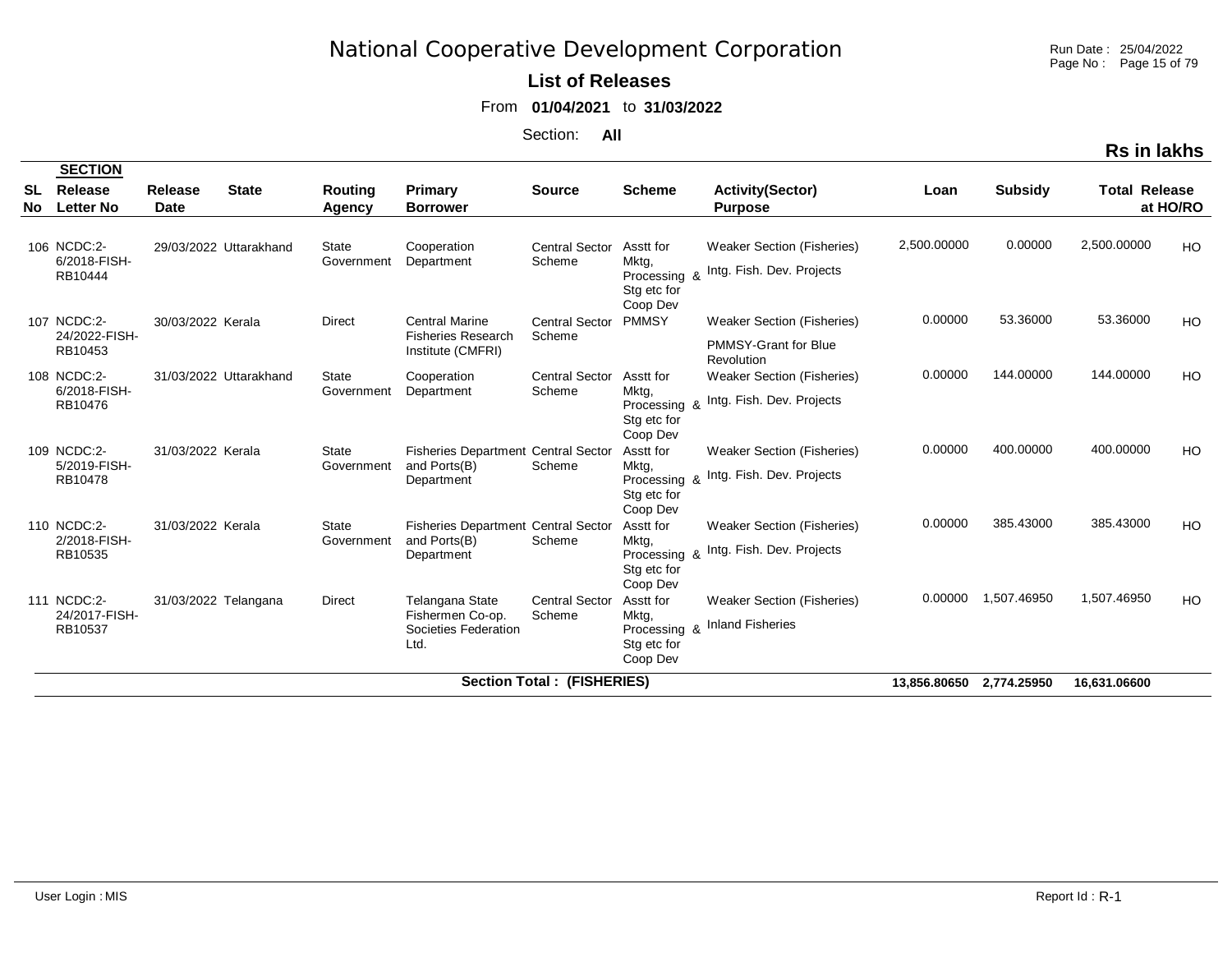# National Cooperative Development Corporation

**List of Releases**

From **01/04/2021** to **31/03/2022**

Section: **All**

**Rs in lakhs**

| SL No | SECTION Release Letter No | Release Date | State | Routing Agency | Primary Borrower | Source | Scheme | Activity(Sector) Purpose | Loan | Subsidy | Total Release | at HO/RO |
|---|---|---|---|---|---|---|---|---|---|---|---|---|
| 106 | NCDC:2-6/2018-FISH-RB10444 | 29/03/2022 | Uttarakhand | State Government | Cooperation Department | Central Sector Scheme | Asstt for Mktg, Processing & Stg etc for Coop Dev | Weaker Section (Fisheries) Intg. Fish. Dev. Projects | 2,500.00000 | 0.00000 | 2,500.00000 | HO |
| 107 | NCDC:2-24/2022-FISH-RB10453 | 30/03/2022 | Kerala | Direct | Central Marine Fisheries Research Institute (CMFRI) | Central Sector Scheme | PMMSY | Weaker Section (Fisheries) PMMSY-Grant for Blue Revolution | 0.00000 | 53.36000 | 53.36000 | HO |
| 108 | NCDC:2-6/2018-FISH-RB10476 | 31/03/2022 | Uttarakhand | State Government | Cooperation Department | Central Sector Scheme | Asstt for Mktg, Processing & Stg etc for Coop Dev | Weaker Section (Fisheries) Intg. Fish. Dev. Projects | 0.00000 | 144.00000 | 144.00000 | HO |
| 109 | NCDC:2-5/2019-FISH-RB10478 | 31/03/2022 | Kerala | State Government | Fisheries Department and Ports(B) Department | Central Sector Scheme | Asstt for Mktg, Processing & Stg etc for Coop Dev | Weaker Section (Fisheries) Intg. Fish. Dev. Projects | 0.00000 | 400.00000 | 400.00000 | HO |
| 110 | NCDC:2-2/2018-FISH-RB10535 | 31/03/2022 | Kerala | State Government | Fisheries Department and Ports(B) Department | Central Sector Scheme | Asstt for Mktg, Processing & Stg etc for Coop Dev | Weaker Section (Fisheries) Intg. Fish. Dev. Projects | 0.00000 | 385.43000 | 385.43000 | HO |
| 111 | NCDC:2-24/2017-FISH-RB10537 | 31/03/2022 | Telangana | Direct | Telangana State Fishermen Co-op. Societies Federation Ltd. | Central Sector Scheme | Asstt for Mktg, Processing & Stg etc for Coop Dev | Weaker Section (Fisheries) Inland Fisheries | 0.00000 | 1,507.46950 | 1,507.46950 | HO |
| | | | | | | **Section Total : (FISHERIES)** | | | **13,856.80650** | **2,774.25950** | **16,631.06600** | |

User Login : MIS

Report Id : R-1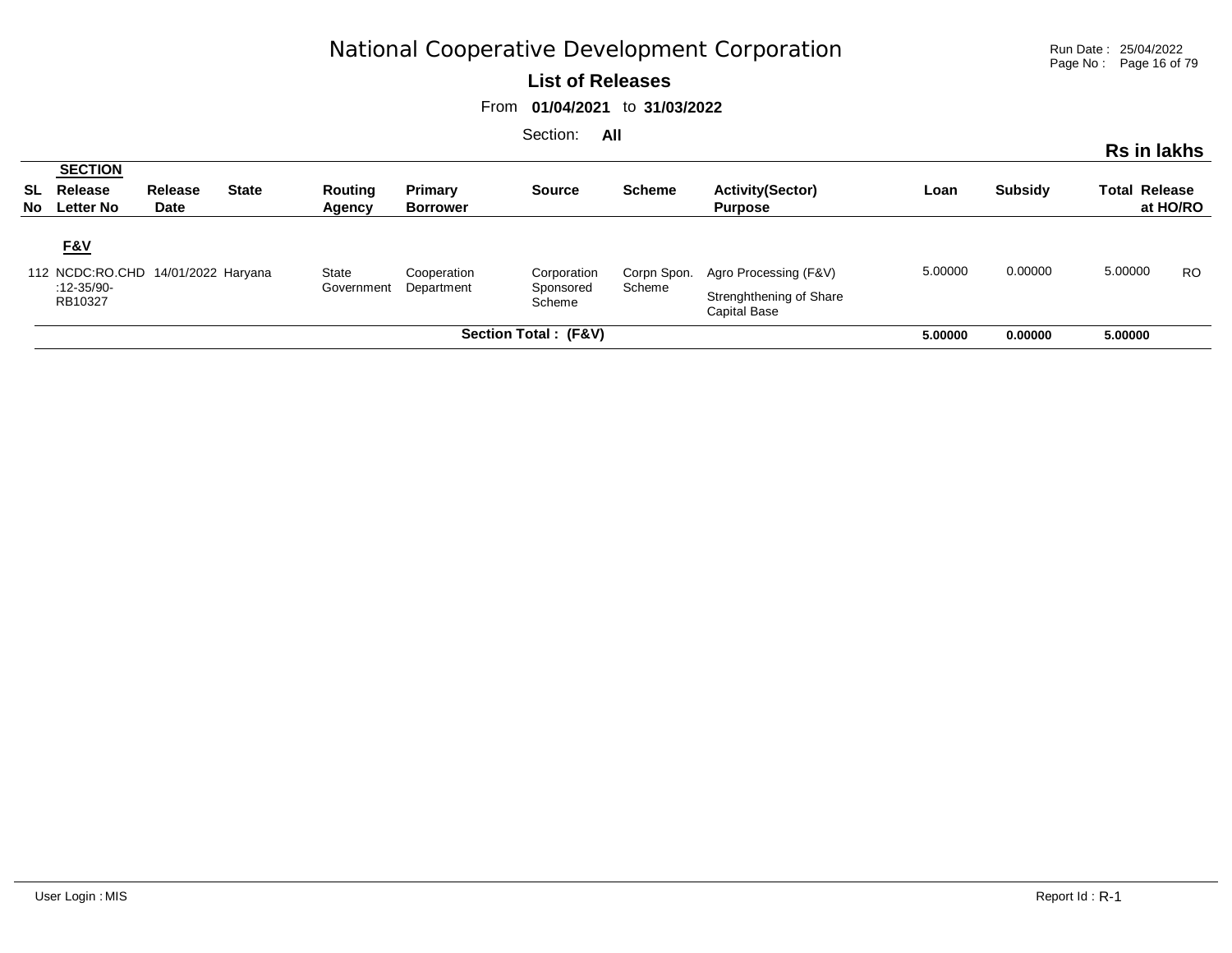# National Cooperative Development Corporation

**List of Releases**

From **01/04/2021** to **31/03/2022**

Section: **All**

**Rs in lakhs**

| SL No | SECTION Release Letter No | Release Date | State | Routing Agency | Primary Borrower | Source | Scheme | Activity(Sector) Purpose | Loan | Subsidy | Total Release | at HO/RO |
|---|---|---|---|---|---|---|---|---|---|---|---|---|
| | **F&V** | | | | | | | | | | | |
| 112 | NCDC:RO.CHD :12-35/90-RB10327 | 14/01/2022 | Haryana | State Government | Cooperation Department | Corporation Sponsored Scheme | Corpn Spon. Scheme | Agro Processing (F&V) Strenghthening of Share Capital Base | 5.00000 | 0.00000 | 5.00000 | RO |
| | | | | | **Section Total : (F&V)** | | | | **5.00000** | **0.00000** | **5.00000** | |

User Login : MIS

Report Id : R-1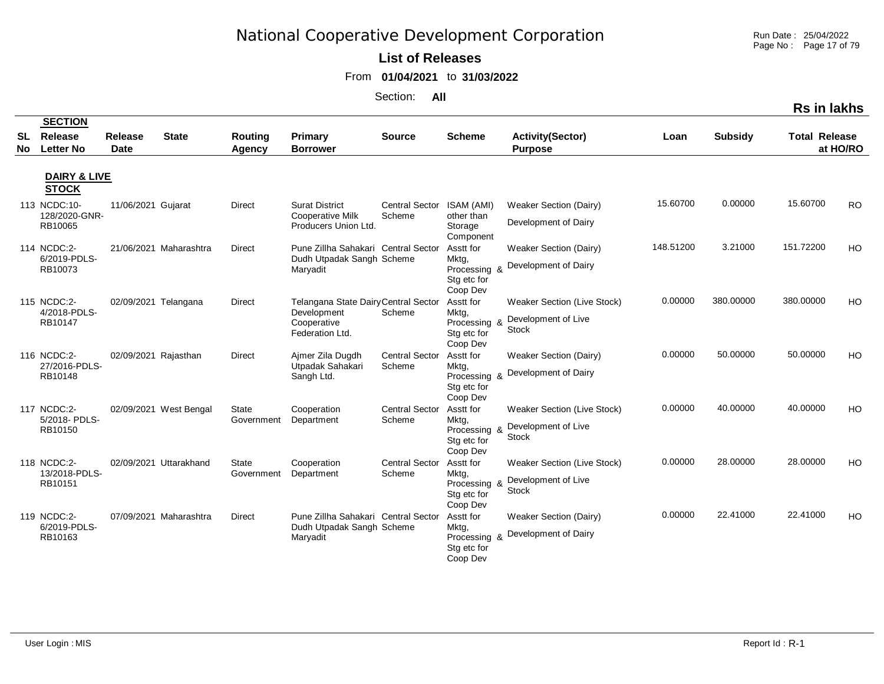# National Cooperative Development Corporation

**List of Releases**

From **01/04/2021** to **31/03/2022**

Section: **All**

**Rs in lakhs**

| SL No | SECTION Release Letter No | Release Date | State | Routing Agency | Primary Borrower | Source | Scheme | Activity(Sector) Purpose | Loan | Subsidy | Total Release | at HO/RO |
|---|---|---|---|---|---|---|---|---|---|---|---|---|
| | **DAIRY & LIVE STOCK** | | | | | | | | | | | |
| 113 | NCDC:10-128/2020-GNR-RB10065 | 11/06/2021 | Gujarat | Direct | Surat District Cooperative Milk Producers Union Ltd. | Central Sector Scheme | ISAM (AMI) other than Storage Component | Weaker Section (Dairy) Development of Dairy | 15.60700 | 0.00000 | 15.60700 | RO |
| 114 | NCDC:2-6/2019-PDLS-RB10073 | 21/06/2021 | Maharashtra | Direct | Pune Zillha Sahakari Dudh Utpadak Sangh Maryadit | Central Sector Scheme | Asstt for Mktg, Processing & Stg etc for Coop Dev | Weaker Section (Dairy) Development of Dairy | 148.51200 | 3.21000 | 151.72200 | HO |
| 115 | NCDC:2-4/2018-PDLS-RB10147 | 02/09/2021 | Telangana | Direct | Telangana State Dairy Development Cooperative Federation Ltd. | Central Sector Scheme | Asstt for Mktg, Processing & Stg etc for Coop Dev | Weaker Section (Live Stock) Development of Live Stock | 0.00000 | 380.00000 | 380.00000 | HO |
| 116 | NCDC:2-27/2016-PDLS-RB10148 | 02/09/2021 | Rajasthan | Direct | Ajmer Zila Dugdh Utpadak Sahakari Sangh Ltd. | Central Sector Scheme | Asstt for Mktg, Processing & Stg etc for Coop Dev | Weaker Section (Dairy) Development of Dairy | 0.00000 | 50.00000 | 50.00000 | HO |
| 117 | NCDC:2-5/2018- PDLS-RB10150 | 02/09/2021 | West Bengal | State Government | Cooperation Department | Central Sector Scheme | Asstt for Mktg, Processing & Stg etc for Coop Dev | Weaker Section (Live Stock) Development of Live Stock | 0.00000 | 40.00000 | 40.00000 | HO |
| 118 | NCDC:2-13/2018-PDLS-RB10151 | 02/09/2021 | Uttarakhand | State Government | Cooperation Department | Central Sector Scheme | Asstt for Mktg, Processing & Stg etc for Coop Dev | Weaker Section (Live Stock) Development of Live Stock | 0.00000 | 28.00000 | 28.00000 | HO |
| 119 | NCDC:2-6/2019-PDLS-RB10163 | 07/09/2021 | Maharashtra | Direct | Pune Zillha Sahakari Dudh Utpadak Sangh Maryadit | Central Sector Scheme | Asstt for Mktg, Processing & Stg etc for Coop Dev | Weaker Section (Dairy) Development of Dairy | 0.00000 | 22.41000 | 22.41000 | HO |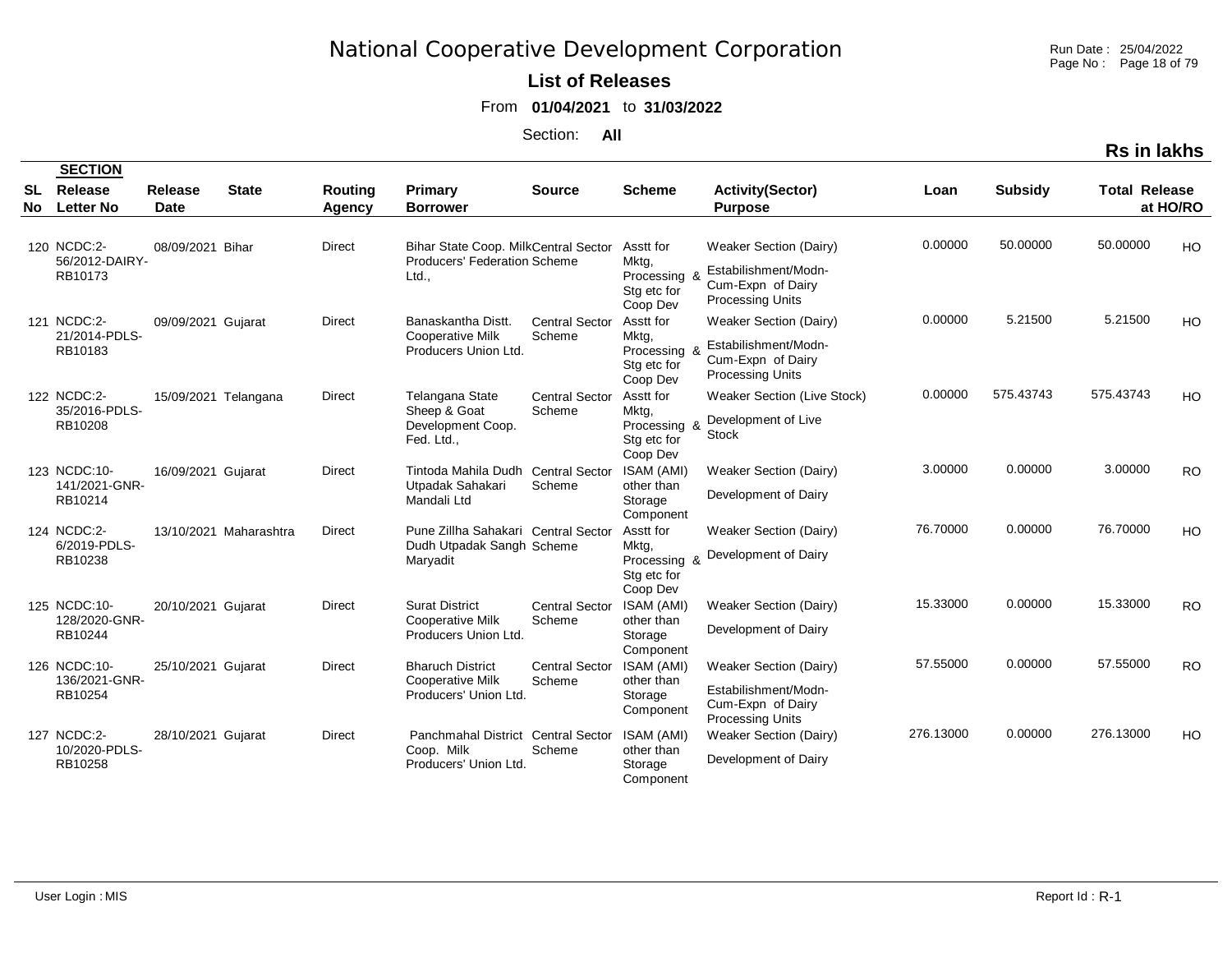# National Cooperative Development Corporation

**List of Releases**

From **01/04/2021** to **31/03/2022**

Section: **All**

**Rs in lakhs**

| SL No | Release Letter No | Release Date | State | Routing Agency | Primary Borrower | Source | Scheme | Activity(Sector) Purpose | Loan | Subsidy | Total Release | at HO/RO |
|---|---|---|---|---|---|---|---|---|---|---|---|---|
| 120 | NCDC:2-56/2012-DAIRY-RB10173 | 08/09/2021 | Bihar | Direct | Bihar State Coop. Milk Producers' Federation Ltd., | Central Sector Scheme | Asstt for Mktg, Processing & Stg etc for Coop Dev | Weaker Section (Dairy) Estabilishment/Modn-Cum-Expn of Dairy Processing Units | 0.00000 | 50.00000 | 50.00000 | HO |
| 121 | NCDC:2-21/2014-PDLS-RB10183 | 09/09/2021 | Gujarat | Direct | Banaskantha Distt. Cooperative Milk Producers Union Ltd. | Central Sector Scheme | Asstt for Mktg, Processing & Stg etc for Coop Dev | Weaker Section (Dairy) Estabilishment/Modn-Cum-Expn of Dairy Processing Units | 0.00000 | 5.21500 | 5.21500 | HO |
| 122 | NCDC:2-35/2016-PDLS-RB10208 | 15/09/2021 | Telangana | Direct | Telangana State Sheep & Goat Development Coop. Fed. Ltd., | Central Sector Scheme | Asstt for Mktg, Processing & Stg etc for Coop Dev | Weaker Section (Live Stock) Development of Live Stock | 0.00000 | 575.43743 | 575.43743 | HO |
| 123 | NCDC:10-141/2021-GNR-RB10214 | 16/09/2021 | Gujarat | Direct | Tintoda Mahila Dudh Utpadak Sahakari Mandali Ltd | Central Sector Scheme | ISAM (AMI) other than Storage Component | Weaker Section (Dairy) Development of Dairy | 3.00000 | 0.00000 | 3.00000 | RO |
| 124 | NCDC:2-6/2019-PDLS-RB10238 | 13/10/2021 | Maharashtra | Direct | Pune Zillha Sahakari Dudh Utpadak Sangh Maryadit | Central Sector Scheme | Asstt for Mktg, Processing & Stg etc for Coop Dev | Weaker Section (Dairy) Development of Dairy | 76.70000 | 0.00000 | 76.70000 | HO |
| 125 | NCDC:10-128/2020-GNR-RB10244 | 20/10/2021 | Gujarat | Direct | Surat District Cooperative Milk Producers Union Ltd. | Central Sector Scheme | ISAM (AMI) other than Storage Component | Weaker Section (Dairy) Development of Dairy | 15.33000 | 0.00000 | 15.33000 | RO |
| 126 | NCDC:10-136/2021-GNR-RB10254 | 25/10/2021 | Gujarat | Direct | Bharuch District Cooperative Milk Producers' Union Ltd. | Central Sector Scheme | ISAM (AMI) other than Storage Component | Weaker Section (Dairy) Estabilishment/Modn-Cum-Expn of Dairy Processing Units | 57.55000 | 0.00000 | 57.55000 | RO |
| 127 | NCDC:2-10/2020-PDLS-RB10258 | 28/10/2021 | Gujarat | Direct | Panchmahal District Coop. Milk Producers' Union Ltd. | Central Sector Scheme | ISAM (AMI) other than Storage Component | Weaker Section (Dairy) Development of Dairy | 276.13000 | 0.00000 | 276.13000 | HO |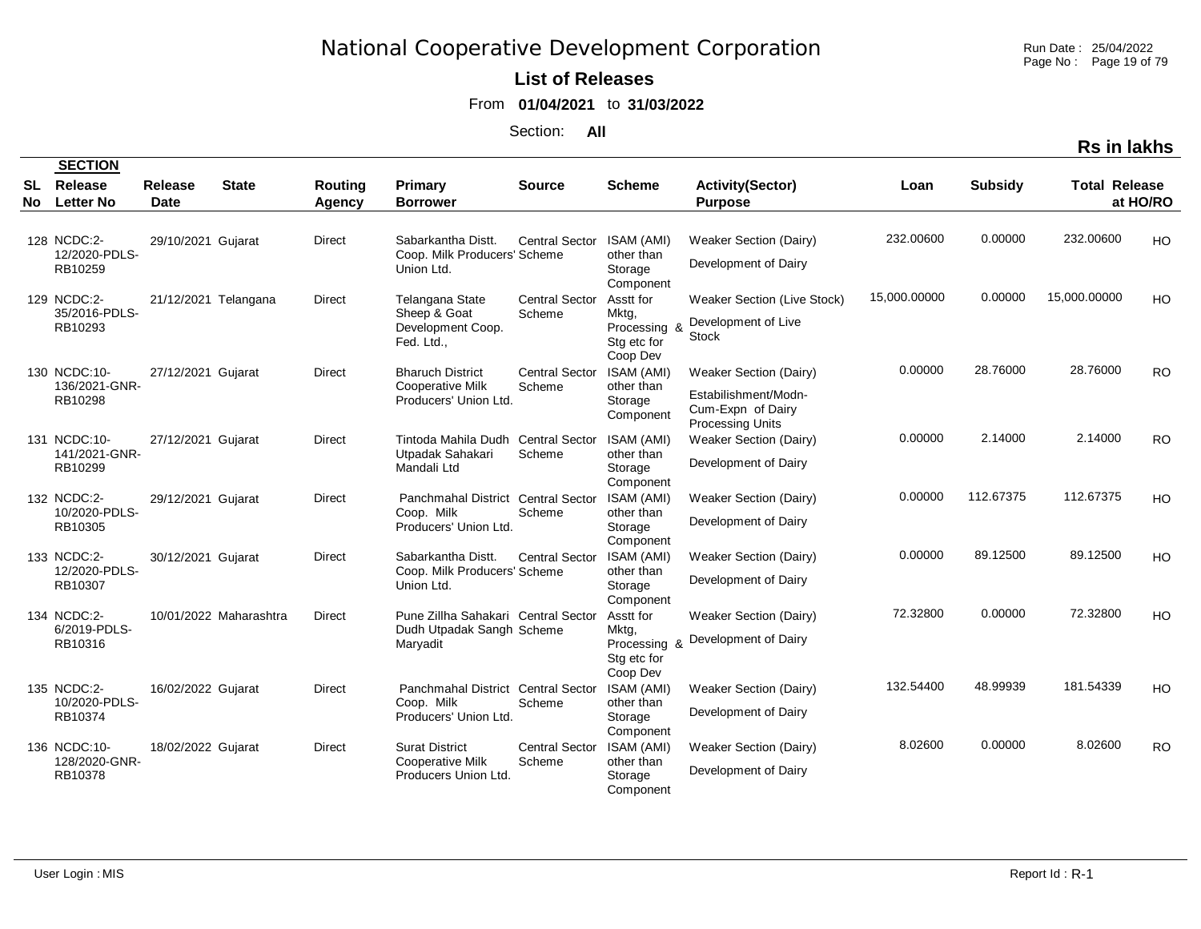# National Cooperative Development Corporation

**List of Releases**

From **01/04/2021** to **31/03/2022**

Section: **All**

**Rs in lakhs**

| SL No | SECTION Release Letter No | Release Date | State | Routing Agency | Primary Borrower | Source | Scheme | Activity(Sector) Purpose | Loan | Subsidy | Total Release | at HO/RO |
|---|---|---|---|---|---|---|---|---|---|---|---|---|
| 128 | NCDC:2-12/2020-PDLS-RB10259 | 29/10/2021 | Gujarat | Direct | Sabarkantha Distt. Coop. Milk Producers' Union Ltd. | Central Sector Scheme | ISAM (AMI) other than Storage Component | Weaker Section (Dairy) Development of Dairy | 232.00600 | 0.00000 | 232.00600 | HO |
| 129 | NCDC:2-35/2016-PDLS-RB10293 | 21/12/2021 | Telangana | Direct | Telangana State Sheep & Goat Development Coop. Fed. Ltd., | Central Sector Scheme | Asstt for Mktg, Processing & Stg etc for Coop Dev | Weaker Section (Live Stock) Development of Live Stock | 15,000.00000 | 0.00000 | 15,000.00000 | HO |
| 130 | NCDC:10-136/2021-GNR-RB10298 | 27/12/2021 | Gujarat | Direct | Bharuch District Cooperative Milk Producers' Union Ltd. | Central Sector Scheme | ISAM (AMI) other than Storage Component | Weaker Section (Dairy) Estabilishment/Modn-Cum-Expn of Dairy Processing Units | 0.00000 | 28.76000 | 28.76000 | RO |
| 131 | NCDC:10-141/2021-GNR-RB10299 | 27/12/2021 | Gujarat | Direct | Tintoda Mahila Dudh Utpadak Sahakari Mandali Ltd | Central Sector Scheme | ISAM (AMI) other than Storage Component | Weaker Section (Dairy) Development of Dairy | 0.00000 | 2.14000 | 2.14000 | RO |
| 132 | NCDC:2-10/2020-PDLS-RB10305 | 29/12/2021 | Gujarat | Direct | Panchmahal District Coop. Milk Producers' Union Ltd. | Central Sector Scheme | ISAM (AMI) other than Storage Component | Weaker Section (Dairy) Development of Dairy | 0.00000 | 112.67375 | 112.67375 | HO |
| 133 | NCDC:2-12/2020-PDLS-RB10307 | 30/12/2021 | Gujarat | Direct | Sabarkantha Distt. Coop. Milk Producers' Union Ltd. | Central Sector Scheme | ISAM (AMI) other than Storage Component | Weaker Section (Dairy) Development of Dairy | 0.00000 | 89.12500 | 89.12500 | HO |
| 134 | NCDC:2-6/2019-PDLS-RB10316 | 10/01/2022 | Maharashtra | Direct | Pune Zillha Sahakari Dudh Utpadak Sangh Maryadit | Central Sector Scheme | Asstt for Mktg, Processing & Stg etc for Coop Dev | Weaker Section (Dairy) Development of Dairy | 72.32800 | 0.00000 | 72.32800 | HO |
| 135 | NCDC:2-10/2020-PDLS-RB10374 | 16/02/2022 | Gujarat | Direct | Panchmahal District Coop. Milk Producers' Union Ltd. | Central Sector Scheme | ISAM (AMI) other than Storage Component | Weaker Section (Dairy) Development of Dairy | 132.54400 | 48.99939 | 181.54339 | HO |
| 136 | NCDC:10-128/2020-GNR-RB10378 | 18/02/2022 | Gujarat | Direct | Surat District Cooperative Milk Producers Union Ltd. | Central Sector Scheme | ISAM (AMI) other than Storage Component | Weaker Section (Dairy) Development of Dairy | 8.02600 | 0.00000 | 8.02600 | RO |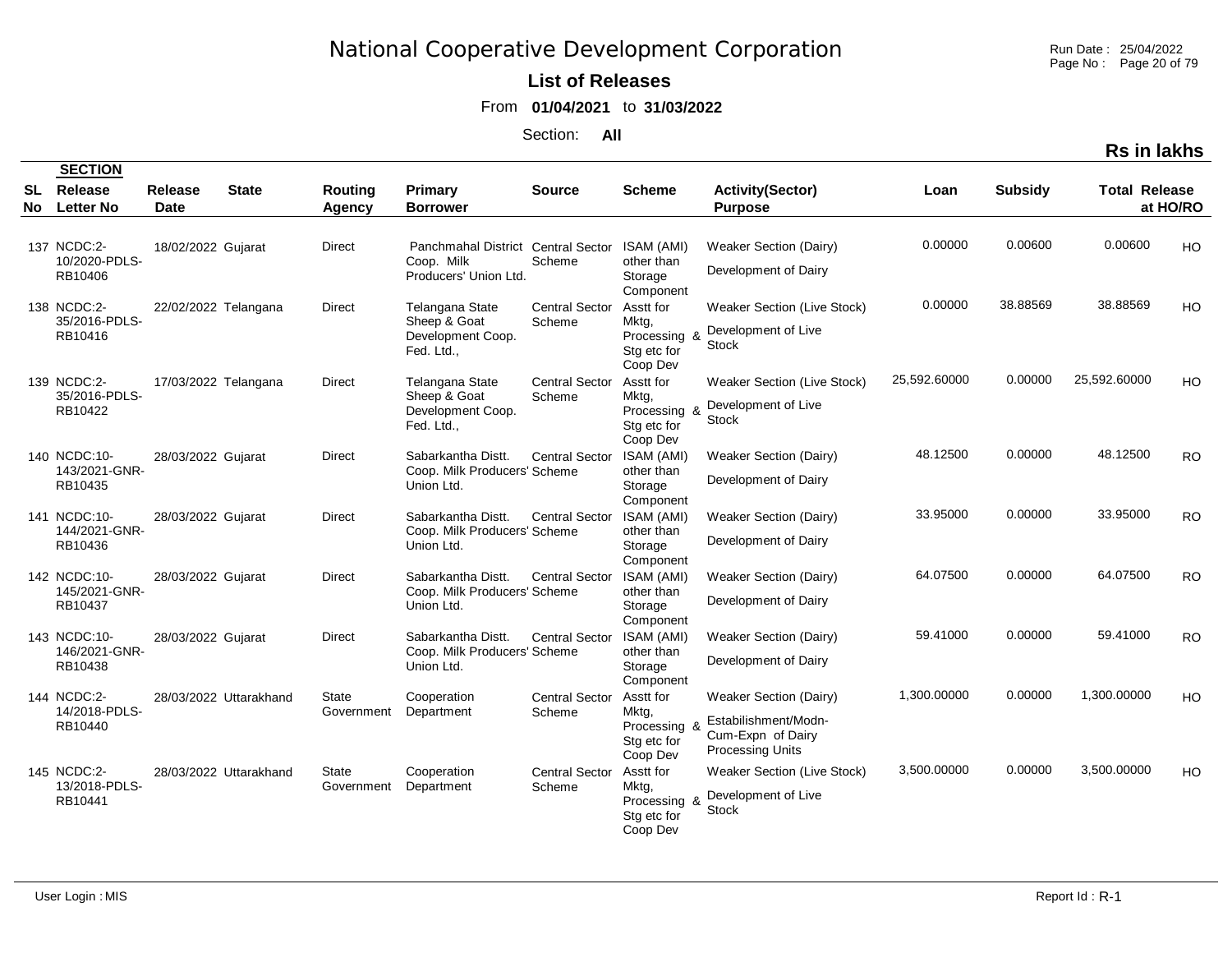# National Cooperative Development Corporation

**List of Releases**

From **01/04/2021** to **31/03/2022**

Section: **All**

**Rs in lakhs**

| SL No | SECTION Release Letter No | Release Date | State | Routing Agency | Primary Borrower | Source | Scheme | Activity(Sector) Purpose | Loan | Subsidy | Total Release | at HO/RO |
|---|---|---|---|---|---|---|---|---|---|---|---|---|
| 137 | NCDC:2-10/2020-PDLS-RB10406 | 18/02/2022 | Gujarat | Direct | Panchmahal District Coop. Milk Producers' Union Ltd. | Central Sector Scheme | ISAM (AMI) other than Storage Component | Weaker Section (Dairy) Development of Dairy | 0.00000 | 0.00600 | 0.00600 | HO |
| 138 | NCDC:2-35/2016-PDLS-RB10416 | 22/02/2022 | Telangana | Direct | Telangana State Sheep & Goat Development Coop. Fed. Ltd., | Central Sector Scheme | Asstt for Mktg, Processing & Stg etc for Coop Dev | Weaker Section (Live Stock) Development of Live Stock | 0.00000 | 38.88569 | 38.88569 | HO |
| 139 | NCDC:2-35/2016-PDLS-RB10422 | 17/03/2022 | Telangana | Direct | Telangana State Sheep & Goat Development Coop. Fed. Ltd., | Central Sector Scheme | Asstt for Mktg, Processing & Stg etc for Coop Dev | Weaker Section (Live Stock) Development of Live Stock | 25,592.60000 | 0.00000 | 25,592.60000 | HO |
| 140 | NCDC:10-143/2021-GNR-RB10435 | 28/03/2022 | Gujarat | Direct | Sabarkantha Distt. Coop. Milk Producers' Union Ltd. | Central Sector Scheme | ISAM (AMI) other than Storage Component | Weaker Section (Dairy) Development of Dairy | 48.12500 | 0.00000 | 48.12500 | RO |
| 141 | NCDC:10-144/2021-GNR-RB10436 | 28/03/2022 | Gujarat | Direct | Sabarkantha Distt. Coop. Milk Producers' Union Ltd. | Central Sector Scheme | ISAM (AMI) other than Storage Component | Weaker Section (Dairy) Development of Dairy | 33.95000 | 0.00000 | 33.95000 | RO |
| 142 | NCDC:10-145/2021-GNR-RB10437 | 28/03/2022 | Gujarat | Direct | Sabarkantha Distt. Coop. Milk Producers' Union Ltd. | Central Sector Scheme | ISAM (AMI) other than Storage Component | Weaker Section (Dairy) Development of Dairy | 64.07500 | 0.00000 | 64.07500 | RO |
| 143 | NCDC:10-146/2021-GNR-RB10438 | 28/03/2022 | Gujarat | Direct | Sabarkantha Distt. Coop. Milk Producers' Union Ltd. | Central Sector Scheme | ISAM (AMI) other than Storage Component | Weaker Section (Dairy) Development of Dairy | 59.41000 | 0.00000 | 59.41000 | RO |
| 144 | NCDC:2-14/2018-PDLS-RB10440 | 28/03/2022 | Uttarakhand | State Government | Cooperation Department | Central Sector Scheme | Asstt for Mktg, Processing & Stg etc for Coop Dev | Weaker Section (Dairy) Estabilishment/Modn-Cum-Expn of Dairy Processing Units | 1,300.00000 | 0.00000 | 1,300.00000 | HO |
| 145 | NCDC:2-13/2018-PDLS-RB10441 | 28/03/2022 | Uttarakhand | State Government | Cooperation Department | Central Sector Scheme | Asstt for Mktg, Processing & Stg etc for Coop Dev | Weaker Section (Live Stock) Development of Live Stock | 3,500.00000 | 0.00000 | 3,500.00000 | HO |

User Login : MIS

Report Id : R-1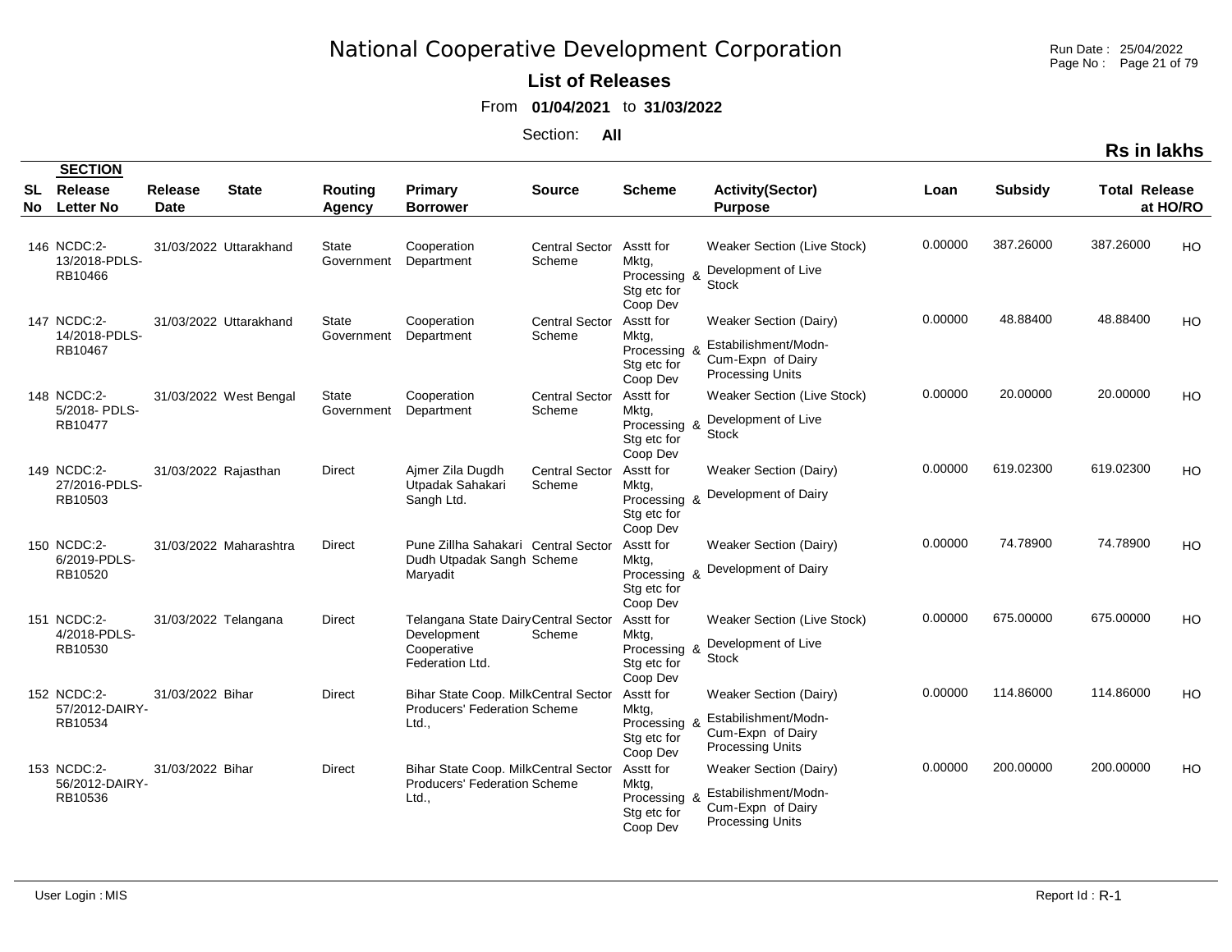# National Cooperative Development Corporation

**List of Releases**

From **01/04/2021** to **31/03/2022**

Section: **All**

**Rs in lakhs**

| SL No | SECTION Release Letter No | Release Date | State | Routing Agency | Primary Borrower | Source | Scheme | Activity(Sector) Purpose | Loan | Subsidy | Total Release | at HO/RO |
|---|---|---|---|---|---|---|---|---|---|---|---|---|
| 146 | NCDC:2-13/2018-PDLS-RB10466 | 31/03/2022 | Uttarakhand | State Government | Cooperation Department | Central Sector Scheme | Asstt for Mktg, Processing & Stg etc for Coop Dev | Weaker Section (Live Stock) Development of Live Stock | 0.00000 | 387.26000 | 387.26000 | HO |
| 147 | NCDC:2-14/2018-PDLS-RB10467 | 31/03/2022 | Uttarakhand | State Government | Cooperation Department | Central Sector Scheme | Asstt for Mktg, Processing & Stg etc for Coop Dev | Weaker Section (Dairy) Estabilishment/Modn-Cum-Expn of Dairy Processing Units | 0.00000 | 48.88400 | 48.88400 | HO |
| 148 | NCDC:2-5/2018- PDLS-RB10477 | 31/03/2022 | West Bengal | State Government | Cooperation Department | Central Sector Scheme | Asstt for Mktg, Processing & Stg etc for Coop Dev | Weaker Section (Live Stock) Development of Live Stock | 0.00000 | 20.00000 | 20.00000 | HO |
| 149 | NCDC:2-27/2016-PDLS-RB10503 | 31/03/2022 | Rajasthan | Direct | Ajmer Zila Dugdh Utpadak Sahakari Sangh Ltd. | Central Sector Scheme | Asstt for Mktg, Processing & Stg etc for Coop Dev | Weaker Section (Dairy) Development of Dairy | 0.00000 | 619.02300 | 619.02300 | HO |
| 150 | NCDC:2-6/2019-PDLS-RB10520 | 31/03/2022 | Maharashtra | Direct | Pune Zillha Sahakari Dudh Utpadak Sangh Maryadit | Central Sector Scheme | Asstt for Mktg, Processing & Stg etc for Coop Dev | Weaker Section (Dairy) Development of Dairy | 0.00000 | 74.78900 | 74.78900 | HO |
| 151 | NCDC:2-4/2018-PDLS-RB10530 | 31/03/2022 | Telangana | Direct | Telangana State Dairy Development Cooperative Federation Ltd. | Central Sector Scheme | Asstt for Mktg, Processing & Stg etc for Coop Dev | Weaker Section (Live Stock) Development of Live Stock | 0.00000 | 675.00000 | 675.00000 | HO |
| 152 | NCDC:2-57/2012-DAIRY-RB10534 | 31/03/2022 | Bihar | Direct | Bihar State Coop. Milk Producers' Federation Ltd., | Central Sector Scheme | Asstt for Mktg, Processing & Stg etc for Coop Dev | Weaker Section (Dairy) Estabilishment/Modn-Cum-Expn of Dairy Processing Units | 0.00000 | 114.86000 | 114.86000 | HO |
| 153 | NCDC:2-56/2012-DAIRY-RB10536 | 31/03/2022 | Bihar | Direct | Bihar State Coop. Milk Producers' Federation Ltd., | Central Sector Scheme | Asstt for Mktg, Processing & Stg etc for Coop Dev | Weaker Section (Dairy) Estabilishment/Modn-Cum-Expn of Dairy Processing Units | 0.00000 | 200.00000 | 200.00000 | HO |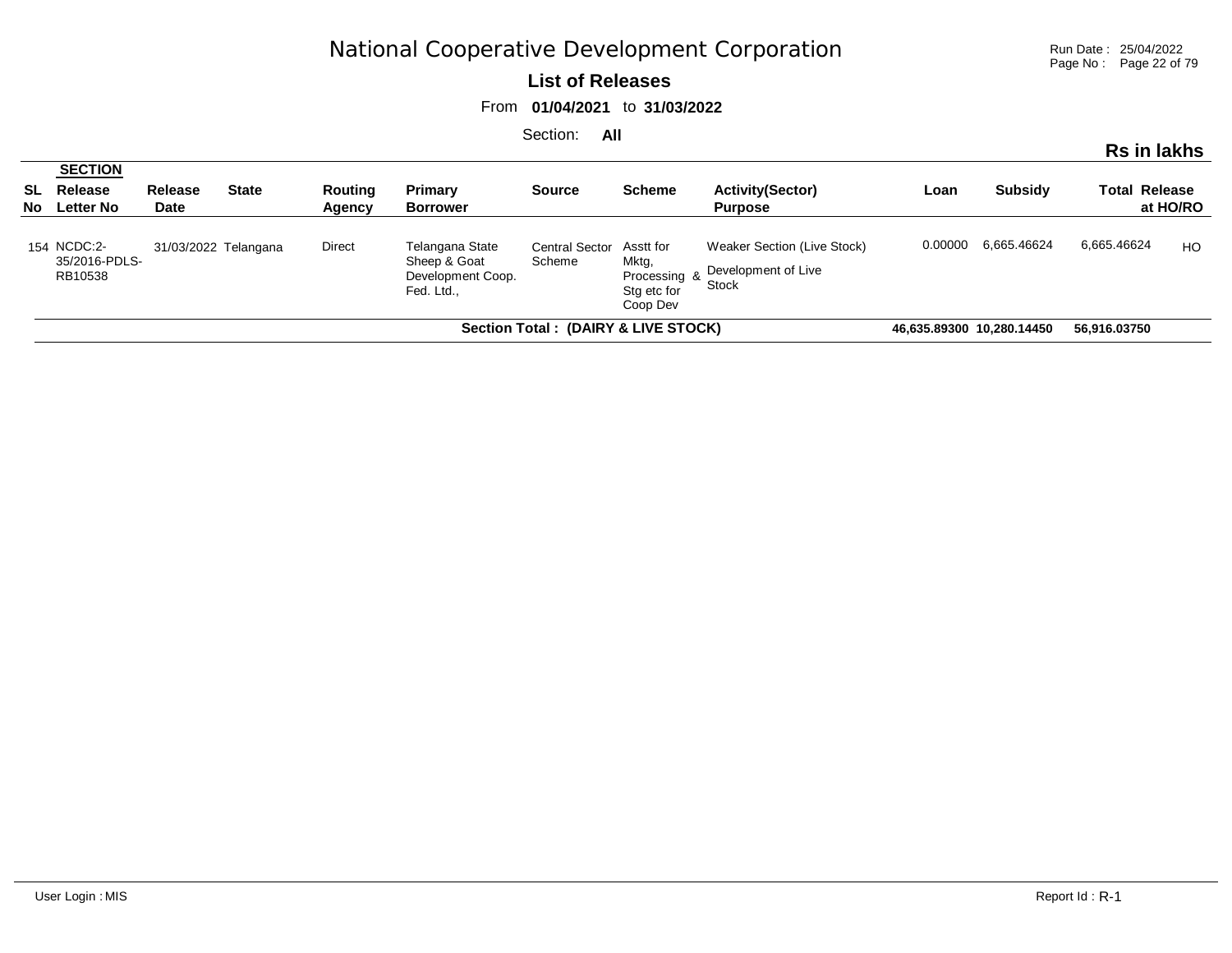# National Cooperative Development Corporation

**List of Releases**

From **01/04/2021** to **31/03/2022**

Section: **All**

**Rs in lakhs**

| SL No | SECTION Release Letter No | Release Date | State | Routing Agency | Primary Borrower | Source | Scheme | Activity(Sector) Purpose | Loan | Subsidy | Total Release | at HO/RO |
|---|---|---|---|---|---|---|---|---|---|---|---|---|
| 154 | NCDC:2-35/2016-PDLS-RB10538 | 31/03/2022 | Telangana | Direct | Telangana State Sheep & Goat Development Coop. Fed. Ltd., | Central Sector Scheme | Asstt for Mktg, Processing & Stg etc for Coop Dev | Weaker Section (Live Stock) Development of Live Stock | 0.00000 | 6,665.46624 | 6,665.46624 | HO |
| | | | | | | | **Section Total : (DAIRY & LIVE STOCK)** | | **46,635.89300** | **10,280.14450** | **56,916.03750** | |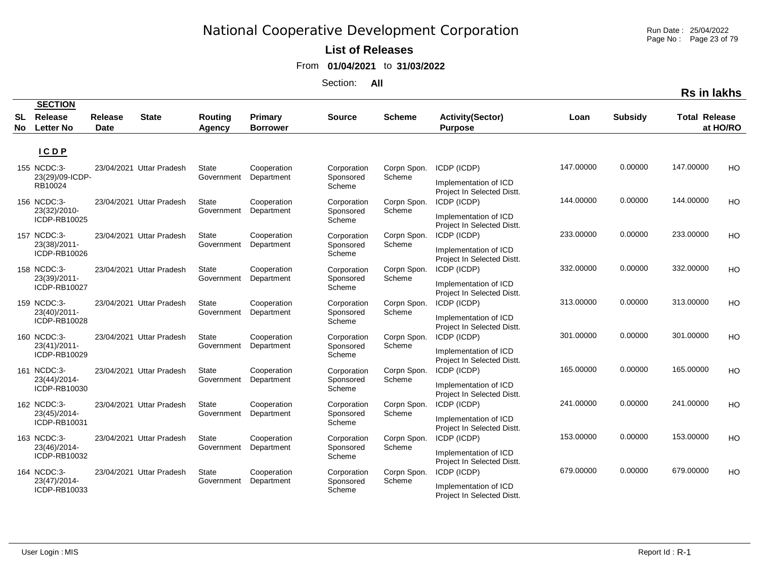# National Cooperative Development Corporation

**List of Releases**

From **01/04/2021** to **31/03/2022**

Section: **All**

**Rs in lakhs**

| SL No | SECTION Release Letter No | Release Date | State | Routing Agency | Primary Borrower | Source | Scheme | Activity(Sector) Purpose | Loan | Subsidy | Total Release | at HO/RO |
|---|---|---|---|---|---|---|---|---|---|---|---|---|
| | **I C D P** | | | | | | | | | | | |
| 155 | NCDC:3-23(29)/09-ICDP-RB10024 | 23/04/2021 | Uttar Pradesh | State Government | Cooperation Department | Corporation Sponsored Scheme | Corpn Spon. Scheme | ICDP (ICDP) Implementation of ICD Project In Selected Distt. | 147.00000 | 0.00000 | 147.00000 | HO |
| 156 | NCDC:3-23(32)/2010-ICDP-RB10025 | 23/04/2021 | Uttar Pradesh | State Government | Cooperation Department | Corporation Sponsored Scheme | Corpn Spon. Scheme | ICDP (ICDP) Implementation of ICD Project In Selected Distt. | 144.00000 | 0.00000 | 144.00000 | HO |
| 157 | NCDC:3-23(38)/2011-ICDP-RB10026 | 23/04/2021 | Uttar Pradesh | State Government | Cooperation Department | Corporation Sponsored Scheme | Corpn Spon. Scheme | ICDP (ICDP) Implementation of ICD Project In Selected Distt. | 233.00000 | 0.00000 | 233.00000 | HO |
| 158 | NCDC:3-23(39)/2011-ICDP-RB10027 | 23/04/2021 | Uttar Pradesh | State Government | Cooperation Department | Corporation Sponsored Scheme | Corpn Spon. Scheme | ICDP (ICDP) Implementation of ICD Project In Selected Distt. | 332.00000 | 0.00000 | 332.00000 | HO |
| 159 | NCDC:3-23(40)/2011-ICDP-RB10028 | 23/04/2021 | Uttar Pradesh | State Government | Cooperation Department | Corporation Sponsored Scheme | Corpn Spon. Scheme | ICDP (ICDP) Implementation of ICD Project In Selected Distt. | 313.00000 | 0.00000 | 313.00000 | HO |
| 160 | NCDC:3-23(41)/2011-ICDP-RB10029 | 23/04/2021 | Uttar Pradesh | State Government | Cooperation Department | Corporation Sponsored Scheme | Corpn Spon. Scheme | ICDP (ICDP) Implementation of ICD Project In Selected Distt. | 301.00000 | 0.00000 | 301.00000 | HO |
| 161 | NCDC:3-23(44)/2014-ICDP-RB10030 | 23/04/2021 | Uttar Pradesh | State Government | Cooperation Department | Corporation Sponsored Scheme | Corpn Spon. Scheme | ICDP (ICDP) Implementation of ICD Project In Selected Distt. | 165.00000 | 0.00000 | 165.00000 | HO |
| 162 | NCDC:3-23(45)/2014-ICDP-RB10031 | 23/04/2021 | Uttar Pradesh | State Government | Cooperation Department | Corporation Sponsored Scheme | Corpn Spon. Scheme | ICDP (ICDP) Implementation of ICD Project In Selected Distt. | 241.00000 | 0.00000 | 241.00000 | HO |
| 163 | NCDC:3-23(46)/2014-ICDP-RB10032 | 23/04/2021 | Uttar Pradesh | State Government | Cooperation Department | Corporation Sponsored Scheme | Corpn Spon. Scheme | ICDP (ICDP) Implementation of ICD Project In Selected Distt. | 153.00000 | 0.00000 | 153.00000 | HO |
| 164 | NCDC:3-23(47)/2014-ICDP-RB10033 | 23/04/2021 | Uttar Pradesh | State Government | Cooperation Department | Corporation Sponsored Scheme | Corpn Spon. Scheme | ICDP (ICDP) Implementation of ICD Project In Selected Distt. | 679.00000 | 0.00000 | 679.00000 | HO |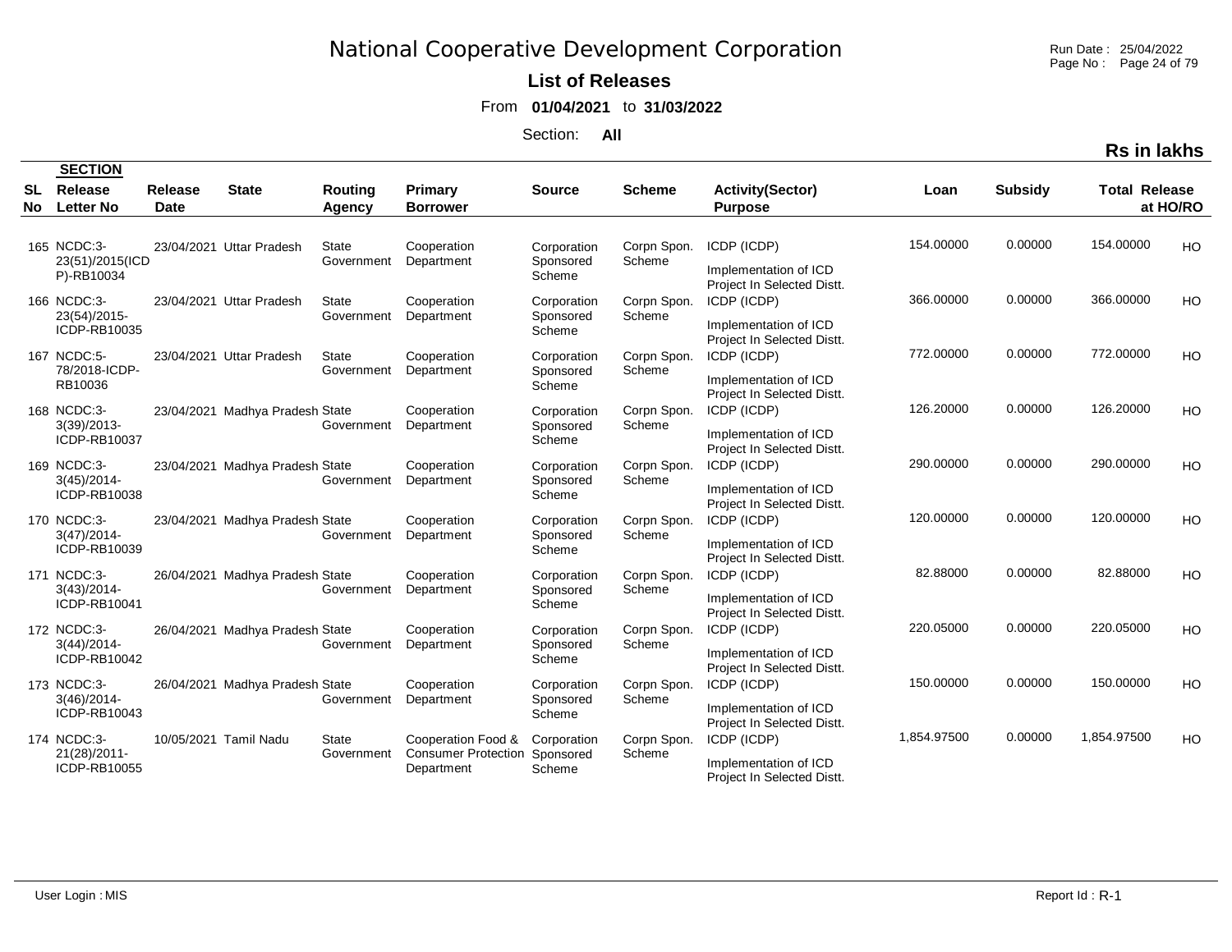# National Cooperative Development Corporation

**List of Releases**

From **01/04/2021** to **31/03/2022**

Section: **All**

**Rs in lakhs**

| SL No | SECTION Release Letter No | Release Date | State | Routing Agency | Primary Borrower | Source | Scheme | Activity(Sector) Purpose | Loan | Subsidy | Total Release | at HO/RO |
|---|---|---|---|---|---|---|---|---|---|---|---|---|
| 165 | NCDC:3-23(51)/2015(ICDP)-RB10034 | 23/04/2021 | Uttar Pradesh | State Government | Cooperation Department | Corporation Sponsored Scheme | Corpn Spon. Scheme | ICDP (ICDP) Implementation of ICD Project In Selected Distt. | 154.00000 | 0.00000 | 154.00000 | HO |
| 166 | NCDC:3-23(54)/2015-ICDP-RB10035 | 23/04/2021 | Uttar Pradesh | State Government | Cooperation Department | Corporation Sponsored Scheme | Corpn Spon. Scheme | ICDP (ICDP) Implementation of ICD Project In Selected Distt. | 366.00000 | 0.00000 | 366.00000 | HO |
| 167 | NCDC:5-78/2018-ICDP-RB10036 | 23/04/2021 | Uttar Pradesh | State Government | Cooperation Department | Corporation Sponsored Scheme | Corpn Spon. Scheme | ICDP (ICDP) Implementation of ICD Project In Selected Distt. | 772.00000 | 0.00000 | 772.00000 | HO |
| 168 | NCDC:3-3(39)/2013-ICDP-RB10037 | 23/04/2021 | Madhya Pradesh | State Government | Cooperation Department | Corporation Sponsored Scheme | Corpn Spon. Scheme | ICDP (ICDP) Implementation of ICD Project In Selected Distt. | 126.20000 | 0.00000 | 126.20000 | HO |
| 169 | NCDC:3-3(45)/2014-ICDP-RB10038 | 23/04/2021 | Madhya Pradesh | State Government | Cooperation Department | Corporation Sponsored Scheme | Corpn Spon. Scheme | ICDP (ICDP) Implementation of ICD Project In Selected Distt. | 290.00000 | 0.00000 | 290.00000 | HO |
| 170 | NCDC:3-3(47)/2014-ICDP-RB10039 | 23/04/2021 | Madhya Pradesh | State Government | Cooperation Department | Corporation Sponsored Scheme | Corpn Spon. Scheme | ICDP (ICDP) Implementation of ICD Project In Selected Distt. | 120.00000 | 0.00000 | 120.00000 | HO |
| 171 | NCDC:3-3(43)/2014-ICDP-RB10041 | 26/04/2021 | Madhya Pradesh | State Government | Cooperation Department | Corporation Sponsored Scheme | Corpn Spon. Scheme | ICDP (ICDP) Implementation of ICD Project In Selected Distt. | 82.88000 | 0.00000 | 82.88000 | HO |
| 172 | NCDC:3-3(44)/2014-ICDP-RB10042 | 26/04/2021 | Madhya Pradesh | State Government | Cooperation Department | Corporation Sponsored Scheme | Corpn Spon. Scheme | ICDP (ICDP) Implementation of ICD Project In Selected Distt. | 220.05000 | 0.00000 | 220.05000 | HO |
| 173 | NCDC:3-3(46)/2014-ICDP-RB10043 | 26/04/2021 | Madhya Pradesh | State Government | Cooperation Department | Corporation Sponsored Scheme | Corpn Spon. Scheme | ICDP (ICDP) Implementation of ICD Project In Selected Distt. | 150.00000 | 0.00000 | 150.00000 | HO |
| 174 | NCDC:3-21(28)/2011-ICDP-RB10055 | 10/05/2021 | Tamil Nadu | State Government | Cooperation Food & Consumer Protection Department | Corporation Sponsored Scheme | Corpn Spon. Scheme | ICDP (ICDP) Implementation of ICD Project In Selected Distt. | 1,854.97500 | 0.00000 | 1,854.97500 | HO |

User Login : MIS

Report Id : R-1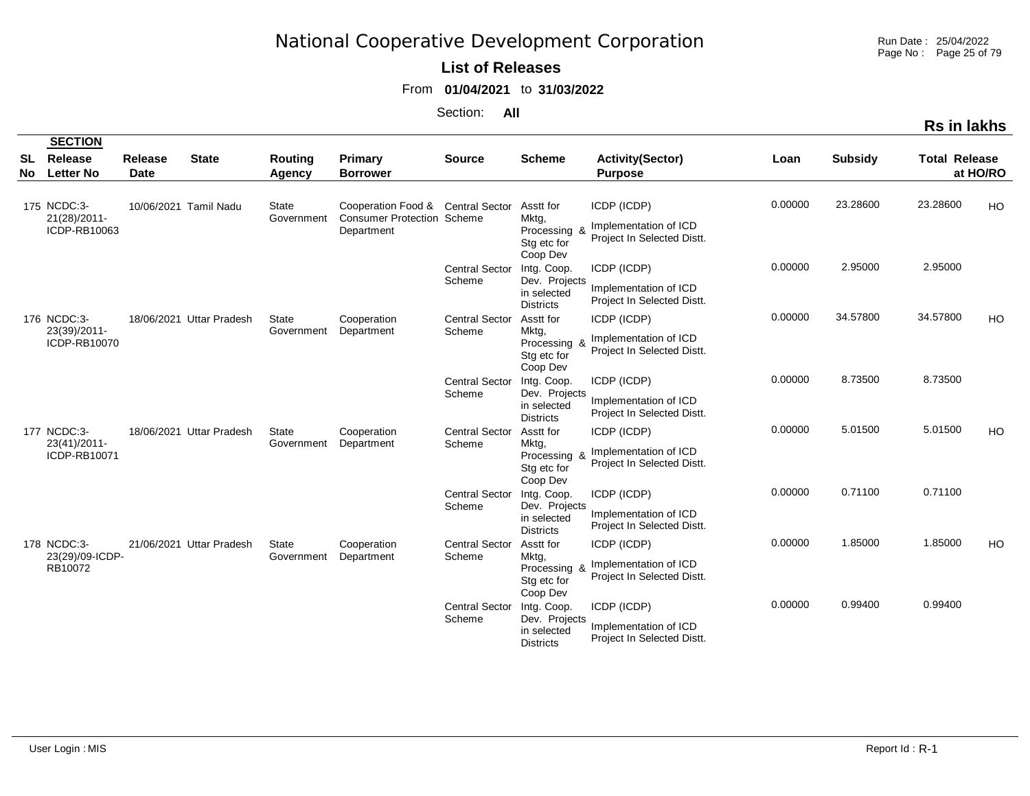# National Cooperative Development Corporation

**List of Releases**

From **01/04/2021** to **31/03/2022**

Section: **All**

**Rs in lakhs**

| SL No | SECTION Release Letter No | Release Date | State | Routing Agency | Primary Borrower | Source | Scheme | Activity(Sector) Purpose | Loan | Subsidy | Total Release | at HO/RO |
|---|---|---|---|---|---|---|---|---|---|---|---|---|
| 175 | NCDC:3-21(28)/2011-ICDP-RB10063 | 10/06/2021 | Tamil Nadu | State Government | Cooperation Food & Consumer Protection Department | Central Sector Scheme | Asstt for Mktg, Processing & Stg etc for Coop Dev | ICDP (ICDP) Implementation of ICD Project In Selected Distt. | 0.00000 | 23.28600 | 23.28600 | HO |
| | | | | | | Central Sector Scheme | Intg. Coop. Dev. Projects in selected Districts | ICDP (ICDP) Implementation of ICD Project In Selected Distt. | 0.00000 | 2.95000 | 2.95000 | |
| 176 | NCDC:3-23(39)/2011-ICDP-RB10070 | 18/06/2021 | Uttar Pradesh | State Government | Cooperation Department | Central Sector Scheme | Asstt for Mktg, Processing & Stg etc for Coop Dev | ICDP (ICDP) Implementation of ICD Project In Selected Distt. | 0.00000 | 34.57800 | 34.57800 | HO |
| | | | | | | Central Sector Scheme | Intg. Coop. Dev. Projects in selected Districts | ICDP (ICDP) Implementation of ICD Project In Selected Distt. | 0.00000 | 8.73500 | 8.73500 | |
| 177 | NCDC:3-23(41)/2011-ICDP-RB10071 | 18/06/2021 | Uttar Pradesh | State Government | Cooperation Department | Central Sector Scheme | Asstt for Mktg, Processing & Stg etc for Coop Dev | ICDP (ICDP) Implementation of ICD Project In Selected Distt. | 0.00000 | 5.01500 | 5.01500 | HO |
| | | | | | | Central Sector Scheme | Intg. Coop. Dev. Projects in selected Districts | ICDP (ICDP) Implementation of ICD Project In Selected Distt. | 0.00000 | 0.71100 | 0.71100 | |
| 178 | NCDC:3-23(29)/09-ICDP-RB10072 | 21/06/2021 | Uttar Pradesh | State Government | Cooperation Department | Central Sector Scheme | Asstt for Mktg, Processing & Stg etc for Coop Dev | ICDP (ICDP) Implementation of ICD Project In Selected Distt. | 0.00000 | 1.85000 | 1.85000 | HO |
| | | | | | | Central Sector Scheme | Intg. Coop. Dev. Projects in selected Districts | ICDP (ICDP) Implementation of ICD Project In Selected Distt. | 0.00000 | 0.99400 | 0.99400 | |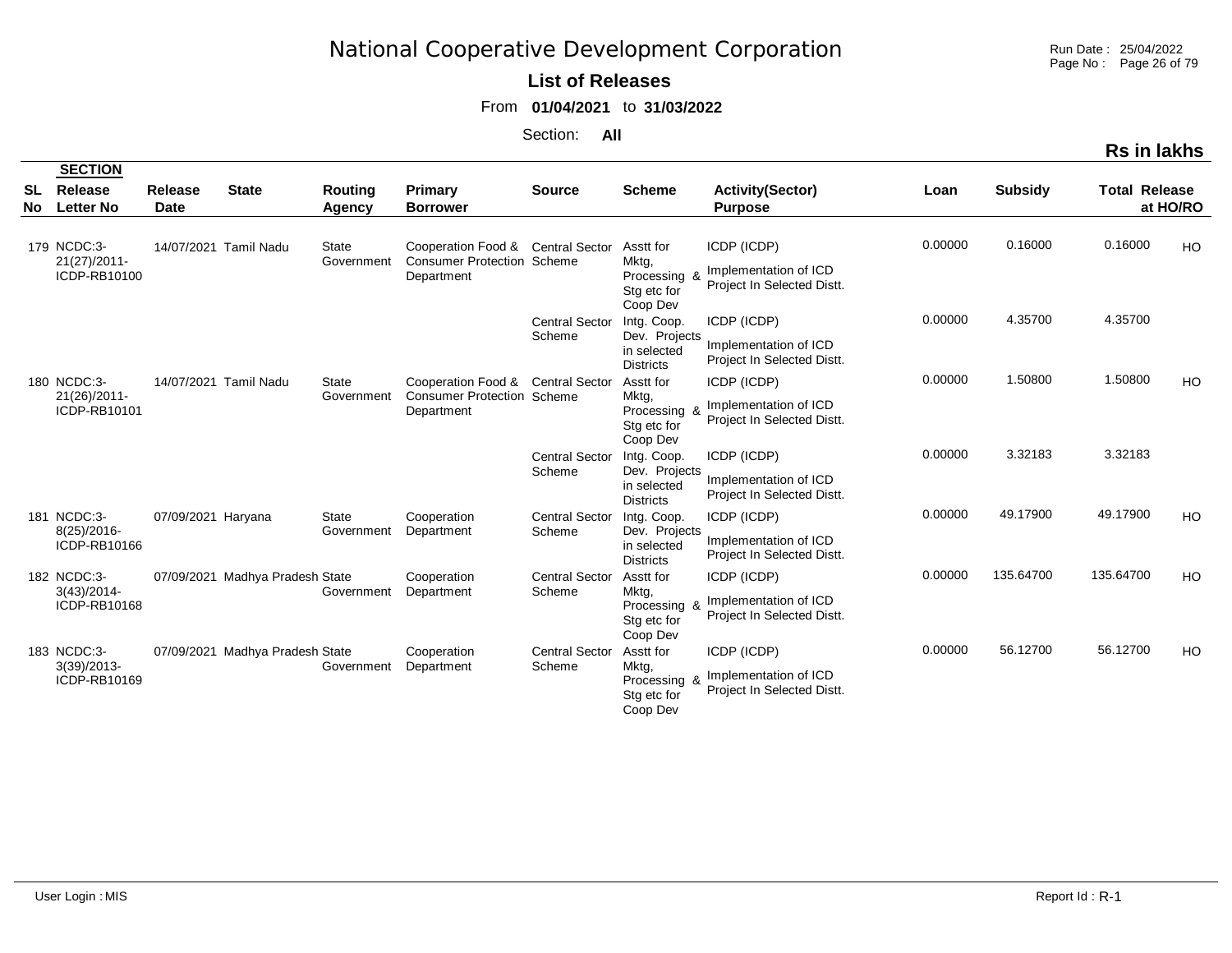# National Cooperative Development Corporation

**List of Releases**

From **01/04/2021** to **31/03/2022**

Section: **All**

**Rs in lakhs**

| SL No | SECTION Release Letter No | Release Date | State | Routing Agency | Primary Borrower | Source | Scheme | Activity(Sector) Purpose | Loan | Subsidy | Total Release | at HO/RO |
|---|---|---|---|---|---|---|---|---|---|---|---|---|
| 179 | NCDC:3-21(27)/2011-ICDP-RB10100 | 14/07/2021 | Tamil Nadu | State Government | Cooperation Food & Consumer Protection Department | Central Sector Scheme | Asstt for Mktg, Processing & Stg etc for Coop Dev | ICDP (ICDP) Implementation of ICD Project In Selected Distt. | 0.00000 | 0.16000 | 0.16000 | HO |
| | | | | | | Central Sector Scheme | Intg. Coop. Dev. Projects in selected Districts | ICDP (ICDP) Implementation of ICD Project In Selected Distt. | 0.00000 | 4.35700 | 4.35700 | |
| 180 | NCDC:3-21(26)/2011-ICDP-RB10101 | 14/07/2021 | Tamil Nadu | State Government | Cooperation Food & Consumer Protection Department | Central Sector Scheme | Asstt for Mktg, Processing & Stg etc for Coop Dev | ICDP (ICDP) Implementation of ICD Project In Selected Distt. | 0.00000 | 1.50800 | 1.50800 | HO |
| | | | | | | Central Sector Scheme | Intg. Coop. Dev. Projects in selected Districts | ICDP (ICDP) Implementation of ICD Project In Selected Distt. | 0.00000 | 3.32183 | 3.32183 | |
| 181 | NCDC:3-8(25)/2016-ICDP-RB10166 | 07/09/2021 | Haryana | State Government | Cooperation Department | Central Sector Scheme | Intg. Coop. Dev. Projects in selected Districts | ICDP (ICDP) Implementation of ICD Project In Selected Distt. | 0.00000 | 49.17900 | 49.17900 | HO |
| 182 | NCDC:3-3(43)/2014-ICDP-RB10168 | 07/09/2021 | Madhya Pradesh | State Government | Cooperation Department | Central Sector Scheme | Asstt for Mktg, Processing & Stg etc for Coop Dev | ICDP (ICDP) Implementation of ICD Project In Selected Distt. | 0.00000 | 135.64700 | 135.64700 | HO |
| 183 | NCDC:3-3(39)/2013-ICDP-RB10169 | 07/09/2021 | Madhya Pradesh | State Government | Cooperation Department | Central Sector Scheme | Asstt for Mktg, Processing & Stg etc for Coop Dev | ICDP (ICDP) Implementation of ICD Project In Selected Distt. | 0.00000 | 56.12700 | 56.12700 | HO |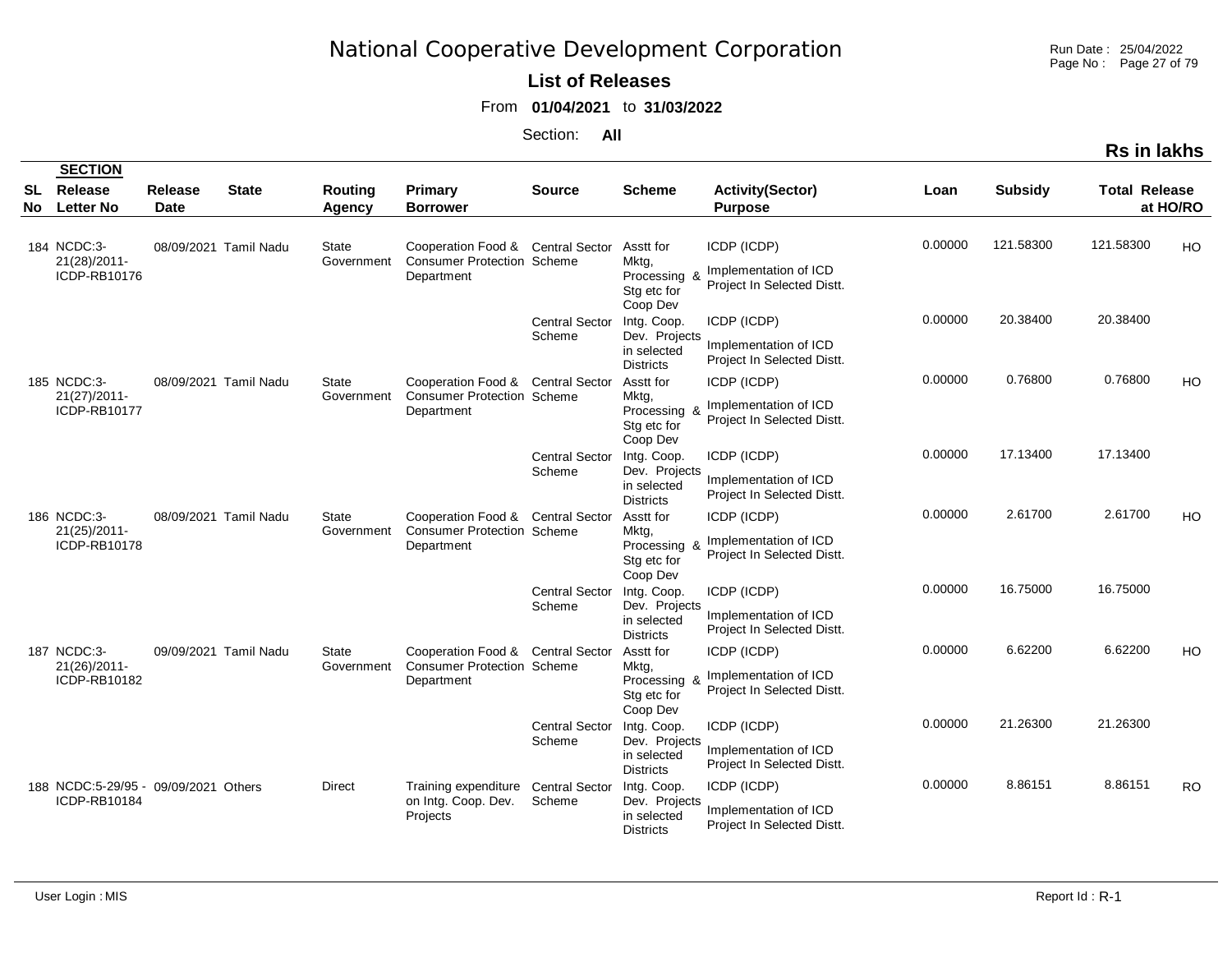# National Cooperative Development Corporation

**List of Releases**

From **01/04/2021** to **31/03/2022**

Section: **All**

**Rs in lakhs**

| SL No | SECTION Release Letter No | Release Date | State | Routing Agency | Primary Borrower | Source | Scheme | Activity(Sector) Purpose | Loan | Subsidy | Total Release | at HO/RO |
|---|---|---|---|---|---|---|---|---|---|---|---|---|
| 184 | NCDC:3-21(28)/2011-ICDP-RB10176 | 08/09/2021 | Tamil Nadu | State Government | Cooperation Food & Consumer Protection Department | Central Sector Scheme | Asstt for Mktg, Processing & Stg etc for Coop Dev | ICDP (ICDP) Implementation of ICD Project In Selected Distt. | 0.00000 | 121.58300 | 121.58300 | HO |
| | | | | | | Central Sector Scheme | Intg. Coop. Dev. Projects in selected Districts | ICDP (ICDP) Implementation of ICD Project In Selected Distt. | 0.00000 | 20.38400 | 20.38400 | |
| 185 | NCDC:3-21(27)/2011-ICDP-RB10177 | 08/09/2021 | Tamil Nadu | State Government | Cooperation Food & Consumer Protection Department | Central Sector Scheme | Asstt for Mktg, Processing & Stg etc for Coop Dev | ICDP (ICDP) Implementation of ICD Project In Selected Distt. | 0.00000 | 0.76800 | 0.76800 | HO |
| | | | | | | Central Sector Scheme | Intg. Coop. Dev. Projects in selected Districts | ICDP (ICDP) Implementation of ICD Project In Selected Distt. | 0.00000 | 17.13400 | 17.13400 | |
| 186 | NCDC:3-21(25)/2011-ICDP-RB10178 | 08/09/2021 | Tamil Nadu | State Government | Cooperation Food & Consumer Protection Department | Central Sector Scheme | Asstt for Mktg, Processing & Stg etc for Coop Dev | ICDP (ICDP) Implementation of ICD Project In Selected Distt. | 0.00000 | 2.61700 | 2.61700 | HO |
| | | | | | | Central Sector Scheme | Intg. Coop. Dev. Projects in selected Districts | ICDP (ICDP) Implementation of ICD Project In Selected Distt. | 0.00000 | 16.75000 | 16.75000 | |
| 187 | NCDC:3-21(26)/2011-ICDP-RB10182 | 09/09/2021 | Tamil Nadu | State Government | Cooperation Food & Consumer Protection Department | Central Sector Scheme | Asstt for Mktg, Processing & Stg etc for Coop Dev | ICDP (ICDP) Implementation of ICD Project In Selected Distt. | 0.00000 | 6.62200 | 6.62200 | HO |
| | | | | | | Central Sector Scheme | Intg. Coop. Dev. Projects in selected Districts | ICDP (ICDP) Implementation of ICD Project In Selected Distt. | 0.00000 | 21.26300 | 21.26300 | |
| 188 | NCDC:5-29/95 - ICDP-RB10184 | 09/09/2021 | Others | Direct | Training expenditure on Intg. Coop. Dev. Projects | Central Sector Scheme | Intg. Coop. Dev. Projects in selected Districts | ICDP (ICDP) Implementation of ICD Project In Selected Distt. | 0.00000 | 8.86151 | 8.86151 | RO |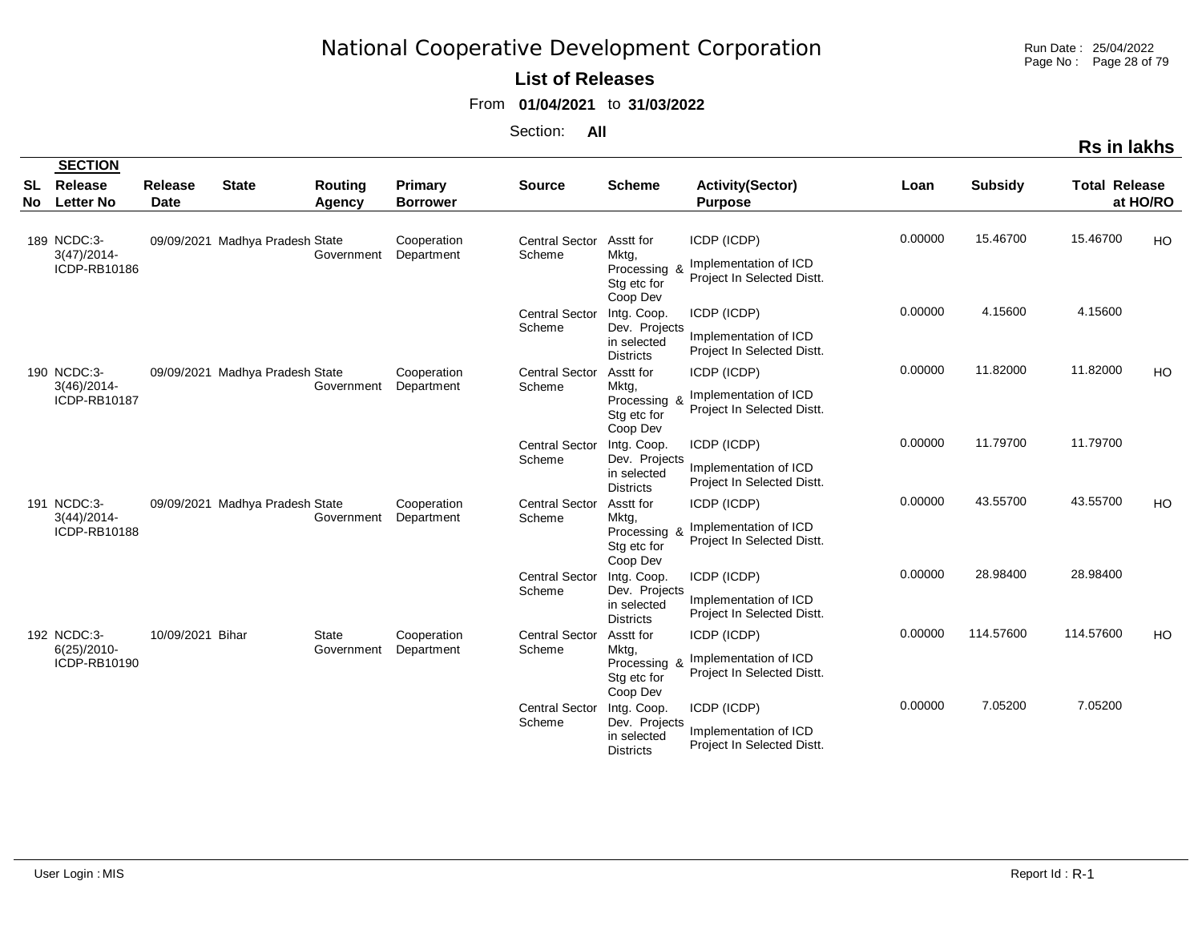# National Cooperative Development Corporation

**List of Releases**

From **01/04/2021** to **31/03/2022**

Section: **All**

**Rs in lakhs**

| SL No | SECTION Release Letter No | Release Date | State | Routing Agency | Primary Borrower | Source | Scheme | Activity(Sector) Purpose | Loan | Subsidy | Total Release | at HO/RO |
|---|---|---|---|---|---|---|---|---|---|---|---|---|
| 189 | NCDC:3-3(47)/2014-ICDP-RB10186 | 09/09/2021 | Madhya Pradesh | State Government | Cooperation Department | Central Sector Scheme | Asstt for Mktg, Processing & Stg etc for Coop Dev | ICDP (ICDP) Implementation of ICD Project In Selected Distt. | 0.00000 | 15.46700 | 15.46700 | HO |
| | | | | | | Central Sector Scheme | Intg. Coop. Dev. Projects in selected Districts | ICDP (ICDP) Implementation of ICD Project In Selected Distt. | 0.00000 | 4.15600 | 4.15600 | |
| 190 | NCDC:3-3(46)/2014-ICDP-RB10187 | 09/09/2021 | Madhya Pradesh | State Government | Cooperation Department | Central Sector Scheme | Asstt for Mktg, Processing & Stg etc for Coop Dev | ICDP (ICDP) Implementation of ICD Project In Selected Distt. | 0.00000 | 11.82000 | 11.82000 | HO |
| | | | | | | Central Sector Scheme | Intg. Coop. Dev. Projects in selected Districts | ICDP (ICDP) Implementation of ICD Project In Selected Distt. | 0.00000 | 11.79700 | 11.79700 | |
| 191 | NCDC:3-3(44)/2014-ICDP-RB10188 | 09/09/2021 | Madhya Pradesh | State Government | Cooperation Department | Central Sector Scheme | Asstt for Mktg, Processing & Stg etc for Coop Dev | ICDP (ICDP) Implementation of ICD Project In Selected Distt. | 0.00000 | 43.55700 | 43.55700 | HO |
| | | | | | | Central Sector Scheme | Intg. Coop. Dev. Projects in selected Districts | ICDP (ICDP) Implementation of ICD Project In Selected Distt. | 0.00000 | 28.98400 | 28.98400 | |
| 192 | NCDC:3-6(25)/2010-ICDP-RB10190 | 10/09/2021 | Bihar | State Government | Cooperation Department | Central Sector Scheme | Asstt for Mktg, Processing & Stg etc for Coop Dev | ICDP (ICDP) Implementation of ICD Project In Selected Distt. | 0.00000 | 114.57600 | 114.57600 | HO |
| | | | | | | Central Sector Scheme | Intg. Coop. Dev. Projects in selected Districts | ICDP (ICDP) Implementation of ICD Project In Selected Distt. | 0.00000 | 7.05200 | 7.05200 | |

User Login : MIS

Report Id : R-1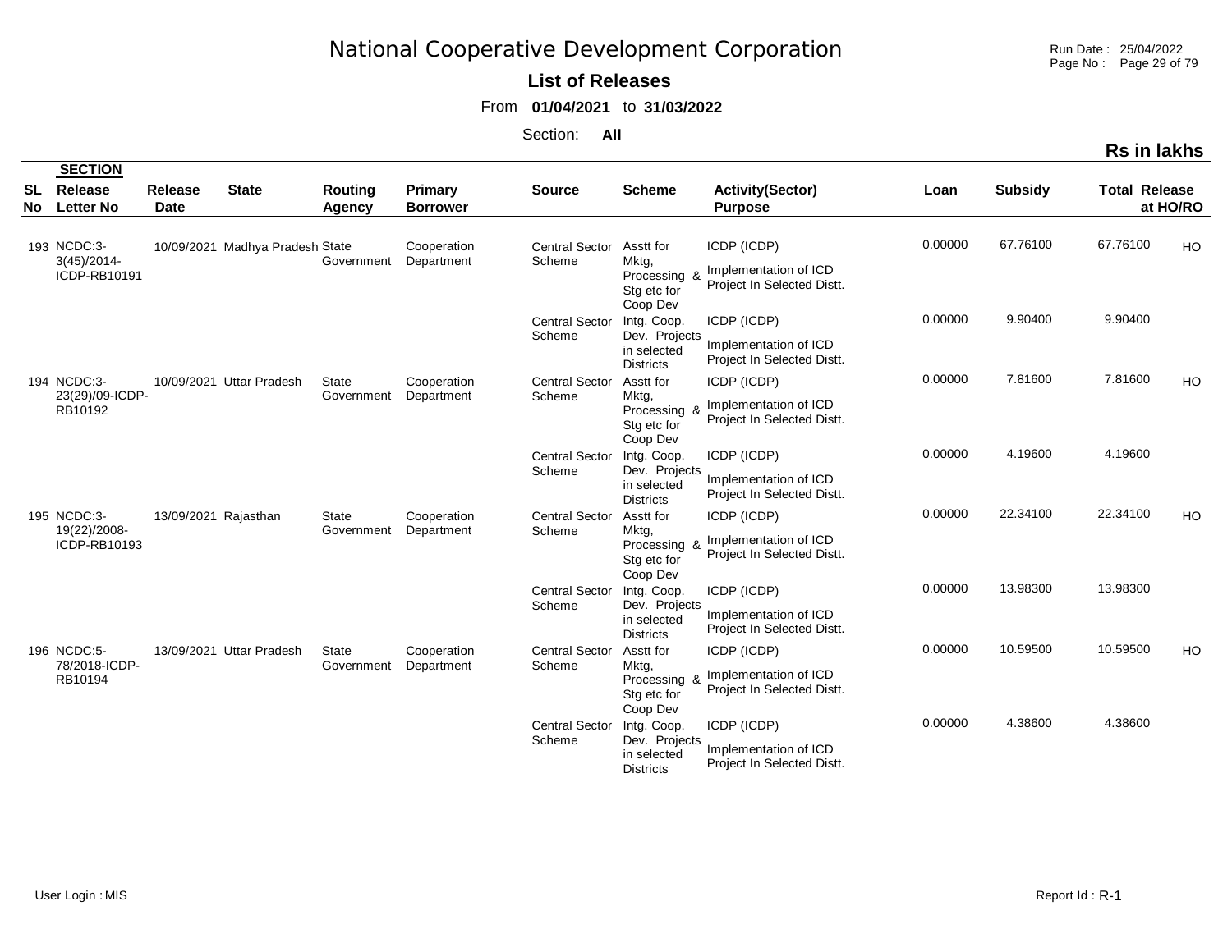# National Cooperative Development Corporation

**List of Releases**

From **01/04/2021** to **31/03/2022**

Section: **All**

**Rs in lakhs**

| SL No | SECTION Release Letter No | Release Date | State | Routing Agency | Primary Borrower | Source | Scheme | Activity(Sector) Purpose | Loan | Subsidy | Total Release | at HO/RO |
|---|---|---|---|---|---|---|---|---|---|---|---|---|
| 193 | NCDC:3-3(45)/2014-ICDP-RB10191 | 10/09/2021 | Madhya Pradesh | State Government | Cooperation Department | Central Sector Scheme | Asstt for Mktg, Processing & Stg etc for Coop Dev | ICDP (ICDP) Implementation of ICD Project In Selected Distt. | 0.00000 | 67.76100 | 67.76100 | HO |
| | | | | | | Central Sector Scheme | Intg. Coop. Dev. Projects in selected Districts | ICDP (ICDP) Implementation of ICD Project In Selected Distt. | 0.00000 | 9.90400 | 9.90400 | |
| 194 | NCDC:3-23(29)/09-ICDP-RB10192 | 10/09/2021 | Uttar Pradesh | State Government | Cooperation Department | Central Sector Scheme | Asstt for Mktg, Processing & Stg etc for Coop Dev | ICDP (ICDP) Implementation of ICD Project In Selected Distt. | 0.00000 | 7.81600 | 7.81600 | HO |
| | | | | | | Central Sector Scheme | Intg. Coop. Dev. Projects in selected Districts | ICDP (ICDP) Implementation of ICD Project In Selected Distt. | 0.00000 | 4.19600 | 4.19600 | |
| 195 | NCDC:3-19(22)/2008-ICDP-RB10193 | 13/09/2021 | Rajasthan | State Government | Cooperation Department | Central Sector Scheme | Asstt for Mktg, Processing & Stg etc for Coop Dev | ICDP (ICDP) Implementation of ICD Project In Selected Distt. | 0.00000 | 22.34100 | 22.34100 | HO |
| | | | | | | Central Sector Scheme | Intg. Coop. Dev. Projects in selected Districts | ICDP (ICDP) Implementation of ICD Project In Selected Distt. | 0.00000 | 13.98300 | 13.98300 | |
| 196 | NCDC:5-78/2018-ICDP-RB10194 | 13/09/2021 | Uttar Pradesh | State Government | Cooperation Department | Central Sector Scheme | Asstt for Mktg, Processing & Stg etc for Coop Dev | ICDP (ICDP) Implementation of ICD Project In Selected Distt. | 0.00000 | 10.59500 | 10.59500 | HO |
| | | | | | | Central Sector Scheme | Intg. Coop. Dev. Projects in selected Districts | ICDP (ICDP) Implementation of ICD Project In Selected Distt. | 0.00000 | 4.38600 | 4.38600 | |

User Login : MIS

Report Id : R-1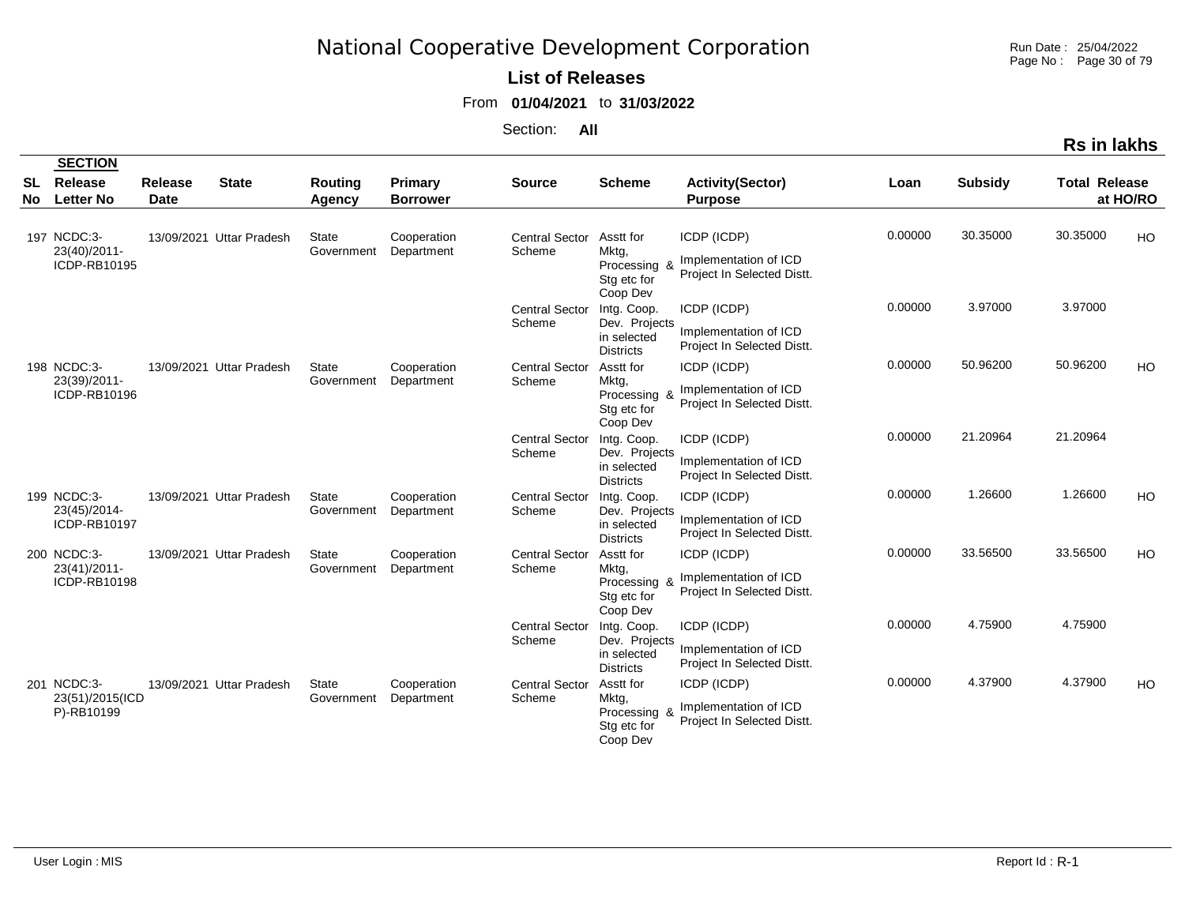# National Cooperative Development Corporation

**List of Releases**

From **01/04/2021** to **31/03/2022**

Section: **All**

**Rs in lakhs**

| SL No | Release Letter No | Release Date | State | Routing Agency | Primary Borrower | Source | Scheme | Activity(Sector) Purpose | Loan | Subsidy | Total Release | at HO/RO |
|---|---|---|---|---|---|---|---|---|---|---|---|---|
| 197 | NCDC:3-23(40)/2011-ICDP-RB10195 | 13/09/2021 | Uttar Pradesh | State Government | Cooperation Department | Central Sector Scheme | Asstt for Mktg, Processing & Stg etc for Coop Dev | ICDP (ICDP) Implementation of ICD Project In Selected Distt. | 0.00000 | 30.35000 | 30.35000 | HO |
| | | | | | | Central Sector Scheme | Intg. Coop. Dev. Projects in selected Districts | ICDP (ICDP) Implementation of ICD Project In Selected Distt. | 0.00000 | 3.97000 | 3.97000 | |
| 198 | NCDC:3-23(39)/2011-ICDP-RB10196 | 13/09/2021 | Uttar Pradesh | State Government | Cooperation Department | Central Sector Scheme | Asstt for Mktg, Processing & Stg etc for Coop Dev | ICDP (ICDP) Implementation of ICD Project In Selected Distt. | 0.00000 | 50.96200 | 50.96200 | HO |
| | | | | | | Central Sector Scheme | Intg. Coop. Dev. Projects in selected Districts | ICDP (ICDP) Implementation of ICD Project In Selected Distt. | 0.00000 | 21.20964 | 21.20964 | |
| 199 | NCDC:3-23(45)/2014-ICDP-RB10197 | 13/09/2021 | Uttar Pradesh | State Government | Cooperation Department | Central Sector Scheme | Intg. Coop. Dev. Projects in selected Districts | ICDP (ICDP) Implementation of ICD Project In Selected Distt. | 0.00000 | 1.26600 | 1.26600 | HO |
| 200 | NCDC:3-23(41)/2011-ICDP-RB10198 | 13/09/2021 | Uttar Pradesh | State Government | Cooperation Department | Central Sector Scheme | Asstt for Mktg, Processing & Stg etc for Coop Dev | ICDP (ICDP) Implementation of ICD Project In Selected Distt. | 0.00000 | 33.56500 | 33.56500 | HO |
| | | | | | | Central Sector Scheme | Intg. Coop. Dev. Projects in selected Districts | ICDP (ICDP) Implementation of ICD Project In Selected Distt. | 0.00000 | 4.75900 | 4.75900 | |
| 201 | NCDC:3-23(51)/2015(ICDP)-RB10199 | 13/09/2021 | Uttar Pradesh | State Government | Cooperation Department | Central Sector Scheme | Asstt for Mktg, Processing & Stg etc for Coop Dev | ICDP (ICDP) Implementation of ICD Project In Selected Distt. | 0.00000 | 4.37900 | 4.37900 | HO |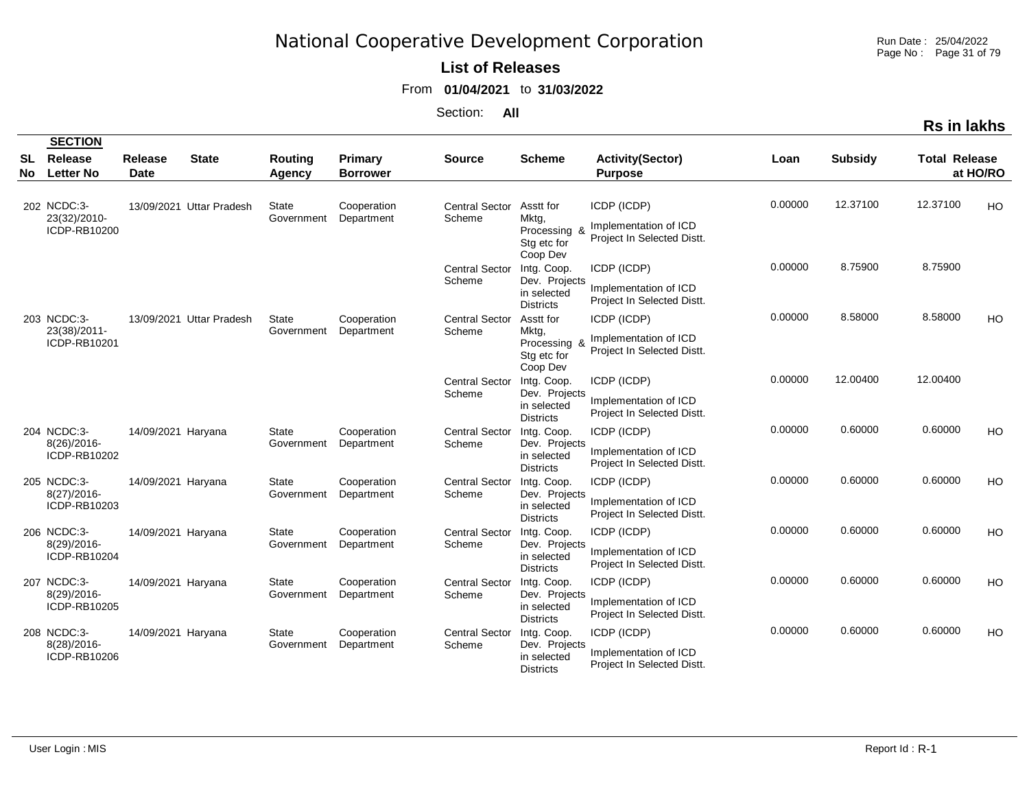# National Cooperative Development Corporation

**List of Releases**

From **01/04/2021** to **31/03/2022**

Section: **All**

**Rs in lakhs**

| SL No | SECTION Release Letter No | Release Date | State | Routing Agency | Primary Borrower | Source | Scheme | Activity(Sector) Purpose | Loan | Subsidy | Total Release | at HO/RO |
|---|---|---|---|---|---|---|---|---|---|---|---|---|
| 202 | NCDC:3-23(32)/2010-ICDP-RB10200 | 13/09/2021 | Uttar Pradesh | State Government | Cooperation Department | Central Sector Scheme | Asstt for Mktg, Processing & Stg etc for Coop Dev | ICDP (ICDP) Implementation of ICD Project In Selected Distt. | 0.00000 | 12.37100 | 12.37100 | HO |
| | | | | | | Central Sector Scheme | Intg. Coop. Dev. Projects in selected Districts | ICDP (ICDP) Implementation of ICD Project In Selected Distt. | 0.00000 | 8.75900 | 8.75900 | |
| 203 | NCDC:3-23(38)/2011-ICDP-RB10201 | 13/09/2021 | Uttar Pradesh | State Government | Cooperation Department | Central Sector Scheme | Asstt for Mktg, Processing & Stg etc for Coop Dev | ICDP (ICDP) Implementation of ICD Project In Selected Distt. | 0.00000 | 8.58000 | 8.58000 | HO |
| | | | | | | Central Sector Scheme | Intg. Coop. Dev. Projects in selected Districts | ICDP (ICDP) Implementation of ICD Project In Selected Distt. | 0.00000 | 12.00400 | 12.00400 | |
| 204 | NCDC:3-8(26)/2016-ICDP-RB10202 | 14/09/2021 | Haryana | State Government | Cooperation Department | Central Sector Scheme | Intg. Coop. Dev. Projects in selected Districts | ICDP (ICDP) Implementation of ICD Project In Selected Distt. | 0.00000 | 0.60000 | 0.60000 | HO |
| 205 | NCDC:3-8(27)/2016-ICDP-RB10203 | 14/09/2021 | Haryana | State Government | Cooperation Department | Central Sector Scheme | Intg. Coop. Dev. Projects in selected Districts | ICDP (ICDP) Implementation of ICD Project In Selected Distt. | 0.00000 | 0.60000 | 0.60000 | HO |
| 206 | NCDC:3-8(29)/2016-ICDP-RB10204 | 14/09/2021 | Haryana | State Government | Cooperation Department | Central Sector Scheme | Intg. Coop. Dev. Projects in selected Districts | ICDP (ICDP) Implementation of ICD Project In Selected Distt. | 0.00000 | 0.60000 | 0.60000 | HO |
| 207 | NCDC:3-8(29)/2016-ICDP-RB10205 | 14/09/2021 | Haryana | State Government | Cooperation Department | Central Sector Scheme | Intg. Coop. Dev. Projects in selected Districts | ICDP (ICDP) Implementation of ICD Project In Selected Distt. | 0.00000 | 0.60000 | 0.60000 | HO |
| 208 | NCDC:3-8(28)/2016-ICDP-RB10206 | 14/09/2021 | Haryana | State Government | Cooperation Department | Central Sector Scheme | Intg. Coop. Dev. Projects in selected Districts | ICDP (ICDP) Implementation of ICD Project In Selected Distt. | 0.00000 | 0.60000 | 0.60000 | HO |

User Login : MIS

Report Id : R-1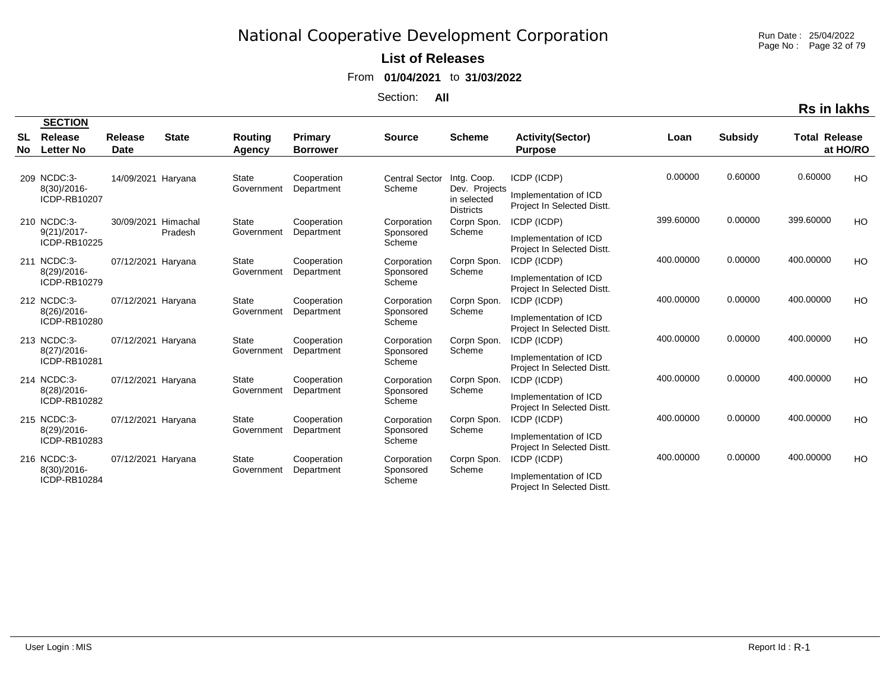# National Cooperative Development Corporation

**List of Releases**

From **01/04/2021** to **31/03/2022**

Section: **All**

**Rs in lakhs**

| SL No | SECTION Release Letter No | Release Date | State | Routing Agency | Primary Borrower | Source | Scheme | Activity(Sector) Purpose | Loan | Subsidy | Total Release | at HO/RO |
|---|---|---|---|---|---|---|---|---|---|---|---|---|
| 209 | NCDC:3-8(30)/2016-ICDP-RB10207 | 14/09/2021 | Haryana | State Government | Cooperation Department | Central Sector Scheme | Intg. Coop. Dev. Projects in selected Districts | ICDP (ICDP) Implementation of ICD Project In Selected Distt. | 0.00000 | 0.60000 | 0.60000 | HO |
| 210 | NCDC:3-9(21)/2017-ICDP-RB10225 | 30/09/2021 | Himachal Pradesh | State Government | Cooperation Department | Corporation Sponsored Scheme | Corpn Spon. Scheme | ICDP (ICDP) Implementation of ICD Project In Selected Distt. | 399.60000 | 0.00000 | 399.60000 | HO |
| 211 | NCDC:3-8(29)/2016-ICDP-RB10279 | 07/12/2021 | Haryana | State Government | Cooperation Department | Corporation Sponsored Scheme | Corpn Spon. Scheme | ICDP (ICDP) Implementation of ICD Project In Selected Distt. | 400.00000 | 0.00000 | 400.00000 | HO |
| 212 | NCDC:3-8(26)/2016-ICDP-RB10280 | 07/12/2021 | Haryana | State Government | Cooperation Department | Corporation Sponsored Scheme | Corpn Spon. Scheme | ICDP (ICDP) Implementation of ICD Project In Selected Distt. | 400.00000 | 0.00000 | 400.00000 | HO |
| 213 | NCDC:3-8(27)/2016-ICDP-RB10281 | 07/12/2021 | Haryana | State Government | Cooperation Department | Corporation Sponsored Scheme | Corpn Spon. Scheme | ICDP (ICDP) Implementation of ICD Project In Selected Distt. | 400.00000 | 0.00000 | 400.00000 | HO |
| 214 | NCDC:3-8(28)/2016-ICDP-RB10282 | 07/12/2021 | Haryana | State Government | Cooperation Department | Corporation Sponsored Scheme | Corpn Spon. Scheme | ICDP (ICDP) Implementation of ICD Project In Selected Distt. | 400.00000 | 0.00000 | 400.00000 | HO |
| 215 | NCDC:3-8(29)/2016-ICDP-RB10283 | 07/12/2021 | Haryana | State Government | Cooperation Department | Corporation Sponsored Scheme | Corpn Spon. Scheme | ICDP (ICDP) Implementation of ICD Project In Selected Distt. | 400.00000 | 0.00000 | 400.00000 | HO |
| 216 | NCDC:3-8(30)/2016-ICDP-RB10284 | 07/12/2021 | Haryana | State Government | Cooperation Department | Corporation Sponsored Scheme | Corpn Spon. Scheme | ICDP (ICDP) Implementation of ICD Project In Selected Distt. | 400.00000 | 0.00000 | 400.00000 | HO |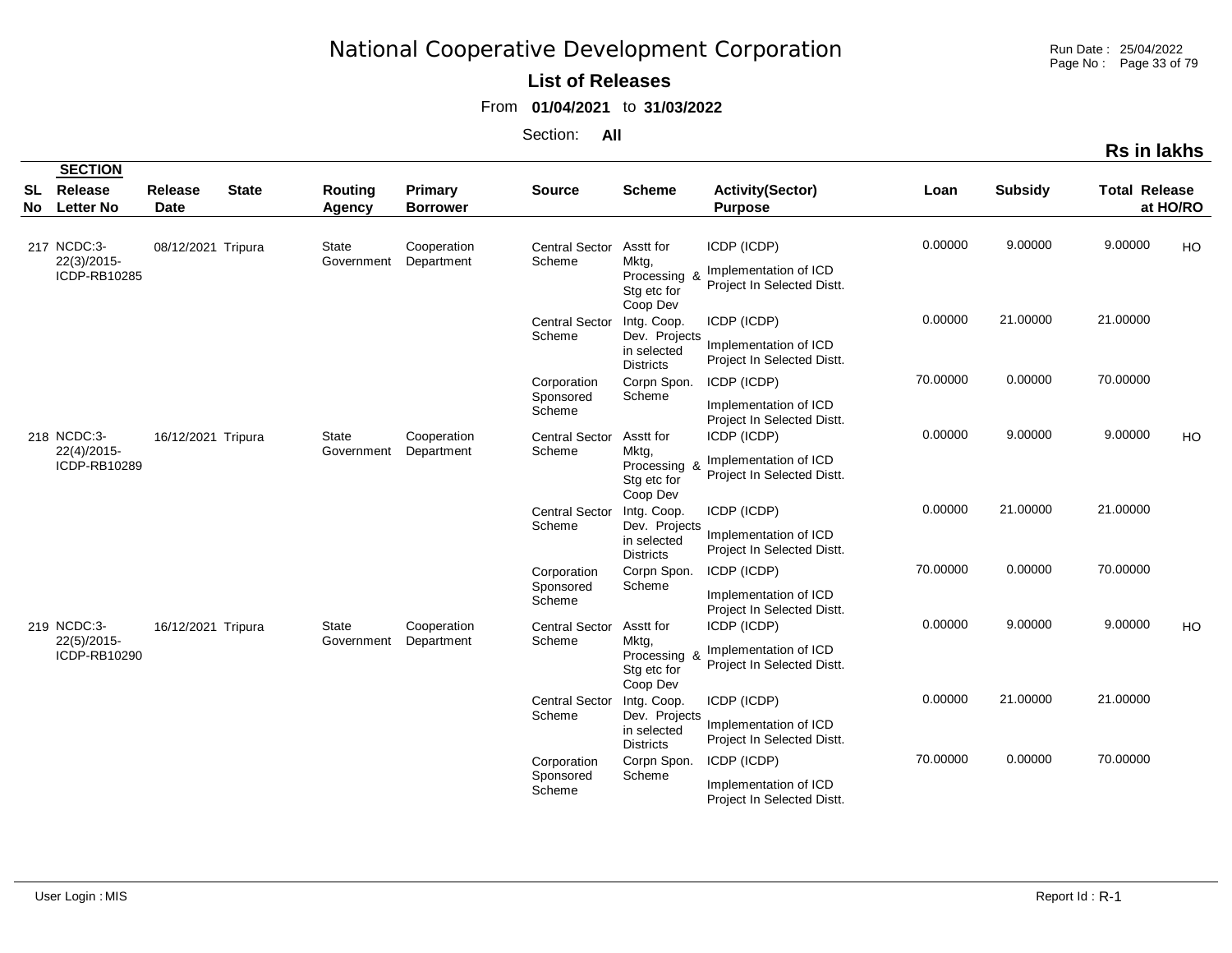# National Cooperative Development Corporation

**List of Releases**

From **01/04/2021** to **31/03/2022**

Section: **All**

**Rs in lakhs**

| SL No | SECTION Release Letter No | Release Date | State | Routing Agency | Primary Borrower | Source | Scheme | Activity(Sector) Purpose | Loan | Subsidy | Total Release | at HO/RO |
|---|---|---|---|---|---|---|---|---|---|---|---|---|
| 217 | NCDC:3-22(3)/2015-ICDP-RB10285 | 08/12/2021 | Tripura | State Government | Cooperation Department | Central Sector Scheme | Asstt for Mktg, Processing & Stg etc for Coop Dev | ICDP (ICDP) Implementation of ICD Project In Selected Distt. | 0.00000 | 9.00000 | 9.00000 | HO |
| | | | | | | Central Sector Scheme | Intg. Coop. Dev. Projects in selected Districts | ICDP (ICDP) Implementation of ICD Project In Selected Distt. | 0.00000 | 21.00000 | 21.00000 | |
| | | | | | | Corporation Sponsored Scheme | Corpn Spon. Scheme | ICDP (ICDP) Implementation of ICD Project In Selected Distt. | 70.00000 | 0.00000 | 70.00000 | |
| 218 | NCDC:3-22(4)/2015-ICDP-RB10289 | 16/12/2021 | Tripura | State Government | Cooperation Department | Central Sector Scheme | Asstt for Mktg, Processing & Stg etc for Coop Dev | ICDP (ICDP) Implementation of ICD Project In Selected Distt. | 0.00000 | 9.00000 | 9.00000 | HO |
| | | | | | | Central Sector Scheme | Intg. Coop. Dev. Projects in selected Districts | ICDP (ICDP) Implementation of ICD Project In Selected Distt. | 0.00000 | 21.00000 | 21.00000 | |
| | | | | | | Corporation Sponsored Scheme | Corpn Spon. Scheme | ICDP (ICDP) Implementation of ICD Project In Selected Distt. | 70.00000 | 0.00000 | 70.00000 | |
| 219 | NCDC:3-22(5)/2015-ICDP-RB10290 | 16/12/2021 | Tripura | State Government | Cooperation Department | Central Sector Scheme | Asstt for Mktg, Processing & Stg etc for Coop Dev | ICDP (ICDP) Implementation of ICD Project In Selected Distt. | 0.00000 | 9.00000 | 9.00000 | HO |
| | | | | | | Central Sector Scheme | Intg. Coop. Dev. Projects in selected Districts | ICDP (ICDP) Implementation of ICD Project In Selected Distt. | 0.00000 | 21.00000 | 21.00000 | |
| | | | | | | Corporation Sponsored Scheme | Corpn Spon. Scheme | ICDP (ICDP) Implementation of ICD Project In Selected Distt. | 70.00000 | 0.00000 | 70.00000 | |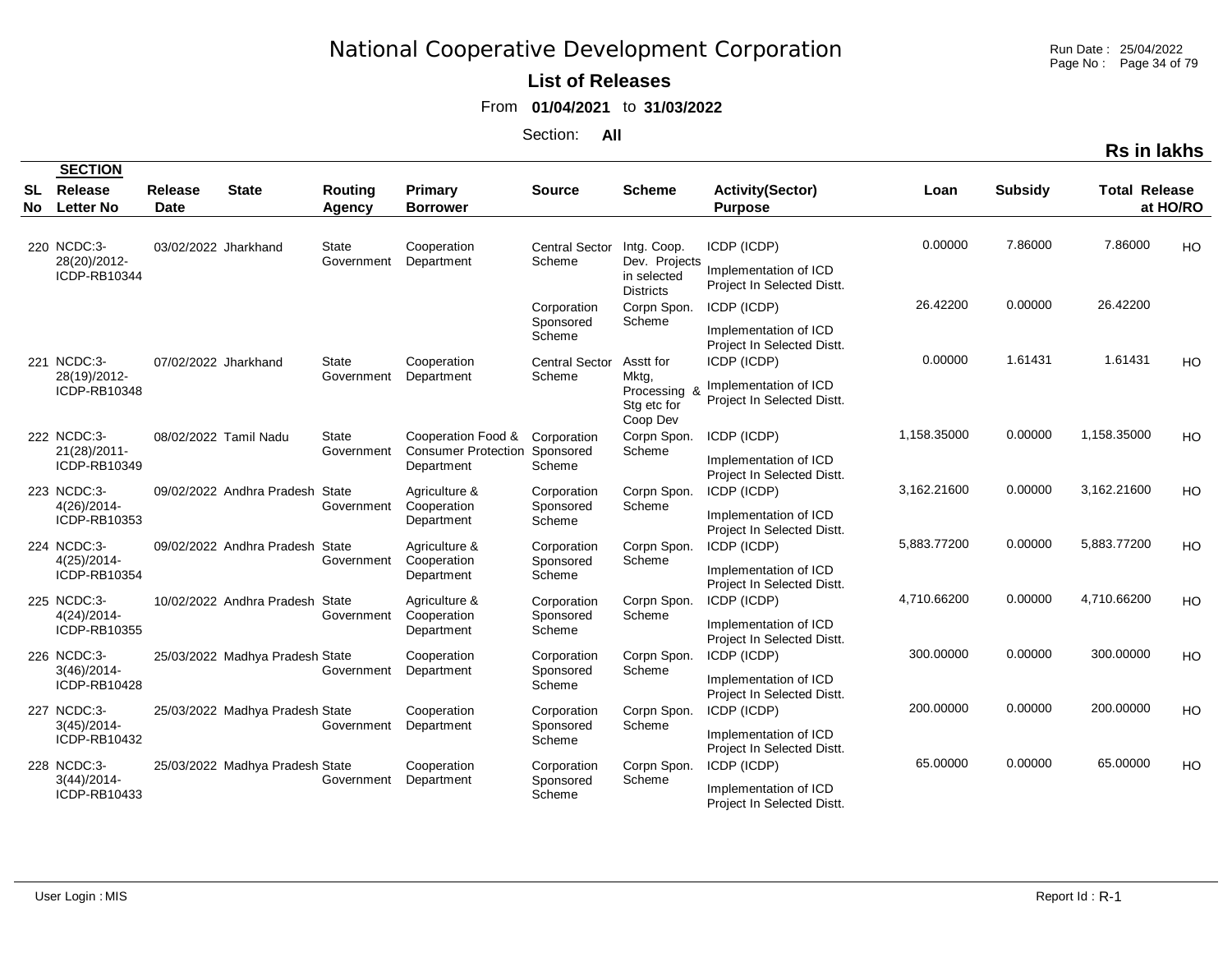# National Cooperative Development Corporation

**List of Releases**

From **01/04/2021** to **31/03/2022**

Section: **All**

**Rs in lakhs**

| SL No | SECTION Release Letter No | Release Date | State | Routing Agency | Primary Borrower | Source | Scheme | Activity(Sector) Purpose | Loan | Subsidy | Total Release | at HO/RO |
|---|---|---|---|---|---|---|---|---|---|---|---|---|
| 220 | NCDC:3-28(20)/2012-ICDP-RB10344 | 03/02/2022 | Jharkhand | State Government | Cooperation Department | Central Sector Scheme | Intg. Coop. Dev. Projects in selected Districts | ICDP (ICDP) Implementation of ICD Project In Selected Distt. | 0.00000 | 7.86000 | 7.86000 | HO |
| | | | | | | Corporation Sponsored Scheme | Corpn Spon. Scheme | ICDP (ICDP) Implementation of ICD Project In Selected Distt. | 26.42200 | 0.00000 | 26.42200 | |
| 221 | NCDC:3-28(19)/2012-ICDP-RB10348 | 07/02/2022 | Jharkhand | State Government | Cooperation Department | Central Sector Scheme | Asstt for Mktg, Processing & Stg etc for Coop Dev | ICDP (ICDP) Implementation of ICD Project In Selected Distt. | 0.00000 | 1.61431 | 1.61431 | HO |
| 222 | NCDC:3-21(28)/2011-ICDP-RB10349 | 08/02/2022 | Tamil Nadu | State Government | Cooperation Food & Consumer Protection Department | Corporation Sponsored Scheme | Corpn Spon. Scheme | ICDP (ICDP) Implementation of ICD Project In Selected Distt. | 1,158.35000 | 0.00000 | 1,158.35000 | HO |
| 223 | NCDC:3-4(26)/2014-ICDP-RB10353 | 09/02/2022 | Andhra Pradesh | State Government | Agriculture & Cooperation Department | Corporation Sponsored Scheme | Corpn Spon. Scheme | ICDP (ICDP) Implementation of ICD Project In Selected Distt. | 3,162.21600 | 0.00000 | 3,162.21600 | HO |
| 224 | NCDC:3-4(25)/2014-ICDP-RB10354 | 09/02/2022 | Andhra Pradesh | State Government | Agriculture & Cooperation Department | Corporation Sponsored Scheme | Corpn Spon. Scheme | ICDP (ICDP) Implementation of ICD Project In Selected Distt. | 5,883.77200 | 0.00000 | 5,883.77200 | HO |
| 225 | NCDC:3-4(24)/2014-ICDP-RB10355 | 10/02/2022 | Andhra Pradesh | State Government | Agriculture & Cooperation Department | Corporation Sponsored Scheme | Corpn Spon. Scheme | ICDP (ICDP) Implementation of ICD Project In Selected Distt. | 4,710.66200 | 0.00000 | 4,710.66200 | HO |
| 226 | NCDC:3-3(46)/2014-ICDP-RB10428 | 25/03/2022 | Madhya Pradesh | State Government | Cooperation Department | Corporation Sponsored Scheme | Corpn Spon. Scheme | ICDP (ICDP) Implementation of ICD Project In Selected Distt. | 300.00000 | 0.00000 | 300.00000 | HO |
| 227 | NCDC:3-3(45)/2014-ICDP-RB10432 | 25/03/2022 | Madhya Pradesh | State Government | Cooperation Department | Corporation Sponsored Scheme | Corpn Spon. Scheme | ICDP (ICDP) Implementation of ICD Project In Selected Distt. | 200.00000 | 0.00000 | 200.00000 | HO |
| 228 | NCDC:3-3(44)/2014-ICDP-RB10433 | 25/03/2022 | Madhya Pradesh | State Government | Cooperation Department | Corporation Sponsored Scheme | Corpn Spon. Scheme | ICDP (ICDP) Implementation of ICD Project In Selected Distt. | 65.00000 | 0.00000 | 65.00000 | HO |

User Login : MIS

Report Id : R-1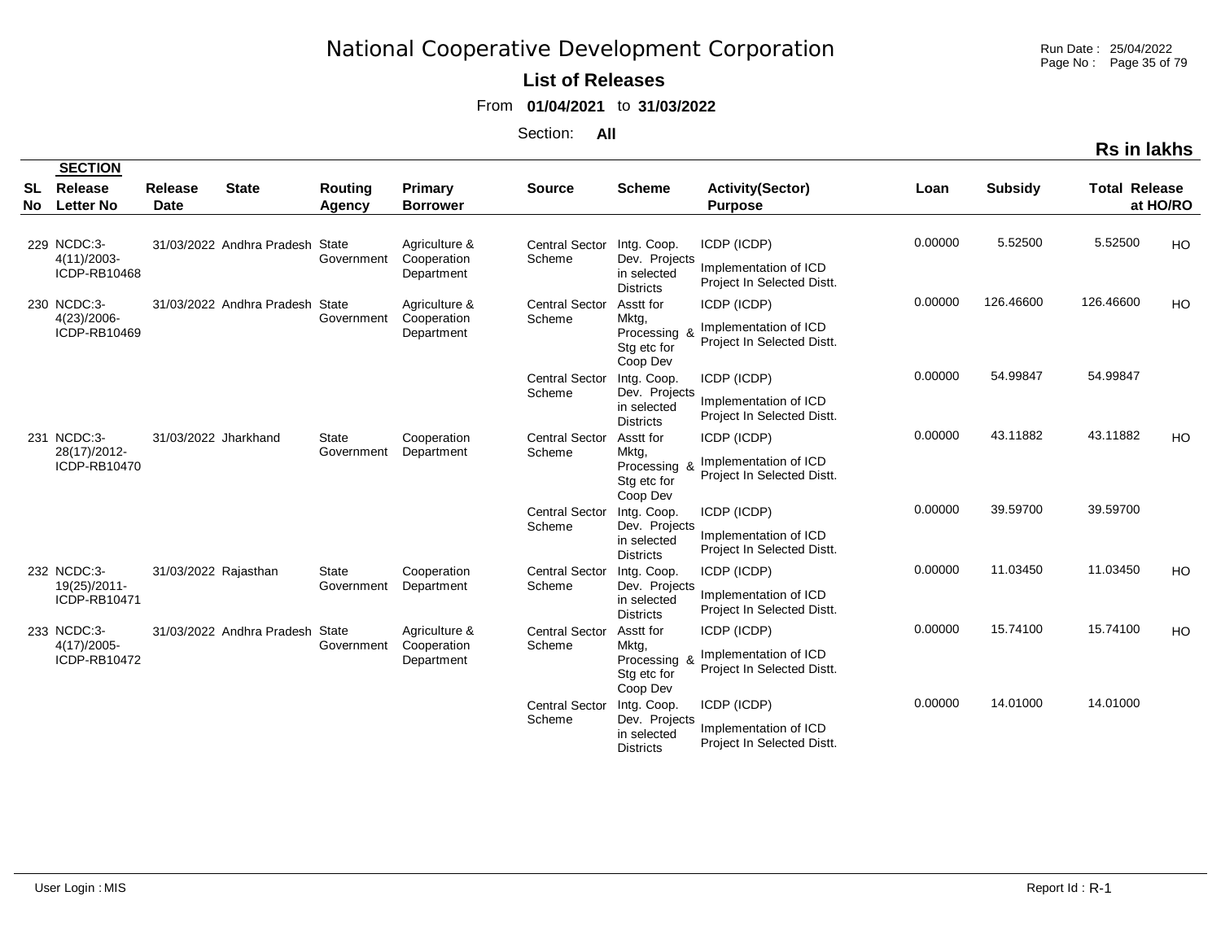# National Cooperative Development Corporation

**List of Releases**

From **01/04/2021** to **31/03/2022**

Section: **All**

**Rs in lakhs**

| SL No | SECTION Release Letter No | Release Date | State | Routing Agency | Primary Borrower | Source | Scheme | Activity(Sector) Purpose | Loan | Subsidy | Total Release | at HO/RO |
|---|---|---|---|---|---|---|---|---|---|---|---|---|
| 229 | NCDC:3-4(11)/2003-ICDP-RB10468 | 31/03/2022 | Andhra Pradesh | State Government | Agriculture & Cooperation Department | Central Sector Scheme | Intg. Coop. Dev. Projects in selected Districts | ICDP (ICDP) Implementation of ICD Project In Selected Distt. | 0.00000 | 5.52500 | 5.52500 | HO |
| 230 | NCDC:3-4(23)/2006-ICDP-RB10469 | 31/03/2022 | Andhra Pradesh | State Government | Agriculture & Cooperation Department | Central Sector Scheme | Asstt for Mktg, Processing & Stg etc for Coop Dev | ICDP (ICDP) Implementation of ICD Project In Selected Distt. | 0.00000 | 126.46600 | 126.46600 | HO |
| | | | | | | Central Sector Scheme | Intg. Coop. Dev. Projects in selected Districts | ICDP (ICDP) Implementation of ICD Project In Selected Distt. | 0.00000 | 54.99847 | 54.99847 | |
| 231 | NCDC:3-28(17)/2012-ICDP-RB10470 | 31/03/2022 | Jharkhand | State Government | Cooperation Department | Central Sector Scheme | Asstt for Mktg, Processing & Stg etc for Coop Dev | ICDP (ICDP) Implementation of ICD Project In Selected Distt. | 0.00000 | 43.11882 | 43.11882 | HO |
| | | | | | | Central Sector Scheme | Intg. Coop. Dev. Projects in selected Districts | ICDP (ICDP) Implementation of ICD Project In Selected Distt. | 0.00000 | 39.59700 | 39.59700 | |
| 232 | NCDC:3-19(25)/2011-ICDP-RB10471 | 31/03/2022 | Rajasthan | State Government | Cooperation Department | Central Sector Scheme | Intg. Coop. Dev. Projects in selected Districts | ICDP (ICDP) Implementation of ICD Project In Selected Distt. | 0.00000 | 11.03450 | 11.03450 | HO |
| 233 | NCDC:3-4(17)/2005-ICDP-RB10472 | 31/03/2022 | Andhra Pradesh | State Government | Agriculture & Cooperation Department | Central Sector Scheme | Asstt for Mktg, Processing & Stg etc for Coop Dev | ICDP (ICDP) Implementation of ICD Project In Selected Distt. | 0.00000 | 15.74100 | 15.74100 | HO |
| | | | | | | Central Sector Scheme | Intg. Coop. Dev. Projects in selected Districts | ICDP (ICDP) Implementation of ICD Project In Selected Distt. | 0.00000 | 14.01000 | 14.01000 | |

User Login : MIS

Report Id : R-1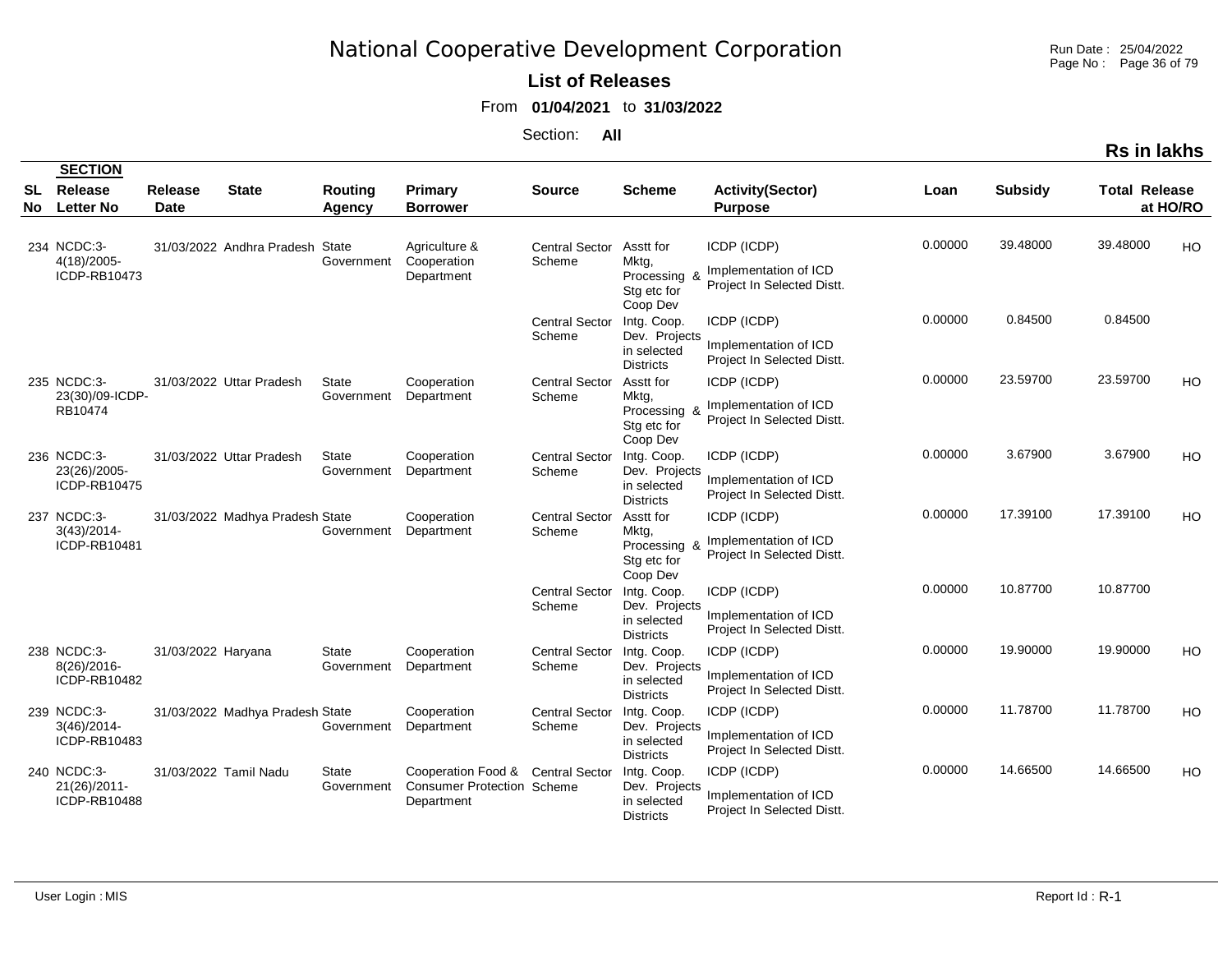# National Cooperative Development Corporation

**List of Releases**

From **01/04/2021** to **31/03/2022**

Section: **All**

**Rs in lakhs**

| SL No | SECTION Release Letter No | Release Date | State | Routing Agency | Primary Borrower | Source | Scheme | Activity(Sector) Purpose | Loan | Subsidy | Total Release | at HO/RO |
|---|---|---|---|---|---|---|---|---|---|---|---|---|
| 234 | NCDC:3-4(18)/2005-ICDP-RB10473 | 31/03/2022 | Andhra Pradesh | State Government | Agriculture & Cooperation Department | Central Sector Scheme | Asstt for Mktg, Processing & Stg etc for Coop Dev | ICDP (ICDP) Implementation of ICD Project In Selected Distt. | 0.00000 | 39.48000 | 39.48000 | HO |
| | | | | | | Central Sector Scheme | Intg. Coop. Dev. Projects in selected Districts | ICDP (ICDP) Implementation of ICD Project In Selected Distt. | 0.00000 | 0.84500 | 0.84500 | |
| 235 | NCDC:3-23(30)/09-ICDP-RB10474 | 31/03/2022 | Uttar Pradesh | State Government | Cooperation Department | Central Sector Scheme | Asstt for Mktg, Processing & Stg etc for Coop Dev | ICDP (ICDP) Implementation of ICD Project In Selected Distt. | 0.00000 | 23.59700 | 23.59700 | HO |
| 236 | NCDC:3-23(26)/2005-ICDP-RB10475 | 31/03/2022 | Uttar Pradesh | State Government | Cooperation Department | Central Sector Scheme | Intg. Coop. Dev. Projects in selected Districts | ICDP (ICDP) Implementation of ICD Project In Selected Distt. | 0.00000 | 3.67900 | 3.67900 | HO |
| 237 | NCDC:3-3(43)/2014-ICDP-RB10481 | 31/03/2022 | Madhya Pradesh | State Government | Cooperation Department | Central Sector Scheme | Asstt for Mktg, Processing & Stg etc for Coop Dev | ICDP (ICDP) Implementation of ICD Project In Selected Distt. | 0.00000 | 17.39100 | 17.39100 | HO |
| | | | | | | Central Sector Scheme | Intg. Coop. Dev. Projects in selected Districts | ICDP (ICDP) Implementation of ICD Project In Selected Distt. | 0.00000 | 10.87700 | 10.87700 | |
| 238 | NCDC:3-8(26)/2016-ICDP-RB10482 | 31/03/2022 | Haryana | State Government | Cooperation Department | Central Sector Scheme | Intg. Coop. Dev. Projects in selected Districts | ICDP (ICDP) Implementation of ICD Project In Selected Distt. | 0.00000 | 19.90000 | 19.90000 | HO |
| 239 | NCDC:3-3(46)/2014-ICDP-RB10483 | 31/03/2022 | Madhya Pradesh | State Government | Cooperation Department | Central Sector Scheme | Intg. Coop. Dev. Projects in selected Districts | ICDP (ICDP) Implementation of ICD Project In Selected Distt. | 0.00000 | 11.78700 | 11.78700 | HO |
| 240 | NCDC:3-21(26)/2011-ICDP-RB10488 | 31/03/2022 | Tamil Nadu | State Government | Cooperation Food & Consumer Protection Department | Central Sector Scheme | Intg. Coop. Dev. Projects in selected Districts | ICDP (ICDP) Implementation of ICD Project In Selected Distt. | 0.00000 | 14.66500 | 14.66500 | HO |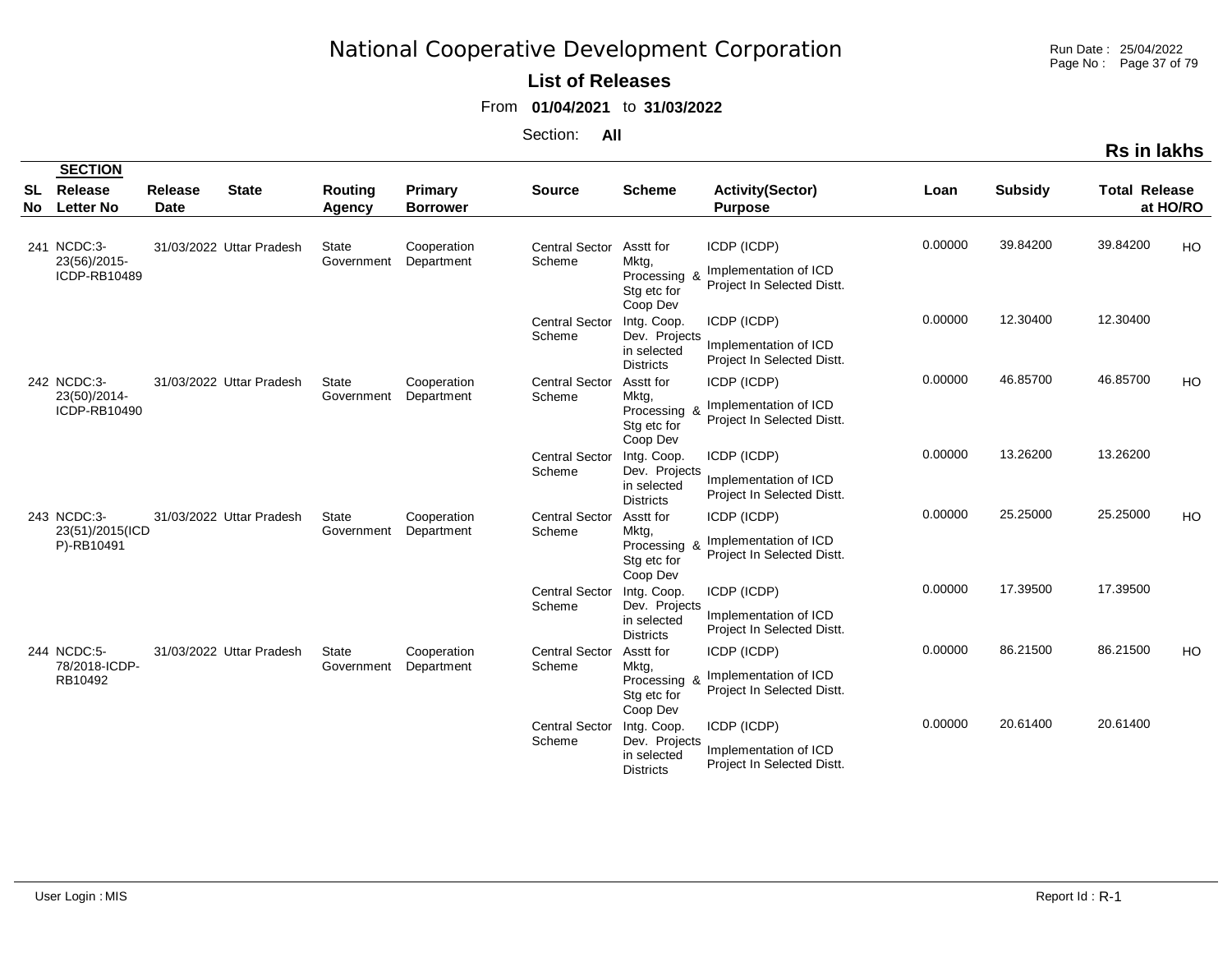# National Cooperative Development Corporation

**List of Releases**

From **01/04/2021** to **31/03/2022**

Section: **All**

**Rs in lakhs**

| SL No | SECTION Release Letter No | Release Date | State | Routing Agency | Primary Borrower | Source | Scheme | Activity(Sector) Purpose | Loan | Subsidy | Total Release | at HO/RO |
|---|---|---|---|---|---|---|---|---|---|---|---|---|
| 241 | NCDC:3-23(56)/2015-ICDP-RB10489 | 31/03/2022 | Uttar Pradesh | State Government | Cooperation Department | Central Sector Scheme | Asstt for Mktg, Processing & Stg etc for Coop Dev | ICDP (ICDP) Implementation of ICD Project In Selected Distt. | 0.00000 | 39.84200 | 39.84200 | HO |
| | | | | | | Central Sector Scheme | Intg. Coop. Dev. Projects in selected Districts | ICDP (ICDP) Implementation of ICD Project In Selected Distt. | 0.00000 | 12.30400 | 12.30400 | |
| 242 | NCDC:3-23(50)/2014-ICDP-RB10490 | 31/03/2022 | Uttar Pradesh | State Government | Cooperation Department | Central Sector Scheme | Asstt for Mktg, Processing & Stg etc for Coop Dev | ICDP (ICDP) Implementation of ICD Project In Selected Distt. | 0.00000 | 46.85700 | 46.85700 | HO |
| | | | | | | Central Sector Scheme | Intg. Coop. Dev. Projects in selected Districts | ICDP (ICDP) Implementation of ICD Project In Selected Distt. | 0.00000 | 13.26200 | 13.26200 | |
| 243 | NCDC:3-23(51)/2015(ICDP)-RB10491 | 31/03/2022 | Uttar Pradesh | State Government | Cooperation Department | Central Sector Scheme | Asstt for Mktg, Processing & Stg etc for Coop Dev | ICDP (ICDP) Implementation of ICD Project In Selected Distt. | 0.00000 | 25.25000 | 25.25000 | HO |
| | | | | | | Central Sector Scheme | Intg. Coop. Dev. Projects in selected Districts | ICDP (ICDP) Implementation of ICD Project In Selected Distt. | 0.00000 | 17.39500 | 17.39500 | |
| 244 | NCDC:5-78/2018-ICDP-RB10492 | 31/03/2022 | Uttar Pradesh | State Government | Cooperation Department | Central Sector Scheme | Asstt for Mktg, Processing & Stg etc for Coop Dev | ICDP (ICDP) Implementation of ICD Project In Selected Distt. | 0.00000 | 86.21500 | 86.21500 | HO |
| | | | | | | Central Sector Scheme | Intg. Coop. Dev. Projects in selected Districts | ICDP (ICDP) Implementation of ICD Project In Selected Distt. | 0.00000 | 20.61400 | 20.61400 | |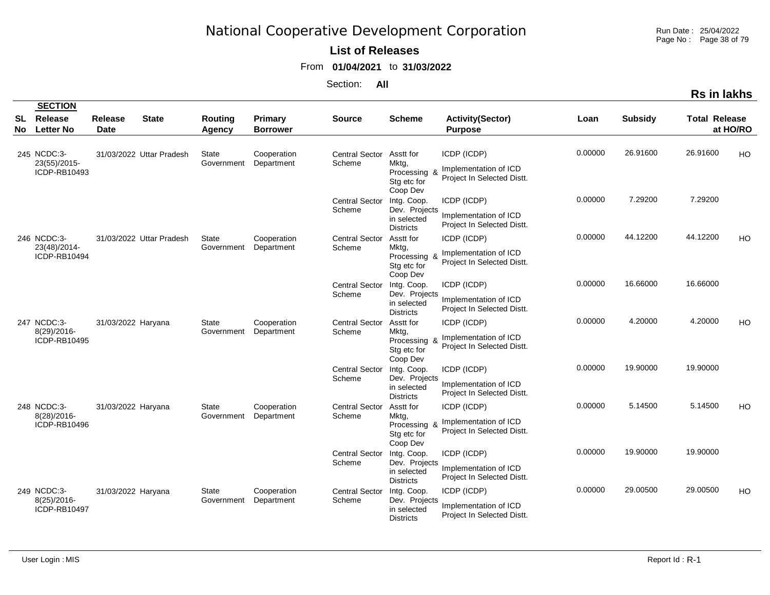# National Cooperative Development Corporation

**List of Releases**

From **01/04/2021** to **31/03/2022**

Section: **All**

**Rs in lakhs**

| SL No | SECTION Release Letter No | Release Date | State | Routing Agency | Primary Borrower | Source | Scheme | Activity(Sector) Purpose | Loan | Subsidy | Total Release | at HO/RO |
|---|---|---|---|---|---|---|---|---|---|---|---|---|
| 245 | NCDC:3-23(55)/2015-ICDP-RB10493 | 31/03/2022 | Uttar Pradesh | State Government | Cooperation Department | Central Sector Scheme | Asstt for Mktg, Processing & Stg etc for Coop Dev | ICDP (ICDP) Implementation of ICD Project In Selected Distt. | 0.00000 | 26.91600 | 26.91600 | HO |
| | | | | | | Central Sector Scheme | Intg. Coop. Dev. Projects in selected Districts | ICDP (ICDP) Implementation of ICD Project In Selected Distt. | 0.00000 | 7.29200 | 7.29200 | |
| 246 | NCDC:3-23(48)/2014-ICDP-RB10494 | 31/03/2022 | Uttar Pradesh | State Government | Cooperation Department | Central Sector Scheme | Asstt for Mktg, Processing & Stg etc for Coop Dev | ICDP (ICDP) Implementation of ICD Project In Selected Distt. | 0.00000 | 44.12200 | 44.12200 | HO |
| | | | | | | Central Sector Scheme | Intg. Coop. Dev. Projects in selected Districts | ICDP (ICDP) Implementation of ICD Project In Selected Distt. | 0.00000 | 16.66000 | 16.66000 | |
| 247 | NCDC:3-8(29)/2016-ICDP-RB10495 | 31/03/2022 | Haryana | State Government | Cooperation Department | Central Sector Scheme | Asstt for Mktg, Processing & Stg etc for Coop Dev | ICDP (ICDP) Implementation of ICD Project In Selected Distt. | 0.00000 | 4.20000 | 4.20000 | HO |
| | | | | | | Central Sector Scheme | Intg. Coop. Dev. Projects in selected Districts | ICDP (ICDP) Implementation of ICD Project In Selected Distt. | 0.00000 | 19.90000 | 19.90000 | |
| 248 | NCDC:3-8(28)/2016-ICDP-RB10496 | 31/03/2022 | Haryana | State Government | Cooperation Department | Central Sector Scheme | Asstt for Mktg, Processing & Stg etc for Coop Dev | ICDP (ICDP) Implementation of ICD Project In Selected Distt. | 0.00000 | 5.14500 | 5.14500 | HO |
| | | | | | | Central Sector Scheme | Intg. Coop. Dev. Projects in selected Districts | ICDP (ICDP) Implementation of ICD Project In Selected Distt. | 0.00000 | 19.90000 | 19.90000 | |
| 249 | NCDC:3-8(25)/2016-ICDP-RB10497 | 31/03/2022 | Haryana | State Government | Cooperation Department | Central Sector Scheme | Intg. Coop. Dev. Projects in selected Districts | ICDP (ICDP) Implementation of ICD Project In Selected Distt. | 0.00000 | 29.00500 | 29.00500 | HO |

User Login : MIS

Report Id : R-1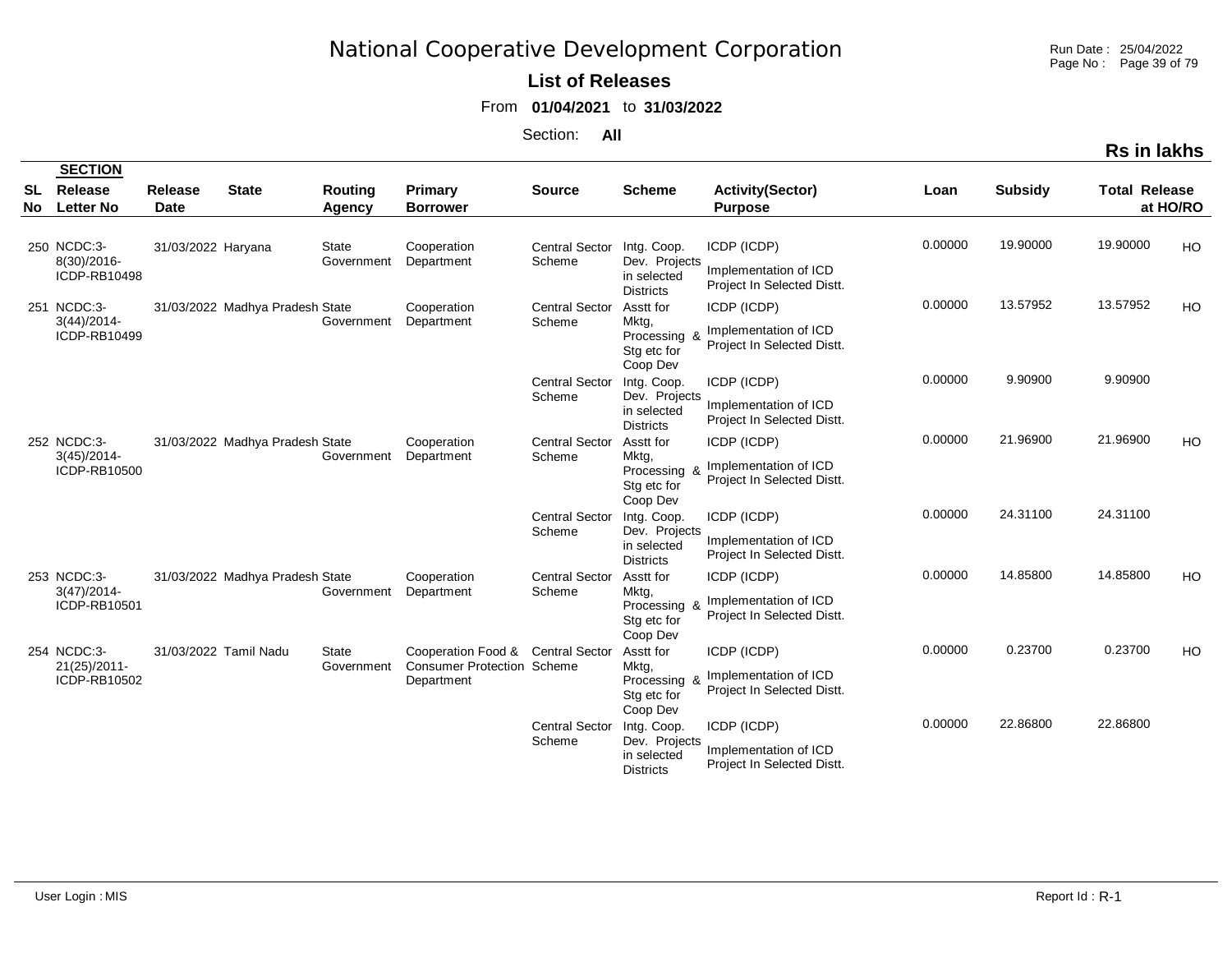# National Cooperative Development Corporation

**List of Releases**

From **01/04/2021** to **31/03/2022**

Section: **All**

**Rs in lakhs**

| SL No | SECTION Release Letter No | Release Date | State | Routing Agency | Primary Borrower | Source | Scheme | Activity(Sector) Purpose | Loan | Subsidy | Total Release | at HO/RO |
|---|---|---|---|---|---|---|---|---|---|---|---|---|
| 250 | NCDC:3-8(30)/2016-ICDP-RB10498 | 31/03/2022 | Haryana | State Government | Cooperation Department | Central Sector Scheme | Intg. Coop. Dev. Projects in selected Districts | ICDP (ICDP) Implementation of ICD Project In Selected Distt. | 0.00000 | 19.90000 | 19.90000 | HO |
| 251 | NCDC:3-3(44)/2014-ICDP-RB10499 | 31/03/2022 | Madhya Pradesh | State Government | Cooperation Department | Central Sector Scheme | Asstt for Mktg, Processing & Stg etc for Coop Dev | ICDP (ICDP) Implementation of ICD Project In Selected Distt. | 0.00000 | 13.57952 | 13.57952 | HO |
| | | | | | | Central Sector Scheme | Intg. Coop. Dev. Projects in selected Districts | ICDP (ICDP) Implementation of ICD Project In Selected Distt. | 0.00000 | 9.90900 | 9.90900 | |
| 252 | NCDC:3-3(45)/2014-ICDP-RB10500 | 31/03/2022 | Madhya Pradesh | State Government | Cooperation Department | Central Sector Scheme | Asstt for Mktg, Processing & Stg etc for Coop Dev | ICDP (ICDP) Implementation of ICD Project In Selected Distt. | 0.00000 | 21.96900 | 21.96900 | HO |
| | | | | | | Central Sector Scheme | Intg. Coop. Dev. Projects in selected Districts | ICDP (ICDP) Implementation of ICD Project In Selected Distt. | 0.00000 | 24.31100 | 24.31100 | |
| 253 | NCDC:3-3(47)/2014-ICDP-RB10501 | 31/03/2022 | Madhya Pradesh | State Government | Cooperation Department | Central Sector Scheme | Asstt for Mktg, Processing & Stg etc for Coop Dev | ICDP (ICDP) Implementation of ICD Project In Selected Distt. | 0.00000 | 14.85800 | 14.85800 | HO |
| 254 | NCDC:3-21(25)/2011-ICDP-RB10502 | 31/03/2022 | Tamil Nadu | State Government | Cooperation Food & Consumer Protection Department | Central Sector Scheme | Asstt for Mktg, Processing & Stg etc for Coop Dev | ICDP (ICDP) Implementation of ICD Project In Selected Distt. | 0.00000 | 0.23700 | 0.23700 | HO |
| | | | | | | Central Sector Scheme | Intg. Coop. Dev. Projects in selected Districts | ICDP (ICDP) Implementation of ICD Project In Selected Distt. | 0.00000 | 22.86800 | 22.86800 | |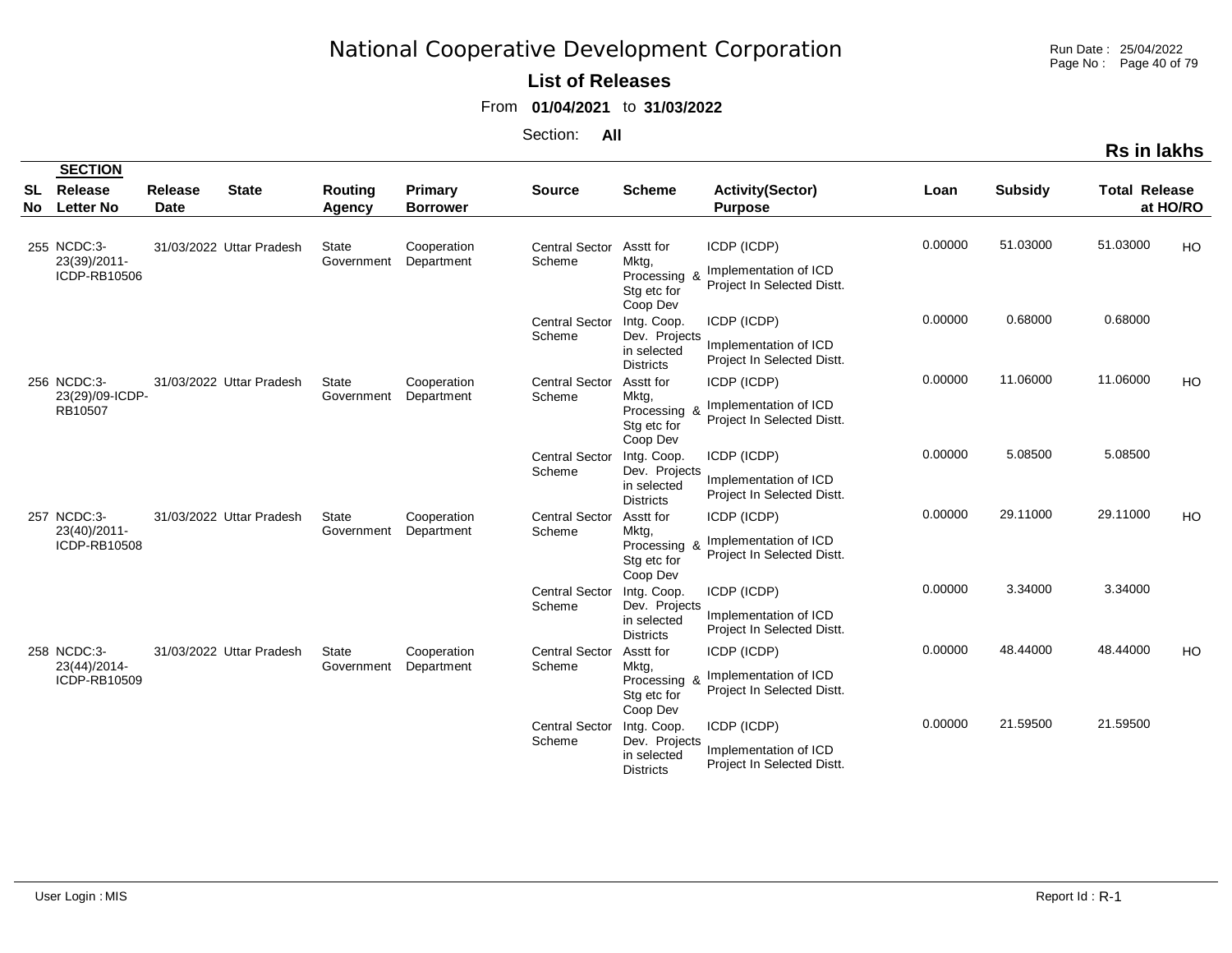# National Cooperative Development Corporation

**List of Releases**

From **01/04/2021** to **31/03/2022**

Section: **All**

**Rs in lakhs**

| SL No | SECTION Release Letter No | Release Date | State | Routing Agency | Primary Borrower | Source | Scheme | Activity(Sector) Purpose | Loan | Subsidy | Total Release | at HO/RO |
|---|---|---|---|---|---|---|---|---|---|---|---|---|
| 255 | NCDC:3-23(39)/2011-ICDP-RB10506 | 31/03/2022 | Uttar Pradesh | State Government | Cooperation Department | Central Sector Scheme | Asstt for Mktg, Processing & Stg etc for Coop Dev | ICDP (ICDP) Implementation of ICD Project In Selected Distt. | 0.00000 | 51.03000 | 51.03000 | HO |
| | | | | | | Central Sector Scheme | Intg. Coop. Dev. Projects in selected Districts | ICDP (ICDP) Implementation of ICD Project In Selected Distt. | 0.00000 | 0.68000 | 0.68000 | |
| 256 | NCDC:3-23(29)/09-ICDP-RB10507 | 31/03/2022 | Uttar Pradesh | State Government | Cooperation Department | Central Sector Scheme | Asstt for Mktg, Processing & Stg etc for Coop Dev | ICDP (ICDP) Implementation of ICD Project In Selected Distt. | 0.00000 | 11.06000 | 11.06000 | HO |
| | | | | | | Central Sector Scheme | Intg. Coop. Dev. Projects in selected Districts | ICDP (ICDP) Implementation of ICD Project In Selected Distt. | 0.00000 | 5.08500 | 5.08500 | |
| 257 | NCDC:3-23(40)/2011-ICDP-RB10508 | 31/03/2022 | Uttar Pradesh | State Government | Cooperation Department | Central Sector Scheme | Asstt for Mktg, Processing & Stg etc for Coop Dev | ICDP (ICDP) Implementation of ICD Project In Selected Distt. | 0.00000 | 29.11000 | 29.11000 | HO |
| | | | | | | Central Sector Scheme | Intg. Coop. Dev. Projects in selected Districts | ICDP (ICDP) Implementation of ICD Project In Selected Distt. | 0.00000 | 3.34000 | 3.34000 | |
| 258 | NCDC:3-23(44)/2014-ICDP-RB10509 | 31/03/2022 | Uttar Pradesh | State Government | Cooperation Department | Central Sector Scheme | Asstt for Mktg, Processing & Stg etc for Coop Dev | ICDP (ICDP) Implementation of ICD Project In Selected Distt. | 0.00000 | 48.44000 | 48.44000 | HO |
| | | | | | | Central Sector Scheme | Intg. Coop. Dev. Projects in selected Districts | ICDP (ICDP) Implementation of ICD Project In Selected Distt. | 0.00000 | 21.59500 | 21.59500 | |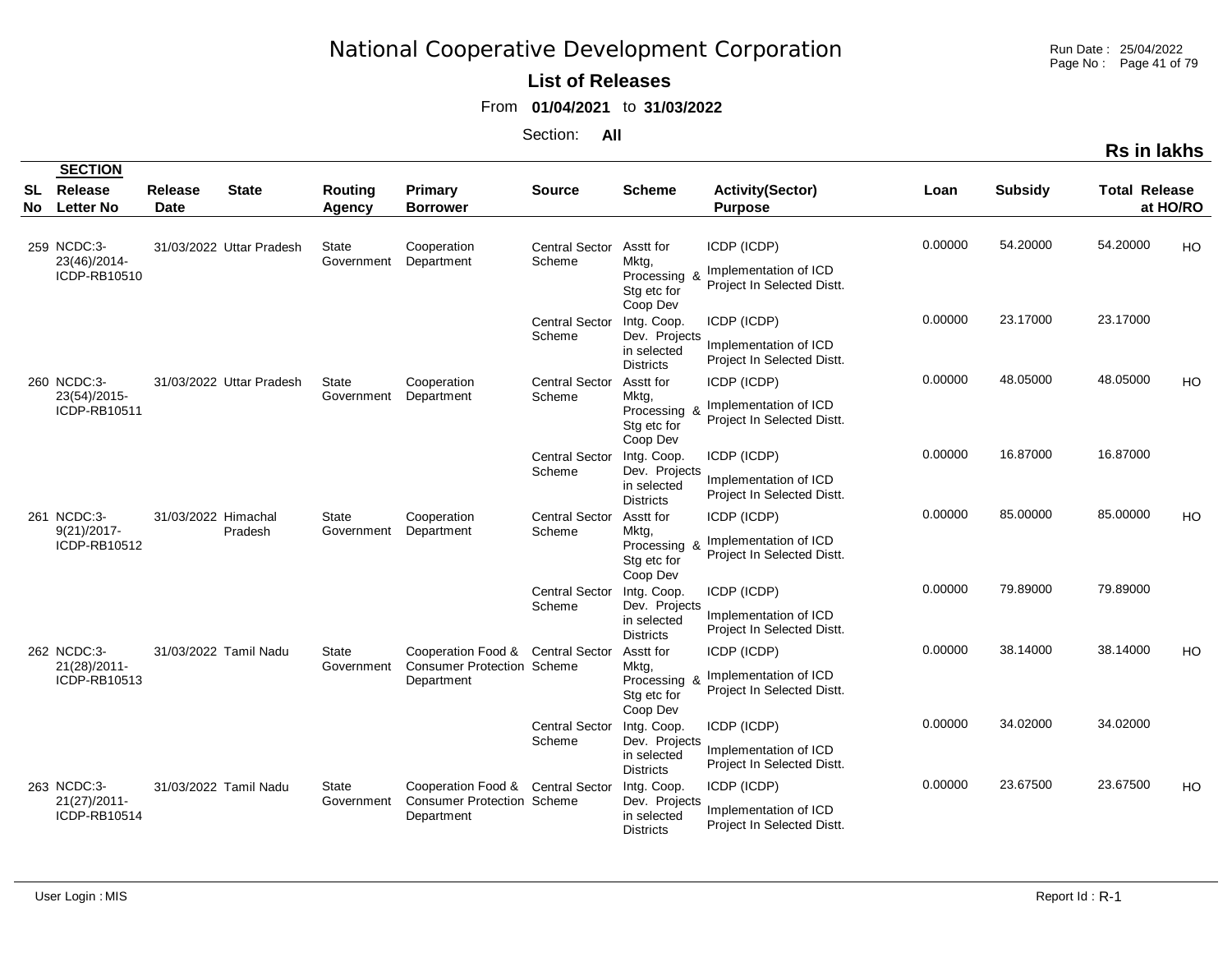# National Cooperative Development Corporation

**List of Releases**

From **01/04/2021** to **31/03/2022**

Section: **All**

**Rs in lakhs**

| SL No | SECTION Release Letter No | Release Date | State | Routing Agency | Primary Borrower | Source | Scheme | Activity(Sector) Purpose | Loan | Subsidy | Total Release | at HO/RO |
|---|---|---|---|---|---|---|---|---|---|---|---|---|
| 259 | NCDC:3-23(46)/2014-ICDP-RB10510 | 31/03/2022 | Uttar Pradesh | State Government | Cooperation Department | Central Sector Scheme | Asstt for Mktg, Processing & Stg etc for Coop Dev | ICDP (ICDP) Implementation of ICD Project In Selected Distt. | 0.00000 | 54.20000 | 54.20000 | HO |
| | | | | | | Central Sector Scheme | Intg. Coop. Dev. Projects in selected Districts | ICDP (ICDP) Implementation of ICD Project In Selected Distt. | 0.00000 | 23.17000 | 23.17000 | |
| 260 | NCDC:3-23(54)/2015-ICDP-RB10511 | 31/03/2022 | Uttar Pradesh | State Government | Cooperation Department | Central Sector Scheme | Asstt for Mktg, Processing & Stg etc for Coop Dev | ICDP (ICDP) Implementation of ICD Project In Selected Distt. | 0.00000 | 48.05000 | 48.05000 | HO |
| | | | | | | Central Sector Scheme | Intg. Coop. Dev. Projects in selected Districts | ICDP (ICDP) Implementation of ICD Project In Selected Distt. | 0.00000 | 16.87000 | 16.87000 | |
| 261 | NCDC:3-9(21)/2017-ICDP-RB10512 | 31/03/2022 | Himachal Pradesh | State Government | Cooperation Department | Central Sector Scheme | Asstt for Mktg, Processing & Stg etc for Coop Dev | ICDP (ICDP) Implementation of ICD Project In Selected Distt. | 0.00000 | 85.00000 | 85.00000 | HO |
| | | | | | | Central Sector Scheme | Intg. Coop. Dev. Projects in selected Districts | ICDP (ICDP) Implementation of ICD Project In Selected Distt. | 0.00000 | 79.89000 | 79.89000 | |
| 262 | NCDC:3-21(28)/2011-ICDP-RB10513 | 31/03/2022 | Tamil Nadu | State Government | Cooperation Food & Consumer Protection Department | Central Sector Scheme | Asstt for Mktg, Processing & Stg etc for Coop Dev | ICDP (ICDP) Implementation of ICD Project In Selected Distt. | 0.00000 | 38.14000 | 38.14000 | HO |
| | | | | | | Central Sector Scheme | Intg. Coop. Dev. Projects in selected Districts | ICDP (ICDP) Implementation of ICD Project In Selected Distt. | 0.00000 | 34.02000 | 34.02000 | |
| 263 | NCDC:3-21(27)/2011-ICDP-RB10514 | 31/03/2022 | Tamil Nadu | State Government | Cooperation Food & Consumer Protection Department | Central Sector Scheme | Intg. Coop. Dev. Projects in selected Districts | ICDP (ICDP) Implementation of ICD Project In Selected Distt. | 0.00000 | 23.67500 | 23.67500 | HO |

User Login : MIS

Report Id : R-1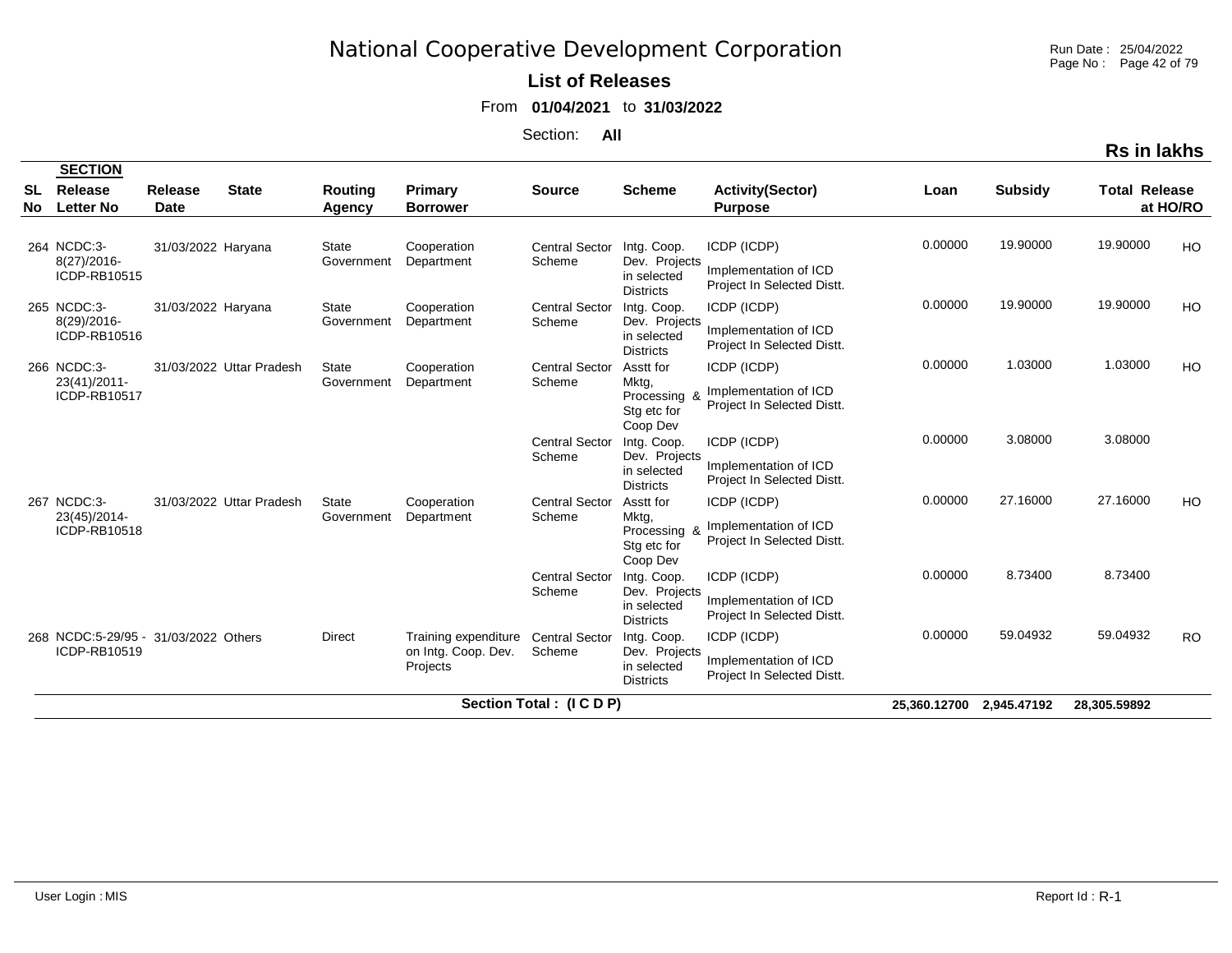# National Cooperative Development Corporation

**List of Releases**

From **01/04/2021** to **31/03/2022**

Section: **All**

**Rs in lakhs**

| SL No | SECTION Release Letter No | Release Date | State | Routing Agency | Primary Borrower | Source | Scheme | Activity(Sector) Purpose | Loan | Subsidy | Total Release | at HO/RO |
|---|---|---|---|---|---|---|---|---|---|---|---|---|
| 264 | NCDC:3-8(27)/2016-ICDP-RB10515 | 31/03/2022 | Haryana | State Government | Cooperation Department | Central Sector Scheme | Intg. Coop. Dev. Projects in selected Districts | ICDP (ICDP) Implementation of ICD Project In Selected Distt. | 0.00000 | 19.90000 | 19.90000 | HO |
| 265 | NCDC:3-8(29)/2016-ICDP-RB10516 | 31/03/2022 | Haryana | State Government | Cooperation Department | Central Sector Scheme | Intg. Coop. Dev. Projects in selected Districts | ICDP (ICDP) Implementation of ICD Project In Selected Distt. | 0.00000 | 19.90000 | 19.90000 | HO |
| 266 | NCDC:3-23(41)/2011-ICDP-RB10517 | 31/03/2022 | Uttar Pradesh | State Government | Cooperation Department | Central Sector Scheme | Asstt for Mktg, Processing & Stg etc for Coop Dev | ICDP (ICDP) Implementation of ICD Project In Selected Distt. | 0.00000 | 1.03000 | 1.03000 | HO |
| | | | | | | Central Sector Scheme | Intg. Coop. Dev. Projects in selected Districts | ICDP (ICDP) Implementation of ICD Project In Selected Distt. | 0.00000 | 3.08000 | 3.08000 | |
| 267 | NCDC:3-23(45)/2014-ICDP-RB10518 | 31/03/2022 | Uttar Pradesh | State Government | Cooperation Department | Central Sector Scheme | Asstt for Mktg, Processing & Stg etc for Coop Dev | ICDP (ICDP) Implementation of ICD Project In Selected Distt. | 0.00000 | 27.16000 | 27.16000 | HO |
| | | | | | | Central Sector Scheme | Intg. Coop. Dev. Projects in selected Districts | ICDP (ICDP) Implementation of ICD Project In Selected Distt. | 0.00000 | 8.73400 | 8.73400 | |
| 268 | NCDC:5-29/95 - ICDP-RB10519 | 31/03/2022 | Others | Direct | Training expenditure on Intg. Coop. Dev. Projects | Central Sector Scheme | Intg. Coop. Dev. Projects in selected Districts | ICDP (ICDP) Implementation of ICD Project In Selected Distt. | 0.00000 | 59.04932 | 59.04932 | RO |
| | | | | | | **Section Total : (I C D P)** | | | **25,360.12700** | **2,945.47192** | **28,305.59892** | |

User Login : MIS

Report Id : R-1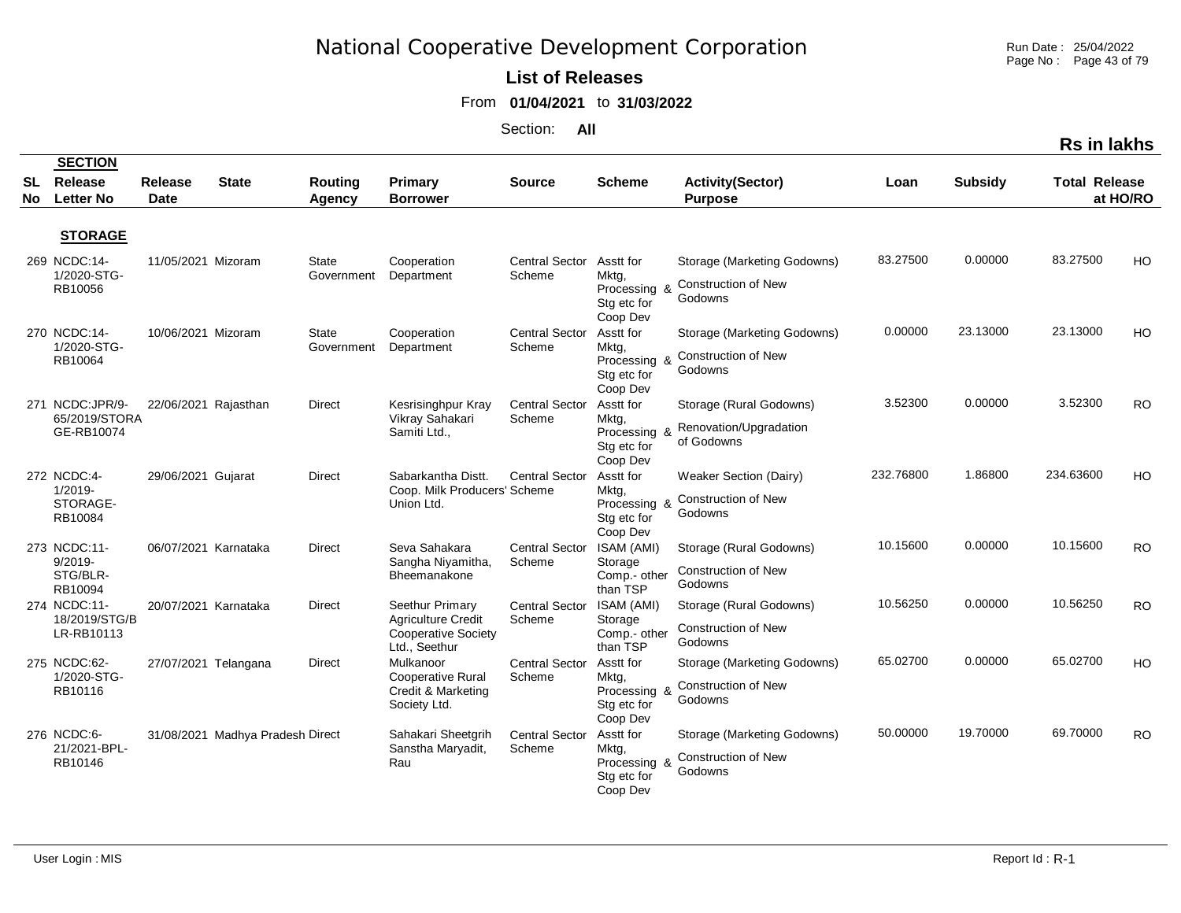# National Cooperative Development Corporation

**List of Releases**

From **01/04/2021** to **31/03/2022**

Section: **All**

**Rs in lakhs**

| SL No | SECTION Release Letter No | Release Date | State | Routing Agency | Primary Borrower | Source | Scheme | Activity(Sector) Purpose | Loan | Subsidy | Total Release | at HO/RO |
|---|---|---|---|---|---|---|---|---|---|---|---|---|
| | **STORAGE** | | | | | | | | | | | |
| 269 | NCDC:14-1/2020-STG-RB10056 | 11/05/2021 | Mizoram | State Government | Cooperation Department | Central Sector Scheme | Asstt for Mktg, Processing & Stg etc for Coop Dev | Storage (Marketing Godowns) Construction of New Godowns | 83.27500 | 0.00000 | 83.27500 | HO |
| 270 | NCDC:14-1/2020-STG-RB10064 | 10/06/2021 | Mizoram | State Government | Cooperation Department | Central Sector Scheme | Asstt for Mktg, Processing & Stg etc for Coop Dev | Storage (Marketing Godowns) Construction of New Godowns | 0.00000 | 23.13000 | 23.13000 | HO |
| 271 | NCDC:JPR/9-65/2019/STORAGE-RB10074 | 22/06/2021 | Rajasthan | Direct | Kesrisinghpur Kray Vikray Sahakari Samiti Ltd., | Central Sector Scheme | Asstt for Mktg, Processing & Stg etc for Coop Dev | Storage (Rural Godowns) Renovation/Upgradation of Godowns | 3.52300 | 0.00000 | 3.52300 | RO |
| 272 | NCDC:4-1/2019-STORAGE-RB10084 | 29/06/2021 | Gujarat | Direct | Sabarkantha Distt. Coop. Milk Producers' Union Ltd. | Central Sector Scheme | Asstt for Mktg, Processing & Stg etc for Coop Dev | Weaker Section (Dairy) Construction of New Godowns | 232.76800 | 1.86800 | 234.63600 | HO |
| 273 | NCDC:11-9/2019-STG/BLR-RB10094 | 06/07/2021 | Karnataka | Direct | Seva Sahakara Sangha Niyamitha, Bheemanakone | Central Sector Scheme | ISAM (AMI) Storage Comp.- other than TSP | Storage (Rural Godowns) Construction of New Godowns | 10.15600 | 0.00000 | 10.15600 | RO |
| 274 | NCDC:11-18/2019/STG/BLR-RB10113 | 20/07/2021 | Karnataka | Direct | Seethur Primary Agriculture Credit Cooperative Society Ltd., Seethur | Central Sector Scheme | ISAM (AMI) Storage Comp.- other than TSP | Storage (Rural Godowns) Construction of New Godowns | 10.56250 | 0.00000 | 10.56250 | RO |
| 275 | NCDC:62-1/2020-STG-RB10116 | 27/07/2021 | Telangana | Direct | Mulkanoor Cooperative Rural Credit & Marketing Society Ltd. | Central Sector Scheme | Asstt for Mktg, Processing & Stg etc for Coop Dev | Storage (Marketing Godowns) Construction of New Godowns | 65.02700 | 0.00000 | 65.02700 | HO |
| 276 | NCDC:6-21/2021-BPL-RB10146 | 31/08/2021 | Madhya Pradesh | Direct | Sahakari Sheetgrih Sanstha Maryadit, Rau | Central Sector Scheme | Asstt for Mktg, Processing & Stg etc for Coop Dev | Storage (Marketing Godowns) Construction of New Godowns | 50.00000 | 19.70000 | 69.70000 | RO |

User Login : MIS

Report Id : R-1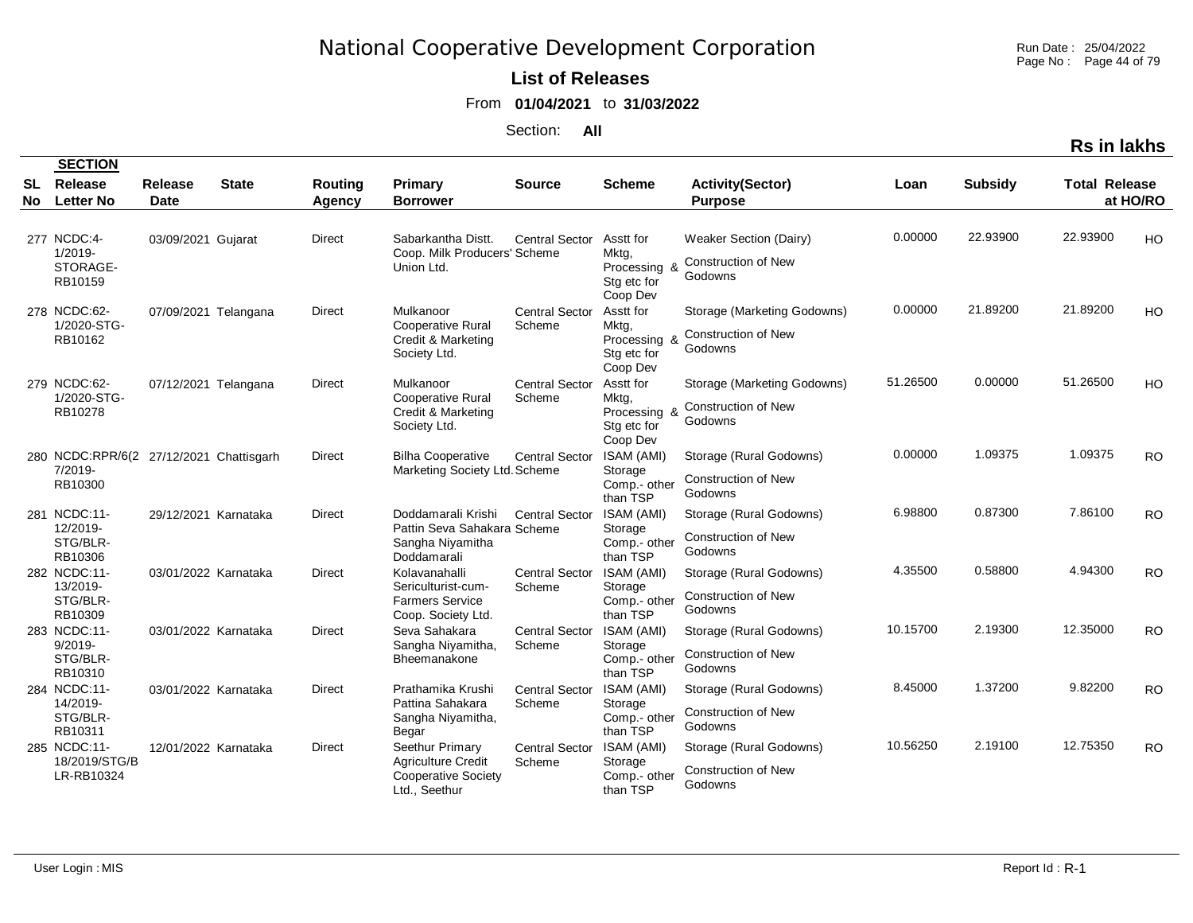# National Cooperative Development Corporation

**List of Releases**

From **01/04/2021** to **31/03/2022**

Section: **All**

**Rs in lakhs**

| SL No | SECTION Release Letter No | Release Date | State | Routing Agency | Primary Borrower | Source | Scheme | Activity(Sector) Purpose | Loan | Subsidy | Total Release | at HO/RO |
|---|---|---|---|---|---|---|---|---|---|---|---|---|
| 277 | NCDC:4-1/2019-STORAGE-RB10159 | 03/09/2021 | Gujarat | Direct | Sabarkantha Distt. Coop. Milk Producers' Union Ltd. | Central Sector Scheme | Asstt for Mktg, Processing & Stg etc for Coop Dev | Weaker Section (Dairy) Construction of New Godowns | 0.00000 | 22.93900 | 22.93900 | HO |
| 278 | NCDC:62-1/2020-STG-RB10162 | 07/09/2021 | Telangana | Direct | Mulkanoor Cooperative Rural Credit & Marketing Society Ltd. | Central Sector Scheme | Asstt for Mktg, Processing & Stg etc for Coop Dev | Storage (Marketing Godowns) Construction of New Godowns | 0.00000 | 21.89200 | 21.89200 | HO |
| 279 | NCDC:62-1/2020-STG-RB10278 | 07/12/2021 | Telangana | Direct | Mulkanoor Cooperative Rural Credit & Marketing Society Ltd. | Central Sector Scheme | Asstt for Mktg, Processing & Stg etc for Coop Dev | Storage (Marketing Godowns) Construction of New Godowns | 51.26500 | 0.00000 | 51.26500 | HO |
| 280 | NCDC:RPR/6(27/2019-RB10300 | 27/12/2021 | Chattisgarh | Direct | Bilha Cooperative Marketing Society Ltd. | Central Sector Scheme | ISAM (AMI) Storage Comp.- other than TSP | Storage (Rural Godowns) Construction of New Godowns | 0.00000 | 1.09375 | 1.09375 | RO |
| 281 | NCDC:11-12/2019-STG/BLR-RB10306 | 29/12/2021 | Karnataka | Direct | Doddamarali Krishi Pattin Seva Sahakara Sangha Niyamitha Doddamarali | Central Sector Scheme | ISAM (AMI) Storage Comp.- other than TSP | Storage (Rural Godowns) Construction of New Godowns | 6.98800 | 0.87300 | 7.86100 | RO |
| 282 | NCDC:11-13/2019-STG/BLR-RB10309 | 03/01/2022 | Karnataka | Direct | Kolavanahalli Sericulturist-cum-Farmers Service Coop. Society Ltd. | Central Sector Scheme | ISAM (AMI) Storage Comp.- other than TSP | Storage (Rural Godowns) Construction of New Godowns | 4.35500 | 0.58800 | 4.94300 | RO |
| 283 | NCDC:11-9/2019-STG/BLR-RB10310 | 03/01/2022 | Karnataka | Direct | Seva Sahakara Sangha Niyamitha, Bheemanakone | Central Sector Scheme | ISAM (AMI) Storage Comp.- other than TSP | Storage (Rural Godowns) Construction of New Godowns | 10.15700 | 2.19300 | 12.35000 | RO |
| 284 | NCDC:11-14/2019-STG/BLR-RB10311 | 03/01/2022 | Karnataka | Direct | Prathamika Krushi Pattina Sahakara Sangha Niyamitha, Begar | Central Sector Scheme | ISAM (AMI) Storage Comp.- other than TSP | Storage (Rural Godowns) Construction of New Godowns | 8.45000 | 1.37200 | 9.82200 | RO |
| 285 | NCDC:11-18/2019/STG/BLR-RB10324 | 12/01/2022 | Karnataka | Direct | Seethur Primary Agriculture Credit Cooperative Society Ltd., Seethur | Central Sector Scheme | ISAM (AMI) Storage Comp.- other than TSP | Storage (Rural Godowns) Construction of New Godowns | 10.56250 | 2.19100 | 12.75350 | RO |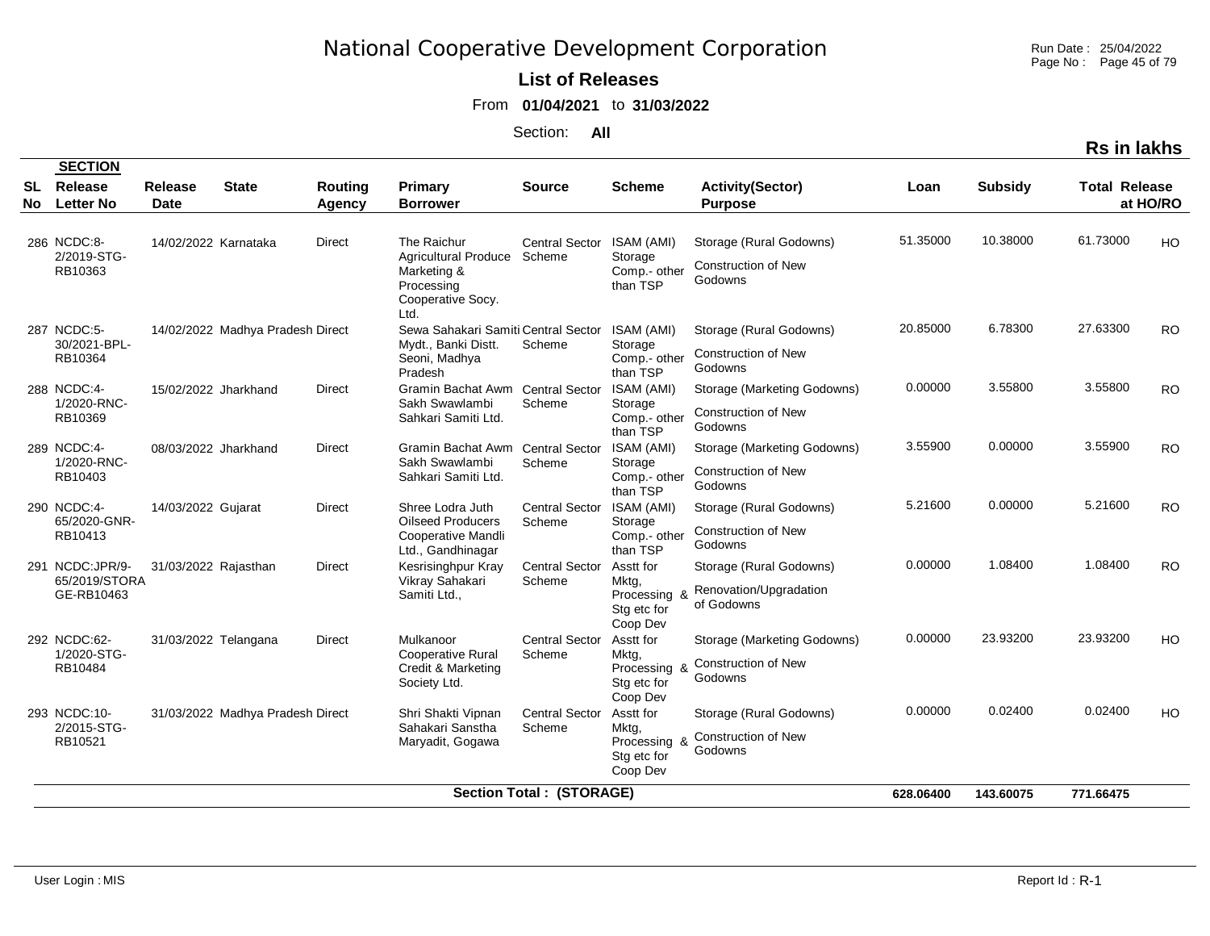# National Cooperative Development Corporation

**List of Releases**

From **01/04/2021** to **31/03/2022**

Section: **All**

**Rs in lakhs**

| SL No | SECTION Release Letter No | Release Date | State | Routing Agency | Primary Borrower | Source | Scheme | Activity(Sector) Purpose | Loan | Subsidy | Total Release | at HO/RO |
|---|---|---|---|---|---|---|---|---|---|---|---|---|
| 286 | NCDC:8-2/2019-STG-RB10363 | 14/02/2022 | Karnataka | Direct | The Raichur Agricultural Produce Marketing & Processing Cooperative Socy. Ltd. | Central Sector Scheme | ISAM (AMI) Storage Comp.- other than TSP | Storage (Rural Godowns) Construction of New Godowns | 51.35000 | 10.38000 | 61.73000 | HO |
| 287 | NCDC:5-30/2021-BPL-RB10364 | 14/02/2022 | Madhya Pradesh | Direct | Sewa Sahakari Samiti Mydt., Banki Distt. Seoni, Madhya Pradesh | Central Sector Scheme | ISAM (AMI) Storage Comp.- other than TSP | Storage (Rural Godowns) Construction of New Godowns | 20.85000 | 6.78300 | 27.63300 | RO |
| 288 | NCDC:4-1/2020-RNC-RB10369 | 15/02/2022 | Jharkhand | Direct | Gramin Bachat Awm Sakh Swawlambi Sahkari Samiti Ltd. | Central Sector Scheme | ISAM (AMI) Storage Comp.- other than TSP | Storage (Marketing Godowns) Construction of New Godowns | 0.00000 | 3.55800 | 3.55800 | RO |
| 289 | NCDC:4-1/2020-RNC-RB10403 | 08/03/2022 | Jharkhand | Direct | Gramin Bachat Awm Sakh Swawlambi Sahkari Samiti Ltd. | Central Sector Scheme | ISAM (AMI) Storage Comp.- other than TSP | Storage (Marketing Godowns) Construction of New Godowns | 3.55900 | 0.00000 | 3.55900 | RO |
| 290 | NCDC:4-65/2020-GNR-RB10413 | 14/03/2022 | Gujarat | Direct | Shree Lodra Juth Oilseed Producers Cooperative Mandli Ltd., Gandhinagar | Central Sector Scheme | ISAM (AMI) Storage Comp.- other than TSP | Storage (Rural Godowns) Construction of New Godowns | 5.21600 | 0.00000 | 5.21600 | RO |
| 291 | NCDC:JPR/9-65/2019/STORAGE-RB10463 | 31/03/2022 | Rajasthan | Direct | Kesrisinghpur Kray Vikray Sahakari Samiti Ltd., | Central Sector Scheme | Asstt for Mktg, Processing & Stg etc for Coop Dev | Storage (Rural Godowns) Renovation/Upgradation of Godowns | 0.00000 | 1.08400 | 1.08400 | RO |
| 292 | NCDC:62-1/2020-STG-RB10484 | 31/03/2022 | Telangana | Direct | Mulkanoor Cooperative Rural Credit & Marketing Society Ltd. | Central Sector Scheme | Asstt for Mktg, Processing & Stg etc for Coop Dev | Storage (Marketing Godowns) Construction of New Godowns | 0.00000 | 23.93200 | 23.93200 | HO |
| 293 | NCDC:10-2/2015-STG-RB10521 | 31/03/2022 | Madhya Pradesh | Direct | Shri Shakti Vipnan Sahakari Sanstha Maryadit, Gogawa | Central Sector Scheme | Asstt for Mktg, Processing & Stg etc for Coop Dev | Storage (Rural Godowns) Construction of New Godowns | 0.00000 | 0.02400 | 0.02400 | HO |
| | | | | | **Section Total : (STORAGE)** | | | | **628.06400** | **143.60075** | **771.66475** | |

User Login : MIS

Report Id : R-1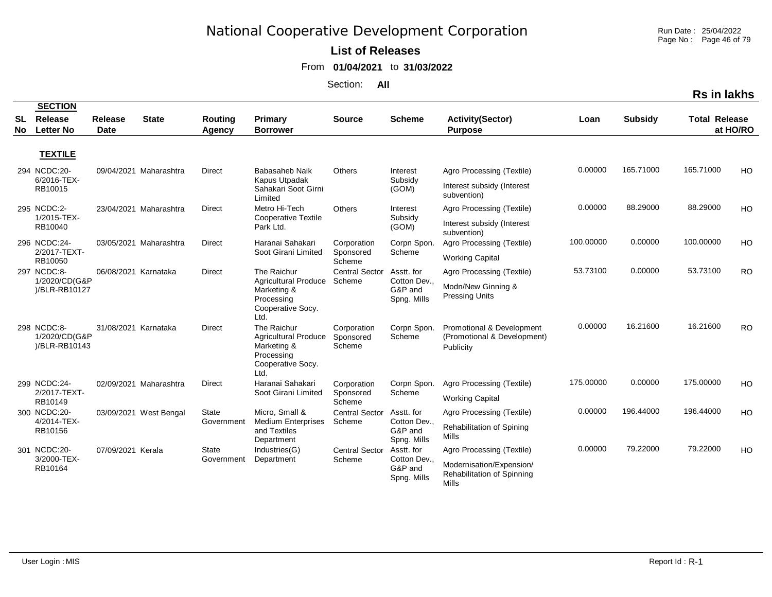# National Cooperative Development Corporation

**List of Releases**

From **01/04/2021** to **31/03/2022**

Section: **All**

**Rs in lakhs**

| SL No | SECTION Release Letter No | Release Date | State | Routing Agency | Primary Borrower | Source | Scheme | Activity(Sector) Purpose | Loan | Subsidy | Total Release | at HO/RO |
|---|---|---|---|---|---|---|---|---|---|---|---|---|
| | **TEXTILE** | | | | | | | | | | | |
| 294 | NCDC:20-6/2016-TEX-RB10015 | 09/04/2021 | Maharashtra | Direct | Babasaheb Naik Kapus Utpadak Sahakari Soot Girni Limited | Others | Interest Subsidy (GOM) | Agro Processing (Textile) Interest subsidy (Interest subvention) | 0.00000 | 165.71000 | 165.71000 | HO |
| 295 | NCDC:2-1/2015-TEX-RB10040 | 23/04/2021 | Maharashtra | Direct | Metro Hi-Tech Cooperative Textile Park Ltd. | Others | Interest Subsidy (GOM) | Agro Processing (Textile) Interest subsidy (Interest subvention) | 0.00000 | 88.29000 | 88.29000 | HO |
| 296 | NCDC:24-2/2017-TEXT-RB10050 | 03/05/2021 | Maharashtra | Direct | Haranai Sahakari Soot Girani Limited | Corporation Sponsored Scheme | Corpn Spon. Scheme | Agro Processing (Textile) Working Capital | 100.00000 | 0.00000 | 100.00000 | HO |
| 297 | NCDC:8-1/2020/CD(G&P)/BLR-RB10127 | 06/08/2021 | Karnataka | Direct | The Raichur Agricultural Produce Marketing & Processing Cooperative Socy. Ltd. | Central Sector Scheme | Asstt. for Cotton Dev., G&P and Spng. Mills | Agro Processing (Textile) Modn/New Ginning & Pressing Units | 53.73100 | 0.00000 | 53.73100 | RO |
| 298 | NCDC:8-1/2020/CD(G&P)/BLR-RB10143 | 31/08/2021 | Karnataka | Direct | The Raichur Agricultural Produce Marketing & Processing Cooperative Socy. Ltd. | Corporation Sponsored Scheme | Corpn Spon. Scheme | Promotional & Development (Promotional & Development) Publicity | 0.00000 | 16.21600 | 16.21600 | RO |
| 299 | NCDC:24-2/2017-TEXT-RB10149 | 02/09/2021 | Maharashtra | Direct | Haranai Sahakari Soot Girani Limited | Corporation Sponsored Scheme | Corpn Spon. Scheme | Agro Processing (Textile) Working Capital | 175.00000 | 0.00000 | 175.00000 | HO |
| 300 | NCDC:20-4/2014-TEX-RB10156 | 03/09/2021 | West Bengal | State Government | Micro, Small & Medium Enterprises and Textiles Department | Central Sector Scheme | Asstt. for Cotton Dev., G&P and Spng. Mills | Agro Processing (Textile) Rehabilitation of Spining Mills | 0.00000 | 196.44000 | 196.44000 | HO |
| 301 | NCDC:20-3/2000-TEX-RB10164 | 07/09/2021 | Kerala | State Government | Industries(G) Department | Central Sector Scheme | Asstt. for Cotton Dev., G&P and Spng. Mills | Agro Processing (Textile) Modernisation/Expension/ Rehabilitation of Spinning Mills | 0.00000 | 79.22000 | 79.22000 | HO |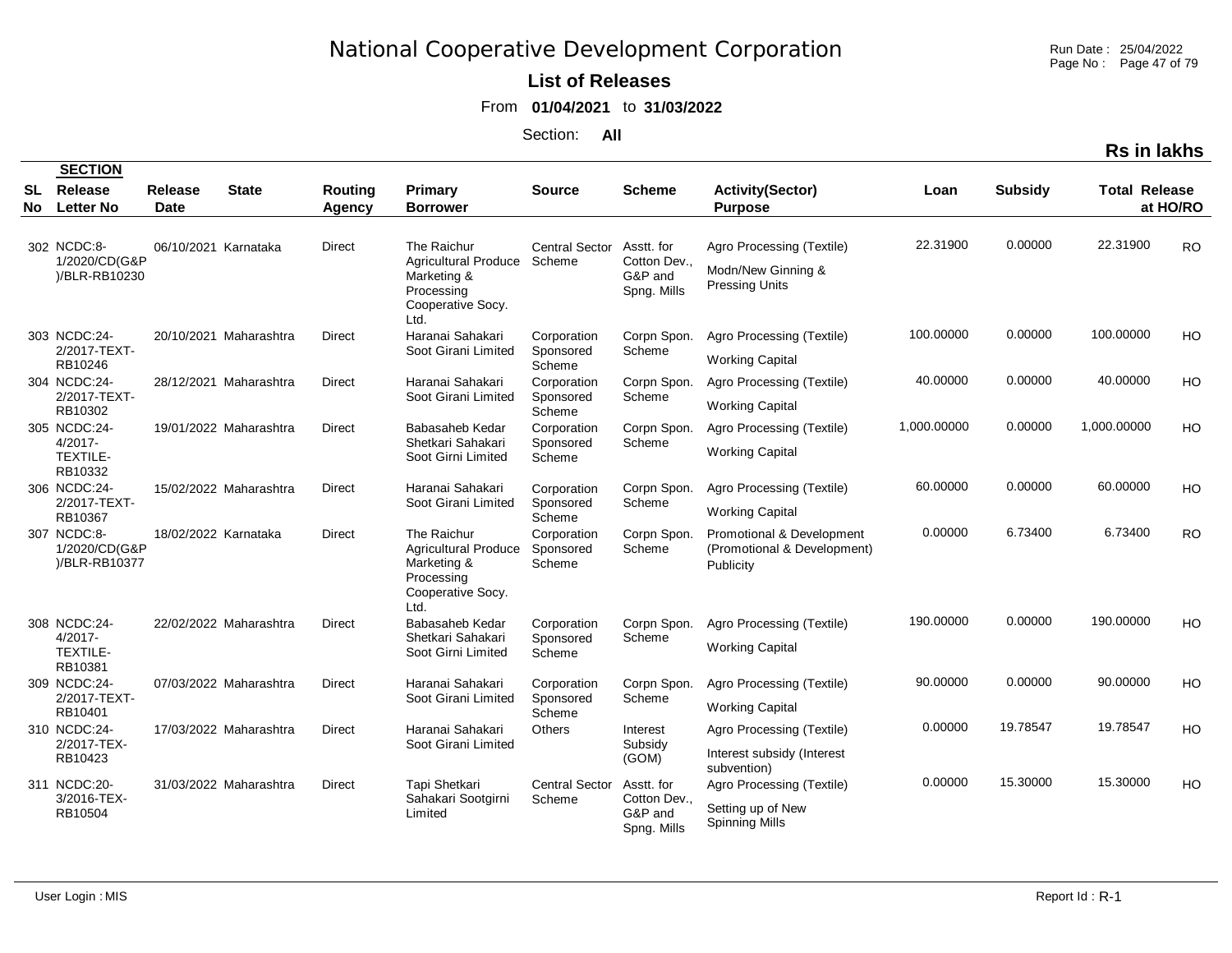# National Cooperative Development Corporation

**List of Releases**

From **01/04/2021** to **31/03/2022**

Section: **All**

**Rs in lakhs**

| SL No | SECTION Release Letter No | Release Date | State | Routing Agency | Primary Borrower | Source | Scheme | Activity(Sector) Purpose | Loan | Subsidy | Total Release | at HO/RO |
|---|---|---|---|---|---|---|---|---|---|---|---|---|
| 302 | NCDC:8-1/2020/CD(G&P)/BLR-RB10230 | 06/10/2021 | Karnataka | Direct | The Raichur Agricultural Produce Marketing & Processing Cooperative Socy. Ltd. | Central Sector Scheme | Asstt. for Cotton Dev., G&P and Spng. Mills | Agro Processing (Textile) Modn/New Ginning & Pressing Units | 22.31900 | 0.00000 | 22.31900 | RO |
| 303 | NCDC:24-2/2017-TEXT-RB10246 | 20/10/2021 | Maharashtra | Direct | Haranai Sahakari Soot Girani Limited | Corporation Sponsored Scheme | Corpn Spon. Scheme | Agro Processing (Textile) Working Capital | 100.00000 | 0.00000 | 100.00000 | HO |
| 304 | NCDC:24-2/2017-TEXT-RB10302 | 28/12/2021 | Maharashtra | Direct | Haranai Sahakari Soot Girani Limited | Corporation Sponsored Scheme | Corpn Spon. Scheme | Agro Processing (Textile) Working Capital | 40.00000 | 0.00000 | 40.00000 | HO |
| 305 | NCDC:24-4/2017-TEXTILE-RB10332 | 19/01/2022 | Maharashtra | Direct | Babasaheb Kedar Shetkari Sahakari Soot Girni Limited | Corporation Sponsored Scheme | Corpn Spon. Scheme | Agro Processing (Textile) Working Capital | 1,000.00000 | 0.00000 | 1,000.00000 | HO |
| 306 | NCDC:24-2/2017-TEXT-RB10367 | 15/02/2022 | Maharashtra | Direct | Haranai Sahakari Soot Girani Limited | Corporation Sponsored Scheme | Corpn Spon. Scheme | Agro Processing (Textile) Working Capital | 60.00000 | 0.00000 | 60.00000 | HO |
| 307 | NCDC:8-1/2020/CD(G&P)/BLR-RB10377 | 18/02/2022 | Karnataka | Direct | The Raichur Agricultural Produce Marketing & Processing Cooperative Socy. Ltd. | Corporation Sponsored Scheme | Corpn Spon. Scheme | Promotional & Development (Promotional & Development) Publicity | 0.00000 | 6.73400 | 6.73400 | RO |
| 308 | NCDC:24-4/2017-TEXTILE-RB10381 | 22/02/2022 | Maharashtra | Direct | Babasaheb Kedar Shetkari Sahakari Soot Girni Limited | Corporation Sponsored Scheme | Corpn Spon. Scheme | Agro Processing (Textile) Working Capital | 190.00000 | 0.00000 | 190.00000 | HO |
| 309 | NCDC:24-2/2017-TEXT-RB10401 | 07/03/2022 | Maharashtra | Direct | Haranai Sahakari Soot Girani Limited | Corporation Sponsored Scheme | Corpn Spon. Scheme | Agro Processing (Textile) Working Capital | 90.00000 | 0.00000 | 90.00000 | HO |
| 310 | NCDC:24-2/2017-TEX-RB10423 | 17/03/2022 | Maharashtra | Direct | Haranai Sahakari Soot Girani Limited | Others | Interest Subsidy (GOM) | Agro Processing (Textile) Interest subsidy (Interest subvention) | 0.00000 | 19.78547 | 19.78547 | HO |
| 311 | NCDC:20-3/2016-TEX-RB10504 | 31/03/2022 | Maharashtra | Direct | Tapi Shetkari Sahakari Sootgirni Limited | Central Sector Scheme | Asstt. for Cotton Dev., G&P and Spng. Mills | Agro Processing (Textile) Setting up of New Spinning Mills | 0.00000 | 15.30000 | 15.30000 | HO |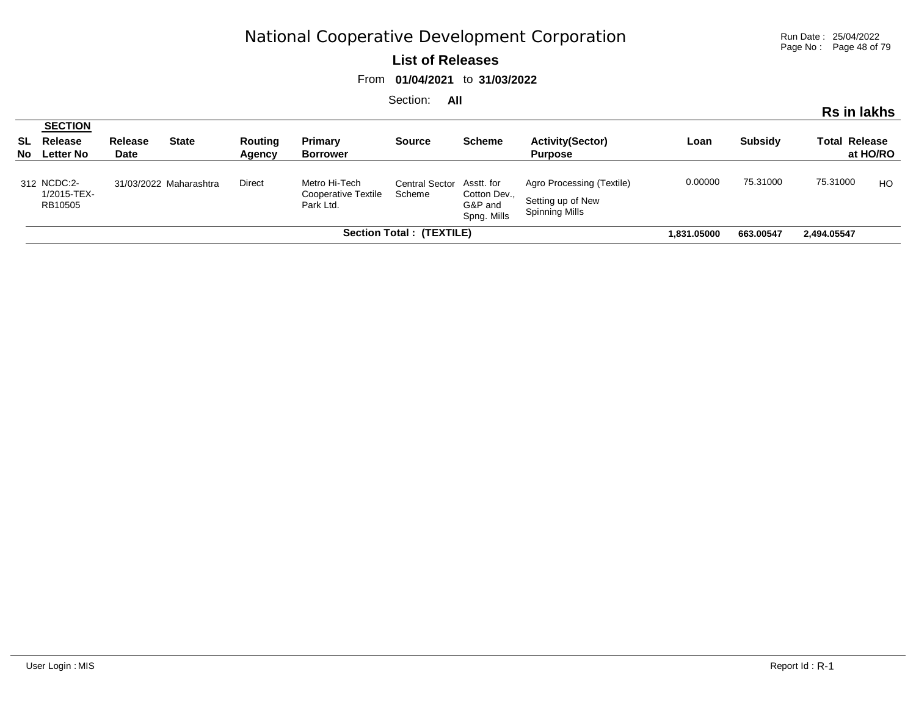# National Cooperative Development Corporation

**List of Releases**

From **01/04/2021** to **31/03/2022**

Section: **All**

**Rs in lakhs**

| SL No | SECTION Release Letter No | Release Date | State | Routing Agency | Primary Borrower | Source | Scheme | Activity(Sector) Purpose | Loan | Subsidy | Total Release | at HO/RO |
|---|---|---|---|---|---|---|---|---|---|---|---|---|
| 312 | NCDC:2-1/2015-TEX-RB10505 | 31/03/2022 | Maharashtra | Direct | Metro Hi-Tech Cooperative Textile Park Ltd. | Central Sector Scheme | Asstt. for Cotton Dev., G&P and Spng. Mills | Agro Processing (Textile) Setting up of New Spinning Mills | 0.00000 | 75.31000 | 75.31000 | HO |
| | | | | | | **Section Total : (TEXTILE)** | | | **1,831.05000** | **663.00547** | **2,494.05547** | |

User Login : MIS

Report Id : R-1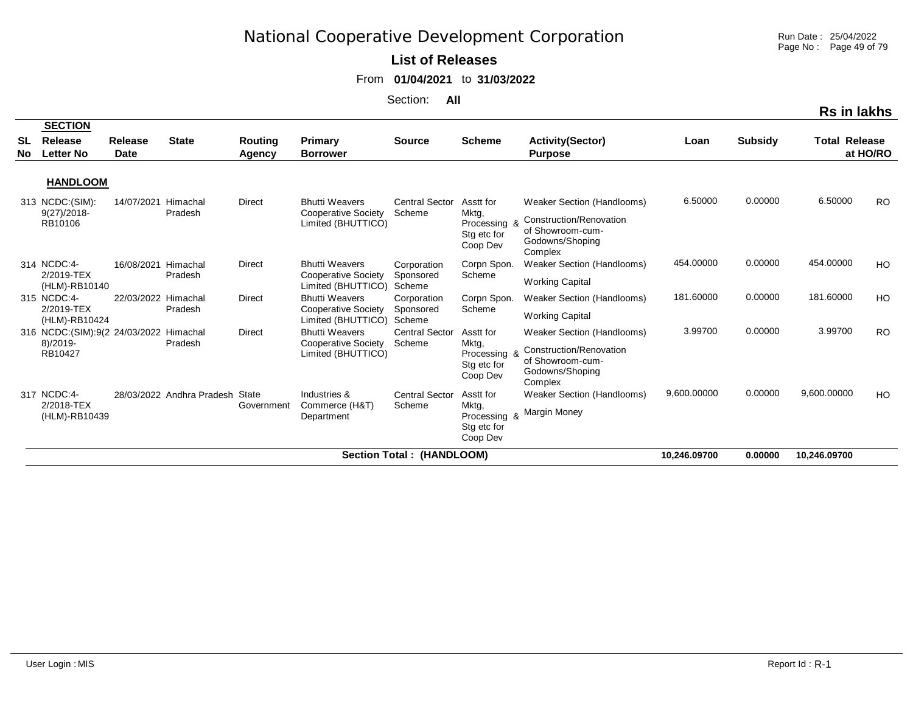# National Cooperative Development Corporation

**List of Releases**

From **01/04/2021** to **31/03/2022**

Section: **All**

**Rs in lakhs**

| SL No | SECTION Release Letter No | Release Date | State | Routing Agency | Primary Borrower | Source | Scheme | Activity(Sector) Purpose | Loan | Subsidy | Total Release | at HO/RO |
|---|---|---|---|---|---|---|---|---|---|---|---|---|
| | **HANDLOOM** | | | | | | | | | | | |
| 313 | NCDC:(SIM): 9(27)/2018-RB10106 | 14/07/2021 | Himachal Pradesh | Direct | Bhutti Weavers Cooperative Society Limited (BHUTTICO) | Central Sector Scheme | Asstt for Mktg, Processing & Stg etc for Coop Dev | Weaker Section (Handlooms) Construction/Renovation of Showroom-cum-Godowns/Shoping Complex | 6.50000 | 0.00000 | 6.50000 | RO |
| 314 | NCDC:4-2/2019-TEX (HLM)-RB10140 | 16/08/2021 | Himachal Pradesh | Direct | Bhutti Weavers Cooperative Society Limited (BHUTTICO) | Corporation Sponsored Scheme | Corpn Spon. Scheme | Weaker Section (Handlooms) Working Capital | 454.00000 | 0.00000 | 454.00000 | HO |
| 315 | NCDC:4-2/2019-TEX (HLM)-RB10424 | 22/03/2022 | Himachal Pradesh | Direct | Bhutti Weavers Cooperative Society Limited (BHUTTICO) | Corporation Sponsored Scheme | Corpn Spon. Scheme | Weaker Section (Handlooms) Working Capital | 181.60000 | 0.00000 | 181.60000 | HO |
| 316 | NCDC:(SIM):9(28)/2019-RB10427 | 24/03/2022 | Himachal Pradesh | Direct | Bhutti Weavers Cooperative Society Limited (BHUTTICO) | Central Sector Scheme | Asstt for Mktg, Processing & Stg etc for Coop Dev | Weaker Section (Handlooms) Construction/Renovation of Showroom-cum-Godowns/Shoping Complex | 3.99700 | 0.00000 | 3.99700 | RO |
| 317 | NCDC:4-2/2018-TEX (HLM)-RB10439 | 28/03/2022 | Andhra Pradesh | State Government | Industries & Commerce (H&T) Department | Central Sector Scheme | Asstt for Mktg, Processing & Stg etc for Coop Dev | Weaker Section (Handlooms) Margin Money | 9,600.00000 | 0.00000 | 9,600.00000 | HO |
| | | | | | **Section Total : (HANDLOOM)** | | | | **10,246.09700** | **0.00000** | **10,246.09700** | |

User Login : MIS

Report Id : R-1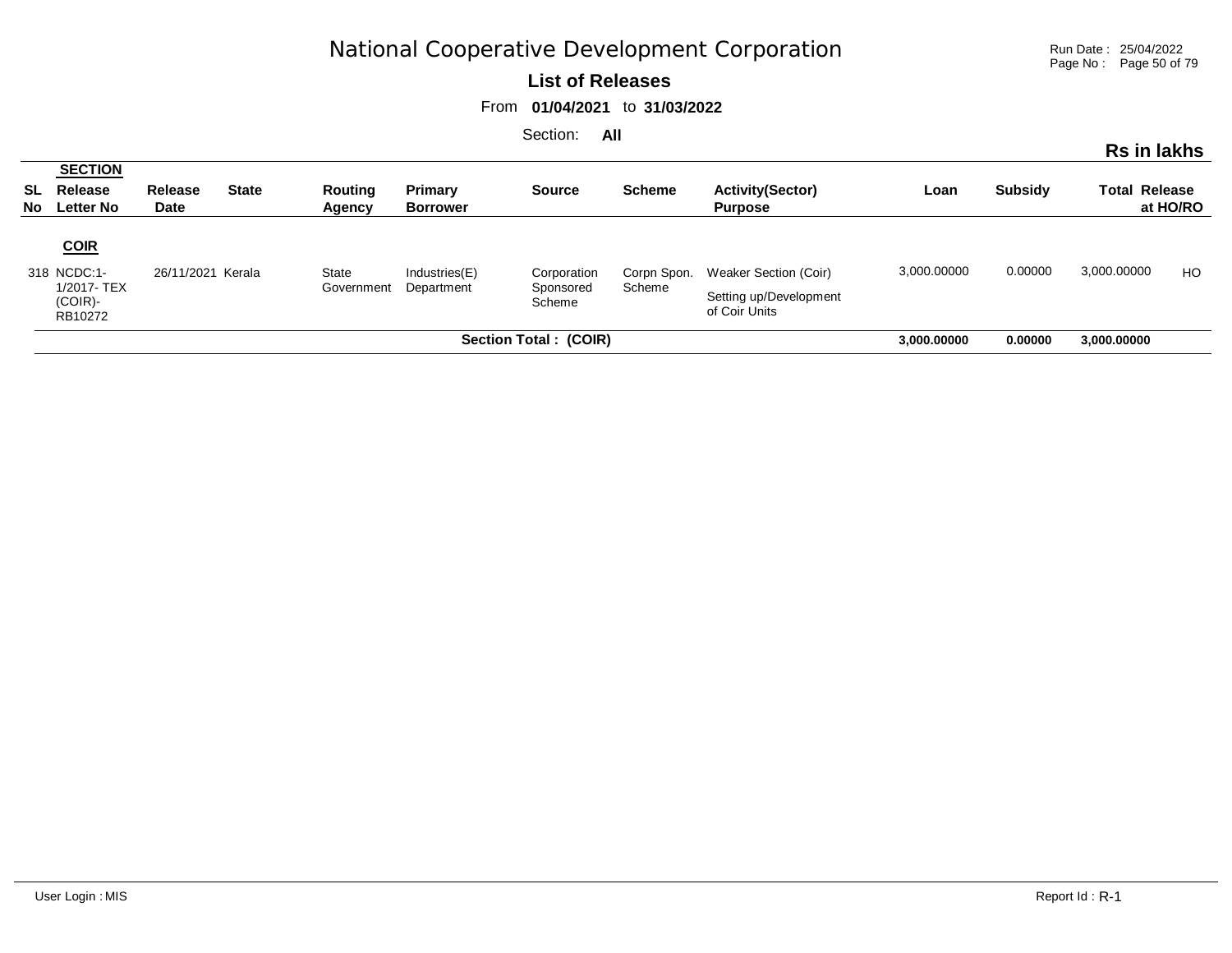# National Cooperative Development Corporation

**List of Releases**

From **01/04/2021** to **31/03/2022**

Section: **All**

**Rs in lakhs**

| SL No | SECTION Release Letter No | Release Date | State | Routing Agency | Primary Borrower | Source | Scheme | Activity(Sector) Purpose | Loan | Subsidy | Total | Release at HO/RO |
|---|---|---|---|---|---|---|---|---|---|---|---|---|
| | **COIR** | | | | | | | | | | | |
| 318 | NCDC:1-1/2017- TEX (COIR)-RB10272 | 26/11/2021 | Kerala | State Government | Industries(E) Department | Corporation Sponsored Scheme | Corpn Spon. Scheme | Weaker Section (Coir) Setting up/Development of Coir Units | 3,000.00000 | 0.00000 | 3,000.00000 | HO |
| | | | | | | **Section Total : (COIR)** | | | **3,000.00000** | **0.00000** | **3,000.00000** | |

User Login : MIS

Report Id : R-1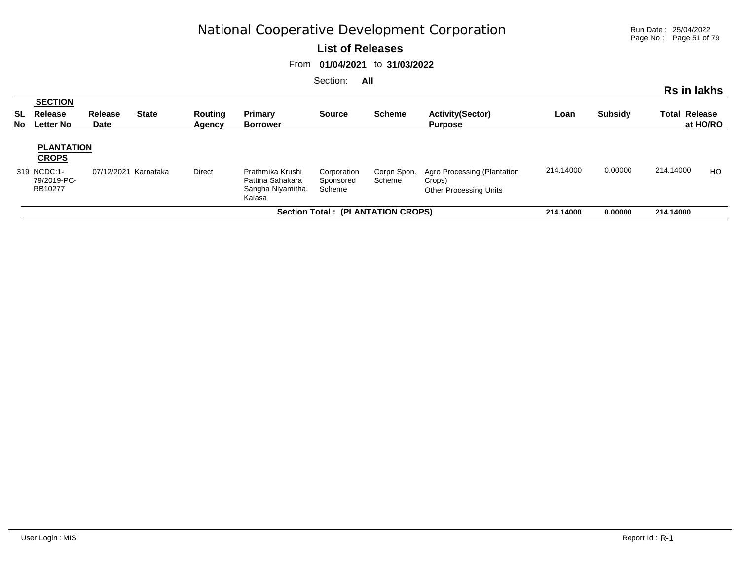# National Cooperative Development Corporation

**List of Releases**

From **01/04/2021** to **31/03/2022**

Section: **All**

**Rs in lakhs**

| SL No | SECTION Release Letter No | Release Date | State | Routing Agency | Primary Borrower | Source | Scheme | Activity(Sector) Purpose | Loan | Subsidy | Total Release | at HO/RO |
|---|---|---|---|---|---|---|---|---|---|---|---|---|
| | **PLANTATION CROPS** | | | | | | | | | | | |
| 319 | NCDC:1-79/2019-PC-RB10277 | 07/12/2021 | Karnataka | Direct | Prathmika Krushi Pattina Sahakara Sangha Niyamitha, Kalasa | Corporation Sponsored Scheme | Corpn Spon. Scheme | Agro Processing (Plantation Crops) Other Processing Units | 214.14000 | 0.00000 | 214.14000 | HO |
| | | | | | **Section Total : (PLANTATION CROPS)** | | | | **214.14000** | **0.00000** | **214.14000** | |

User Login : MIS

Report Id : R-1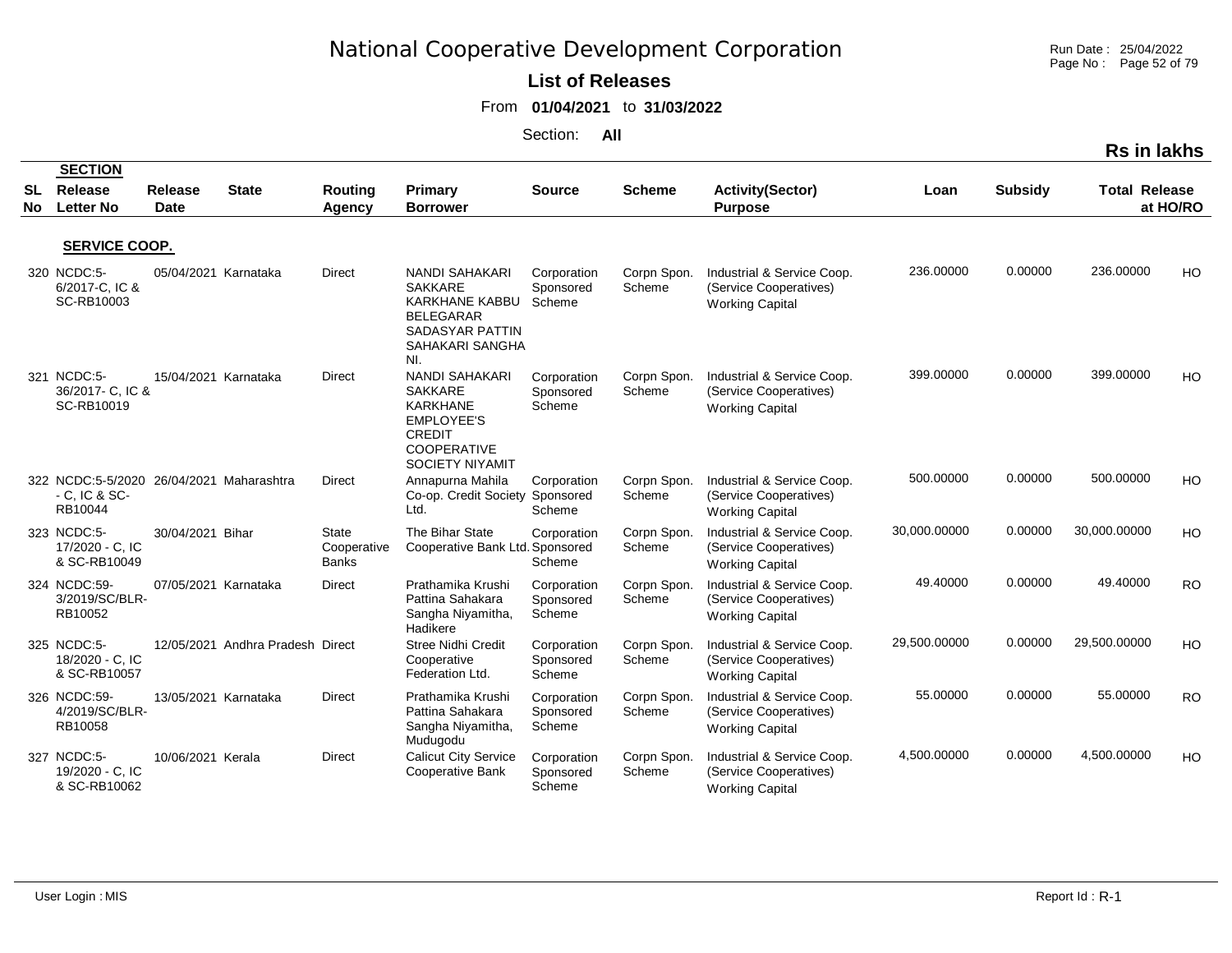# National Cooperative Development Corporation

**List of Releases**

From **01/04/2021** to **31/03/2022**

Section: **All**

**Rs in lakhs**

| SL No | SECTION Release Letter No | Release Date | State | Routing Agency | Primary Borrower | Source | Scheme | Activity(Sector) Purpose | Loan | Subsidy | Total Release | at HO/RO |
|---|---|---|---|---|---|---|---|---|---|---|---|---|
| | **SERVICE COOP.** | | | | | | | | | | | |
| 320 | NCDC:5-6/2017-C, IC & SC-RB10003 | 05/04/2021 | Karnataka | Direct | NANDI SAHAKARI SAKKARE KARKHANE KABBU BELEGARAR SADASYAR PATTIN SAHAKARI SANGHA NI. | Corporation Sponsored Scheme | Corpn Spon. Scheme | Industrial & Service Coop. (Service Cooperatives) Working Capital | 236.00000 | 0.00000 | 236.00000 | HO |
| 321 | NCDC:5-36/2017- C, IC & SC-RB10019 | 15/04/2021 | Karnataka | Direct | NANDI SAHAKARI SAKKARE KARKHANE EMPLOYEE'S CREDIT COOPERATIVE SOCIETY NIYAMIT | Corporation Sponsored Scheme | Corpn Spon. Scheme | Industrial & Service Coop. (Service Cooperatives) Working Capital | 399.00000 | 0.00000 | 399.00000 | HO |
| 322 | NCDC:5-5/2020 - C, IC & SC-RB10044 | 26/04/2021 | Maharashtra | Direct | Annapurna Mahila Co-op. Credit Society Ltd. | Corporation Sponsored Scheme | Corpn Spon. Scheme | Industrial & Service Coop. (Service Cooperatives) Working Capital | 500.00000 | 0.00000 | 500.00000 | HO |
| 323 | NCDC:5-17/2020 - C, IC & SC-RB10049 | 30/04/2021 | Bihar | State Cooperative Banks | The Bihar State Cooperative Bank Ltd. | Corporation Sponsored Scheme | Corpn Spon. Scheme | Industrial & Service Coop. (Service Cooperatives) Working Capital | 30,000.00000 | 0.00000 | 30,000.00000 | HO |
| 324 | NCDC:59-3/2019/SC/BLR-RB10052 | 07/05/2021 | Karnataka | Direct | Prathamika Krushi Pattina Sahakara Sangha Niyamitha, Hadikere | Corporation Sponsored Scheme | Corpn Spon. Scheme | Industrial & Service Coop. (Service Cooperatives) Working Capital | 49.40000 | 0.00000 | 49.40000 | RO |
| 325 | NCDC:5-18/2020 - C, IC & SC-RB10057 | 12/05/2021 | Andhra Pradesh | Direct | Stree Nidhi Credit Cooperative Federation Ltd. | Corporation Sponsored Scheme | Corpn Spon. Scheme | Industrial & Service Coop. (Service Cooperatives) Working Capital | 29,500.00000 | 0.00000 | 29,500.00000 | HO |
| 326 | NCDC:59-4/2019/SC/BLR-RB10058 | 13/05/2021 | Karnataka | Direct | Prathamika Krushi Pattina Sahakara Sangha Niyamitha, Mudugodu | Corporation Sponsored Scheme | Corpn Spon. Scheme | Industrial & Service Coop. (Service Cooperatives) Working Capital | 55.00000 | 0.00000 | 55.00000 | RO |
| 327 | NCDC:5-19/2020 - C, IC & SC-RB10062 | 10/06/2021 | Kerala | Direct | Calicut City Service Cooperative Bank | Corporation Sponsored Scheme | Corpn Spon. Scheme | Industrial & Service Coop. (Service Cooperatives) Working Capital | 4,500.00000 | 0.00000 | 4,500.00000 | HO |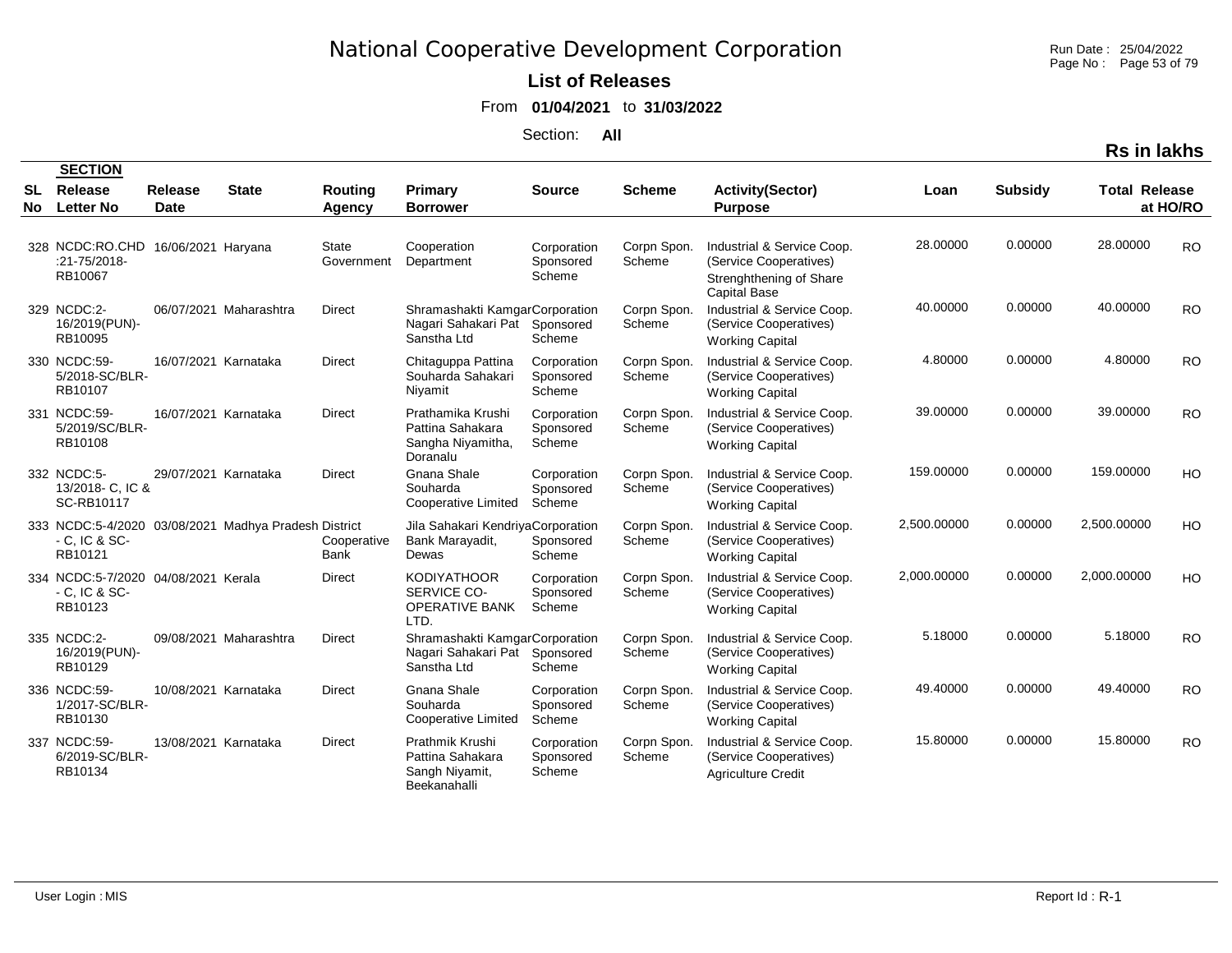# National Cooperative Development Corporation

**List of Releases**

From **01/04/2021** to **31/03/2022**

Section: **All**

**Rs in lakhs**

| SL No | SECTION Release Letter No | Release Date | State | Routing Agency | Primary Borrower | Source | Scheme | Activity(Sector) Purpose | Loan | Subsidy | Total Release | at HO/RO |
|---|---|---|---|---|---|---|---|---|---|---|---|---|
| 328 | NCDC:RO.CHD :21-75/2018-RB10067 | 16/06/2021 | Haryana | State Government | Cooperation Department | Corporation Sponsored Scheme | Corpn Spon. Scheme | Industrial & Service Coop. (Service Cooperatives) Strenghthening of Share Capital Base | 28.00000 | 0.00000 | 28.00000 | RO |
| 329 | NCDC:2-16/2019(PUN)-RB10095 | 06/07/2021 | Maharashtra | Direct | Shramashakti Kamgar Nagari Sahakari Pat Sanstha Ltd | Corporation Sponsored Scheme | Corpn Spon. Scheme | Industrial & Service Coop. (Service Cooperatives) Working Capital | 40.00000 | 0.00000 | 40.00000 | RO |
| 330 | NCDC:59-5/2018-SC/BLR-RB10107 | 16/07/2021 | Karnataka | Direct | Chitaguppa Pattina Souharda Sahakari Niyamit | Corporation Sponsored Scheme | Corpn Spon. Scheme | Industrial & Service Coop. (Service Cooperatives) Working Capital | 4.80000 | 0.00000 | 4.80000 | RO |
| 331 | NCDC:59-5/2019/SC/BLR-RB10108 | 16/07/2021 | Karnataka | Direct | Prathamika Krushi Pattina Sahakara Sangha Niyamitha, Doranalu | Corporation Sponsored Scheme | Corpn Spon. Scheme | Industrial & Service Coop. (Service Cooperatives) Working Capital | 39.00000 | 0.00000 | 39.00000 | RO |
| 332 | NCDC:5-13/2018- C, IC & SC-RB10117 | 29/07/2021 | Karnataka | Direct | Gnana Shale Souharda Cooperative Limited | Corporation Sponsored Scheme | Corpn Spon. Scheme | Industrial & Service Coop. (Service Cooperatives) Working Capital | 159.00000 | 0.00000 | 159.00000 | HO |
| 333 | NCDC:5-4/2020 - C, IC & SC-RB10121 | 03/08/2021 | Madhya Pradesh | District Cooperative Bank | Jila Sahakari Kendriya Bank Marayadit, Dewas | Corporation Sponsored Scheme | Corpn Spon. Scheme | Industrial & Service Coop. (Service Cooperatives) Working Capital | 2,500.00000 | 0.00000 | 2,500.00000 | HO |
| 334 | NCDC:5-7/2020 - C, IC & SC-RB10123 | 04/08/2021 | Kerala | Direct | KODIYATHOOR SERVICE CO-OPERATIVE BANK LTD. | Corporation Sponsored Scheme | Corpn Spon. Scheme | Industrial & Service Coop. (Service Cooperatives) Working Capital | 2,000.00000 | 0.00000 | 2,000.00000 | HO |
| 335 | NCDC:2-16/2019(PUN)-RB10129 | 09/08/2021 | Maharashtra | Direct | Shramashakti Kamgar Nagari Sahakari Pat Sanstha Ltd | Corporation Sponsored Scheme | Corpn Spon. Scheme | Industrial & Service Coop. (Service Cooperatives) Working Capital | 5.18000 | 0.00000 | 5.18000 | RO |
| 336 | NCDC:59-1/2017-SC/BLR-RB10130 | 10/08/2021 | Karnataka | Direct | Gnana Shale Souharda Cooperative Limited | Corporation Sponsored Scheme | Corpn Spon. Scheme | Industrial & Service Coop. (Service Cooperatives) Working Capital | 49.40000 | 0.00000 | 49.40000 | RO |
| 337 | NCDC:59-6/2019-SC/BLR-RB10134 | 13/08/2021 | Karnataka | Direct | Prathmik Krushi Pattina Sahakara Sangh Niyamit, Beekanahalli | Corporation Sponsored Scheme | Corpn Spon. Scheme | Industrial & Service Coop. (Service Cooperatives) Agriculture Credit | 15.80000 | 0.00000 | 15.80000 | RO |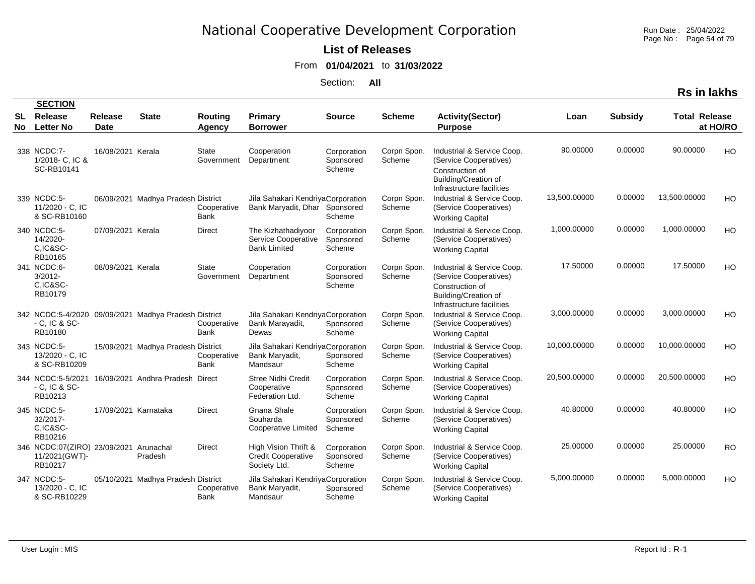# National Cooperative Development Corporation

**List of Releases**

From **01/04/2021** to **31/03/2022**

Section: **All**

**Rs in lakhs**

| SL No | SECTION Release Letter No | Release Date | State | Routing Agency | Primary Borrower | Source | Scheme | Activity(Sector) Purpose | Loan | Subsidy | Total Release | at HO/RO |
|---|---|---|---|---|---|---|---|---|---|---|---|---|
| 338 | NCDC:7-1/2018- C, IC & SC-RB10141 | 16/08/2021 | Kerala | State Government | Cooperation Department | Corporation Sponsored Scheme | Corpn Spon. Scheme | Industrial & Service Coop. (Service Cooperatives) Construction of Building/Creation of Infrastructure facilities | 90.00000 | 0.00000 | 90.00000 | HO |
| 339 | NCDC:5-11/2020 - C, IC & SC-RB10160 | 06/09/2021 | Madhya Pradesh | District Cooperative Bank | Jila Sahakari Kendriya Bank Maryadit, Dhar | Corporation Sponsored Scheme | Corpn Spon. Scheme | Industrial & Service Coop. (Service Cooperatives) Working Capital | 13,500.00000 | 0.00000 | 13,500.00000 | HO |
| 340 | NCDC:5-14/2020-C,IC&SC-RB10165 | 07/09/2021 | Kerala | Direct | The Kizhathadiyoor Service Cooperative Bank Limited | Corporation Sponsored Scheme | Corpn Spon. Scheme | Industrial & Service Coop. (Service Cooperatives) Working Capital | 1,000.00000 | 0.00000 | 1,000.00000 | HO |
| 341 | NCDC:6-3/2012-C,IC&SC-RB10179 | 08/09/2021 | Kerala | State Government | Cooperation Department | Corporation Sponsored Scheme | Corpn Spon. Scheme | Industrial & Service Coop. (Service Cooperatives) Construction of Building/Creation of Infrastructure facilities | 17.50000 | 0.00000 | 17.50000 | HO |
| 342 | NCDC:5-4/2020 - C, IC & SC-RB10180 | 09/09/2021 | Madhya Pradesh | District Cooperative Bank | Jila Sahakari Kendriya Bank Marayadit, Dewas | Corporation Sponsored Scheme | Corpn Spon. Scheme | Industrial & Service Coop. (Service Cooperatives) Working Capital | 3,000.00000 | 0.00000 | 3,000.00000 | HO |
| 343 | NCDC:5-13/2020 - C, IC & SC-RB10209 | 15/09/2021 | Madhya Pradesh | District Cooperative Bank | Jila Sahakari Kendriya Bank Maryadit, Mandsaur | Corporation Sponsored Scheme | Corpn Spon. Scheme | Industrial & Service Coop. (Service Cooperatives) Working Capital | 10,000.00000 | 0.00000 | 10,000.00000 | HO |
| 344 | NCDC:5-5/2021 - C, IC & SC-RB10213 | 16/09/2021 | Andhra Pradesh | Direct | Stree Nidhi Credit Cooperative Federation Ltd. | Corporation Sponsored Scheme | Corpn Spon. Scheme | Industrial & Service Coop. (Service Cooperatives) Working Capital | 20,500.00000 | 0.00000 | 20,500.00000 | HO |
| 345 | NCDC:5-32/2017-C,IC&SC-RB10216 | 17/09/2021 | Karnataka | Direct | Gnana Shale Souharda Cooperative Limited | Corporation Sponsored Scheme | Corpn Spon. Scheme | Industrial & Service Coop. (Service Cooperatives) Working Capital | 40.80000 | 0.00000 | 40.80000 | HO |
| 346 | NCDC:07(ZIRO) 11/2021(GWT)-RB10217 | 23/09/2021 | Arunachal Pradesh | Direct | High Vision Thrift & Credit Cooperative Society Ltd. | Corporation Sponsored Scheme | Corpn Spon. Scheme | Industrial & Service Coop. (Service Cooperatives) Working Capital | 25.00000 | 0.00000 | 25.00000 | RO |
| 347 | NCDC:5-13/2020 - C, IC & SC-RB10229 | 05/10/2021 | Madhya Pradesh | District Cooperative Bank | Jila Sahakari Kendriya Bank Maryadit, Mandsaur | Corporation Sponsored Scheme | Corpn Spon. Scheme | Industrial & Service Coop. (Service Cooperatives) Working Capital | 5,000.00000 | 0.00000 | 5,000.00000 | HO |

User Login : MIS

Report Id : R-1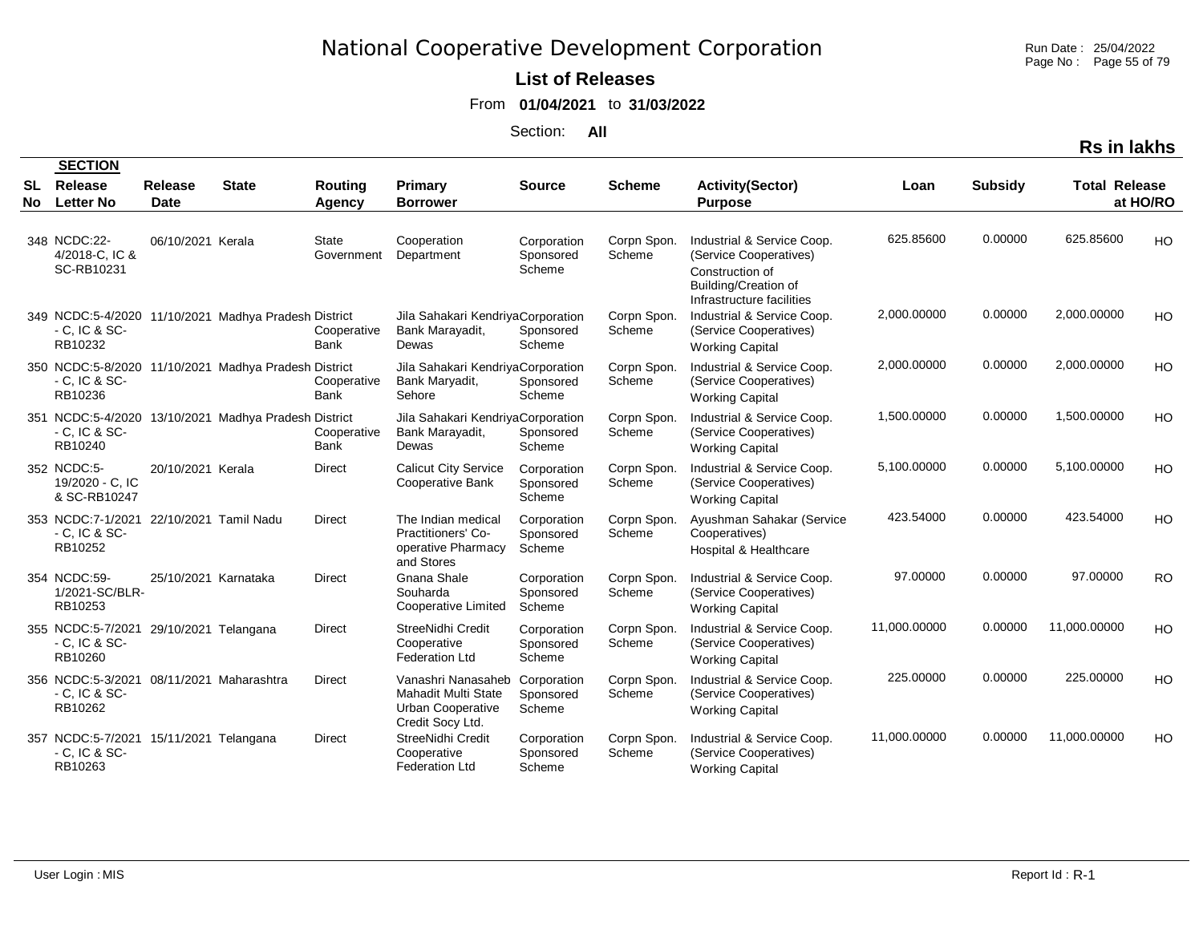# National Cooperative Development Corporation

**List of Releases**

From **01/04/2021** to **31/03/2022**

Section: **All**

**Rs in lakhs**

| SL No | SECTION Release Letter No | Release Date | State | Routing Agency | Primary Borrower | Source | Scheme | Activity(Sector) Purpose | Loan | Subsidy | Total Release | at HO/RO |
|---|---|---|---|---|---|---|---|---|---|---|---|---|
| 348 | NCDC:22-4/2018-C, IC & SC-RB10231 | 06/10/2021 | Kerala | State Government | Cooperation Department | Corporation Sponsored Scheme | Corpn Spon. Scheme | Industrial & Service Coop. (Service Cooperatives) Construction of Building/Creation of Infrastructure facilities | 625.85600 | 0.00000 | 625.85600 | HO |
| 349 | NCDC:5-4/2020 - C, IC & SC-RB10232 | 11/10/2021 | Madhya Pradesh | District Cooperative Bank | Jila Sahakari Kendriya Bank Marayadit, Dewas | Corporation Sponsored Scheme | Corpn Spon. Scheme | Industrial & Service Coop. (Service Cooperatives) Working Capital | 2,000.00000 | 0.00000 | 2,000.00000 | HO |
| 350 | NCDC:5-8/2020 - C, IC & SC-RB10236 | 11/10/2021 | Madhya Pradesh | District Cooperative Bank | Jila Sahakari Kendriya Bank Maryadit, Sehore | Corporation Sponsored Scheme | Corpn Spon. Scheme | Industrial & Service Coop. (Service Cooperatives) Working Capital | 2,000.00000 | 0.00000 | 2,000.00000 | HO |
| 351 | NCDC:5-4/2020 - C, IC & SC-RB10240 | 13/10/2021 | Madhya Pradesh | District Cooperative Bank | Jila Sahakari Kendriya Bank Marayadit, Dewas | Corporation Sponsored Scheme | Corpn Spon. Scheme | Industrial & Service Coop. (Service Cooperatives) Working Capital | 1,500.00000 | 0.00000 | 1,500.00000 | HO |
| 352 | NCDC:5-19/2020 - C, IC & SC-RB10247 | 20/10/2021 | Kerala | Direct | Calicut City Service Cooperative Bank | Corporation Sponsored Scheme | Corpn Spon. Scheme | Industrial & Service Coop. (Service Cooperatives) Working Capital | 5,100.00000 | 0.00000 | 5,100.00000 | HO |
| 353 | NCDC:7-1/2021 - C, IC & SC-RB10252 | 22/10/2021 | Tamil Nadu | Direct | The Indian medical Practitioners' Co-operative Pharmacy and Stores | Corporation Sponsored Scheme | Corpn Spon. Scheme | Ayushman Sahakar (Service Cooperatives) Hospital & Healthcare | 423.54000 | 0.00000 | 423.54000 | HO |
| 354 | NCDC:59-1/2021-SC/BLR-RB10253 | 25/10/2021 | Karnataka | Direct | Gnana Shale Souharda Cooperative Limited | Corporation Sponsored Scheme | Corpn Spon. Scheme | Industrial & Service Coop. (Service Cooperatives) Working Capital | 97.00000 | 0.00000 | 97.00000 | RO |
| 355 | NCDC:5-7/2021 - C, IC & SC-RB10260 | 29/10/2021 | Telangana | Direct | StreeNidhi Credit Cooperative Federation Ltd | Corporation Sponsored Scheme | Corpn Spon. Scheme | Industrial & Service Coop. (Service Cooperatives) Working Capital | 11,000.00000 | 0.00000 | 11,000.00000 | HO |
| 356 | NCDC:5-3/2021 - C, IC & SC-RB10262 | 08/11/2021 | Maharashtra | Direct | Vanashri Nanasaheb Mahadit Multi State Urban Cooperative Credit Socy Ltd. | Corporation Sponsored Scheme | Corpn Spon. Scheme | Industrial & Service Coop. (Service Cooperatives) Working Capital | 225.00000 | 0.00000 | 225.00000 | HO |
| 357 | NCDC:5-7/2021 - C, IC & SC-RB10263 | 15/11/2021 | Telangana | Direct | StreeNidhi Credit Cooperative Federation Ltd | Corporation Sponsored Scheme | Corpn Spon. Scheme | Industrial & Service Coop. (Service Cooperatives) Working Capital | 11,000.00000 | 0.00000 | 11,000.00000 | HO |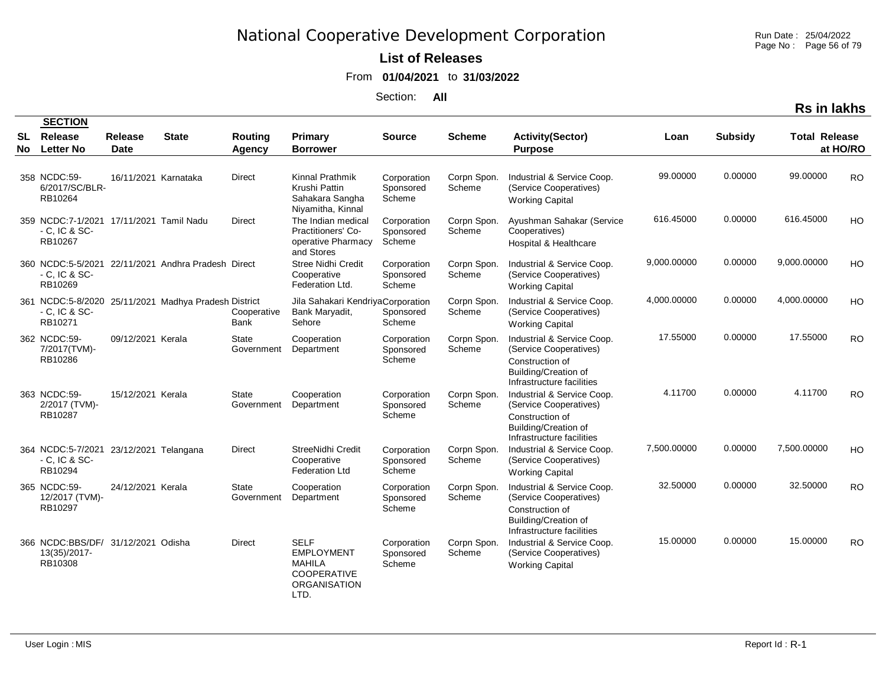# National Cooperative Development Corporation

**List of Releases**

From **01/04/2021** to **31/03/2022**

Section: **All**

**Rs in lakhs**

| SL No | SECTION Release Letter No | Release Date | State | Routing Agency | Primary Borrower | Source | Scheme | Activity(Sector) Purpose | Loan | Subsidy | Total Release | at HO/RO |
|---|---|---|---|---|---|---|---|---|---|---|---|---|
| 358 | NCDC:59-6/2017/SC/BLR-RB10264 | 16/11/2021 | Karnataka | Direct | Kinnal Prathmik Krushi Pattin Sahakara Sangha Niyamitha, Kinnal | Corporation Sponsored Scheme | Corpn Spon. Scheme | Industrial & Service Coop. (Service Cooperatives) Working Capital | 99.00000 | 0.00000 | 99.00000 | RO |
| 359 | NCDC:7-1/2021 - C, IC & SC-RB10267 | 17/11/2021 | Tamil Nadu | Direct | The Indian medical Practitioners' Co-operative Pharmacy and Stores | Corporation Sponsored Scheme | Corpn Spon. Scheme | Ayushman Sahakar (Service Cooperatives) Hospital & Healthcare | 616.45000 | 0.00000 | 616.45000 | HO |
| 360 | NCDC:5-5/2021 - C, IC & SC-RB10269 | 22/11/2021 | Andhra Pradesh | Direct | Stree Nidhi Credit Cooperative Federation Ltd. | Corporation Sponsored Scheme | Corpn Spon. Scheme | Industrial & Service Coop. (Service Cooperatives) Working Capital | 9,000.00000 | 0.00000 | 9,000.00000 | HO |
| 361 | NCDC:5-8/2020 - C, IC & SC-RB10271 | 25/11/2021 | Madhya Pradesh | District Cooperative Bank | Jila Sahakari Kendriya Bank Maryadit, Sehore | Corporation Sponsored Scheme | Corpn Spon. Scheme | Industrial & Service Coop. (Service Cooperatives) Working Capital | 4,000.00000 | 0.00000 | 4,000.00000 | HO |
| 362 | NCDC:59-7/2017(TVM)-RB10286 | 09/12/2021 | Kerala | State Government | Cooperation Department | Corporation Sponsored Scheme | Corpn Spon. Scheme | Industrial & Service Coop. (Service Cooperatives) Construction of Building/Creation of Infrastructure facilities | 17.55000 | 0.00000 | 17.55000 | RO |
| 363 | NCDC:59-2/2017 (TVM)-RB10287 | 15/12/2021 | Kerala | State Government | Cooperation Department | Corporation Sponsored Scheme | Corpn Spon. Scheme | Industrial & Service Coop. (Service Cooperatives) Construction of Building/Creation of Infrastructure facilities | 4.11700 | 0.00000 | 4.11700 | RO |
| 364 | NCDC:5-7/2021 - C, IC & SC-RB10294 | 23/12/2021 | Telangana | Direct | StreeNidhi Credit Cooperative Federation Ltd | Corporation Sponsored Scheme | Corpn Spon. Scheme | Industrial & Service Coop. (Service Cooperatives) Working Capital | 7,500.00000 | 0.00000 | 7,500.00000 | HO |
| 365 | NCDC:59-12/2017 (TVM)-RB10297 | 24/12/2021 | Kerala | State Government | Cooperation Department | Corporation Sponsored Scheme | Corpn Spon. Scheme | Industrial & Service Coop. (Service Cooperatives) Construction of Building/Creation of Infrastructure facilities | 32.50000 | 0.00000 | 32.50000 | RO |
| 366 | NCDC:BBS/DF/13(35)/2017-RB10308 | 31/12/2021 | Odisha | Direct | SELF EMPLOYMENT MAHILA COOPERATIVE ORGANISATION LTD. | Corporation Sponsored Scheme | Corpn Spon. Scheme | Industrial & Service Coop. (Service Cooperatives) Working Capital | 15.00000 | 0.00000 | 15.00000 | RO |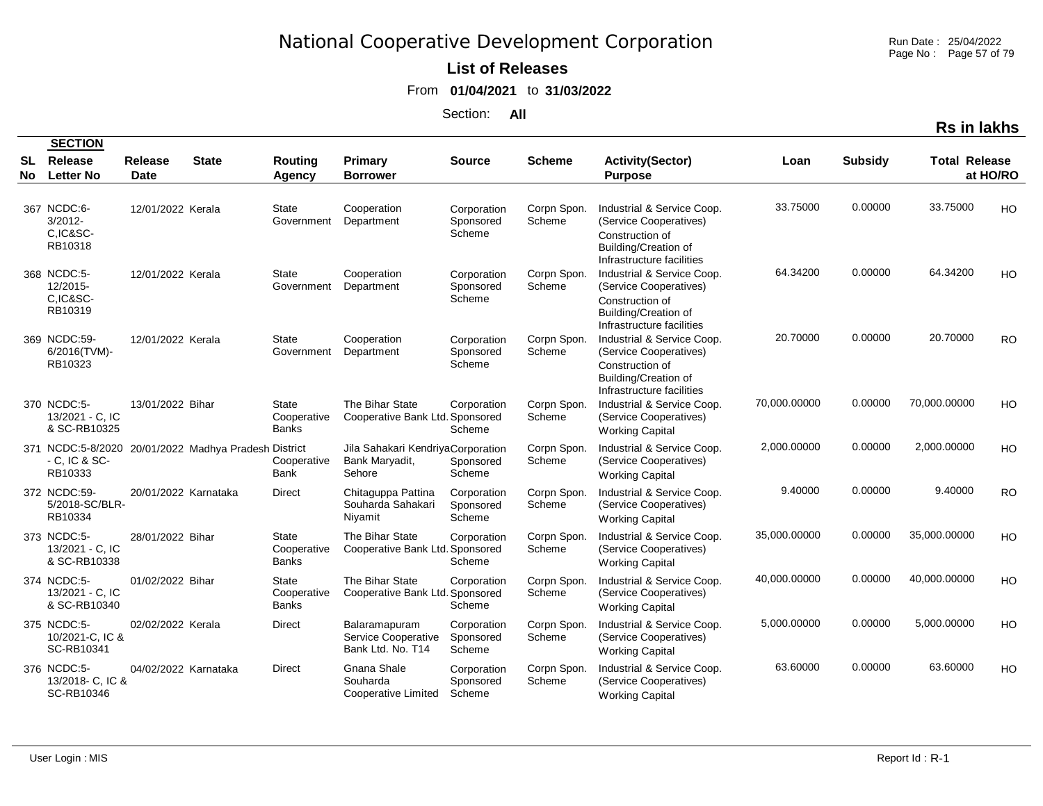# National Cooperative Development Corporation

**List of Releases**

From **01/04/2021** to **31/03/2022**

Section: **All**

**Rs in lakhs**

| SL No | SECTION Release Letter No | Release Date | State | Routing Agency | Primary Borrower | Source | Scheme | Activity(Sector) Purpose | Loan | Subsidy | Total Release | at HO/RO |
|---|---|---|---|---|---|---|---|---|---|---|---|---|
| 367 | NCDC:6-3/2012-C,IC&SC-RB10318 | 12/01/2022 | Kerala | State Government | Cooperation Department | Corporation Sponsored Scheme | Corpn Spon. Scheme | Industrial & Service Coop. (Service Cooperatives) Construction of Building/Creation of Infrastructure facilities | 33.75000 | 0.00000 | 33.75000 | HO |
| 368 | NCDC:5-12/2015-C,IC&SC-RB10319 | 12/01/2022 | Kerala | State Government | Cooperation Department | Corporation Sponsored Scheme | Corpn Spon. Scheme | Industrial & Service Coop. (Service Cooperatives) Construction of Building/Creation of Infrastructure facilities | 64.34200 | 0.00000 | 64.34200 | HO |
| 369 | NCDC:59-6/2016(TVM)-RB10323 | 12/01/2022 | Kerala | State Government | Cooperation Department | Corporation Sponsored Scheme | Corpn Spon. Scheme | Industrial & Service Coop. (Service Cooperatives) Construction of Building/Creation of Infrastructure facilities | 20.70000 | 0.00000 | 20.70000 | RO |
| 370 | NCDC:5-13/2021 - C, IC & SC-RB10325 | 13/01/2022 | Bihar | State Cooperative Banks | The Bihar State Cooperative Bank Ltd. | Corporation Sponsored Scheme | Corpn Spon. Scheme | Industrial & Service Coop. (Service Cooperatives) Working Capital | 70,000.00000 | 0.00000 | 70,000.00000 | HO |
| 371 | NCDC:5-8/2020 - C, IC & SC-RB10333 | 20/01/2022 | Madhya Pradesh | District Cooperative Bank | Jila Sahakari Kendriya Bank Maryadit, Sehore | Corporation Sponsored Scheme | Corpn Spon. Scheme | Industrial & Service Coop. (Service Cooperatives) Working Capital | 2,000.00000 | 0.00000 | 2,000.00000 | HO |
| 372 | NCDC:59-5/2018-SC/BLR-RB10334 | 20/01/2022 | Karnataka | Direct | Chitaguppa Pattina Souharda Sahakari Niyamit | Corporation Sponsored Scheme | Corpn Spon. Scheme | Industrial & Service Coop. (Service Cooperatives) Working Capital | 9.40000 | 0.00000 | 9.40000 | RO |
| 373 | NCDC:5-13/2021 - C, IC & SC-RB10338 | 28/01/2022 | Bihar | State Cooperative Banks | The Bihar State Cooperative Bank Ltd. | Corporation Sponsored Scheme | Corpn Spon. Scheme | Industrial & Service Coop. (Service Cooperatives) Working Capital | 35,000.00000 | 0.00000 | 35,000.00000 | HO |
| 374 | NCDC:5-13/2021 - C, IC & SC-RB10340 | 01/02/2022 | Bihar | State Cooperative Banks | The Bihar State Cooperative Bank Ltd. | Corporation Sponsored Scheme | Corpn Spon. Scheme | Industrial & Service Coop. (Service Cooperatives) Working Capital | 40,000.00000 | 0.00000 | 40,000.00000 | HO |
| 375 | NCDC:5-10/2021-C, IC & SC-RB10341 | 02/02/2022 | Kerala | Direct | Balaramapuram Service Cooperative Bank Ltd. No. T14 | Corporation Sponsored Scheme | Corpn Spon. Scheme | Industrial & Service Coop. (Service Cooperatives) Working Capital | 5,000.00000 | 0.00000 | 5,000.00000 | HO |
| 376 | NCDC:5-13/2018- C, IC & SC-RB10346 | 04/02/2022 | Karnataka | Direct | Gnana Shale Souharda Cooperative Limited | Corporation Sponsored Scheme | Corpn Spon. Scheme | Industrial & Service Coop. (Service Cooperatives) Working Capital | 63.60000 | 0.00000 | 63.60000 | HO |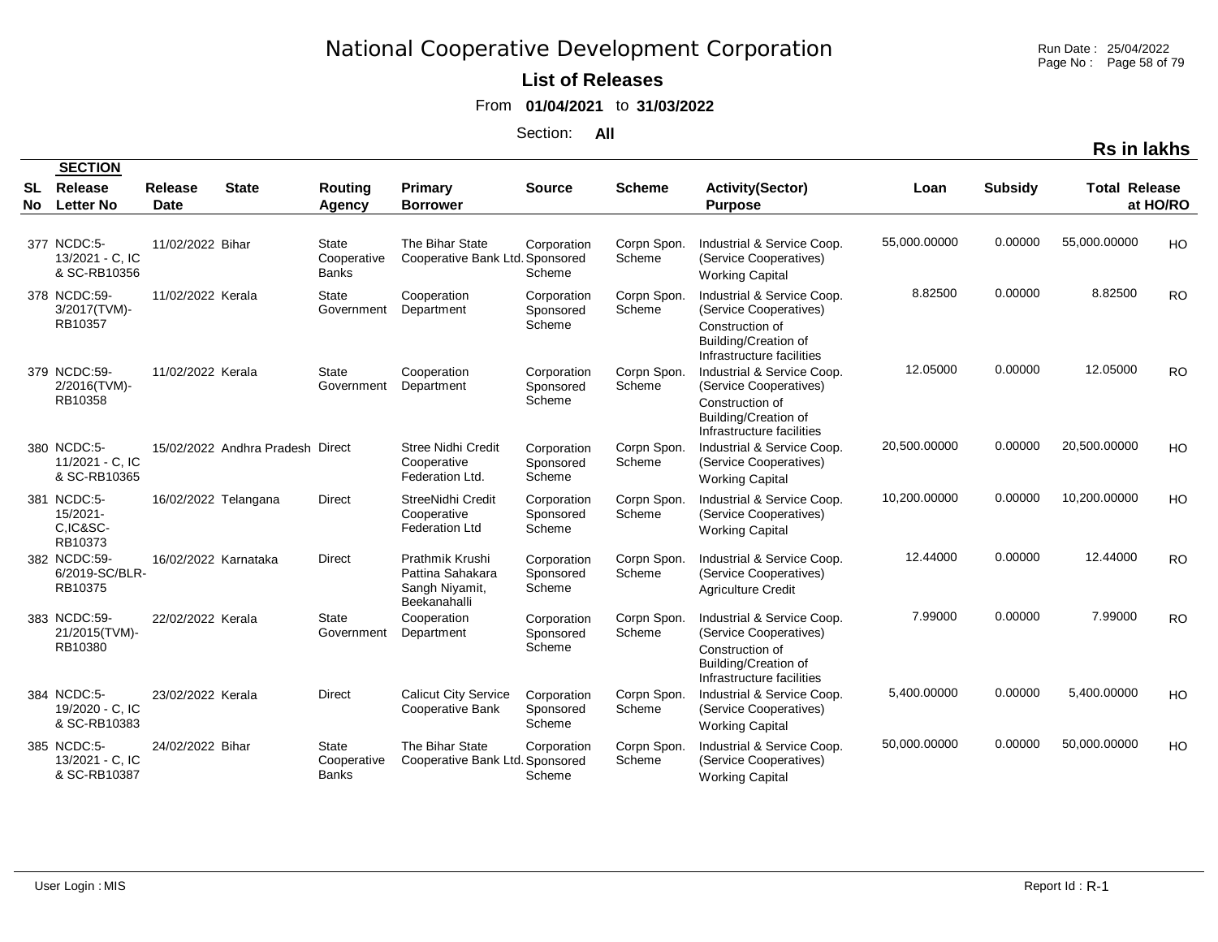# National Cooperative Development Corporation

**List of Releases**

From **01/04/2021** to **31/03/2022**

Section: **All**

**Rs in lakhs**

| SL No | SECTION Release Letter No | Release Date | State | Routing Agency | Primary Borrower | Source | Scheme | Activity(Sector) Purpose | Loan | Subsidy | Total Release | at HO/RO |
|---|---|---|---|---|---|---|---|---|---|---|---|---|
| 377 | NCDC:5-13/2021 - C, IC & SC-RB10356 | 11/02/2022 | Bihar | State Cooperative Banks | The Bihar State Cooperative Bank Ltd. | Corporation Sponsored Scheme | Corpn Spon. Scheme | Industrial & Service Coop. (Service Cooperatives) Working Capital | 55,000.00000 | 0.00000 | 55,000.00000 | HO |
| 378 | NCDC:59-3/2017(TVM)-RB10357 | 11/02/2022 | Kerala | State Government | Cooperation Department | Corporation Sponsored Scheme | Corpn Spon. Scheme | Industrial & Service Coop. (Service Cooperatives) Construction of Building/Creation of Infrastructure facilities | 8.82500 | 0.00000 | 8.82500 | RO |
| 379 | NCDC:59-2/2016(TVM)-RB10358 | 11/02/2022 | Kerala | State Government | Cooperation Department | Corporation Sponsored Scheme | Corpn Spon. Scheme | Industrial & Service Coop. (Service Cooperatives) Construction of Building/Creation of Infrastructure facilities | 12.05000 | 0.00000 | 12.05000 | RO |
| 380 | NCDC:5-11/2021 - C, IC & SC-RB10365 | 15/02/2022 | Andhra Pradesh | Direct | Stree Nidhi Credit Cooperative Federation Ltd. | Corporation Sponsored Scheme | Corpn Spon. Scheme | Industrial & Service Coop. (Service Cooperatives) Working Capital | 20,500.00000 | 0.00000 | 20,500.00000 | HO |
| 381 | NCDC:5-15/2021-C,IC&SC-RB10373 | 16/02/2022 | Telangana | Direct | StreeNidhi Credit Cooperative Federation Ltd | Corporation Sponsored Scheme | Corpn Spon. Scheme | Industrial & Service Coop. (Service Cooperatives) Working Capital | 10,200.00000 | 0.00000 | 10,200.00000 | HO |
| 382 | NCDC:59-6/2019-SC/BLR-RB10375 | 16/02/2022 | Karnataka | Direct | Prathmik Krushi Pattina Sahakara Sangh Niyamit, Beekanahalli | Corporation Sponsored Scheme | Corpn Spon. Scheme | Industrial & Service Coop. (Service Cooperatives) Agriculture Credit | 12.44000 | 0.00000 | 12.44000 | RO |
| 383 | NCDC:59-21/2015(TVM)-RB10380 | 22/02/2022 | Kerala | State Government | Cooperation Department | Corporation Sponsored Scheme | Corpn Spon. Scheme | Industrial & Service Coop. (Service Cooperatives) Construction of Building/Creation of Infrastructure facilities | 7.99000 | 0.00000 | 7.99000 | RO |
| 384 | NCDC:5-19/2020 - C, IC & SC-RB10383 | 23/02/2022 | Kerala | Direct | Calicut City Service Cooperative Bank | Corporation Sponsored Scheme | Corpn Spon. Scheme | Industrial & Service Coop. (Service Cooperatives) Working Capital | 5,400.00000 | 0.00000 | 5,400.00000 | HO |
| 385 | NCDC:5-13/2021 - C, IC & SC-RB10387 | 24/02/2022 | Bihar | State Cooperative Banks | The Bihar State Cooperative Bank Ltd. | Corporation Sponsored Scheme | Corpn Spon. Scheme | Industrial & Service Coop. (Service Cooperatives) Working Capital | 50,000.00000 | 0.00000 | 50,000.00000 | HO |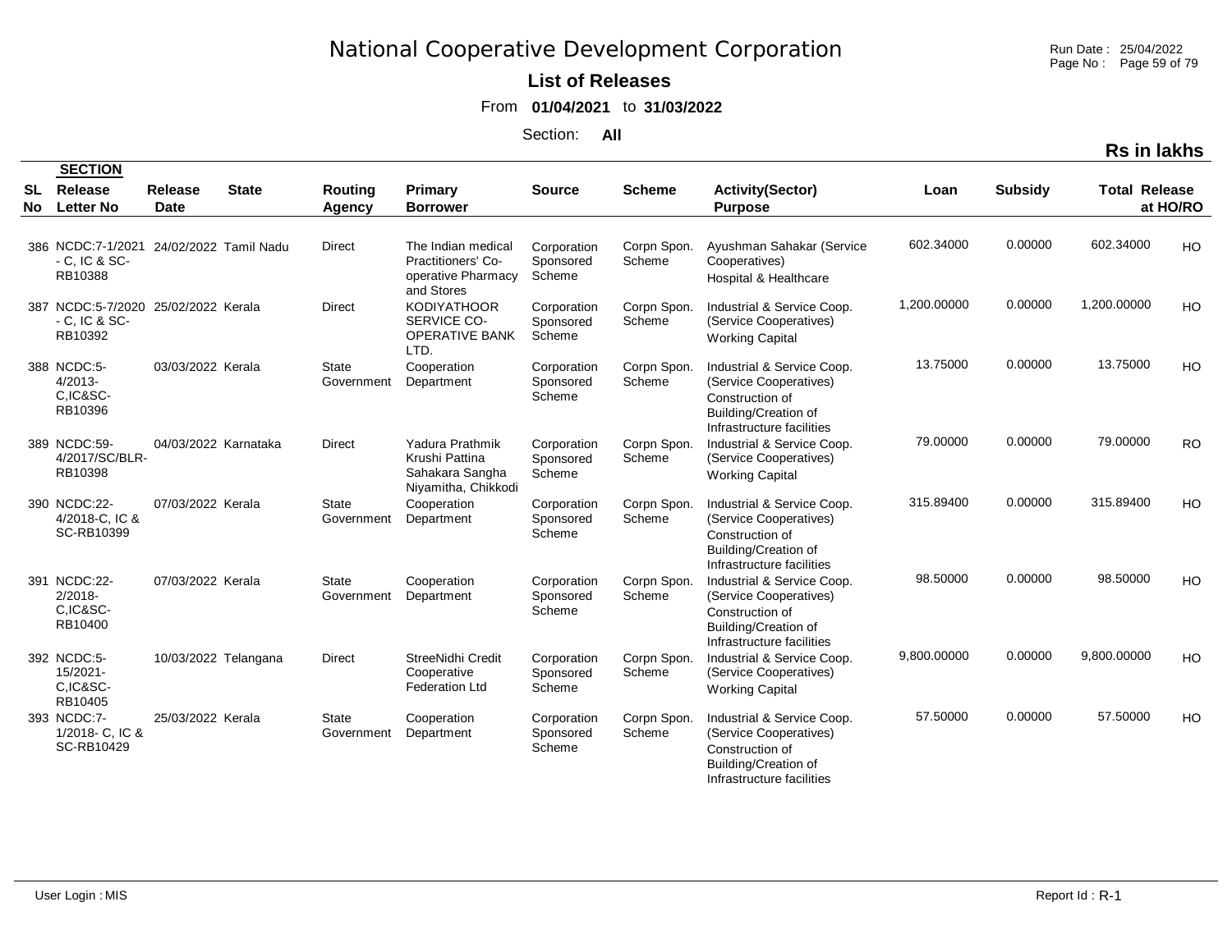# National Cooperative Development Corporation

**List of Releases**

From **01/04/2021** to **31/03/2022**

Section: **All**

**Rs in lakhs**

| SL No | SECTION Release Letter No | Release Date | State | Routing Agency | Primary Borrower | Source | Scheme | Activity(Sector) Purpose | Loan | Subsidy | Total Release | at HO/RO |
|---|---|---|---|---|---|---|---|---|---|---|---|---|
| 386 | NCDC:7-1/2021 - C, IC & SC-RB10388 | 24/02/2022 | Tamil Nadu | Direct | The Indian medical Practitioners' Co-operative Pharmacy and Stores | Corporation Sponsored Scheme | Corpn Spon. Scheme | Ayushman Sahakar (Service Cooperatives) Hospital & Healthcare | 602.34000 | 0.00000 | 602.34000 | HO |
| 387 | NCDC:5-7/2020 - C, IC & SC-RB10392 | 25/02/2022 | Kerala | Direct | KODIYATHOOR SERVICE CO-OPERATIVE BANK LTD. | Corporation Sponsored Scheme | Corpn Spon. Scheme | Industrial & Service Coop. (Service Cooperatives) Working Capital | 1,200.00000 | 0.00000 | 1,200.00000 | HO |
| 388 | NCDC:5-4/2013-C,IC&SC-RB10396 | 03/03/2022 | Kerala | State Government | Cooperation Department | Corporation Sponsored Scheme | Corpn Spon. Scheme | Industrial & Service Coop. (Service Cooperatives) Construction of Building/Creation of Infrastructure facilities | 13.75000 | 0.00000 | 13.75000 | HO |
| 389 | NCDC:59-4/2017/SC/BLR-RB10398 | 04/03/2022 | Karnataka | Direct | Yadura Prathmik Krushi Pattina Sahakara Sangha Niyamitha, Chikkodi | Corporation Sponsored Scheme | Corpn Spon. Scheme | Industrial & Service Coop. (Service Cooperatives) Working Capital | 79.00000 | 0.00000 | 79.00000 | RO |
| 390 | NCDC:22-4/2018-C, IC & SC-RB10399 | 07/03/2022 | Kerala | State Government | Cooperation Department | Corporation Sponsored Scheme | Corpn Spon. Scheme | Industrial & Service Coop. (Service Cooperatives) Construction of Building/Creation of Infrastructure facilities | 315.89400 | 0.00000 | 315.89400 | HO |
| 391 | NCDC:22-2/2018-C,IC&SC-RB10400 | 07/03/2022 | Kerala | State Government | Cooperation Department | Corporation Sponsored Scheme | Corpn Spon. Scheme | Industrial & Service Coop. (Service Cooperatives) Construction of Building/Creation of Infrastructure facilities | 98.50000 | 0.00000 | 98.50000 | HO |
| 392 | NCDC:5-15/2021-C,IC&SC-RB10405 | 10/03/2022 | Telangana | Direct | StreeNidhi Credit Cooperative Federation Ltd | Corporation Sponsored Scheme | Corpn Spon. Scheme | Industrial & Service Coop. (Service Cooperatives) Working Capital | 9,800.00000 | 0.00000 | 9,800.00000 | HO |
| 393 | NCDC:7-1/2018- C, IC & SC-RB10429 | 25/03/2022 | Kerala | State Government | Cooperation Department | Corporation Sponsored Scheme | Corpn Spon. Scheme | Industrial & Service Coop. (Service Cooperatives) Construction of Building/Creation of Infrastructure facilities | 57.50000 | 0.00000 | 57.50000 | HO |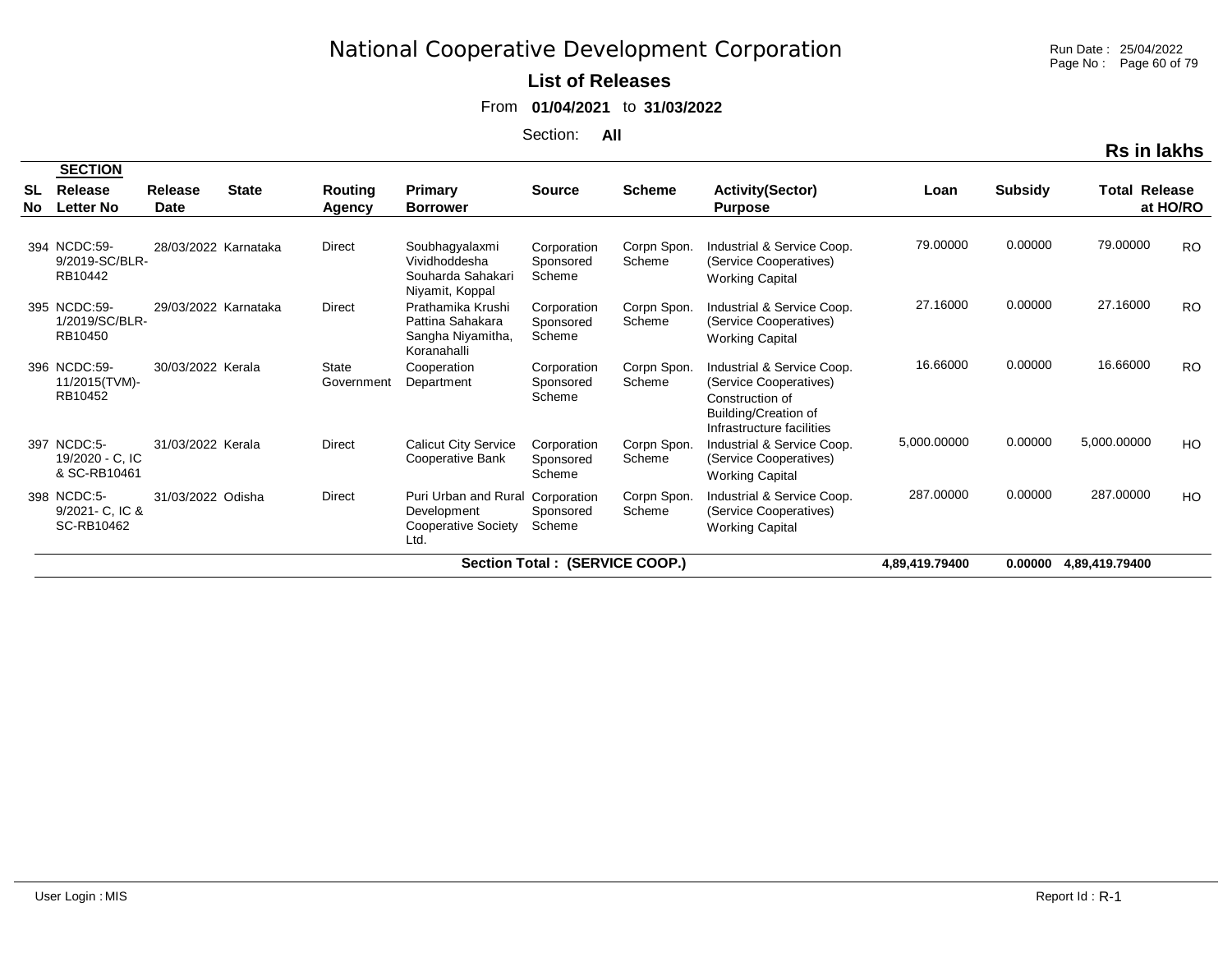# National Cooperative Development Corporation

**List of Releases**

From **01/04/2021** to **31/03/2022**

Section: **All**

**Rs in lakhs**

| SL No | SECTION Release Letter No | Release Date | State | Routing Agency | Primary Borrower | Source | Scheme | Activity(Sector) Purpose | Loan | Subsidy | Total Release | at HO/RO |
|---|---|---|---|---|---|---|---|---|---|---|---|---|
| 394 | NCDC:59-9/2019-SC/BLR-RB10442 | 28/03/2022 | Karnataka | Direct | Soubhagyalaxmi Vividhoddesha Souharda Sahakari Niyamit, Koppal | Corporation Sponsored Scheme | Corpn Spon. Scheme | Industrial & Service Coop. (Service Cooperatives) Working Capital | 79.00000 | 0.00000 | 79.00000 | RO |
| 395 | NCDC:59-1/2019/SC/BLR-RB10450 | 29/03/2022 | Karnataka | Direct | Prathamika Krushi Pattina Sahakara Sangha Niyamitha, Koranahalli | Corporation Sponsored Scheme | Corpn Spon. Scheme | Industrial & Service Coop. (Service Cooperatives) Working Capital | 27.16000 | 0.00000 | 27.16000 | RO |
| 396 | NCDC:59-11/2015(TVM)-RB10452 | 30/03/2022 | Kerala | State Government | Cooperation Department | Corporation Sponsored Scheme | Corpn Spon. Scheme | Industrial & Service Coop. (Service Cooperatives) Construction of Building/Creation of Infrastructure facilities | 16.66000 | 0.00000 | 16.66000 | RO |
| 397 | NCDC:5-19/2020 - C, IC & SC-RB10461 | 31/03/2022 | Kerala | Direct | Calicut City Service Cooperative Bank | Corporation Sponsored Scheme | Corpn Spon. Scheme | Industrial & Service Coop. (Service Cooperatives) Working Capital | 5,000.00000 | 0.00000 | 5,000.00000 | HO |
| 398 | NCDC:5-9/2021- C, IC & SC-RB10462 | 31/03/2022 | Odisha | Direct | Puri Urban and Rural Development Cooperative Society Ltd. | Corporation Sponsored Scheme | Corpn Spon. Scheme | Industrial & Service Coop. (Service Cooperatives) Working Capital | 287.00000 | 0.00000 | 287.00000 | HO |
| | | | | | | **Section Total : (SERVICE COOP.)** | | | **4,89,419.79400** | **0.00000** | **4,89,419.79400** | |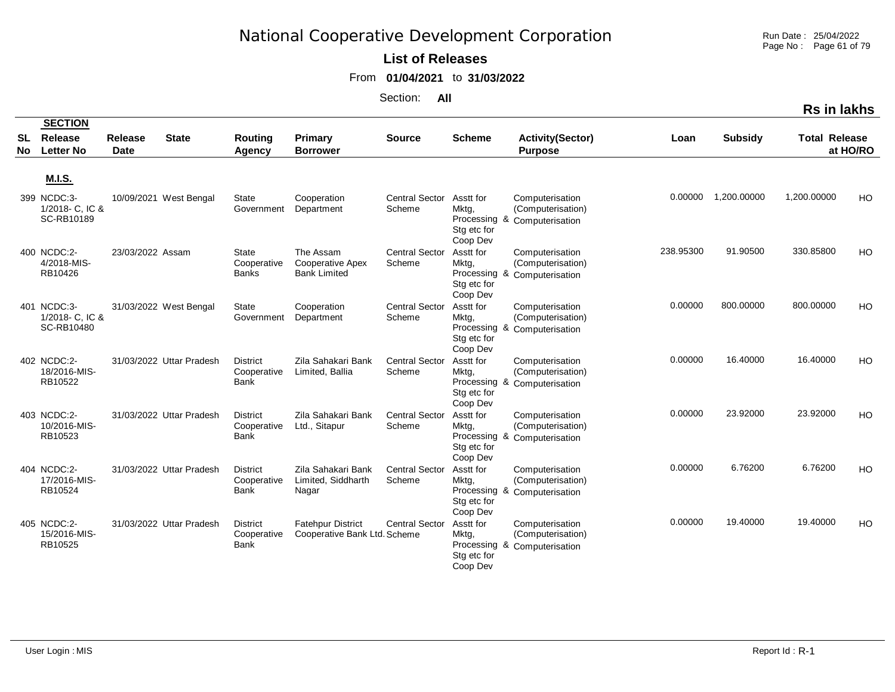# National Cooperative Development Corporation

**List of Releases**

From **01/04/2021** to **31/03/2022**

Section: **All**

**Rs in lakhs**

| SL No | SECTION Release Letter No | Release Date | State | Routing Agency | Primary Borrower | Source | Scheme | Activity(Sector) Purpose | Loan | Subsidy | Total Release | at HO/RO |
|---|---|---|---|---|---|---|---|---|---|---|---|---|
| | **M.I.S.** | | | | | | | | | | | |
| 399 | NCDC:3-1/2018- C, IC & SC-RB10189 | 10/09/2021 | West Bengal | State Government | Cooperation Department | Central Sector Scheme | Asstt for Mktg, Processing & Stg etc for Coop Dev | Computerisation (Computerisation) Computerisation | 0.00000 | 1,200.00000 | 1,200.00000 | HO |
| 400 | NCDC:2-4/2018-MIS-RB10426 | 23/03/2022 | Assam | State Cooperative Banks | The Assam Cooperative Apex Bank Limited | Central Sector Scheme | Asstt for Mktg, Processing & Stg etc for Coop Dev | Computerisation (Computerisation) Computerisation | 238.95300 | 91.90500 | 330.85800 | HO |
| 401 | NCDC:3-1/2018- C, IC & SC-RB10480 | 31/03/2022 | West Bengal | State Government | Cooperation Department | Central Sector Scheme | Asstt for Mktg, Processing & Stg etc for Coop Dev | Computerisation (Computerisation) Computerisation | 0.00000 | 800.00000 | 800.00000 | HO |
| 402 | NCDC:2-18/2016-MIS-RB10522 | 31/03/2022 | Uttar Pradesh | District Cooperative Bank | Zila Sahakari Bank Limited, Ballia | Central Sector Scheme | Asstt for Mktg, Processing & Stg etc for Coop Dev | Computerisation (Computerisation) Computerisation | 0.00000 | 16.40000 | 16.40000 | HO |
| 403 | NCDC:2-10/2016-MIS-RB10523 | 31/03/2022 | Uttar Pradesh | District Cooperative Bank | Zila Sahakari Bank Ltd., Sitapur | Central Sector Scheme | Asstt for Mktg, Processing & Stg etc for Coop Dev | Computerisation (Computerisation) Computerisation | 0.00000 | 23.92000 | 23.92000 | HO |
| 404 | NCDC:2-17/2016-MIS-RB10524 | 31/03/2022 | Uttar Pradesh | District Cooperative Bank | Zila Sahakari Bank Limited, Siddharth Nagar | Central Sector Scheme | Asstt for Mktg, Processing & Stg etc for Coop Dev | Computerisation (Computerisation) Computerisation | 0.00000 | 6.76200 | 6.76200 | HO |
| 405 | NCDC:2-15/2016-MIS-RB10525 | 31/03/2022 | Uttar Pradesh | District Cooperative Bank | Fatehpur District Cooperative Bank Ltd. | Central Sector Scheme | Asstt for Mktg, Processing & Stg etc for Coop Dev | Computerisation (Computerisation) Computerisation | 0.00000 | 19.40000 | 19.40000 | HO |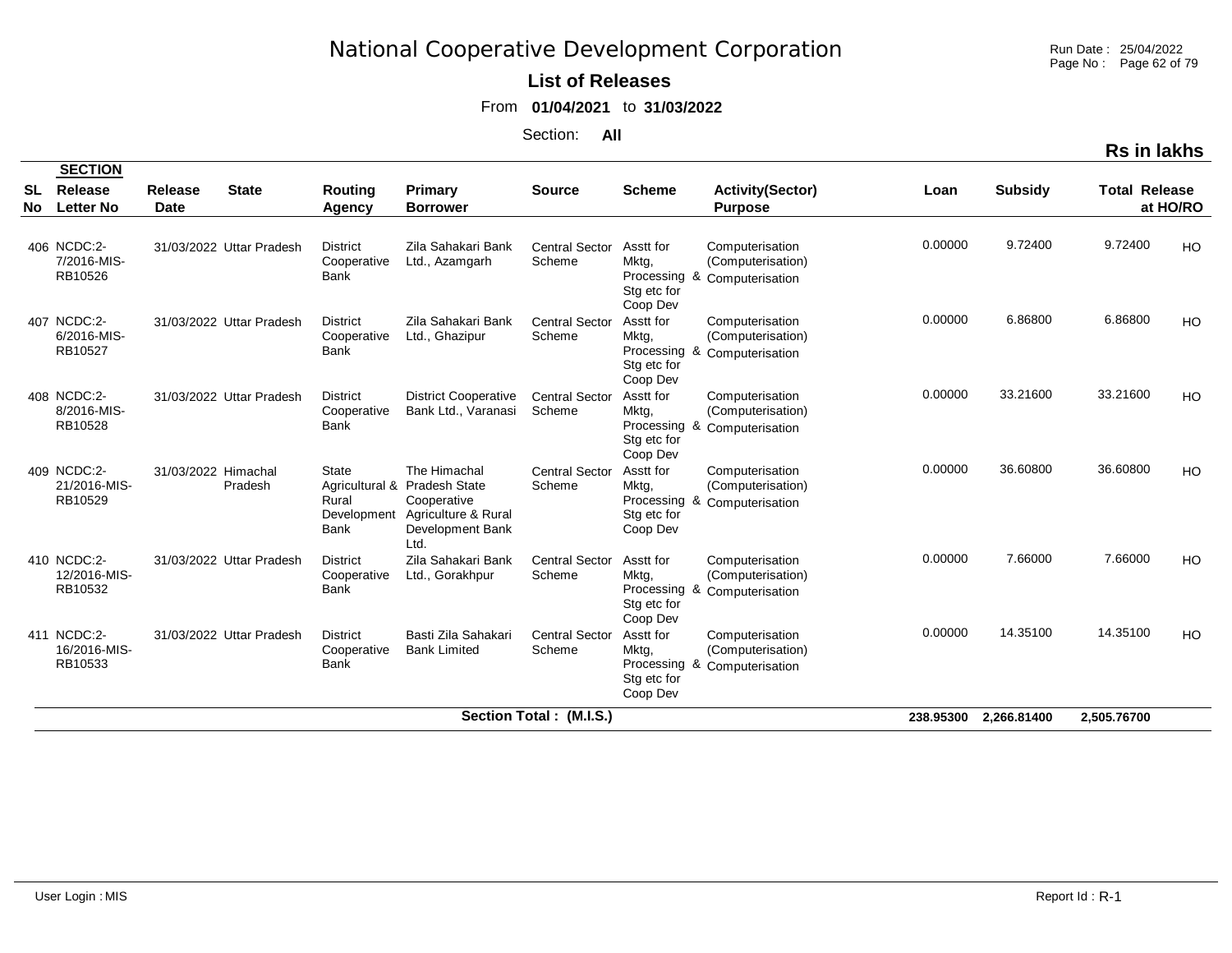# National Cooperative Development Corporation

**List of Releases**

From **01/04/2021** to **31/03/2022**

Section: **All**

**Rs in lakhs**

| SL No | SECTION Release Letter No | Release Date | State | Routing Agency | Primary Borrower | Source | Scheme | Activity(Sector) Purpose | Loan | Subsidy | Total Release | at HO/RO |
|---|---|---|---|---|---|---|---|---|---|---|---|---|
| 406 | NCDC:2-7/2016-MIS-RB10526 | 31/03/2022 | Uttar Pradesh | District Cooperative Bank | Zila Sahakari Bank Ltd., Azamgarh | Central Sector Scheme | Asstt for Mktg, Processing & Stg etc for Coop Dev | Computerisation (Computerisation) Computerisation | 0.00000 | 9.72400 | 9.72400 | HO |
| 407 | NCDC:2-6/2016-MIS-RB10527 | 31/03/2022 | Uttar Pradesh | District Cooperative Bank | Zila Sahakari Bank Ltd., Ghazipur | Central Sector Scheme | Asstt for Mktg, Processing & Stg etc for Coop Dev | Computerisation (Computerisation) Computerisation | 0.00000 | 6.86800 | 6.86800 | HO |
| 408 | NCDC:2-8/2016-MIS-RB10528 | 31/03/2022 | Uttar Pradesh | District Cooperative Bank | District Cooperative Bank Ltd., Varanasi | Central Sector Scheme | Asstt for Mktg, Processing & Stg etc for Coop Dev | Computerisation (Computerisation) Computerisation | 0.00000 | 33.21600 | 33.21600 | HO |
| 409 | NCDC:2-21/2016-MIS-RB10529 | 31/03/2022 | Himachal Pradesh | State Agricultural & Rural Development Bank | The Himachal Pradesh State Cooperative Agriculture & Rural Development Bank Ltd. | Central Sector Scheme | Asstt for Mktg, Processing & Stg etc for Coop Dev | Computerisation (Computerisation) Computerisation | 0.00000 | 36.60800 | 36.60800 | HO |
| 410 | NCDC:2-12/2016-MIS-RB10532 | 31/03/2022 | Uttar Pradesh | District Cooperative Bank | Zila Sahakari Bank Ltd., Gorakhpur | Central Sector Scheme | Asstt for Mktg, Processing & Stg etc for Coop Dev | Computerisation (Computerisation) Computerisation | 0.00000 | 7.66000 | 7.66000 | HO |
| 411 | NCDC:2-16/2016-MIS-RB10533 | 31/03/2022 | Uttar Pradesh | District Cooperative Bank | Basti Zila Sahakari Bank Limited | Central Sector Scheme | Asstt for Mktg, Processing & Stg etc for Coop Dev | Computerisation (Computerisation) Computerisation | 0.00000 | 14.35100 | 14.35100 | HO |
| | | | | | | **Section Total : (M.I.S.)** | | | **238.95300** | **2,266.81400** | **2,505.76700** | |

User Login : MIS

Report Id : R-1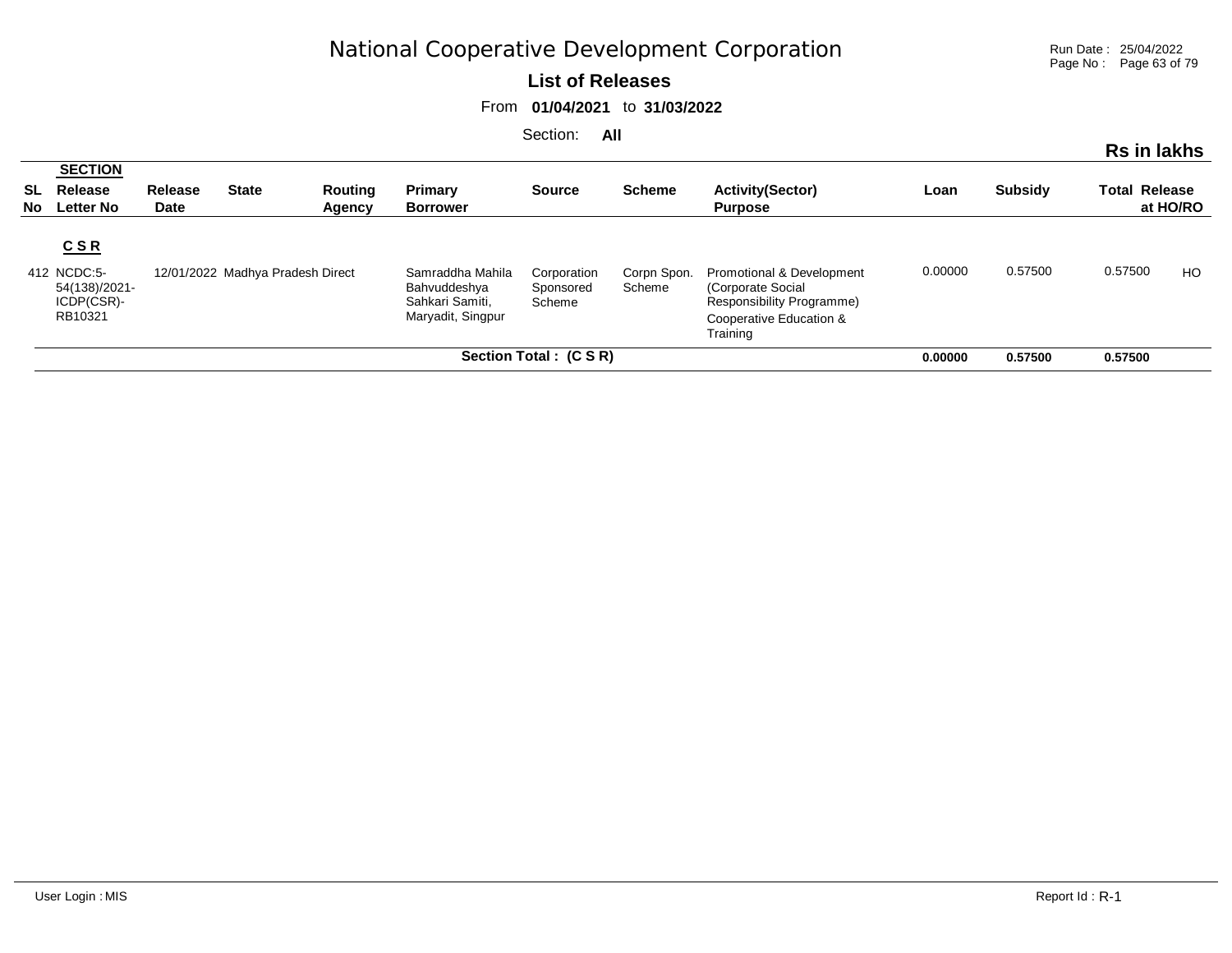# National Cooperative Development Corporation

**List of Releases**

From **01/04/2021** to **31/03/2022**

Section: **All**

**Rs in lakhs**

| SL No | SECTION Release Letter No | Release Date | State | Routing Agency | Primary Borrower | Source | Scheme | Activity(Sector) Purpose | Loan | Subsidy | Total Release | at HO/RO |
|---|---|---|---|---|---|---|---|---|---|---|---|---|
| | **C S R** | | | | | | | | | | | |
| 412 | NCDC:5-54(138)/2021-ICDP(CSR)-RB10321 | 12/01/2022 | Madhya Pradesh | Direct | Samraddha Mahila Bahvuddeshya Sahkari Samiti, Maryadit, Singpur | Corporation Sponsored Scheme | Corpn Spon. Scheme | Promotional & Development (Corporate Social Responsibility Programme) Cooperative Education & Training | 0.00000 | 0.57500 | 0.57500 | HO |
| | | | | | **Section Total : (C S R)** | | | | **0.00000** | **0.57500** | **0.57500** | |

User Login : MIS

Report Id : R-1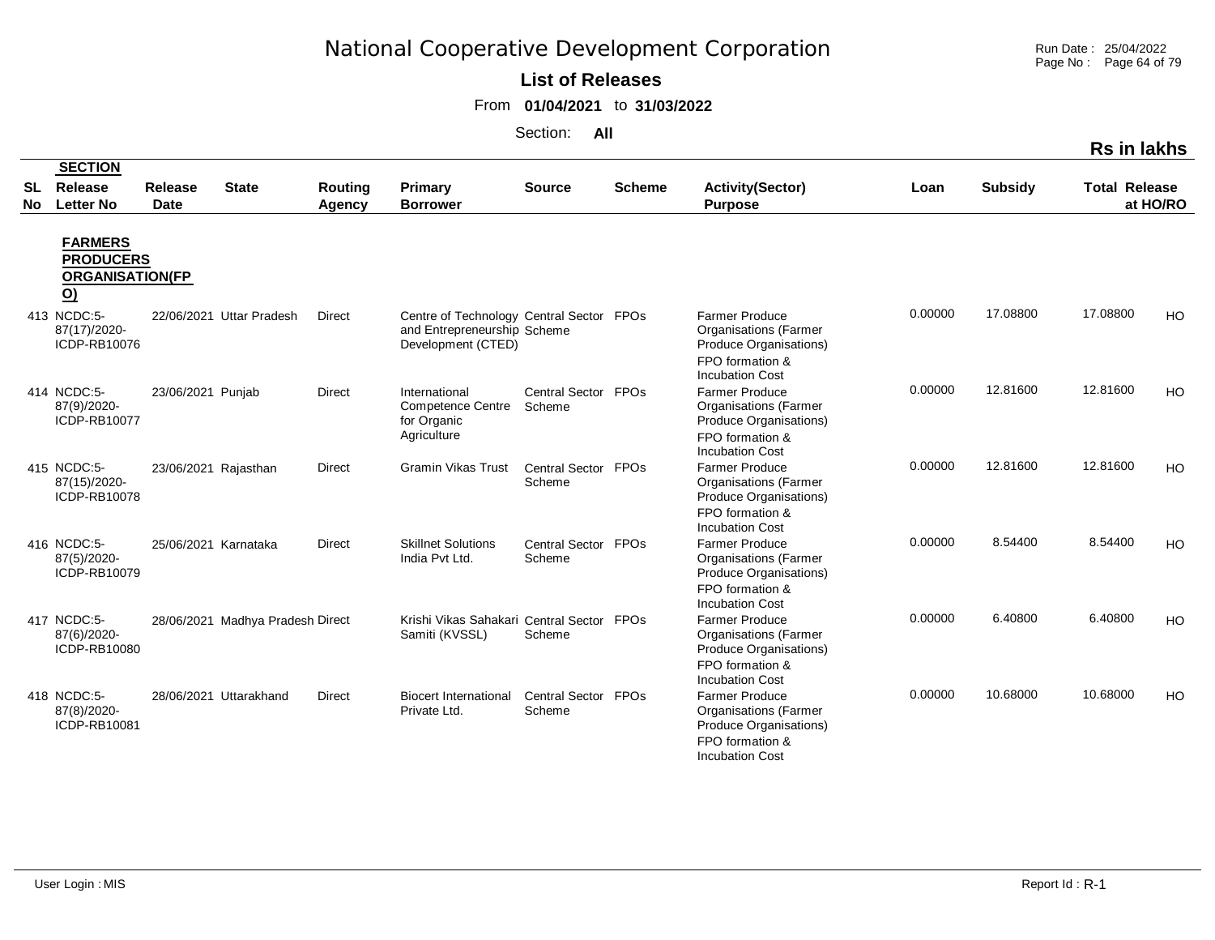# National Cooperative Development Corporation

**List of Releases**

From **01/04/2021** to **31/03/2022**

Section: **All**

**Rs in lakhs**

| SL No | SECTION Release Letter No | Release Date | State | Routing Agency | Primary Borrower | Source | Scheme | Activity(Sector) Purpose | Loan | Subsidy | Total Release | at HO/RO |
|---|---|---|---|---|---|---|---|---|---|---|---|---|
| | **FARMERS PRODUCERS ORGANISATION(FPO)** | | | | | | | | | | | |
| 413 | NCDC:5-87(17)/2020-ICDP-RB10076 | 22/06/2021 | Uttar Pradesh | Direct | Centre of Technology and Entrepreneurship Development (CTED) | Central Sector Scheme | FPOs | Farmer Produce Organisations (Farmer Produce Organisations) FPO formation & Incubation Cost | 0.00000 | 17.08800 | 17.08800 | HO |
| 414 | NCDC:5-87(9)/2020-ICDP-RB10077 | 23/06/2021 | Punjab | Direct | International Competence Centre for Organic Agriculture | Central Sector Scheme | FPOs | Farmer Produce Organisations (Farmer Produce Organisations) FPO formation & Incubation Cost | 0.00000 | 12.81600 | 12.81600 | HO |
| 415 | NCDC:5-87(15)/2020-ICDP-RB10078 | 23/06/2021 | Rajasthan | Direct | Gramin Vikas Trust | Central Sector Scheme | FPOs | Farmer Produce Organisations (Farmer Produce Organisations) FPO formation & Incubation Cost | 0.00000 | 12.81600 | 12.81600 | HO |
| 416 | NCDC:5-87(5)/2020-ICDP-RB10079 | 25/06/2021 | Karnataka | Direct | Skillnet Solutions India Pvt Ltd. | Central Sector Scheme | FPOs | Farmer Produce Organisations (Farmer Produce Organisations) FPO formation & Incubation Cost | 0.00000 | 8.54400 | 8.54400 | HO |
| 417 | NCDC:5-87(6)/2020-ICDP-RB10080 | 28/06/2021 | Madhya Pradesh | Direct | Krishi Vikas Sahakari Samiti (KVSSL) | Central Sector Scheme | FPOs | Farmer Produce Organisations (Farmer Produce Organisations) FPO formation & Incubation Cost | 0.00000 | 6.40800 | 6.40800 | HO |
| 418 | NCDC:5-87(8)/2020-ICDP-RB10081 | 28/06/2021 | Uttarakhand | Direct | Biocert International Private Ltd. | Central Sector Scheme | FPOs | Farmer Produce Organisations (Farmer Produce Organisations) FPO formation & Incubation Cost | 0.00000 | 10.68000 | 10.68000 | HO |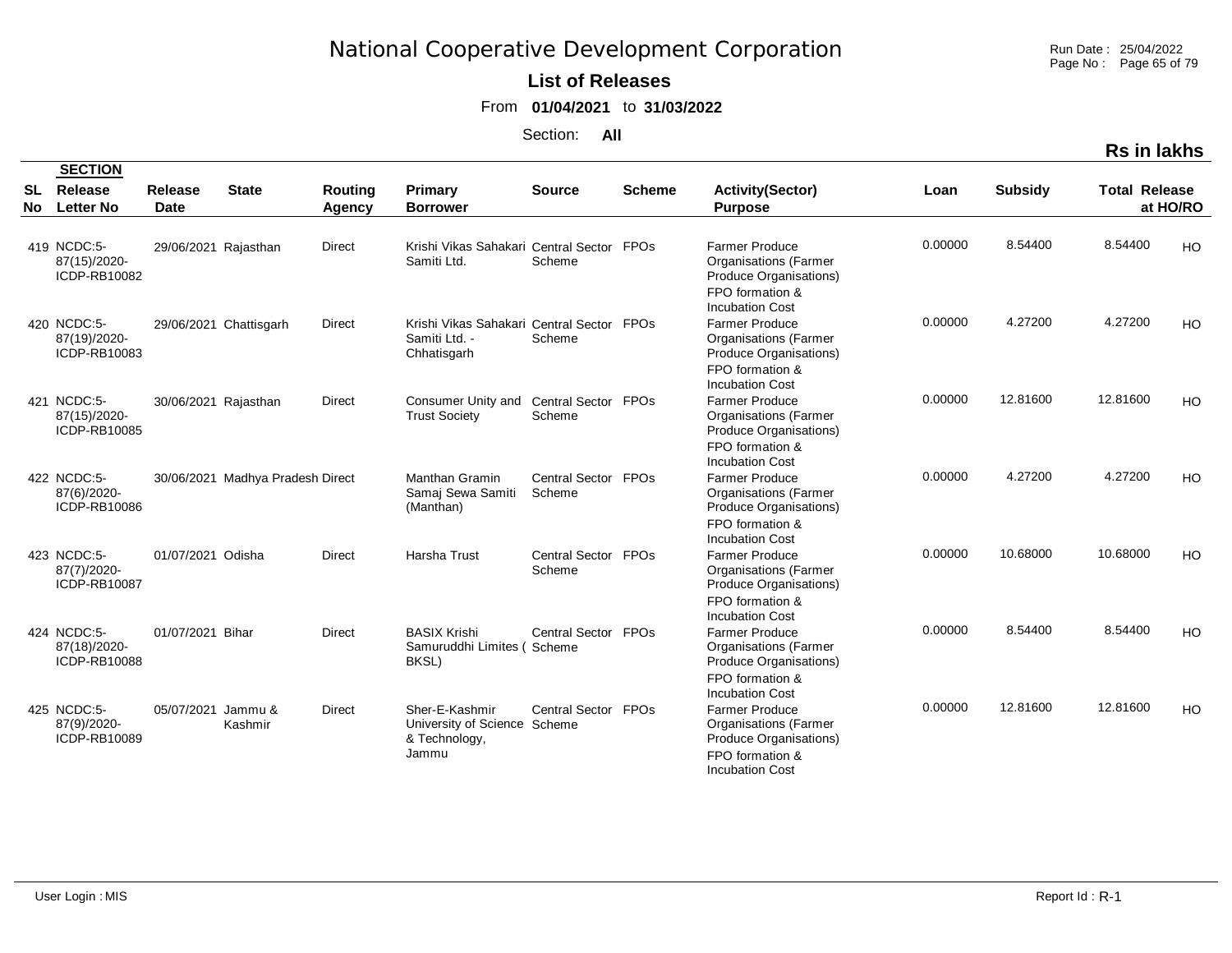# National Cooperative Development Corporation

**List of Releases**

From **01/04/2021** to **31/03/2022**

Section: **All**

**Rs in lakhs**

| SL No | SECTION Release Letter No | Release Date | State | Routing Agency | Primary Borrower | Source | Scheme | Activity(Sector) Purpose | Loan | Subsidy | Total Release | at HO/RO |
|---|---|---|---|---|---|---|---|---|---|---|---|---|
| 419 | NCDC:5-87(15)/2020-ICDP-RB10082 | 29/06/2021 | Rajasthan | Direct | Krishi Vikas Sahakari Samiti Ltd. | Central Sector Scheme | FPOs | Farmer Produce Organisations (Farmer Produce Organisations) FPO formation & Incubation Cost | 0.00000 | 8.54400 | 8.54400 | HO |
| 420 | NCDC:5-87(19)/2020-ICDP-RB10083 | 29/06/2021 | Chattisgarh | Direct | Krishi Vikas Sahakari Samiti Ltd. - Chhatisgarh | Central Sector Scheme | FPOs | Farmer Produce Organisations (Farmer Produce Organisations) FPO formation & Incubation Cost | 0.00000 | 4.27200 | 4.27200 | HO |
| 421 | NCDC:5-87(15)/2020-ICDP-RB10085 | 30/06/2021 | Rajasthan | Direct | Consumer Unity and Trust Society | Central Sector Scheme | FPOs | Farmer Produce Organisations (Farmer Produce Organisations) FPO formation & Incubation Cost | 0.00000 | 12.81600 | 12.81600 | HO |
| 422 | NCDC:5-87(6)/2020-ICDP-RB10086 | 30/06/2021 | Madhya Pradesh | Direct | Manthan Gramin Samaj Sewa Samiti (Manthan) | Central Sector Scheme | FPOs | Farmer Produce Organisations (Farmer Produce Organisations) FPO formation & Incubation Cost | 0.00000 | 4.27200 | 4.27200 | HO |
| 423 | NCDC:5-87(7)/2020-ICDP-RB10087 | 01/07/2021 | Odisha | Direct | Harsha Trust | Central Sector Scheme | FPOs | Farmer Produce Organisations (Farmer Produce Organisations) FPO formation & Incubation Cost | 0.00000 | 10.68000 | 10.68000 | HO |
| 424 | NCDC:5-87(18)/2020-ICDP-RB10088 | 01/07/2021 | Bihar | Direct | BASIX Krishi Samuruddhi Limites ( BKSL) | Central Sector Scheme | FPOs | Farmer Produce Organisations (Farmer Produce Organisations) FPO formation & Incubation Cost | 0.00000 | 8.54400 | 8.54400 | HO |
| 425 | NCDC:5-87(9)/2020-ICDP-RB10089 | 05/07/2021 | Jammu & Kashmir | Direct | Sher-E-Kashmir University of Science & Technology, Jammu | Central Sector Scheme | FPOs | Farmer Produce Organisations (Farmer Produce Organisations) FPO formation & Incubation Cost | 0.00000 | 12.81600 | 12.81600 | HO |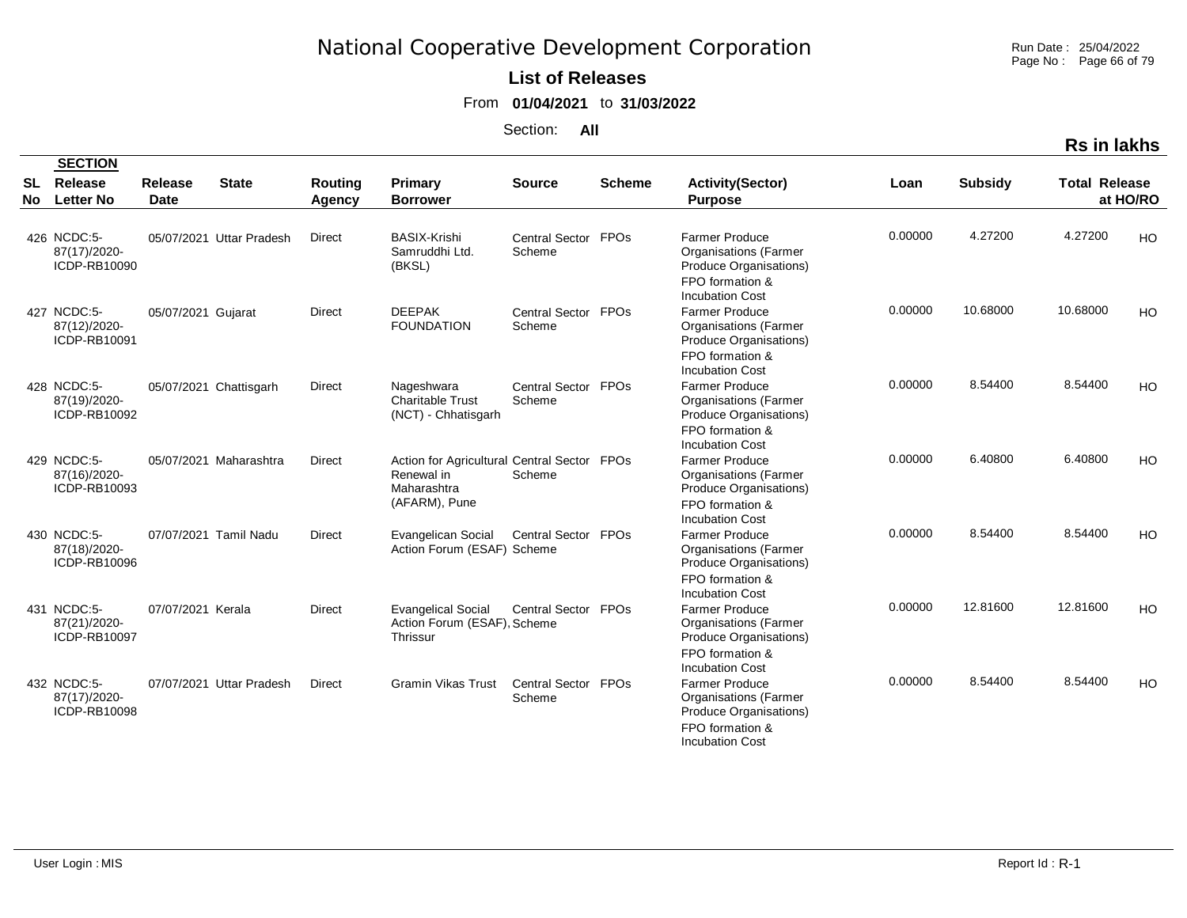# National Cooperative Development Corporation

**List of Releases**

From **01/04/2021** to **31/03/2022**

Section: **All**

**Rs in lakhs**

| SL No | SECTION Release Letter No | Release Date | State | Routing Agency | Primary Borrower | Source | Scheme | Activity(Sector) Purpose | Loan | Subsidy | Total Release | at HO/RO |
|---|---|---|---|---|---|---|---|---|---|---|---|---|
| 426 | NCDC:5-87(17)/2020-ICDP-RB10090 | 05/07/2021 | Uttar Pradesh | Direct | BASIX-Krishi Samruddhi Ltd. (BKSL) | Central Sector Scheme | FPOs | Farmer Produce Organisations (Farmer Produce Organisations) FPO formation & Incubation Cost | 0.00000 | 4.27200 | 4.27200 | HO |
| 427 | NCDC:5-87(12)/2020-ICDP-RB10091 | 05/07/2021 | Gujarat | Direct | DEEPAK FOUNDATION | Central Sector Scheme | FPOs | Farmer Produce Organisations (Farmer Produce Organisations) FPO formation & Incubation Cost | 0.00000 | 10.68000 | 10.68000 | HO |
| 428 | NCDC:5-87(19)/2020-ICDP-RB10092 | 05/07/2021 | Chattisgarh | Direct | Nageshwara Charitable Trust (NCT) - Chhatisgarh | Central Sector Scheme | FPOs | Farmer Produce Organisations (Farmer Produce Organisations) FPO formation & Incubation Cost | 0.00000 | 8.54400 | 8.54400 | HO |
| 429 | NCDC:5-87(16)/2020-ICDP-RB10093 | 05/07/2021 | Maharashtra | Direct | Action for Agricultural Renewal in Maharashtra (AFARM), Pune | Central Sector Scheme | FPOs | Farmer Produce Organisations (Farmer Produce Organisations) FPO formation & Incubation Cost | 0.00000 | 6.40800 | 6.40800 | HO |
| 430 | NCDC:5-87(18)/2020-ICDP-RB10096 | 07/07/2021 | Tamil Nadu | Direct | Evangelican Social Action Forum (ESAF) | Central Sector Scheme | FPOs | Farmer Produce Organisations (Farmer Produce Organisations) FPO formation & Incubation Cost | 0.00000 | 8.54400 | 8.54400 | HO |
| 431 | NCDC:5-87(21)/2020-ICDP-RB10097 | 07/07/2021 | Kerala | Direct | Evangelical Social Action Forum (ESAF), Thrissur | Central Sector Scheme | FPOs | Farmer Produce Organisations (Farmer Produce Organisations) FPO formation & Incubation Cost | 0.00000 | 12.81600 | 12.81600 | HO |
| 432 | NCDC:5-87(17)/2020-ICDP-RB10098 | 07/07/2021 | Uttar Pradesh | Direct | Gramin Vikas Trust | Central Sector Scheme | FPOs | Farmer Produce Organisations (Farmer Produce Organisations) FPO formation & Incubation Cost | 0.00000 | 8.54400 | 8.54400 | HO |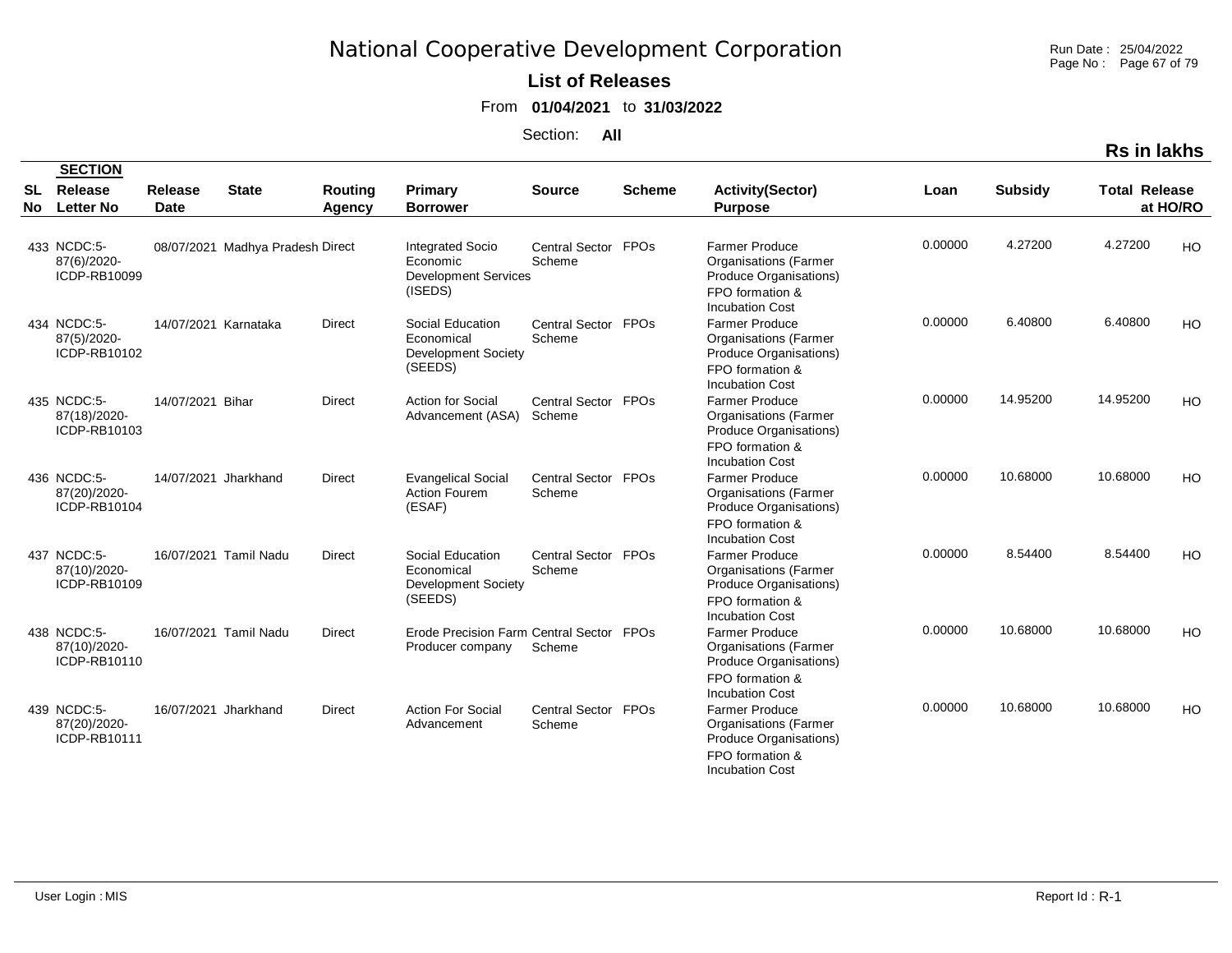# National Cooperative Development Corporation

**List of Releases**

From **01/04/2021** to **31/03/2022**

Section: **All**

**Rs in lakhs**

| SL No | SECTION Release Letter No | Release Date | State | Routing Agency | Primary Borrower | Source | Scheme | Activity(Sector) Purpose | Loan | Subsidy | Total Release | at HO/RO |
|---|---|---|---|---|---|---|---|---|---|---|---|---|
| 433 | NCDC:5-87(6)/2020-ICDP-RB10099 | 08/07/2021 | Madhya Pradesh | Direct | Integrated Socio Economic Development Services (ISEDS) | Central Sector Scheme | FPOs | Farmer Produce Organisations (Farmer Produce Organisations) FPO formation & Incubation Cost | 0.00000 | 4.27200 | 4.27200 | HO |
| 434 | NCDC:5-87(5)/2020-ICDP-RB10102 | 14/07/2021 | Karnataka | Direct | Social Education Economical Development Society (SEEDS) | Central Sector Scheme | FPOs | Farmer Produce Organisations (Farmer Produce Organisations) FPO formation & Incubation Cost | 0.00000 | 6.40800 | 6.40800 | HO |
| 435 | NCDC:5-87(18)/2020-ICDP-RB10103 | 14/07/2021 | Bihar | Direct | Action for Social Advancement (ASA) | Central Sector Scheme | FPOs | Farmer Produce Organisations (Farmer Produce Organisations) FPO formation & Incubation Cost | 0.00000 | 14.95200 | 14.95200 | HO |
| 436 | NCDC:5-87(20)/2020-ICDP-RB10104 | 14/07/2021 | Jharkhand | Direct | Evangelical Social Action Fourem (ESAF) | Central Sector Scheme | FPOs | Farmer Produce Organisations (Farmer Produce Organisations) FPO formation & Incubation Cost | 0.00000 | 10.68000 | 10.68000 | HO |
| 437 | NCDC:5-87(10)/2020-ICDP-RB10109 | 16/07/2021 | Tamil Nadu | Direct | Social Education Economical Development Society (SEEDS) | Central Sector Scheme | FPOs | Farmer Produce Organisations (Farmer Produce Organisations) FPO formation & Incubation Cost | 0.00000 | 8.54400 | 8.54400 | HO |
| 438 | NCDC:5-87(10)/2020-ICDP-RB10110 | 16/07/2021 | Tamil Nadu | Direct | Erode Precision Farm Producer company | Central Sector Scheme | FPOs | Farmer Produce Organisations (Farmer Produce Organisations) FPO formation & Incubation Cost | 0.00000 | 10.68000 | 10.68000 | HO |
| 439 | NCDC:5-87(20)/2020-ICDP-RB10111 | 16/07/2021 | Jharkhand | Direct | Action For Social Advancement | Central Sector Scheme | FPOs | Farmer Produce Organisations (Farmer Produce Organisations) FPO formation & Incubation Cost | 0.00000 | 10.68000 | 10.68000 | HO |

User Login : MIS

Report Id : R-1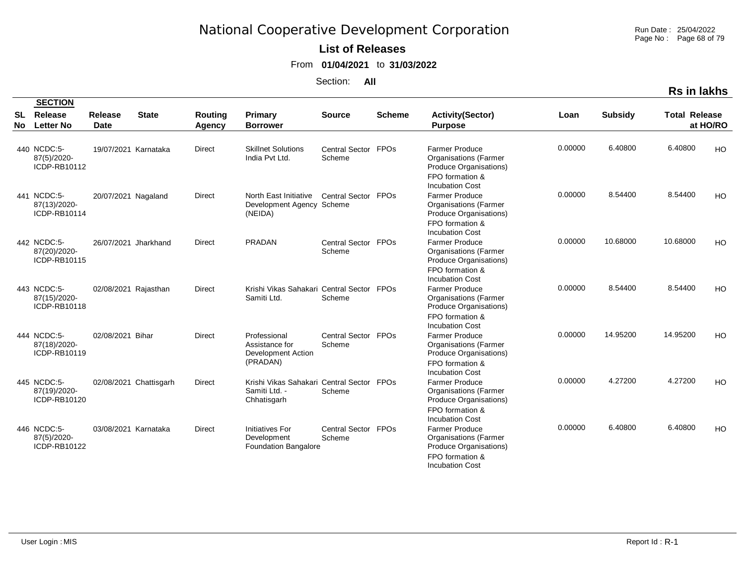# National Cooperative Development Corporation

**List of Releases**

From **01/04/2021** to **31/03/2022**

Section: **All**

**Rs in lakhs**

| SL No | SECTION Release Letter No | Release Date | State | Routing Agency | Primary Borrower | Source | Scheme | Activity(Sector) Purpose | Loan | Subsidy | Total Release | at HO/RO |
|---|---|---|---|---|---|---|---|---|---|---|---|---|
| 440 | NCDC:5-87(5)/2020-ICDP-RB10112 | 19/07/2021 | Karnataka | Direct | Skillnet Solutions India Pvt Ltd. | Central Sector Scheme | FPOs | Farmer Produce Organisations (Farmer Produce Organisations) FPO formation & Incubation Cost | 0.00000 | 6.40800 | 6.40800 | HO |
| 441 | NCDC:5-87(13)/2020-ICDP-RB10114 | 20/07/2021 | Nagaland | Direct | North East Initiative Development Agency (NEIDA) | Central Sector Scheme | FPOs | Farmer Produce Organisations (Farmer Produce Organisations) FPO formation & Incubation Cost | 0.00000 | 8.54400 | 8.54400 | HO |
| 442 | NCDC:5-87(20)/2020-ICDP-RB10115 | 26/07/2021 | Jharkhand | Direct | PRADAN | Central Sector Scheme | FPOs | Farmer Produce Organisations (Farmer Produce Organisations) FPO formation & Incubation Cost | 0.00000 | 10.68000 | 10.68000 | HO |
| 443 | NCDC:5-87(15)/2020-ICDP-RB10118 | 02/08/2021 | Rajasthan | Direct | Krishi Vikas Sahakari Samiti Ltd. | Central Sector Scheme | FPOs | Farmer Produce Organisations (Farmer Produce Organisations) FPO formation & Incubation Cost | 0.00000 | 8.54400 | 8.54400 | HO |
| 444 | NCDC:5-87(18)/2020-ICDP-RB10119 | 02/08/2021 | Bihar | Direct | Professional Assistance for Development Action (PRADAN) | Central Sector Scheme | FPOs | Farmer Produce Organisations (Farmer Produce Organisations) FPO formation & Incubation Cost | 0.00000 | 14.95200 | 14.95200 | HO |
| 445 | NCDC:5-87(19)/2020-ICDP-RB10120 | 02/08/2021 | Chattisgarh | Direct | Krishi Vikas Sahakari Samiti Ltd. - Chhatisgarh | Central Sector Scheme | FPOs | Farmer Produce Organisations (Farmer Produce Organisations) FPO formation & Incubation Cost | 0.00000 | 4.27200 | 4.27200 | HO |
| 446 | NCDC:5-87(5)/2020-ICDP-RB10122 | 03/08/2021 | Karnataka | Direct | Initiatives For Development Foundation Bangalore | Central Sector Scheme | FPOs | Farmer Produce Organisations (Farmer Produce Organisations) FPO formation & Incubation Cost | 0.00000 | 6.40800 | 6.40800 | HO |

User Login : MIS

Report Id : R-1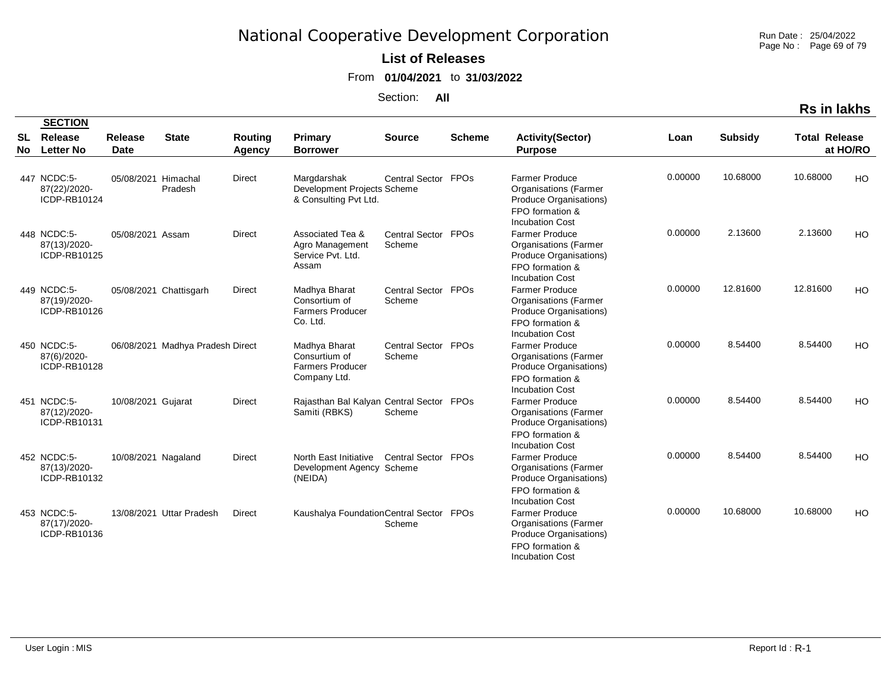# National Cooperative Development Corporation

**List of Releases**

From **01/04/2021** to **31/03/2022**

Section: **All**

**Rs in lakhs**

| SL No | SECTION Release Letter No | Release Date | State | Routing Agency | Primary Borrower | Source | Scheme | Activity(Sector) Purpose | Loan | Subsidy | Total Release | at HO/RO |
|---|---|---|---|---|---|---|---|---|---|---|---|---|
| 447 | NCDC:5-87(22)/2020-ICDP-RB10124 | 05/08/2021 | Himachal Pradesh | Direct | Margdarshak Development Projects & Consulting Pvt Ltd. | Central Sector Scheme | FPOs | Farmer Produce Organisations (Farmer Produce Organisations) FPO formation & Incubation Cost | 0.00000 | 10.68000 | 10.68000 | HO |
| 448 | NCDC:5-87(13)/2020-ICDP-RB10125 | 05/08/2021 | Assam | Direct | Associated Tea & Agro Management Service Pvt. Ltd. Assam | Central Sector Scheme | FPOs | Farmer Produce Organisations (Farmer Produce Organisations) FPO formation & Incubation Cost | 0.00000 | 2.13600 | 2.13600 | HO |
| 449 | NCDC:5-87(19)/2020-ICDP-RB10126 | 05/08/2021 | Chattisgarh | Direct | Madhya Bharat Consortium of Farmers Producer Co. Ltd. | Central Sector Scheme | FPOs | Farmer Produce Organisations (Farmer Produce Organisations) FPO formation & Incubation Cost | 0.00000 | 12.81600 | 12.81600 | HO |
| 450 | NCDC:5-87(6)/2020-ICDP-RB10128 | 06/08/2021 | Madhya Pradesh | Direct | Madhya Bharat Consurtium of Farmers Producer Company Ltd. | Central Sector Scheme | FPOs | Farmer Produce Organisations (Farmer Produce Organisations) FPO formation & Incubation Cost | 0.00000 | 8.54400 | 8.54400 | HO |
| 451 | NCDC:5-87(12)/2020-ICDP-RB10131 | 10/08/2021 | Gujarat | Direct | Rajasthan Bal Kalyan Samiti (RBKS) | Central Sector Scheme | FPOs | Farmer Produce Organisations (Farmer Produce Organisations) FPO formation & Incubation Cost | 0.00000 | 8.54400 | 8.54400 | HO |
| 452 | NCDC:5-87(13)/2020-ICDP-RB10132 | 10/08/2021 | Nagaland | Direct | North East Initiative Development Agency (NEIDA) | Central Sector Scheme | FPOs | Farmer Produce Organisations (Farmer Produce Organisations) FPO formation & Incubation Cost | 0.00000 | 8.54400 | 8.54400 | HO |
| 453 | NCDC:5-87(17)/2020-ICDP-RB10136 | 13/08/2021 | Uttar Pradesh | Direct | Kaushalya Foundation | Central Sector Scheme | FPOs | Farmer Produce Organisations (Farmer Produce Organisations) FPO formation & Incubation Cost | 0.00000 | 10.68000 | 10.68000 | HO |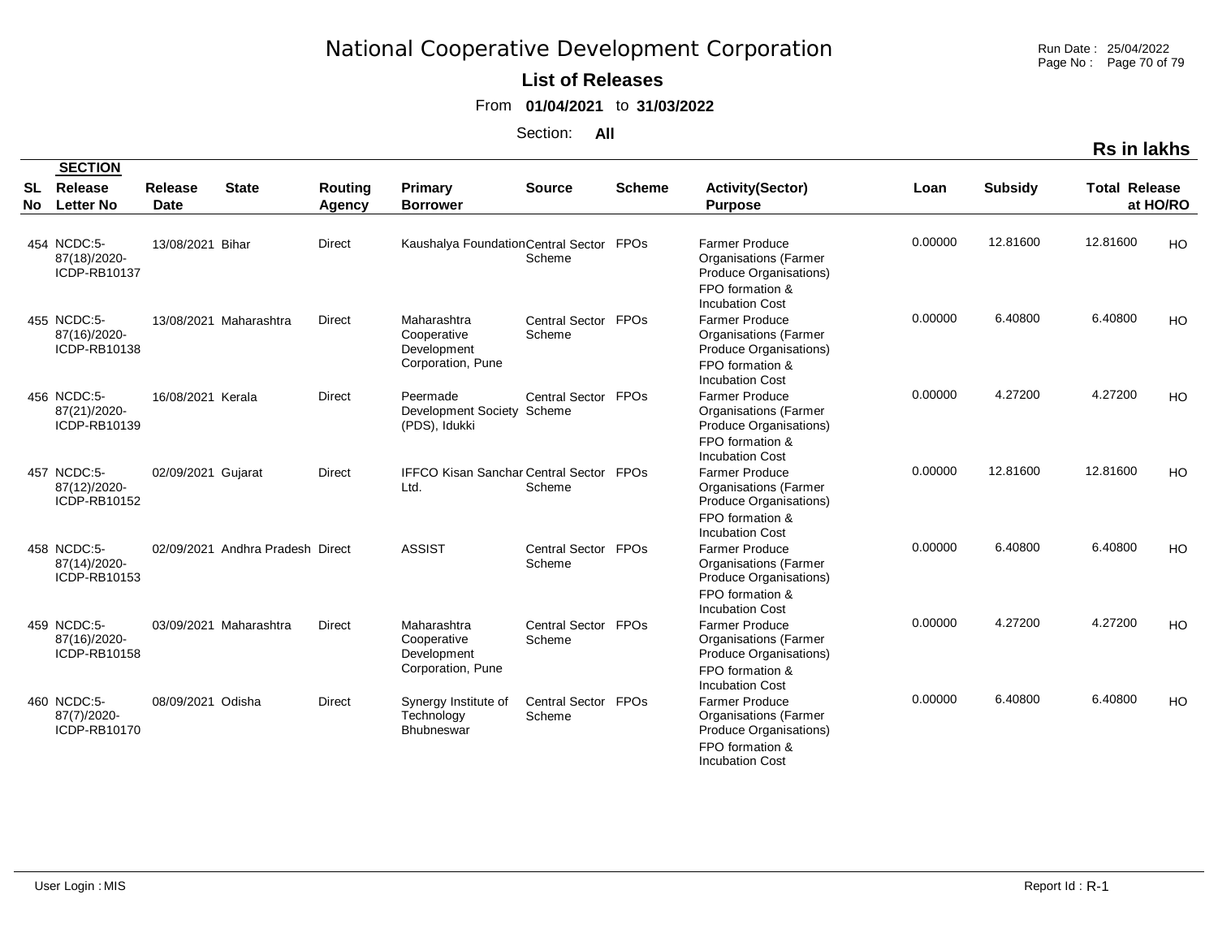# National Cooperative Development Corporation

**List of Releases**

From **01/04/2021** to **31/03/2022**

Section: **All**

**Rs in lakhs**

| SL No | SECTION Release Letter No | Release Date | State | Routing Agency | Primary Borrower | Source | Scheme | Activity(Sector) Purpose | Loan | Subsidy | Total Release | at HO/RO |
|---|---|---|---|---|---|---|---|---|---|---|---|---|
| 454 | NCDC:5-87(18)/2020-ICDP-RB10137 | 13/08/2021 | Bihar | Direct | Kaushalya Foundation | Central Sector Scheme | FPOs | Farmer Produce Organisations (Farmer Produce Organisations) FPO formation & Incubation Cost | 0.00000 | 12.81600 | 12.81600 | HO |
| 455 | NCDC:5-87(16)/2020-ICDP-RB10138 | 13/08/2021 | Maharashtra | Direct | Maharashtra Cooperative Development Corporation, Pune | Central Sector Scheme | FPOs | Farmer Produce Organisations (Farmer Produce Organisations) FPO formation & Incubation Cost | 0.00000 | 6.40800 | 6.40800 | HO |
| 456 | NCDC:5-87(21)/2020-ICDP-RB10139 | 16/08/2021 | Kerala | Direct | Peermade Development Society (PDS), Idukki | Central Sector Scheme | FPOs | Farmer Produce Organisations (Farmer Produce Organisations) FPO formation & Incubation Cost | 0.00000 | 4.27200 | 4.27200 | HO |
| 457 | NCDC:5-87(12)/2020-ICDP-RB10152 | 02/09/2021 | Gujarat | Direct | IFFCO Kisan Sanchar Ltd. | Central Sector Scheme | FPOs | Farmer Produce Organisations (Farmer Produce Organisations) FPO formation & Incubation Cost | 0.00000 | 12.81600 | 12.81600 | HO |
| 458 | NCDC:5-87(14)/2020-ICDP-RB10153 | 02/09/2021 | Andhra Pradesh | Direct | ASSIST | Central Sector Scheme | FPOs | Farmer Produce Organisations (Farmer Produce Organisations) FPO formation & Incubation Cost | 0.00000 | 6.40800 | 6.40800 | HO |
| 459 | NCDC:5-87(16)/2020-ICDP-RB10158 | 03/09/2021 | Maharashtra | Direct | Maharashtra Cooperative Development Corporation, Pune | Central Sector Scheme | FPOs | Farmer Produce Organisations (Farmer Produce Organisations) FPO formation & Incubation Cost | 0.00000 | 4.27200 | 4.27200 | HO |
| 460 | NCDC:5-87(7)/2020-ICDP-RB10170 | 08/09/2021 | Odisha | Direct | Synergy Institute of Technology Bhubneswar | Central Sector Scheme | FPOs | Farmer Produce Organisations (Farmer Produce Organisations) FPO formation & Incubation Cost | 0.00000 | 6.40800 | 6.40800 | HO |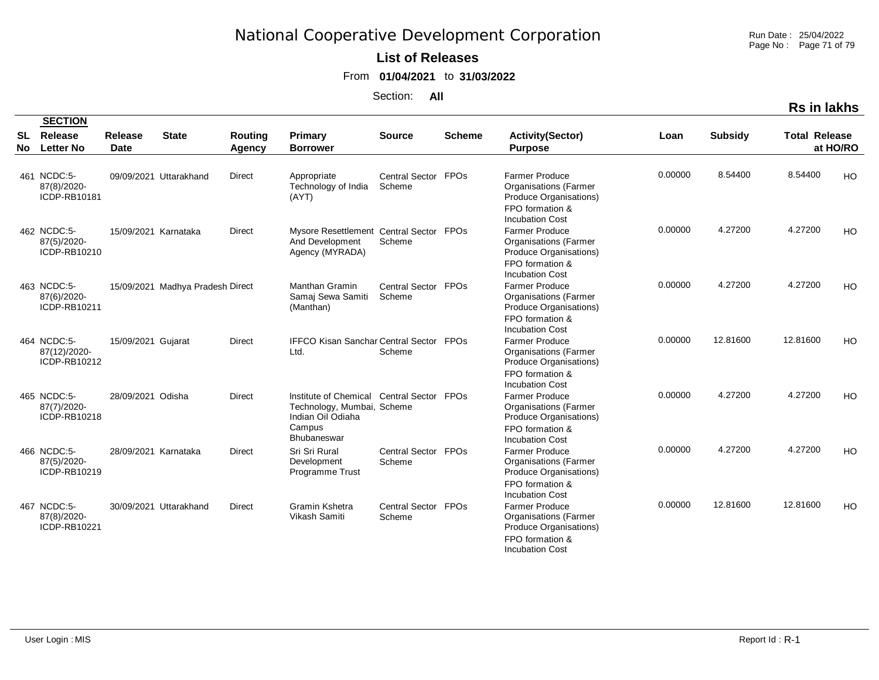# National Cooperative Development Corporation

**List of Releases**

From **01/04/2021** to **31/03/2022**

Section: **All**

**Rs in lakhs**

| SL No | SECTION Release Letter No | Release Date | State | Routing Agency | Primary Borrower | Source | Scheme | Activity(Sector) Purpose | Loan | Subsidy | Total Release | at HO/RO |
|---|---|---|---|---|---|---|---|---|---|---|---|---|
| 461 | NCDC:5-87(8)/2020-ICDP-RB10181 | 09/09/2021 | Uttarakhand | Direct | Appropriate Technology of India (AYT) | Central Sector Scheme | FPOs | Farmer Produce Organisations (Farmer Produce Organisations) FPO formation & Incubation Cost | 0.00000 | 8.54400 | 8.54400 | HO |
| 462 | NCDC:5-87(5)/2020-ICDP-RB10210 | 15/09/2021 | Karnataka | Direct | Mysore Resettlement And Development Agency (MYRADA) | Central Sector Scheme | FPOs | Farmer Produce Organisations (Farmer Produce Organisations) FPO formation & Incubation Cost | 0.00000 | 4.27200 | 4.27200 | HO |
| 463 | NCDC:5-87(6)/2020-ICDP-RB10211 | 15/09/2021 | Madhya Pradesh | Direct | Manthan Gramin Samaj Sewa Samiti (Manthan) | Central Sector Scheme | FPOs | Farmer Produce Organisations (Farmer Produce Organisations) FPO formation & Incubation Cost | 0.00000 | 4.27200 | 4.27200 | HO |
| 464 | NCDC:5-87(12)/2020-ICDP-RB10212 | 15/09/2021 | Gujarat | Direct | IFFCO Kisan Sanchar Ltd. | Central Sector Scheme | FPOs | Farmer Produce Organisations (Farmer Produce Organisations) FPO formation & Incubation Cost | 0.00000 | 12.81600 | 12.81600 | HO |
| 465 | NCDC:5-87(7)/2020-ICDP-RB10218 | 28/09/2021 | Odisha | Direct | Institute of Chemical Technology, Mumbai, Indian Oil Odiaha Campus Bhubaneswar | Central Sector Scheme | FPOs | Farmer Produce Organisations (Farmer Produce Organisations) FPO formation & Incubation Cost | 0.00000 | 4.27200 | 4.27200 | HO |
| 466 | NCDC:5-87(5)/2020-ICDP-RB10219 | 28/09/2021 | Karnataka | Direct | Sri Sri Rural Development Programme Trust | Central Sector Scheme | FPOs | Farmer Produce Organisations (Farmer Produce Organisations) FPO formation & Incubation Cost | 0.00000 | 4.27200 | 4.27200 | HO |
| 467 | NCDC:5-87(8)/2020-ICDP-RB10221 | 30/09/2021 | Uttarakhand | Direct | Gramin Kshetra Vikash Samiti | Central Sector Scheme | FPOs | Farmer Produce Organisations (Farmer Produce Organisations) FPO formation & Incubation Cost | 0.00000 | 12.81600 | 12.81600 | HO |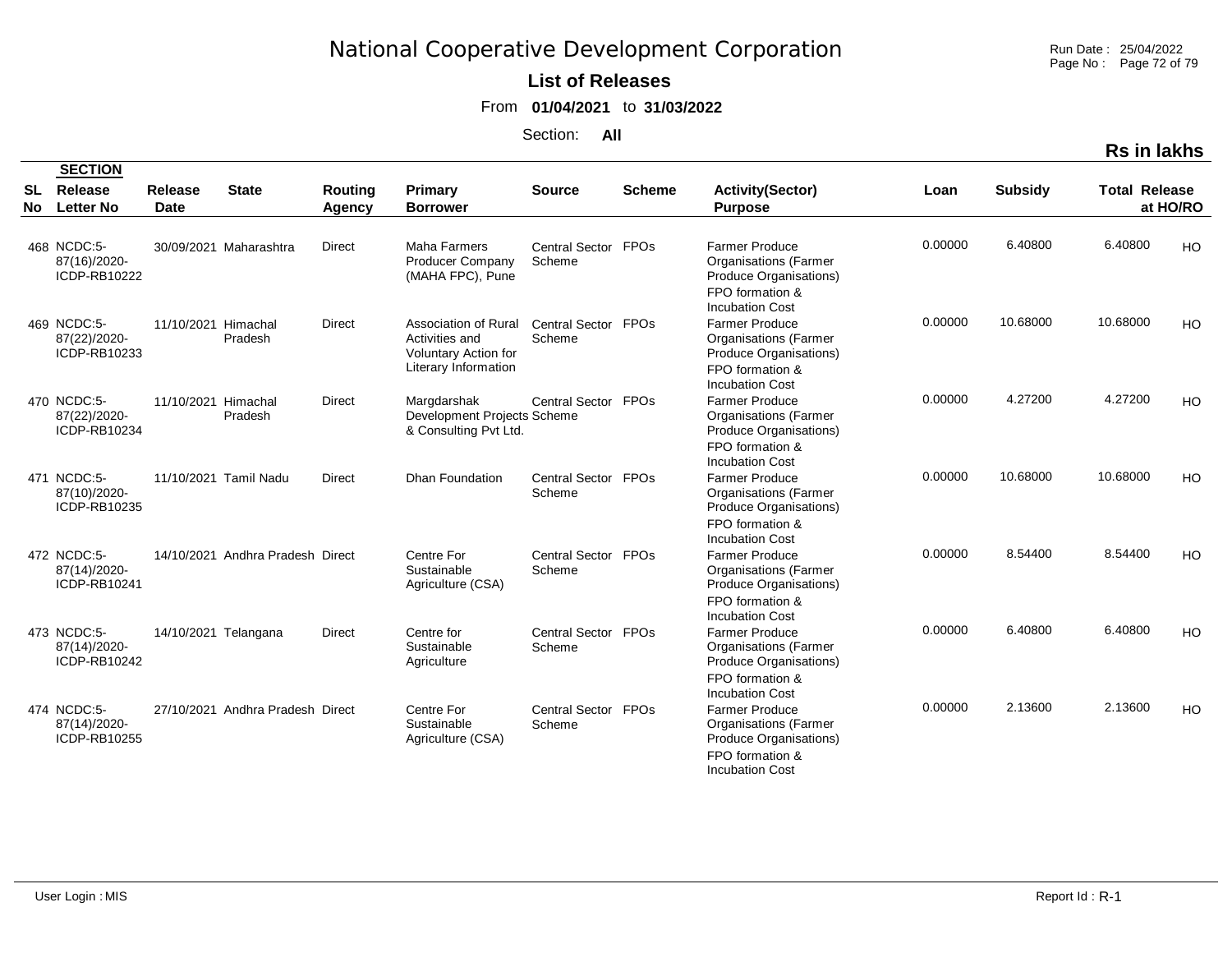# National Cooperative Development Corporation

**List of Releases**

From **01/04/2021** to **31/03/2022**

Section: **All**

**Rs in lakhs**

| SL No | SECTION Release Letter No | Release Date | State | Routing Agency | Primary Borrower | Source | Scheme | Activity(Sector) Purpose | Loan | Subsidy | Total Release | at HO/RO |
|---|---|---|---|---|---|---|---|---|---|---|---|---|
| 468 | NCDC:5-87(16)/2020-ICDP-RB10222 | 30/09/2021 | Maharashtra | Direct | Maha Farmers Producer Company (MAHA FPC), Pune | Central Sector Scheme | FPOs | Farmer Produce Organisations (Farmer Produce Organisations) FPO formation & Incubation Cost | 0.00000 | 6.40800 | 6.40800 | HO |
| 469 | NCDC:5-87(22)/2020-ICDP-RB10233 | 11/10/2021 | Himachal Pradesh | Direct | Association of Rural Activities and Voluntary Action for Literary Information | Central Sector Scheme | FPOs | Farmer Produce Organisations (Farmer Produce Organisations) FPO formation & Incubation Cost | 0.00000 | 10.68000 | 10.68000 | HO |
| 470 | NCDC:5-87(22)/2020-ICDP-RB10234 | 11/10/2021 | Himachal Pradesh | Direct | Margdarshak Development Projects & Consulting Pvt Ltd. | Central Sector Scheme | FPOs | Farmer Produce Organisations (Farmer Produce Organisations) FPO formation & Incubation Cost | 0.00000 | 4.27200 | 4.27200 | HO |
| 471 | NCDC:5-87(10)/2020-ICDP-RB10235 | 11/10/2021 | Tamil Nadu | Direct | Dhan Foundation | Central Sector Scheme | FPOs | Farmer Produce Organisations (Farmer Produce Organisations) FPO formation & Incubation Cost | 0.00000 | 10.68000 | 10.68000 | HO |
| 472 | NCDC:5-87(14)/2020-ICDP-RB10241 | 14/10/2021 | Andhra Pradesh | Direct | Centre For Sustainable Agriculture (CSA) | Central Sector Scheme | FPOs | Farmer Produce Organisations (Farmer Produce Organisations) FPO formation & Incubation Cost | 0.00000 | 8.54400 | 8.54400 | HO |
| 473 | NCDC:5-87(14)/2020-ICDP-RB10242 | 14/10/2021 | Telangana | Direct | Centre for Sustainable Agriculture | Central Sector Scheme | FPOs | Farmer Produce Organisations (Farmer Produce Organisations) FPO formation & Incubation Cost | 0.00000 | 6.40800 | 6.40800 | HO |
| 474 | NCDC:5-87(14)/2020-ICDP-RB10255 | 27/10/2021 | Andhra Pradesh | Direct | Centre For Sustainable Agriculture (CSA) | Central Sector Scheme | FPOs | Farmer Produce Organisations (Farmer Produce Organisations) FPO formation & Incubation Cost | 0.00000 | 2.13600 | 2.13600 | HO |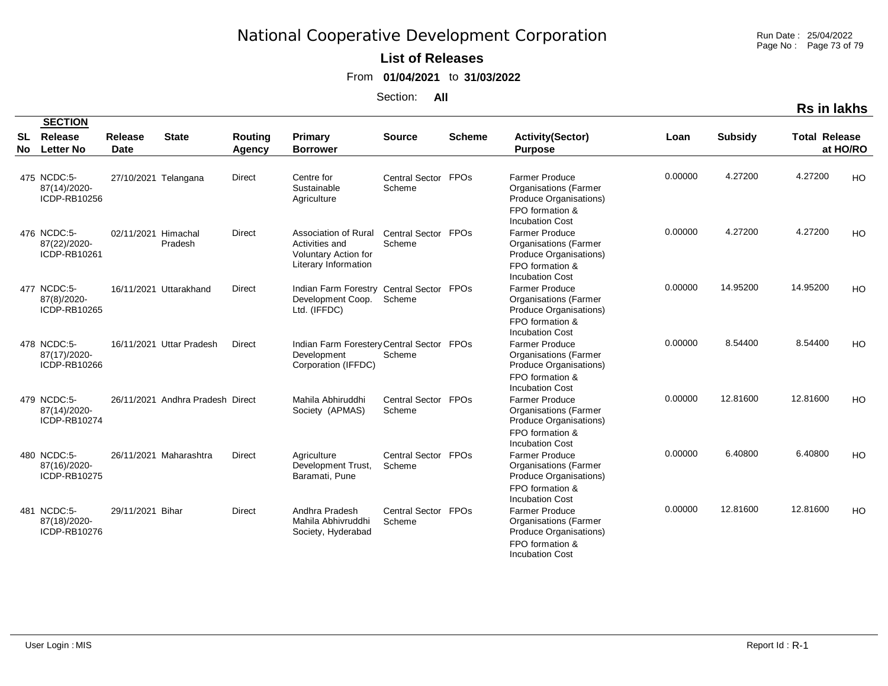# National Cooperative Development Corporation

**List of Releases**

From **01/04/2021** to **31/03/2022**

Section: **All**

**Rs in lakhs**

| SL No | SECTION Release Letter No | Release Date | State | Routing Agency | Primary Borrower | Source | Scheme | Activity(Sector) Purpose | Loan | Subsidy | Total Release | at HO/RO |
|---|---|---|---|---|---|---|---|---|---|---|---|---|
| 475 | NCDC:5-87(14)/2020-ICDP-RB10256 | 27/10/2021 | Telangana | Direct | Centre for Sustainable Agriculture | Central Sector Scheme | FPOs | Farmer Produce Organisations (Farmer Produce Organisations) FPO formation & Incubation Cost | 0.00000 | 4.27200 | 4.27200 | HO |
| 476 | NCDC:5-87(22)/2020-ICDP-RB10261 | 02/11/2021 | Himachal Pradesh | Direct | Association of Rural Activities and Voluntary Action for Literary Information | Central Sector Scheme | FPOs | Farmer Produce Organisations (Farmer Produce Organisations) FPO formation & Incubation Cost | 0.00000 | 4.27200 | 4.27200 | HO |
| 477 | NCDC:5-87(8)/2020-ICDP-RB10265 | 16/11/2021 | Uttarakhand | Direct | Indian Farm Forestry Development Coop. Ltd. (IFFDC) | Central Sector Scheme | FPOs | Farmer Produce Organisations (Farmer Produce Organisations) FPO formation & Incubation Cost | 0.00000 | 14.95200 | 14.95200 | HO |
| 478 | NCDC:5-87(17)/2020-ICDP-RB10266 | 16/11/2021 | Uttar Pradesh | Direct | Indian Farm Forestery Development Corporation (IFFDC) | Central Sector Scheme | FPOs | Farmer Produce Organisations (Farmer Produce Organisations) FPO formation & Incubation Cost | 0.00000 | 8.54400 | 8.54400 | HO |
| 479 | NCDC:5-87(14)/2020-ICDP-RB10274 | 26/11/2021 | Andhra Pradesh | Direct | Mahila Abhiruddhi Society (APMAS) | Central Sector Scheme | FPOs | Farmer Produce Organisations (Farmer Produce Organisations) FPO formation & Incubation Cost | 0.00000 | 12.81600 | 12.81600 | HO |
| 480 | NCDC:5-87(16)/2020-ICDP-RB10275 | 26/11/2021 | Maharashtra | Direct | Agriculture Development Trust, Baramati, Pune | Central Sector Scheme | FPOs | Farmer Produce Organisations (Farmer Produce Organisations) FPO formation & Incubation Cost | 0.00000 | 6.40800 | 6.40800 | HO |
| 481 | NCDC:5-87(18)/2020-ICDP-RB10276 | 29/11/2021 | Bihar | Direct | Andhra Pradesh Mahila Abhivruddhi Society, Hyderabad | Central Sector Scheme | FPOs | Farmer Produce Organisations (Farmer Produce Organisations) FPO formation & Incubation Cost | 0.00000 | 12.81600 | 12.81600 | HO |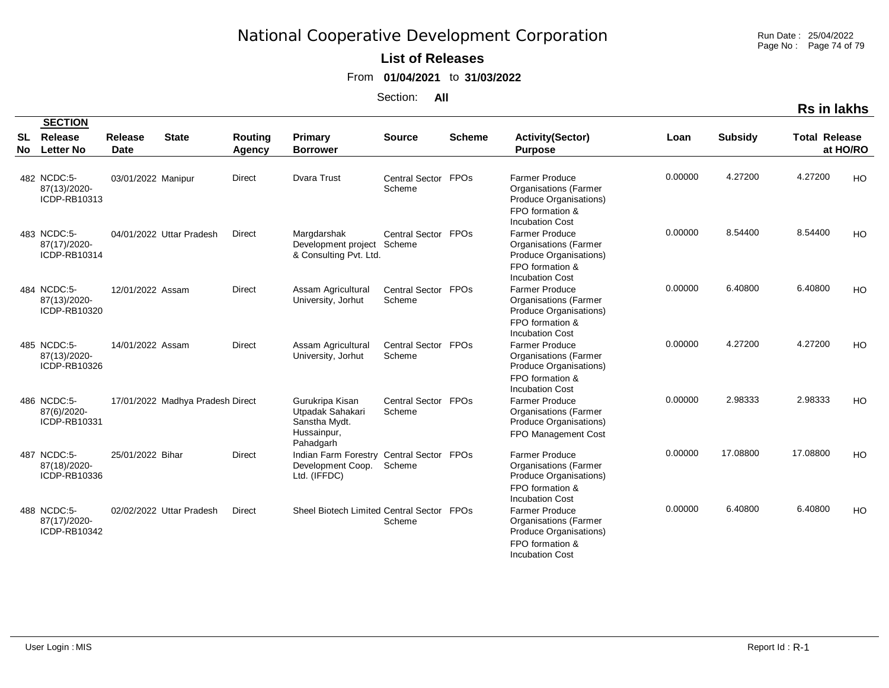# National Cooperative Development Corporation

**List of Releases**

From **01/04/2021** to **31/03/2022**

Section: **All**

**Rs in lakhs**

| SL No | SECTION Release Letter No | Release Date | State | Routing Agency | Primary Borrower | Source | Scheme | Activity(Sector) Purpose | Loan | Subsidy | Total Release | at HO/RO |
|---|---|---|---|---|---|---|---|---|---|---|---|---|
| 482 | NCDC:5-87(13)/2020-ICDP-RB10313 | 03/01/2022 | Manipur | Direct | Dvara Trust | Central Sector Scheme | FPOs | Farmer Produce Organisations (Farmer Produce Organisations) FPO formation & Incubation Cost | 0.00000 | 4.27200 | 4.27200 | HO |
| 483 | NCDC:5-87(17)/2020-ICDP-RB10314 | 04/01/2022 | Uttar Pradesh | Direct | Margdarshak Development project & Consulting Pvt. Ltd. | Central Sector Scheme | FPOs | Farmer Produce Organisations (Farmer Produce Organisations) FPO formation & Incubation Cost | 0.00000 | 8.54400 | 8.54400 | HO |
| 484 | NCDC:5-87(13)/2020-ICDP-RB10320 | 12/01/2022 | Assam | Direct | Assam Agricultural University, Jorhut | Central Sector Scheme | FPOs | Farmer Produce Organisations (Farmer Produce Organisations) FPO formation & Incubation Cost | 0.00000 | 6.40800 | 6.40800 | HO |
| 485 | NCDC:5-87(13)/2020-ICDP-RB10326 | 14/01/2022 | Assam | Direct | Assam Agricultural University, Jorhut | Central Sector Scheme | FPOs | Farmer Produce Organisations (Farmer Produce Organisations) FPO formation & Incubation Cost | 0.00000 | 4.27200 | 4.27200 | HO |
| 486 | NCDC:5-87(6)/2020-ICDP-RB10331 | 17/01/2022 | Madhya Pradesh | Direct | Gurukripa Kisan Utpadak Sahakari Sanstha Mydt. Hussainpur, Pahadgarh | Central Sector Scheme | FPOs | Farmer Produce Organisations (Farmer Produce Organisations) FPO Management Cost | 0.00000 | 2.98333 | 2.98333 | HO |
| 487 | NCDC:5-87(18)/2020-ICDP-RB10336 | 25/01/2022 | Bihar | Direct | Indian Farm Forestry Development Coop. Ltd. (IFFDC) | Central Sector Scheme | FPOs | Farmer Produce Organisations (Farmer Produce Organisations) FPO formation & Incubation Cost | 0.00000 | 17.08800 | 17.08800 | HO |
| 488 | NCDC:5-87(17)/2020-ICDP-RB10342 | 02/02/2022 | Uttar Pradesh | Direct | Sheel Biotech Limited | Central Sector Scheme | FPOs | Farmer Produce Organisations (Farmer Produce Organisations) FPO formation & Incubation Cost | 0.00000 | 6.40800 | 6.40800 | HO |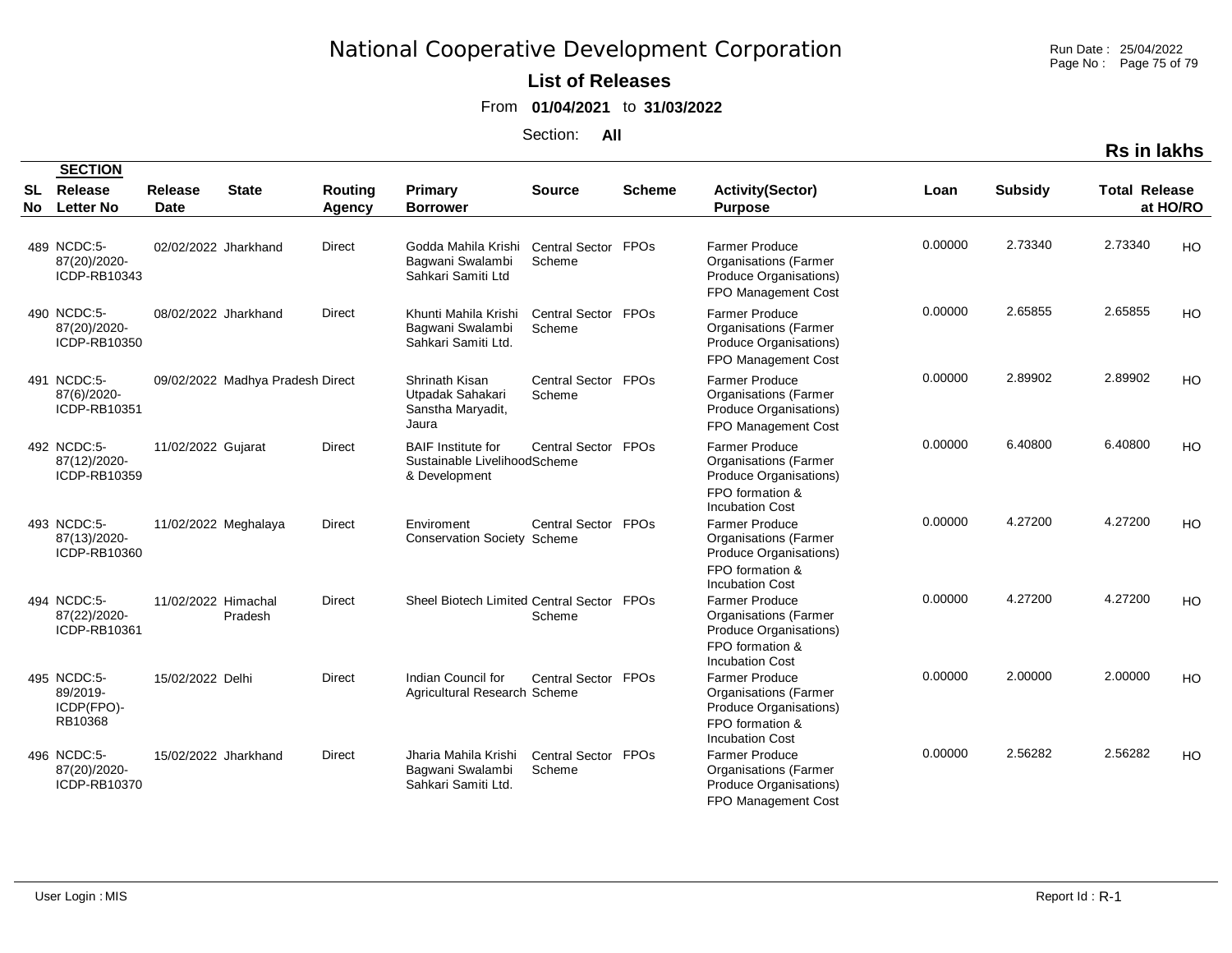# National Cooperative Development Corporation

**List of Releases**

From **01/04/2021** to **31/03/2022**

Section: **All**

**Rs in lakhs**

| SL No | SECTION Release Letter No | Release Date | State | Routing Agency | Primary Borrower | Source | Scheme | Activity(Sector) Purpose | Loan | Subsidy | Total Release | at HO/RO |
|---|---|---|---|---|---|---|---|---|---|---|---|---|
| 489 | NCDC:5-87(20)/2020-ICDP-RB10343 | 02/02/2022 | Jharkhand | Direct | Godda Mahila Krishi Bagwani Swalambi Sahkari Samiti Ltd | Central Sector Scheme | FPOs | Farmer Produce Organisations (Farmer Produce Organisations) FPO Management Cost | 0.00000 | 2.73340 | 2.73340 | HO |
| 490 | NCDC:5-87(20)/2020-ICDP-RB10350 | 08/02/2022 | Jharkhand | Direct | Khunti Mahila Krishi Bagwani Swalambi Sahkari Samiti Ltd. | Central Sector Scheme | FPOs | Farmer Produce Organisations (Farmer Produce Organisations) FPO Management Cost | 0.00000 | 2.65855 | 2.65855 | HO |
| 491 | NCDC:5-87(6)/2020-ICDP-RB10351 | 09/02/2022 | Madhya Pradesh | Direct | Shrinath Kisan Utpadak Sahakari Sanstha Maryadit, Jaura | Central Sector Scheme | FPOs | Farmer Produce Organisations (Farmer Produce Organisations) FPO Management Cost | 0.00000 | 2.89902 | 2.89902 | HO |
| 492 | NCDC:5-87(12)/2020-ICDP-RB10359 | 11/02/2022 | Gujarat | Direct | BAIF Institute for Sustainable Livelihood & Development | Central Sector Scheme | FPOs | Farmer Produce Organisations (Farmer Produce Organisations) FPO formation & Incubation Cost | 0.00000 | 6.40800 | 6.40800 | HO |
| 493 | NCDC:5-87(13)/2020-ICDP-RB10360 | 11/02/2022 | Meghalaya | Direct | Enviroment Conservation Society | Central Sector Scheme | FPOs | Farmer Produce Organisations (Farmer Produce Organisations) FPO formation & Incubation Cost | 0.00000 | 4.27200 | 4.27200 | HO |
| 494 | NCDC:5-87(22)/2020-ICDP-RB10361 | 11/02/2022 | Himachal Pradesh | Direct | Sheel Biotech Limited | Central Sector Scheme | FPOs | Farmer Produce Organisations (Farmer Produce Organisations) FPO formation & Incubation Cost | 0.00000 | 4.27200 | 4.27200 | HO |
| 495 | NCDC:5-89/2019-ICDP(FPO)-RB10368 | 15/02/2022 | Delhi | Direct | Indian Council for Agricultural Research | Central Sector Scheme | FPOs | Farmer Produce Organisations (Farmer Produce Organisations) FPO formation & Incubation Cost | 0.00000 | 2.00000 | 2.00000 | HO |
| 496 | NCDC:5-87(20)/2020-ICDP-RB10370 | 15/02/2022 | Jharkhand | Direct | Jharia Mahila Krishi Bagwani Swalambi Sahkari Samiti Ltd. | Central Sector Scheme | FPOs | Farmer Produce Organisations (Farmer Produce Organisations) FPO Management Cost | 0.00000 | 2.56282 | 2.56282 | HO |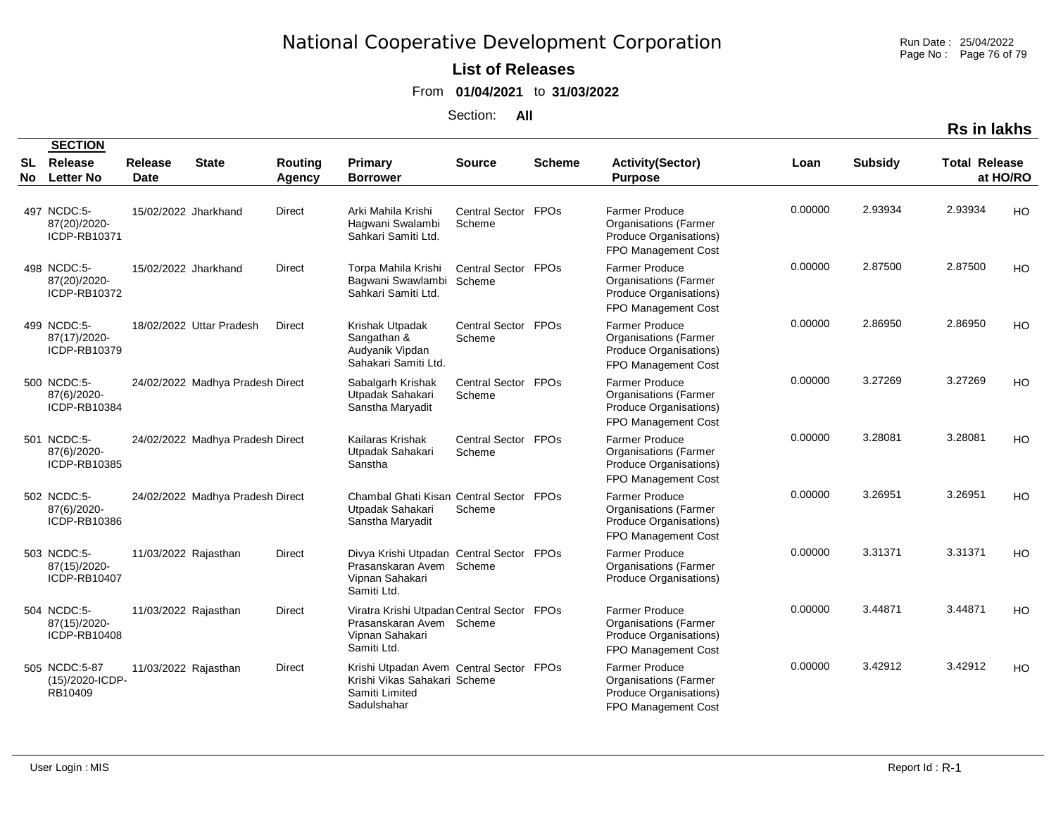# National Cooperative Development Corporation

**List of Releases**

From **01/04/2021** to **31/03/2022**

Section: **All**

**Rs in lakhs**

| SL No | SECTION Release Letter No | Release Date | State | Routing Agency | Primary Borrower | Source | Scheme | Activity(Sector) Purpose | Loan | Subsidy | Total Release | at HO/RO |
|---|---|---|---|---|---|---|---|---|---|---|---|---|
| 497 | NCDC:5-87(20)/2020-ICDP-RB10371 | 15/02/2022 | Jharkhand | Direct | Arki Mahila Krishi Hagwani Swalambi Sahkari Samiti Ltd. | Central Sector Scheme | FPOs | Farmer Produce Organisations (Farmer Produce Organisations) FPO Management Cost | 0.00000 | 2.93934 | 2.93934 | HO |
| 498 | NCDC:5-87(20)/2020-ICDP-RB10372 | 15/02/2022 | Jharkhand | Direct | Torpa Mahila Krishi Bagwani Swawlambi Sahkari Samiti Ltd. | Central Sector Scheme | FPOs | Farmer Produce Organisations (Farmer Produce Organisations) FPO Management Cost | 0.00000 | 2.87500 | 2.87500 | HO |
| 499 | NCDC:5-87(17)/2020-ICDP-RB10379 | 18/02/2022 | Uttar Pradesh | Direct | Krishak Utpadak Sangathan & Audyanik Vipdan Sahakari Samiti Ltd. | Central Sector Scheme | FPOs | Farmer Produce Organisations (Farmer Produce Organisations) FPO Management Cost | 0.00000 | 2.86950 | 2.86950 | HO |
| 500 | NCDC:5-87(6)/2020-ICDP-RB10384 | 24/02/2022 | Madhya Pradesh | Direct | Sabalgarh Krishak Utpadak Sahakari Sanstha Maryadit | Central Sector Scheme | FPOs | Farmer Produce Organisations (Farmer Produce Organisations) FPO Management Cost | 0.00000 | 3.27269 | 3.27269 | HO |
| 501 | NCDC:5-87(6)/2020-ICDP-RB10385 | 24/02/2022 | Madhya Pradesh | Direct | Kailaras Krishak Utpadak Sahakari Sanstha | Central Sector Scheme | FPOs | Farmer Produce Organisations (Farmer Produce Organisations) FPO Management Cost | 0.00000 | 3.28081 | 3.28081 | HO |
| 502 | NCDC:5-87(6)/2020-ICDP-RB10386 | 24/02/2022 | Madhya Pradesh | Direct | Chambal Ghati Kisan Utpadak Sahakari Sanstha Maryadit | Central Sector Scheme | FPOs | Farmer Produce Organisations (Farmer Produce Organisations) FPO Management Cost | 0.00000 | 3.26951 | 3.26951 | HO |
| 503 | NCDC:5-87(15)/2020-ICDP-RB10407 | 11/03/2022 | Rajasthan | Direct | Divya Krishi Utpadan Prasanskaran Avem Vipnan Sahakari Samiti Ltd. | Central Sector Scheme | FPOs | Farmer Produce Organisations (Farmer Produce Organisations) | 0.00000 | 3.31371 | 3.31371 | HO |
| 504 | NCDC:5-87(15)/2020-ICDP-RB10408 | 11/03/2022 | Rajasthan | Direct | Viratra Krishi Utpadan Prasanskaran Avem Vipnan Sahakari Samiti Ltd. | Central Sector Scheme | FPOs | Farmer Produce Organisations (Farmer Produce Organisations) FPO Management Cost | 0.00000 | 3.44871 | 3.44871 | HO |
| 505 | NCDC:5-87 (15)/2020-ICDP-RB10409 | 11/03/2022 | Rajasthan | Direct | Krishi Utpadan Avem Krishi Vikas Sahakari Samiti Limited Sadulshahar | Central Sector Scheme | FPOs | Farmer Produce Organisations (Farmer Produce Organisations) FPO Management Cost | 0.00000 | 3.42912 | 3.42912 | HO |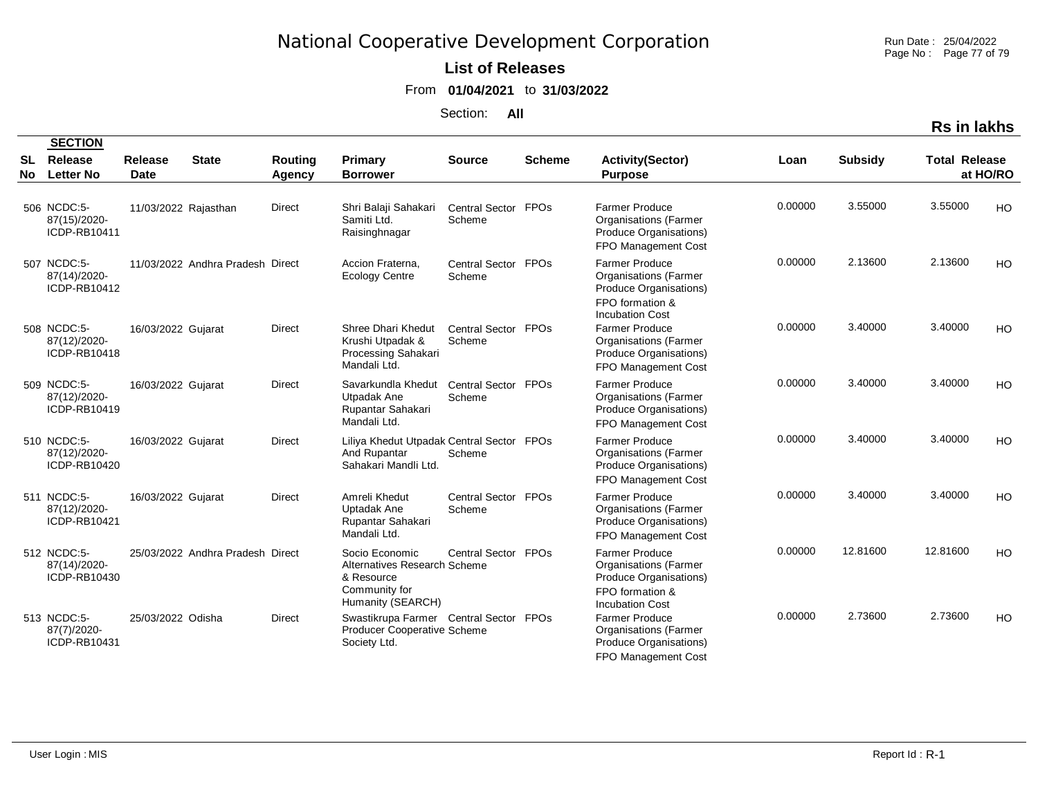# National Cooperative Development Corporation

**List of Releases**

From **01/04/2021** to **31/03/2022**

Section: **All**

**Rs in lakhs**

| SL No | SECTION Release Letter No | Release Date | State | Routing Agency | Primary Borrower | Source | Scheme | Activity(Sector) Purpose | Loan | Subsidy | Total Release | at HO/RO |
|---|---|---|---|---|---|---|---|---|---|---|---|---|
| 506 | NCDC:5-87(15)/2020-ICDP-RB10411 | 11/03/2022 | Rajasthan | Direct | Shri Balaji Sahakari Samiti Ltd. Raisinghnagar | Central Sector Scheme | FPOs | Farmer Produce Organisations (Farmer Produce Organisations) FPO Management Cost | 0.00000 | 3.55000 | 3.55000 | HO |
| 507 | NCDC:5-87(14)/2020-ICDP-RB10412 | 11/03/2022 | Andhra Pradesh | Direct | Accion Fraterna, Ecology Centre | Central Sector Scheme | FPOs | Farmer Produce Organisations (Farmer Produce Organisations) FPO formation & Incubation Cost | 0.00000 | 2.13600 | 2.13600 | HO |
| 508 | NCDC:5-87(12)/2020-ICDP-RB10418 | 16/03/2022 | Gujarat | Direct | Shree Dhari Khedut Krushi Utpadak & Processing Sahakari Mandali Ltd. | Central Sector Scheme | FPOs | Farmer Produce Organisations (Farmer Produce Organisations) FPO Management Cost | 0.00000 | 3.40000 | 3.40000 | HO |
| 509 | NCDC:5-87(12)/2020-ICDP-RB10419 | 16/03/2022 | Gujarat | Direct | Savarkundla Khedut Utpadak Ane Rupantar Sahakari Mandali Ltd. | Central Sector Scheme | FPOs | Farmer Produce Organisations (Farmer Produce Organisations) FPO Management Cost | 0.00000 | 3.40000 | 3.40000 | HO |
| 510 | NCDC:5-87(12)/2020-ICDP-RB10420 | 16/03/2022 | Gujarat | Direct | Liliya Khedut Utpadak And Rupantar Sahakari Mandli Ltd. | Central Sector Scheme | FPOs | Farmer Produce Organisations (Farmer Produce Organisations) FPO Management Cost | 0.00000 | 3.40000 | 3.40000 | HO |
| 511 | NCDC:5-87(12)/2020-ICDP-RB10421 | 16/03/2022 | Gujarat | Direct | Amreli Khedut Uptadak Ane Rupantar Sahakari Mandali Ltd. | Central Sector Scheme | FPOs | Farmer Produce Organisations (Farmer Produce Organisations) FPO Management Cost | 0.00000 | 3.40000 | 3.40000 | HO |
| 512 | NCDC:5-87(14)/2020-ICDP-RB10430 | 25/03/2022 | Andhra Pradesh | Direct | Socio Economic Alternatives Research & Resource Community for Humanity (SEARCH) | Central Sector Scheme | FPOs | Farmer Produce Organisations (Farmer Produce Organisations) FPO formation & Incubation Cost | 0.00000 | 12.81600 | 12.81600 | HO |
| 513 | NCDC:5-87(7)/2020-ICDP-RB10431 | 25/03/2022 | Odisha | Direct | Swastikrupa Farmer Producer Cooperative Society Ltd. | Central Sector Scheme | FPOs | Farmer Produce Organisations (Farmer Produce Organisations) FPO Management Cost | 0.00000 | 2.73600 | 2.73600 | HO |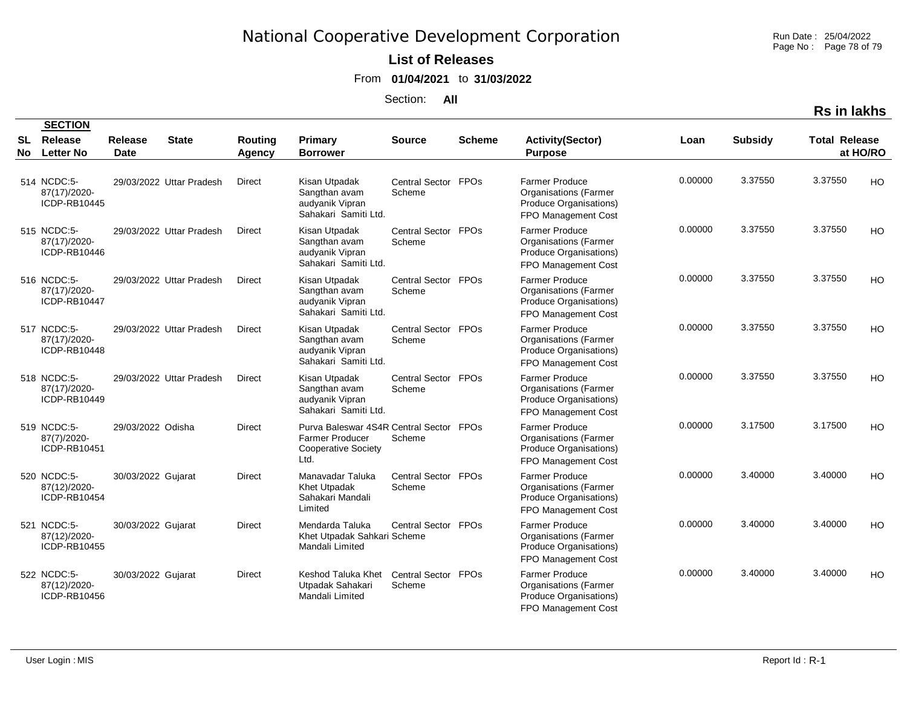# National Cooperative Development Corporation

**List of Releases**

From **01/04/2021** to **31/03/2022**

Section: **All**

**Rs in lakhs**

| SL No | SECTION Release Letter No | Release Date | State | Routing Agency | Primary Borrower | Source | Scheme | Activity(Sector) Purpose | Loan | Subsidy | Total Release | at HO/RO |
|---|---|---|---|---|---|---|---|---|---|---|---|---|
| 514 | NCDC:5-87(17)/2020-ICDP-RB10445 | 29/03/2022 | Uttar Pradesh | Direct | Kisan Utpadak Sangthan avam audyanik Vipran Sahakari Samiti Ltd. | Central Sector Scheme | FPOs | Farmer Produce Organisations (Farmer Produce Organisations) FPO Management Cost | 0.00000 | 3.37550 | 3.37550 | HO |
| 515 | NCDC:5-87(17)/2020-ICDP-RB10446 | 29/03/2022 | Uttar Pradesh | Direct | Kisan Utpadak Sangthan avam audyanik Vipran Sahakari Samiti Ltd. | Central Sector Scheme | FPOs | Farmer Produce Organisations (Farmer Produce Organisations) FPO Management Cost | 0.00000 | 3.37550 | 3.37550 | HO |
| 516 | NCDC:5-87(17)/2020-ICDP-RB10447 | 29/03/2022 | Uttar Pradesh | Direct | Kisan Utpadak Sangthan avam audyanik Vipran Sahakari Samiti Ltd. | Central Sector Scheme | FPOs | Farmer Produce Organisations (Farmer Produce Organisations) FPO Management Cost | 0.00000 | 3.37550 | 3.37550 | HO |
| 517 | NCDC:5-87(17)/2020-ICDP-RB10448 | 29/03/2022 | Uttar Pradesh | Direct | Kisan Utpadak Sangthan avam audyanik Vipran Sahakari Samiti Ltd. | Central Sector Scheme | FPOs | Farmer Produce Organisations (Farmer Produce Organisations) FPO Management Cost | 0.00000 | 3.37550 | 3.37550 | HO |
| 518 | NCDC:5-87(17)/2020-ICDP-RB10449 | 29/03/2022 | Uttar Pradesh | Direct | Kisan Utpadak Sangthan avam audyanik Vipran Sahakari Samiti Ltd. | Central Sector Scheme | FPOs | Farmer Produce Organisations (Farmer Produce Organisations) FPO Management Cost | 0.00000 | 3.37550 | 3.37550 | HO |
| 519 | NCDC:5-87(7)/2020-ICDP-RB10451 | 29/03/2022 | Odisha | Direct | Purva Baleswar 4S4R Farmer Producer Cooperative Society Ltd. | Central Sector Scheme | FPOs | Farmer Produce Organisations (Farmer Produce Organisations) FPO Management Cost | 0.00000 | 3.17500 | 3.17500 | HO |
| 520 | NCDC:5-87(12)/2020-ICDP-RB10454 | 30/03/2022 | Gujarat | Direct | Manavadar Taluka Khet Utpadak Sahakari Mandali Limited | Central Sector Scheme | FPOs | Farmer Produce Organisations (Farmer Produce Organisations) FPO Management Cost | 0.00000 | 3.40000 | 3.40000 | HO |
| 521 | NCDC:5-87(12)/2020-ICDP-RB10455 | 30/03/2022 | Gujarat | Direct | Mendarda Taluka Khet Utpadak Sahkari Mandali Limited | Central Sector Scheme | FPOs | Farmer Produce Organisations (Farmer Produce Organisations) FPO Management Cost | 0.00000 | 3.40000 | 3.40000 | HO |
| 522 | NCDC:5-87(12)/2020-ICDP-RB10456 | 30/03/2022 | Gujarat | Direct | Keshod Taluka Khet Utpadak Sahakari Mandali Limited | Central Sector Scheme | FPOs | Farmer Produce Organisations (Farmer Produce Organisations) FPO Management Cost | 0.00000 | 3.40000 | 3.40000 | HO |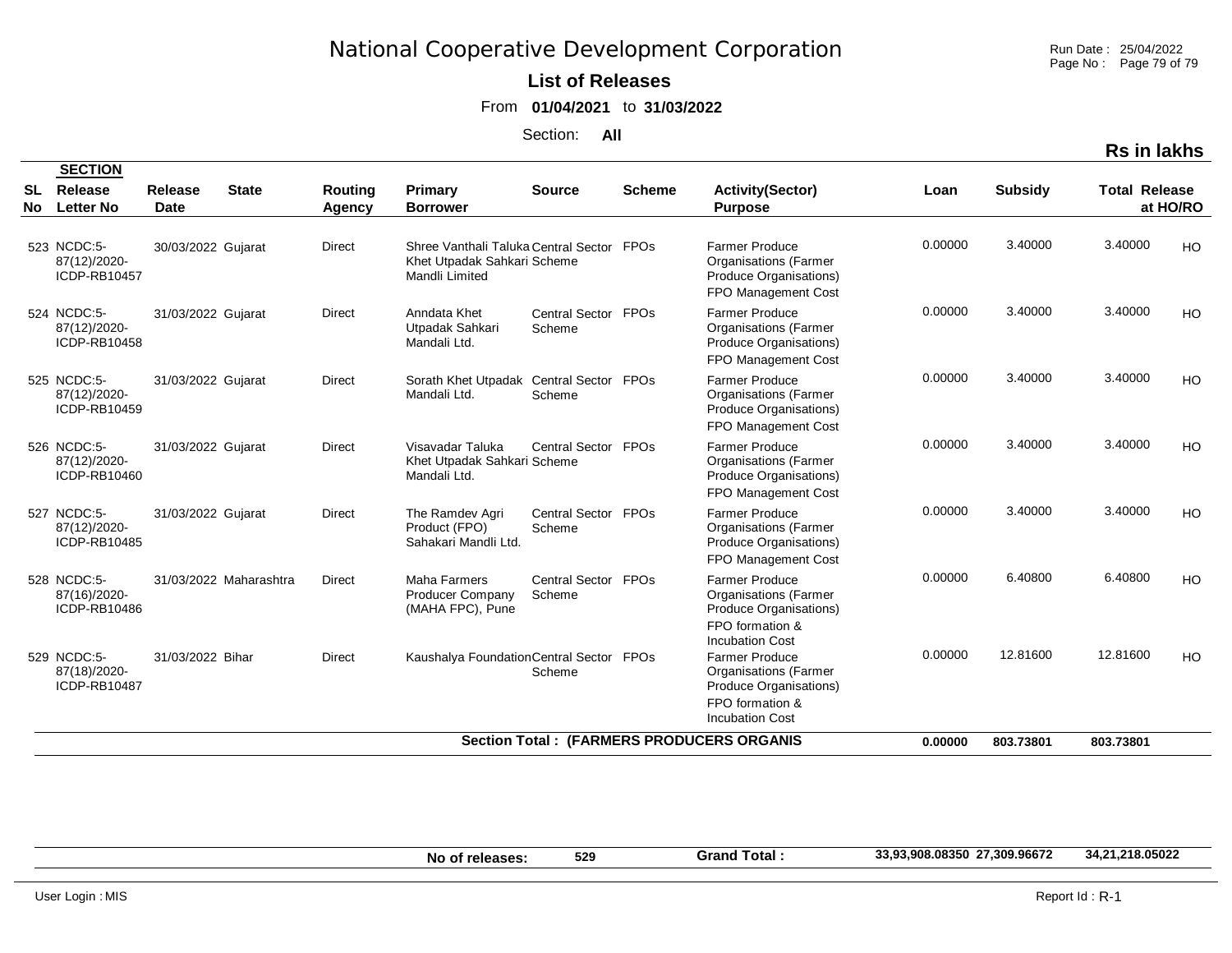# National Cooperative Development Corporation

**List of Releases**

From **01/04/2021** to **31/03/2022**

Section: **All**

Run Date : 25/04/2022

**Rs in lakhs**

| SL No | SECTION Release Letter No | Release Date | State | Routing Agency | Primary Borrower | Source | Scheme | Activity(Sector) Purpose | Loan | Subsidy | Total Release | at HO/RO |
|---|---|---|---|---|---|---|---|---|---|---|---|---|
| 523 | NCDC:5-87(12)/2020-ICDP-RB10457 | 30/03/2022 | Gujarat | Direct | Shree Vanthali Taluka Khet Utpadak Sahkari Mandli Limited | Central Sector Scheme | FPOs | Farmer Produce Organisations (Farmer Produce Organisations) FPO Management Cost | 0.00000 | 3.40000 | 3.40000 | HO |
| 524 | NCDC:5-87(12)/2020-ICDP-RB10458 | 31/03/2022 | Gujarat | Direct | Anndata Khet Utpadak Sahkari Mandali Ltd. | Central Sector Scheme | FPOs | Farmer Produce Organisations (Farmer Produce Organisations) FPO Management Cost | 0.00000 | 3.40000 | 3.40000 | HO |
| 525 | NCDC:5-87(12)/2020-ICDP-RB10459 | 31/03/2022 | Gujarat | Direct | Sorath Khet Utpadak Mandali Ltd. | Central Sector Scheme | FPOs | Farmer Produce Organisations (Farmer Produce Organisations) FPO Management Cost | 0.00000 | 3.40000 | 3.40000 | HO |
| 526 | NCDC:5-87(12)/2020-ICDP-RB10460 | 31/03/2022 | Gujarat | Direct | Visavadar Taluka Khet Utpadak Sahkari Mandali Ltd. | Central Sector Scheme | FPOs | Farmer Produce Organisations (Farmer Produce Organisations) FPO Management Cost | 0.00000 | 3.40000 | 3.40000 | HO |
| 527 | NCDC:5-87(12)/2020-ICDP-RB10485 | 31/03/2022 | Gujarat | Direct | The Ramdev Agri Product (FPO) Sahakari Mandli Ltd. | Central Sector Scheme | FPOs | Farmer Produce Organisations (Farmer Produce Organisations) FPO Management Cost | 0.00000 | 3.40000 | 3.40000 | HO |
| 528 | NCDC:5-87(16)/2020-ICDP-RB10486 | 31/03/2022 | Maharashtra | Direct | Maha Farmers Producer Company (MAHA FPC), Pune | Central Sector Scheme | FPOs | Farmer Produce Organisations (Farmer Produce Organisations) FPO formation & Incubation Cost | 0.00000 | 6.40800 | 6.40800 | HO |
| 529 | NCDC:5-87(18)/2020-ICDP-RB10487 | 31/03/2022 | Bihar | Direct | Kaushalya Foundation | Central Sector Scheme | FPOs | Farmer Produce Organisations (Farmer Produce Organisations) FPO formation & Incubation Cost | 0.00000 | 12.81600 | 12.81600 | HO |
| | | | | | **Section Total : (FARMERS PRODUCERS ORGANIS** | | | | **0.00000** | **803.73801** | **803.73801** | |

| | | | | | |
|---|---|---|---|---|---|
| **No of releases:** | **529** | **Grand Total :** | **33,93,908.08350** | **27,309.96672** | **34,21,218.05022** |

User Login : MIS

Report Id : R-1